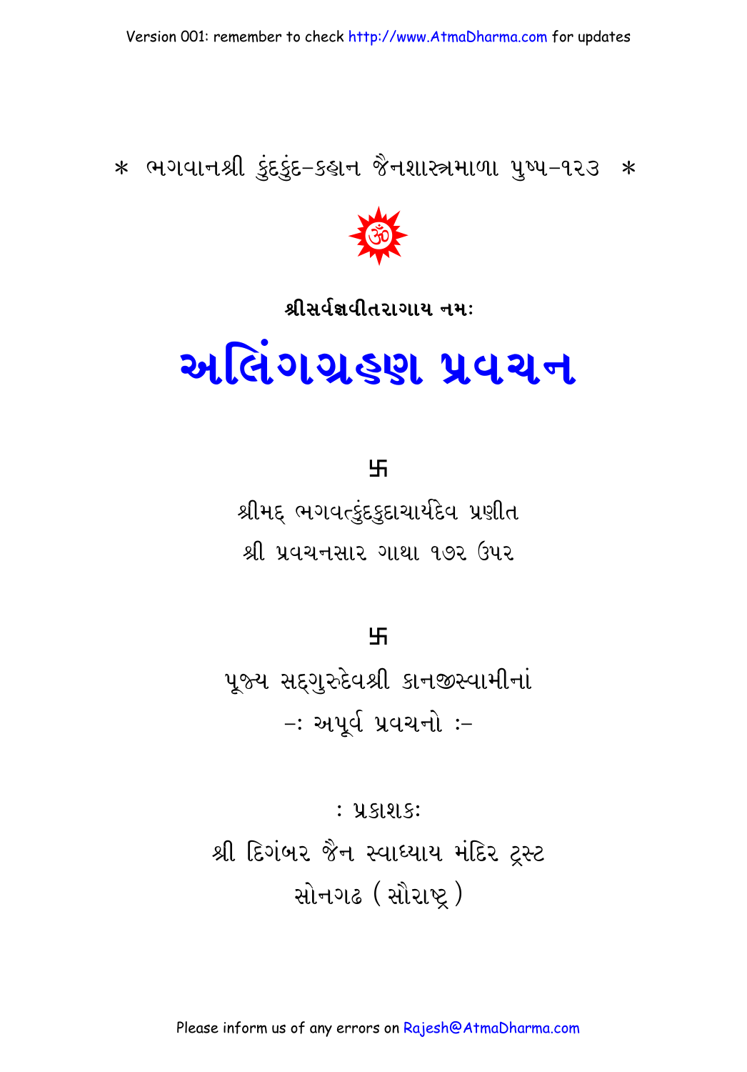\* ભગવાનશ્રી કુંદકુંદ-કહાન જૈનશાસ્ત્રમાળા પુષ્પ-૧૨૩ \*

**શ્રીસર્વજ્ઞવીતરાગાય નમઃ**

# અલિંગગ્રહણ પ્રવચન

卐

શ્રીમદ્ ભગવત્કુંદકુંદાચાર્યદેવ પ્રણીત

શ્રી પ્રવચનસાર ગાથા ૧૭૨ ઉપર

卐

પૂજ્ય સદ્‌ગુરુદેવશ્રી કાનજીસ્વામીનાં

-: અપૂર્વ પ્રવચનો :-

: પ્રકાશક:

શ્રી દિગંબર જૈન સ્વાધ્યાય મંદિર ટ્રસ્ટ

સોનગઢ (સૌરાષ્ટ્ર)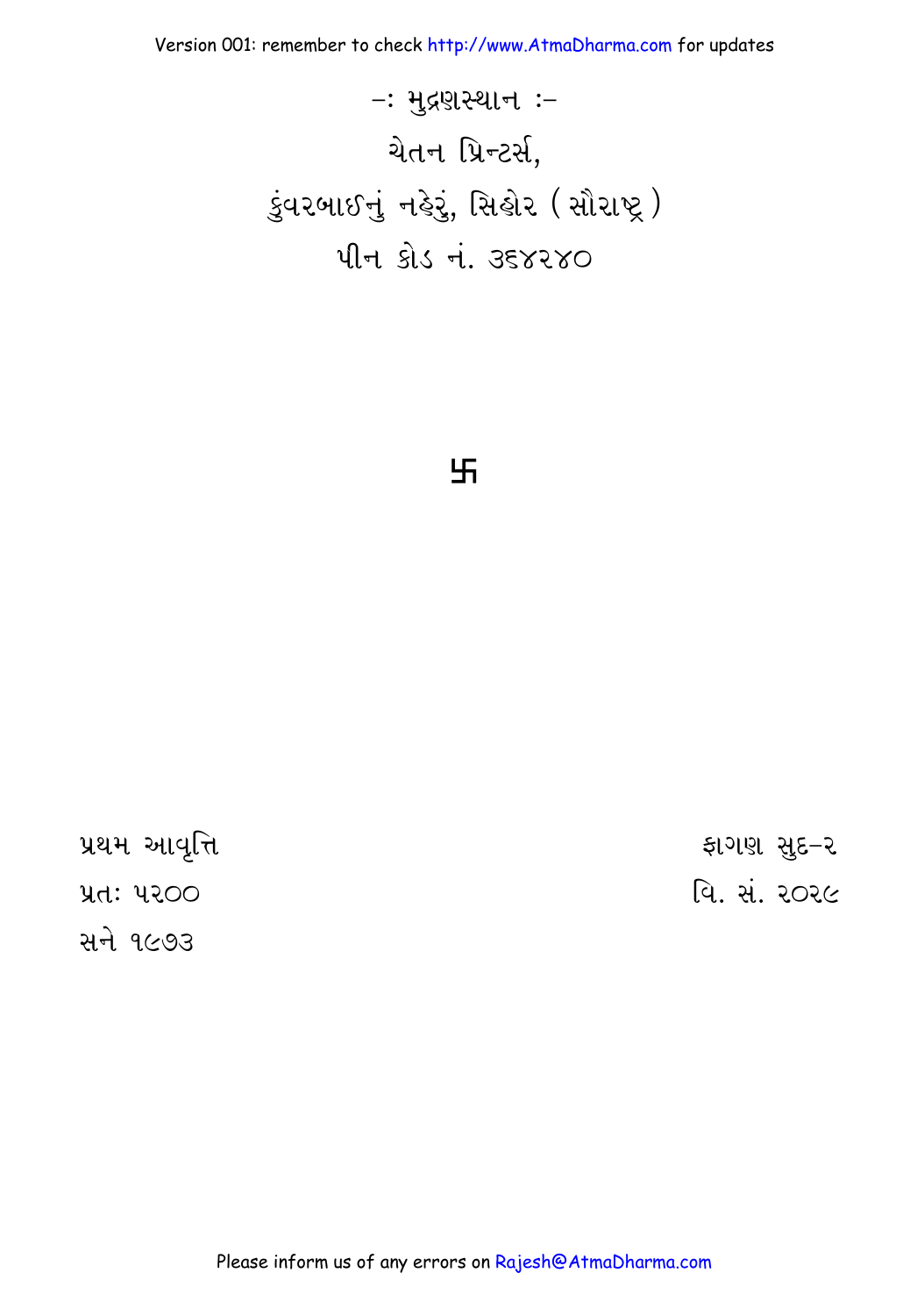-: મુદ્રણસ્થાન :-

ચેતન પ્રિન્ટર્સ,

કુંવરબાઈનું નહેરું, સિહોર ( સૌરાષ્ટ્ર )

પીન કોડ નં. ૩૬૪૨૪૦

卐

પ્રથમ આવૃત્તિ

પ્રત: ૫૨૦૦

સને ૧૯૭૩

ફાગણ સુદ-૨

વિ. સં. ૨૦૨૯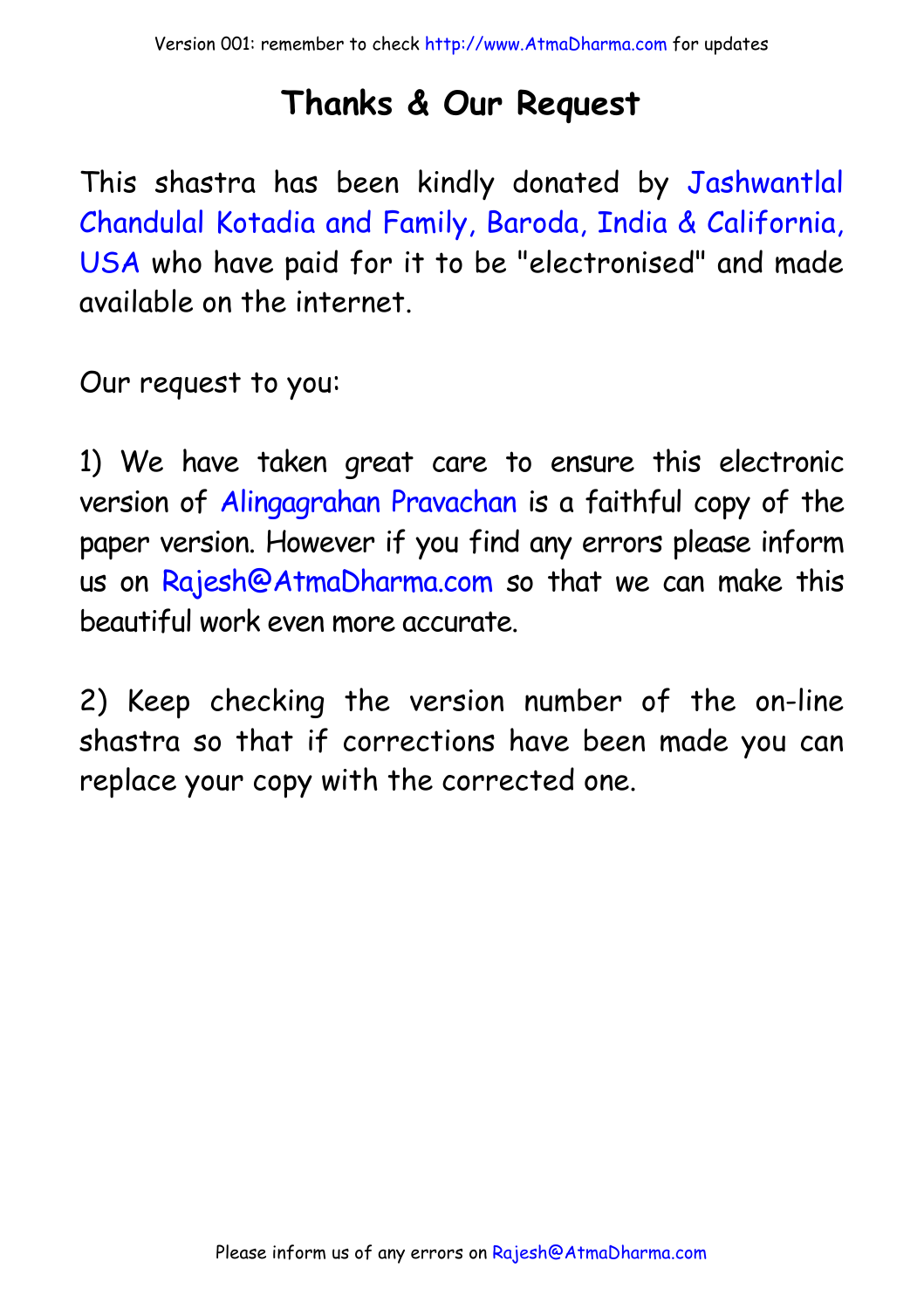# Thanks & Our Request

This shastra has been kindly donated by Jashwantlal Chandulal Kotadia and Family, Baroda, India & California, USA who have paid for it to be "electronised" and made available on the internet.

Our request to you:

1) We have taken great care to ensure this electronic version of Alingagrahan Pravachan is a faithful copy of the paper version. However if you find any errors please inform us on Rajesh@AtmaDharma.com so that we can make this beautiful work even more accurate.

2) Keep checking the version number of the on-line shastra so that if corrections have been made you can replace your copy with the corrected one.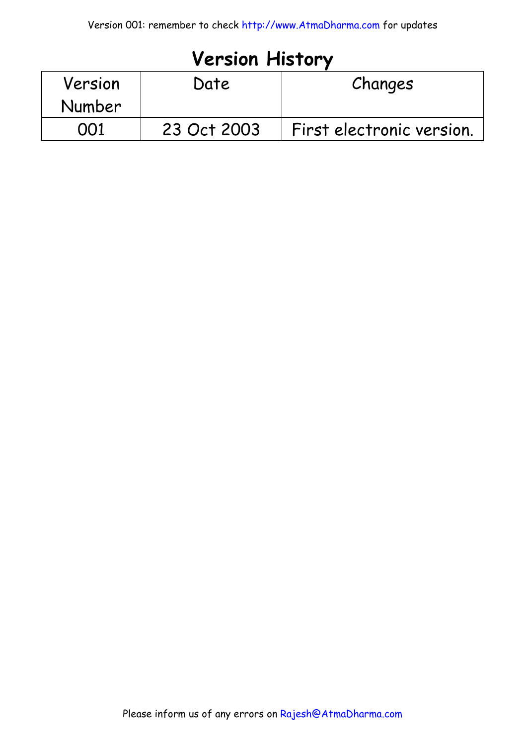# Version History

| Version Number | Date | Changes |
|---|---|---|
| 001 | 23 Oct 2003 | First electronic version. |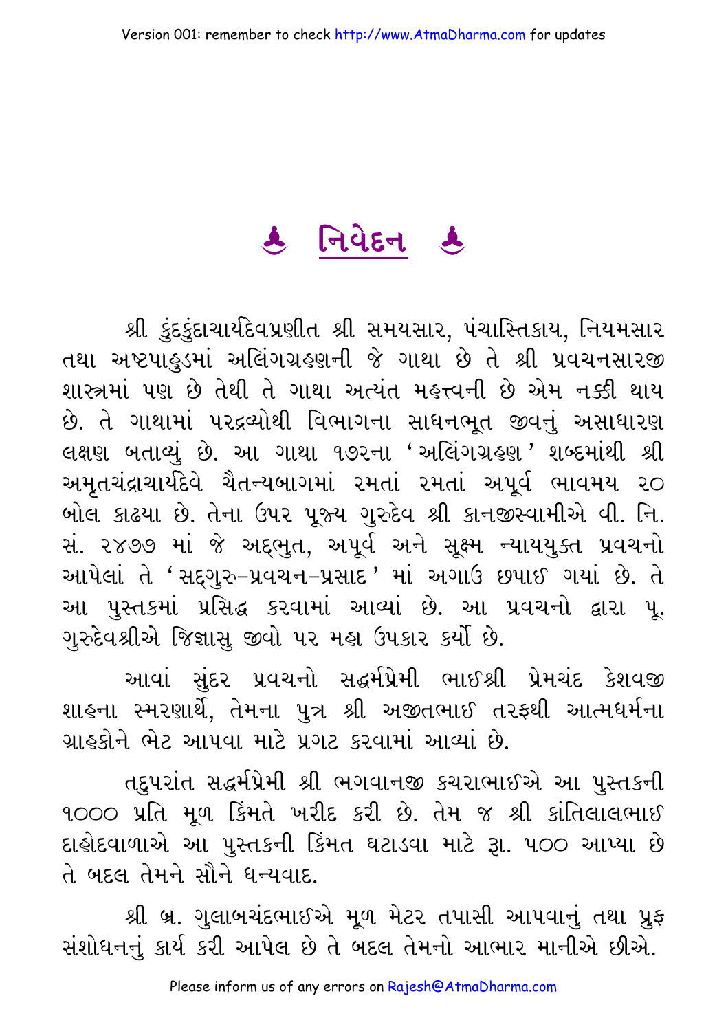# ♣ નિવેદન ♣

શ્રી કુંદકુંદાચાર્યદેવપ્રણીત શ્રી સમયસાર, પંચાસ્તિકાય, નિયમસાર તથા અષ્ટપાહુડમાં અલિંગગ્રહણની જે ગાથા છે તે શ્રી પ્રવચનસારજી શાસ્ત્રમાં પણ છે તેથી તે ગાથા અત્યંત મહત્ત્વની છે એમ નક્કી થાય છે. તે ગાથામાં પરદ્રવ્યોથી વિભાગના સાધનભૂત જીવનું અસાધારણ લક્ષણ બતાવ્યું છે. આ ગાથા ૧૭૨ના 'અલિંગગ્રહણ' શબ્દમાંથી શ્રી અમૃતચંદ્રાચાર્યદેવે ચૈતન્યબાગમાં રમતાં રમતાં અપૂર્વ ભાવમય ૨૦ બોલ કાઢયા છે. તેના ઉપર પૂજ્ય ગુરુદેવ શ્રી કાનજીસ્વામીએ વી. નિ. સં. ૨૪૭૭ માં જે અદ્‌ભુત, અપૂર્વ અને સૂક્ષ્મ ન્યાયયુક્ત પ્રવચનો આપેલાં તે 'સદ્‌ગુરુ-પ્રવચન-પ્રસાદ' માં અગાઉ છપાઈ ગયાં છે. તે આ પુસ્તકમાં પ્રસિદ્ધ કરવામાં આવ્યાં છે. આ પ્રવચનો દ્વારા પૂ. ગુરુદેવશ્રીએ જિજ્ઞાસુ જીવો પર મહા ઉપકાર કર્યો છે.

આવાં સુંદર પ્રવચનો સદ્ધર્મપ્રેમી ભાઈશ્રી પ્રેમચંદ કેશવજી શાહના સ્મરણાર્થે, તેમના પુત્ર શ્રી અજીતભાઈ તરફથી આત્મધર્મના ગ્રાહકોને ભેટ આપવા માટે પ્રગટ કરવામાં આવ્યાં છે.

તદુપરાંત સદ્ધર્મપ્રેમી શ્રી ભગવાનજી કચરાભાઈએ આ પુસ્તકની ૧૦૦૦ પ્રતિ મૂળ કિંમતે ખરીદ કરી છે. તેમ જ શ્રી કાંતિલાલભાઈ દાહોદવાળાએ આ પુસ્તકની કિંમત ઘટાડવા માટે રૂા. ૫૦૦ આપ્યા છે તે બદલ તેમને સૌને ધન્યવાદ.

શ્રી બ્ર. ગુલાબચંદભાઈએ મૂળ મેટર તપાસી આપવાનું તથા પ્રુફ સંશોધનનું કાર્ય કરી આપેલ છે તે બદલ તેમનો આભાર માનીએ છીએ.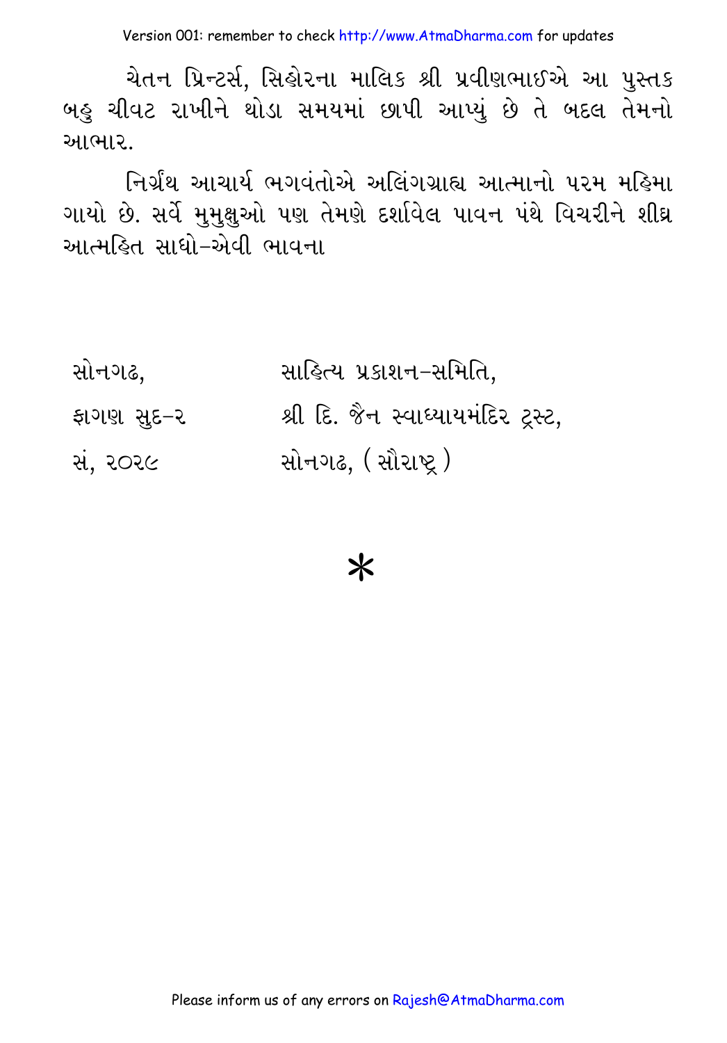ચેતન પ્રિન્ટર્સ, સિહોરના માલિક શ્રી પ્રવીણભાઈએ આ પુસ્તક બહુ ચીવટ રાખીને થોડા સમયમાં છાપી આપ્યું છે તે બદલ તેમનો આભાર.

નિર્ગ્રંથ આચાર્ય ભગવંતોએ અલિંગગ્રાહ્ય આત્માનો પરમ મહિમા ગાયો છે. સર્વે મુમુક્ષુઓ પણ તેમણે દર્શાવેલ પાવન પંથે વિચરીને શીઘ્ર આત્મહિત સાધો–એવી ભાવના

| | |
|---|---|
| સોનગઢ, | સાહિત્ય પ્રકાશન–સમિતિ, |
| ફાગણ સુદ–૨ | શ્રી દિ. જૈન સ્વાધ્યાયમંદિર ટ્રસ્ટ, |
| સં. ૨૦૨૯ | સોનગઢ, (સૌરાષ્ટ્ર) |

*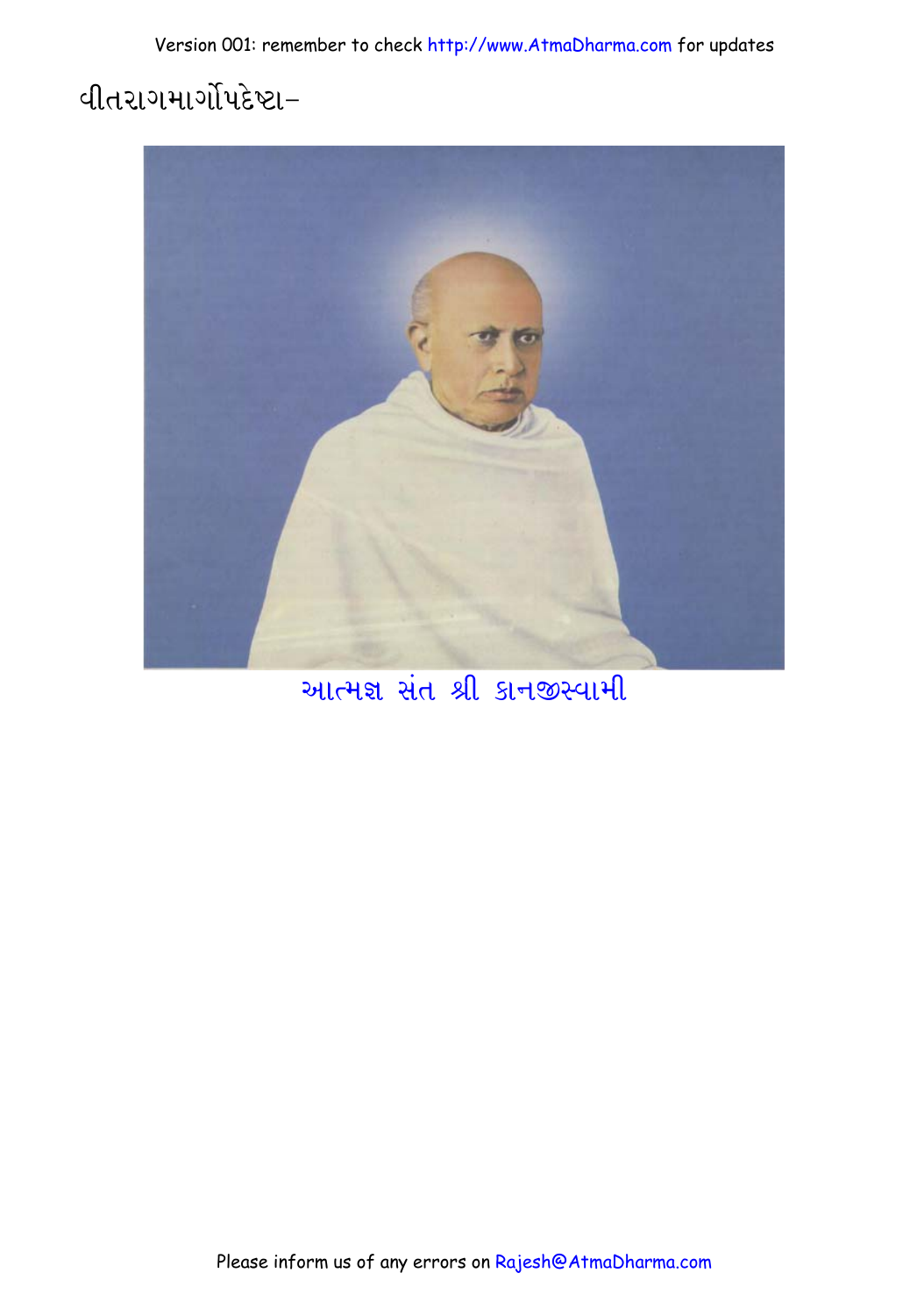વીતરાગમાર્ગોપદેષ્ટા–

આત્મજ્ઞ સંત શ્રી કાનજીસ્વામી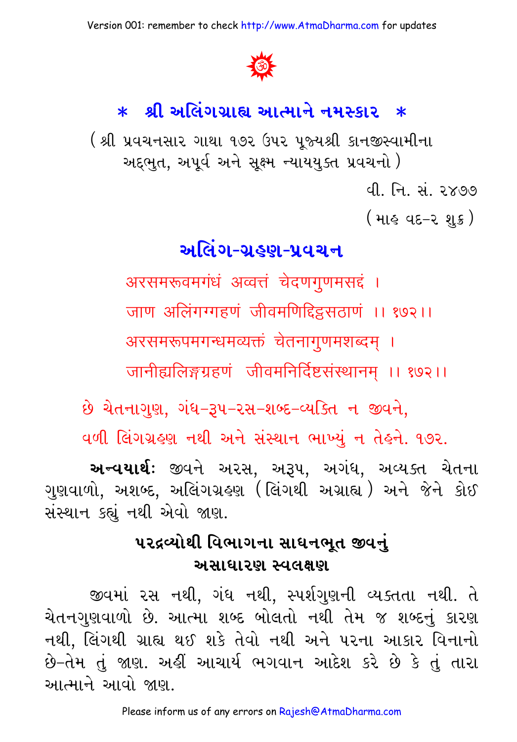# * શ્રી અલિંગગ્રાહ્ય આત્માને નમસ્કાર *

(શ્રી પ્રવચનસાર ગાથા ૧૭૨ ઉપર પૂજ્યશ્રી કાનજીસ્વામીના અદ્દભુત, અપૂર્વ અને સૂક્ષ્મ ન્યાયયુક્ત પ્રવચનો)

વી. નિ. સં. ૨૪૭૭

(માહ વદ-૨ શુક્ર)

## અલિંગ-ગ્રહણ-પ્રવચન

अरसमरूवमगंधं अव्वत्तं चेदणगुणमसद्दं ।

जाण अलिंगग्गहणं जीवमणिद्दिट्ठसठाणं ।। १७२।।

अरसमरूपमगन्धमव्यक्तं चेतनागुणमशब्दम् ।

जानीह्यलिङ्गग्रहणं जीवमनिर्दिष्टसंस्थानम् ।। १७२।।

છે ચેતનાગુણ, ગંધ-રૂપ-રસ-શબ્દ-વ્યક્તિ ન જીવને,

વળી લિંગગ્રહણ નથી અને સંસ્થાન ભાખ્યું ન તેહને. ૧૭૨.

**અન્વયાર્થ:** જીવને અરસ, અરૂપ, અગંધ, અવ્યક્ત ચેતના ગુણવાળો, અશબ્દ, અલિંગગ્રહણ (લિંગથી અગ્રાહ્ય) અને જેને કોઈ સંસ્થાન કહ્યું નથી એવો જાણ.

### પરદ્રવ્યોથી વિભાગના સાધનભૂત જીવનું અસાધારણ સ્વલક્ષણ

જીવમાં રસ નથી, ગંધ નથી, સ્પર્શગુણની વ્યક્તતા નથી. તે ચેતનગુણવાળો છે. આત્મા શબ્દ બોલતો નથી તેમ જ શબ્દનું કારણ નથી, લિંગથી ગ્રાહ્ય થઈ શકે તેવો નથી અને પરના આકાર વિનાનો છે-તેમ તું જાણ. અહીં આચાર્ય ભગવાન આદેશ કરે છે કે તું તારા આત્માને આવો જાણ.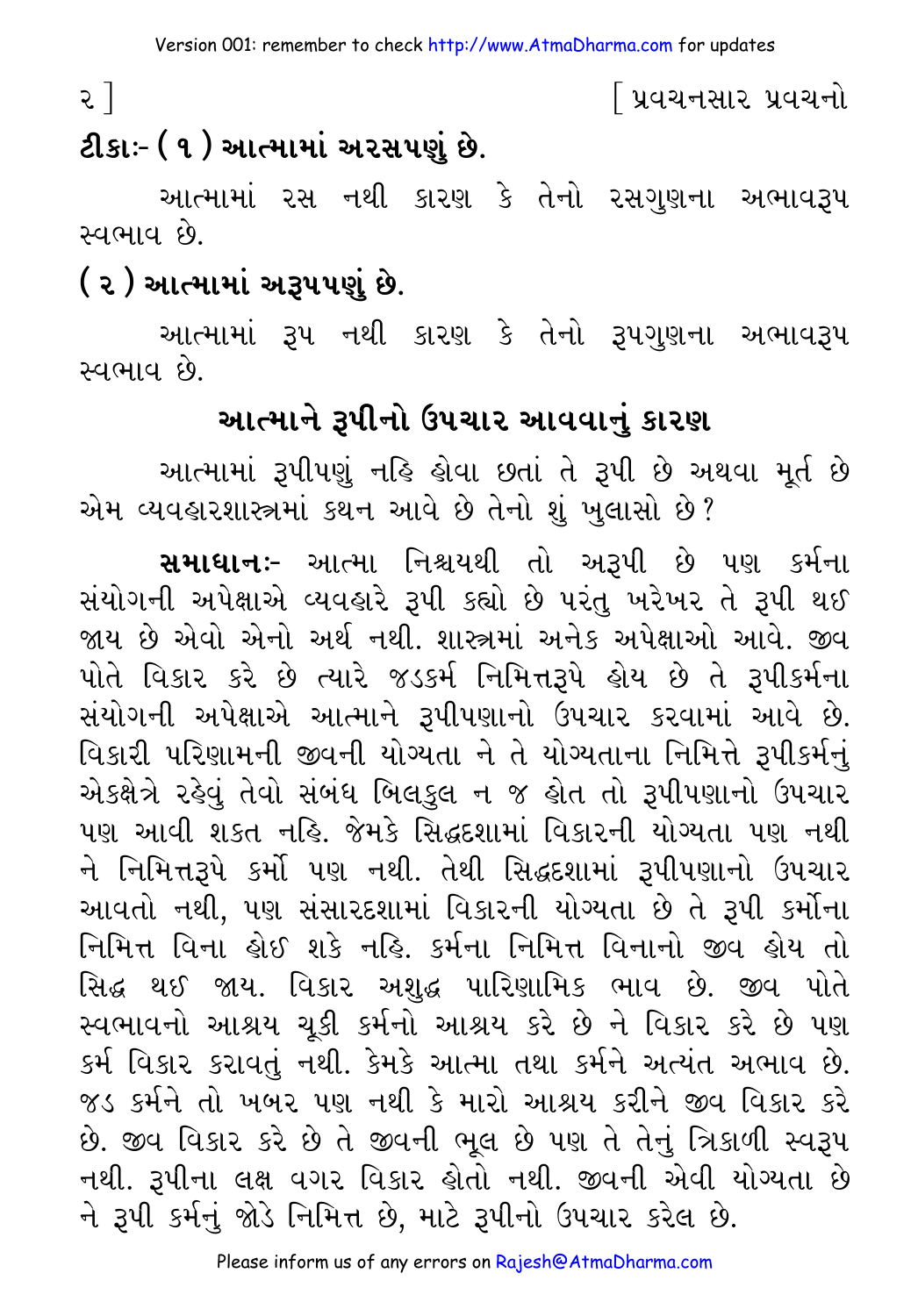**ટીકાઃ- ( ૧ ) આત્મામાં અરસપણું છે.**

આત્મામાં રસ નથી કારણ કે તેનો રસગુણના અભાવરૂપ સ્વભાવ છે.

**( ૨ ) આત્મામાં અરૂપપણું છે.**

આત્મામાં રૂપ નથી કારણ કે તેનો રૂપગુણના અભાવરૂપ સ્વભાવ છે.

## આત્માને રૂપીનો ઉપચાર આવવાનું કારણ

આત્મામાં રૂપીપણું નહિ હોવા છતાં તે રૂપી છે અથવા મૂર્ત છે એમ વ્યવહારશાસ્ત્રમાં કથન આવે છે તેનો શું ખુલાસો છે?

**સમાધાનઃ-** આત્મા નિશ્ચયથી તો અરૂપી છે પણ કર્મના સંયોગની અપેક્ષાએ વ્યવહારે રૂપી કહ્યો છે પરંતુ ખરેખર તે રૂપી થઈ જાય છે એવો એનો અર્થ નથી. શાસ્ત્રમાં અનેક અપેક્ષાઓ આવે. જીવ પોતે વિકાર કરે છે ત્યારે જડકર્મ નિમિત્તરૂપે હોય છે તે રૂપીકર્મના સંયોગની અપેક્ષાએ આત્માને રૂપીપણાનો ઉપચાર કરવામાં આવે છે. વિકારી પરિણામની જીવની યોગ્યતા ને તે યોગ્યતાના નિમિત્તે રૂપીકર્મનું એકક્ષેત્રે રહેવું તેવો સંબંધ બિલકુલ ન જ હોત તો રૂપીપણાનો ઉપચાર પણ આવી શકત નહિ. જેમકે સિદ્ધદશામાં વિકારની યોગ્યતા પણ નથી ને નિમિત્તરૂપે કર્મો પણ નથી. તેથી સિદ્ધદશામાં રૂપીપણાનો ઉપચાર આવતો નથી, પણ સંસારદશામાં વિકારની યોગ્યતા છે તે રૂપી કર્મોના નિમિત્ત વિના હોઈ શકે નહિ. કર્મના નિમિત્ત વિનાનો જીવ હોય તો સિદ્ધ થઈ જાય. વિકાર અશુદ્ધ પારિણામિક ભાવ છે. જીવ પોતે સ્વભાવનો આશ્રય ચૂકી કર્મનો આશ્રય કરે છે ને વિકાર કરે છે પણ કર્મ વિકાર કરાવતું નથી. કેમકે આત્મા તથા કર્મને અત્યંત અભાવ છે. જડ કર્મને તો ખબર પણ નથી કે મારો આશ્રય કરીને જીવ વિકાર કરે છે. જીવ વિકાર કરે છે તે જીવની ભૂલ છે પણ તે તેનું ત્રિકાળી સ્વરૂપ નથી. રૂપીના લક્ષ વગર વિકાર હોતો નથી. જીવની એવી યોગ્યતા છે ને રૂપી કર્મનું જોડે નિમિત્ત છે, માટે રૂપીનો ઉપચાર કરેલ છે.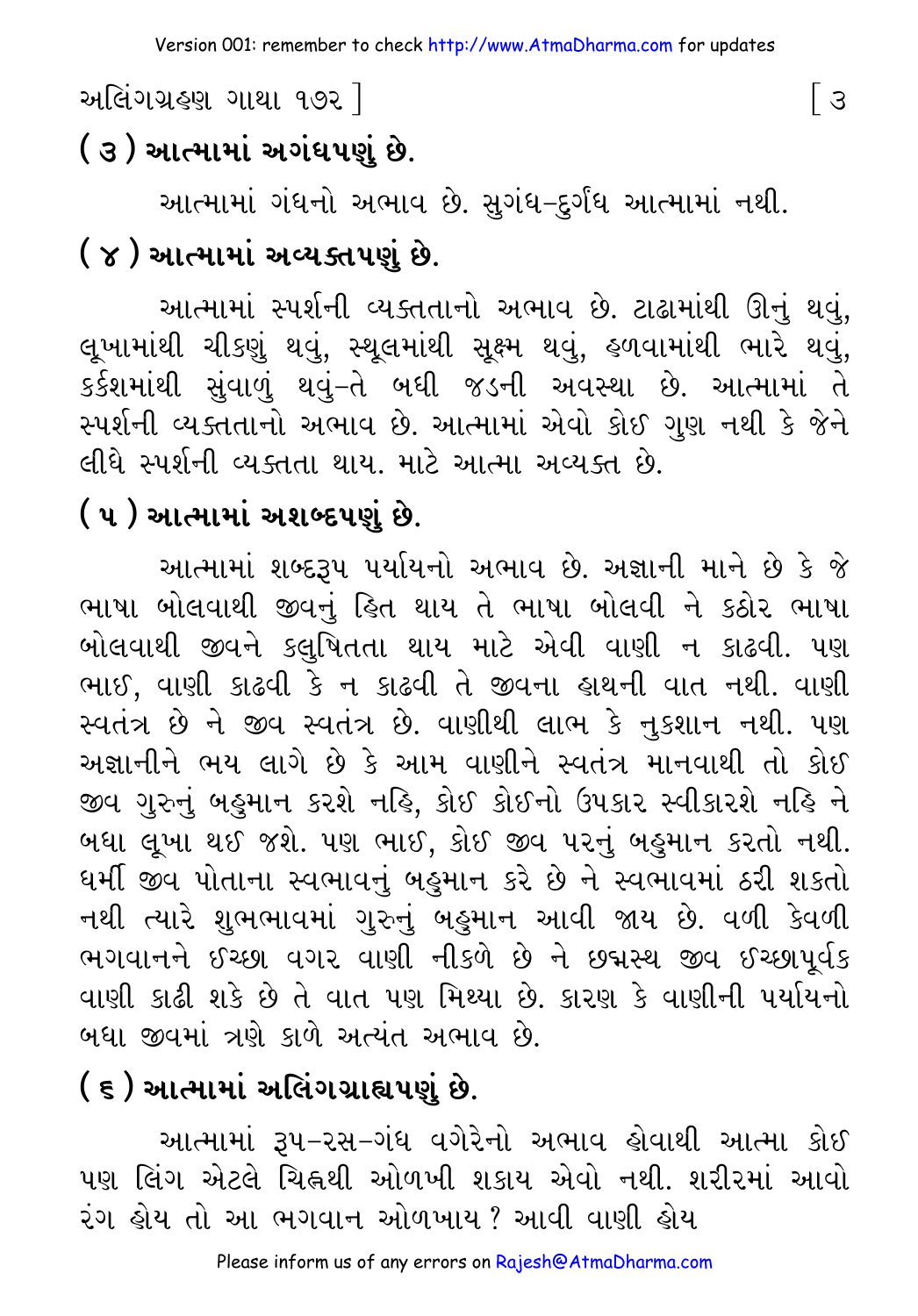## ( ૩ ) આત્મામાં અગંધપણું છે.

આત્મામાં ગંધનો અભાવ છે. સુગંધ-દુર્ગંધ આત્મામાં નથી.

## ( ૪ ) આત્મામાં અવ્યક્તપણું છે.

આત્મામાં સ્પર્શની વ્યક્તતાનો અભાવ છે. ટાઢામાંથી ઊનું થવું, લૂખામાંથી ચીકણું થવું, સ્થૂલમાંથી સૂક્ષ્મ થવું, હળવામાંથી ભારે થવું, કર્કશમાંથી સુંવાળું થવું-તે બધી જડની અવસ્થા છે. આત્મામાં તે સ્પર્શની વ્યક્તતાનો અભાવ છે. આત્મામાં એવો કોઈ ગુણ નથી કે જેને લીધે સ્પર્શની વ્યક્તતા થાય. માટે આત્મા અવ્યક્ત છે.

## ( ૫ ) આત્મામાં અશબ્દપણું છે.

આત્મામાં શબ્દરૂપ પર્યાયનો અભાવ છે. અજ્ઞાની માને છે કે જે ભાષા બોલવાથી જીવનું હિત થાય તે ભાષા બોલવી ને કઠોર ભાષા બોલવાથી જીવને કલુષિતતા થાય માટે એવી વાણી ન કાઢવી. પણ ભાઈ, વાણી કાઢવી કે ન કાઢવી તે જીવના હાથની વાત નથી. વાણી સ્વતંત્ર છે ને જીવ સ્વતંત્ર છે. વાણીથી લાભ કે નુકશાન નથી. પણ અજ્ઞાનીને ભય લાગે છે કે આમ વાણીને સ્વતંત્ર માનવાથી તો કોઈ જીવ ગુરુનું બહુમાન કરશે નહિ, કોઈ કોઈનો ઉપકાર સ્વીકારશે નહિ ને બધા લૂખા થઈ જશે. પણ ભાઈ, કોઈ જીવ પરનું બહુમાન કરતો નથી. ધર્મી જીવ પોતાના સ્વભાવનું બહુમાન કરે છે ને સ્વભાવમાં ઠરી શકતો નથી ત્યારે શુભભાવમાં ગુરુનું બહુમાન આવી જાય છે. વળી કેવળી ભગવાનને ઈચ્છા વગર વાણી નીકળે છે ને છદ્મસ્થ જીવ ઈચ્છાપૂર્વક વાણી કાઢી શકે છે તે વાત પણ મિથ્યા છે. કારણ કે વાણીની પર્યાયનો બધા જીવમાં ત્રણે કાળે અત્યંત અભાવ છે.

## ( ૬ ) આત્મામાં અલિંગગ્રાહ્યપણું છે.

આત્મામાં રૂપ-રસ-ગંધ વગેરેનો અભાવ હોવાથી આત્મા કોઈ પણ લિંગ એટલે ચિહ્નથી ઓળખી શકાય એવો નથી. શરીરમાં આવો રંગ હોય તો આ ભગવાન ઓળખાય ? આવી વાણી હોય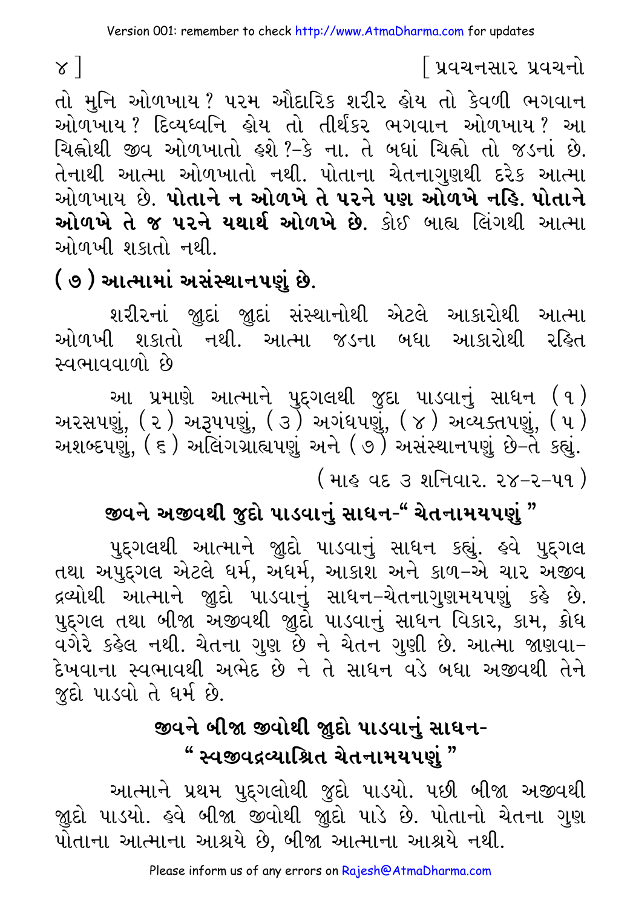તો મુનિ ઓળખાય? પરમ ઔદારિક શરીર હોય તો કેવળી ભગવાન ઓળખાય? દિવ્યધ્વનિ હોય તો તીર્થંકર ભગવાન ઓળખાય? આ ચિહ્નોથી જીવ ઓળખાતો હશે?–કે ના. તે બધાં ચિહ્નો તો જડનાં છે. તેનાથી આત્મા ઓળખાતો નથી. પોતાના ચેતનાગુણથી દરેક આત્મા ઓળખાય છે. **પોતાને ન ઓળખે તે પરને પણ ઓળખે નહિ. પોતાને ઓળખે તે જ પરને યથાર્થ ઓળખે છે.** કોઈ બાહ્ય લિંગથી આત્મા ઓળખી શકાતો નથી.

## (૭) આત્મામાં અસંસ્થાનપણું છે.

શરીરનાં જુદાં જુદાં સંસ્થાનોથી એટલે આકારોથી આત્મા ઓળખી શકાતો નથી. આત્મા જડના બધા આકારોથી રહિત સ્વભાવવાળો છે

આ પ્રમાણે આત્માને પુદ્ગલથી જુદા પાડવાનું સાધન (૧) અરસપણું, (૨) અરૂપપણું, (૩) અગંધપણું, (૪) અવ્યક્તપણું, (૫) અશબ્દપણું, (૬) અલિંગગ્રાહ્યપણું અને (૭) અસંસ્થાનપણું છે–તે કહ્યું.

(માહ વદ ૩ શનિવાર. ૨૪–૨–૫૧)

## જીવને અજીવથી જુદો પાડવાનું સાધન-"ચેતનામયપણું"

પુદ્ગલથી આત્માને જુદો પાડવાનું સાધન કહ્યું. હવે પુદ્ગલ તથા અપુદ્ગલ એટલે ધર્મ, અધર્મ, આકાશ અને કાળ–એ ચાર અજીવ દ્રવ્યોથી આત્માને જુદો પાડવાનું સાધન–ચેતનાગુણમયપણું કહે છે. પુદ્ગલ તથા બીજા અજીવથી જુદો પાડવાનું સાધન વિકાર, કામ, ક્રોધ વગેરે કહેલ નથી. ચેતના ગુણ છે ને ચેતન ગુણી છે. આત્મા જાણવા–દેખવાના સ્વભાવથી અભેદ છે ને તે સાધન વડે બધા અજીવથી તેને જુદો પાડવો તે ધર્મ છે.

## જીવને બીજા જીવોથી જુદો પાડવાનું સાધન- "સ્વજીવદ્રવ્યાશ્રિત ચેતનામયપણું"

આત્માને પ્રથમ પુદ્ગલોથી જુદો પાડયો. પછી બીજા અજીવથી જુદો પાડયો. હવે બીજા જીવોથી જુદો પાડે છે. પોતાનો ચેતના ગુણ પોતાના આત્માના આશ્રયે છે, બીજા આત્માના આશ્રયે નથી.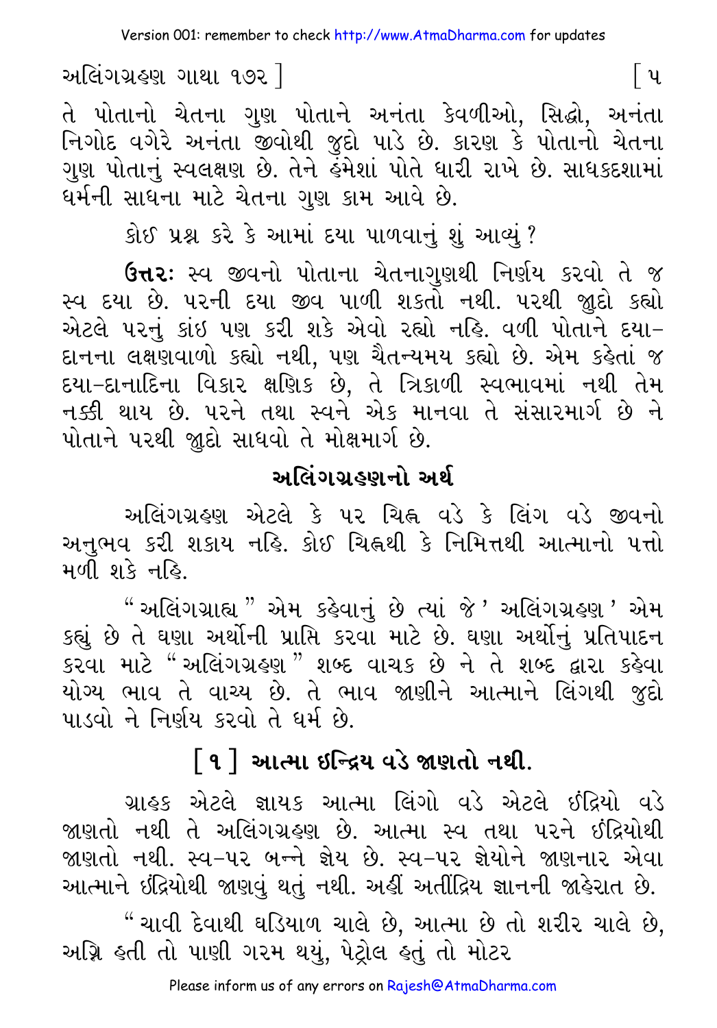તે પોતાનો ચેતના ગુણ પોતાને અનંતા કેવળીઓ, સિદ્ધો, અનંતા નિગોદ વગેરે અનંતા જીવોથી જુદો પાડે છે. કારણ કે પોતાનો ચેતના ગુણ પોતાનું સ્વલક્ષણ છે. તેને હંમેશાં પોતે ધારી રાખે છે. સાધકદશામાં ધર્મની સાધના માટે ચેતના ગુણ કામ આવે છે.

કોઈ પ્રશ્ન કરે કે આમાં દયા પાળવાનું શું આવ્યું?

**ઉત્તર:** સ્વ જીવનો પોતાના ચેતનાગુણથી નિર્ણય કરવો તે જ સ્વ દયા છે. પરની દયા જીવ પાળી શકતો નથી. પરથી જુદો કહ્યો એટલે પરનું કાંઇ પણ કરી શકે એવો રહ્યો નહિ. વળી પોતાને દયા–દાનના લક્ષણવાળો કહ્યો નથી, પણ ચૈતન્યમય કહ્યો છે. એમ કહેતાં જ દયા–દાનાદિના વિકાર ક્ષણિક છે, તે ત્રિકાળી સ્વભાવમાં નથી તેમ નક્કી થાય છે. પરને તથા સ્વને એક માનવા તે સંસારમાર્ગ છે ને પોતાને પરથી જુદો સાધવો તે મોક્ષમાર્ગ છે.

## અલિંગગ્રહણનો અર્થ

અલિંગગ્રહણ એટલે કે પર ચિહ્ન વડે કે લિંગ વડે જીવનો અનુભવ કરી શકાય નહિ. કોઈ ચિહ્નથી કે નિમિત્તથી આત્માનો પત્તો મળી શકે નહિ.

"અલિંગગ્રાહ્ય" એમ કહેવાનું છે ત્યાં જે 'અલિંગગ્રહણ' એમ કહ્યું છે તે ઘણા અર્થોની પ્રાપ્તિ કરવા માટે છે. ઘણા અર્થોનું પ્રતિપાદન કરવા માટે "અલિંગગ્રહણ" શબ્દ વાચક છે ને તે શબ્દ દ્વારા કહેવા યોગ્ય ભાવ તે વાચ્ય છે. તે ભાવ જાણીને આત્માને લિંગથી જુદો પાડવો ને નિર્ણય કરવો તે ધર્મ છે.

## [૧] આત્મા ઇન્દ્રિય વડે જાણતો નથી.

ગ્રાહક એટલે જ્ઞાયક આત્મા લિંગો વડે એટલે ઇંદ્રિયો વડે જાણતો નથી તે અલિંગગ્રહણ છે. આત્મા સ્વ તથા પરને ઇંદ્રિયોથી જાણતો નથી. સ્વ–પર બન્ને જ્ઞેય છે. સ્વ–પર જ્ઞેયોને જાણનાર એવા આત્માને ઇંદ્રિયોથી જાણવું થતું નથી. અહીં અતીંદ્રિય જ્ઞાનની જાહેરાત છે.

"ચાવી દેવાથી ઘડિયાળ ચાલે છે, આત્મા છે તો શરીર ચાલે છે, અગ્નિ હતી તો પાણી ગરમ થયું, પેટ્રોલ હતું તો મોટર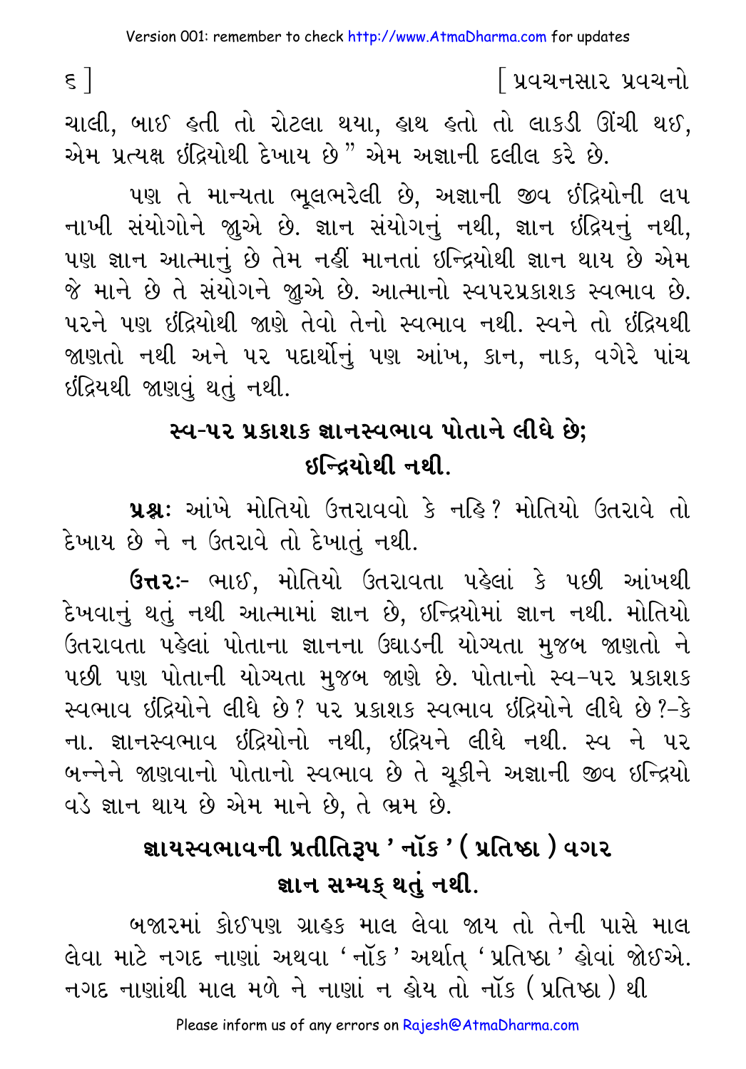ચાલી, બાઈ હતી તો રોટલા થયા, હાથ હતો તો લાકડી ઊંચી થઈ, એમ પ્રત્યક્ષ ઇંદ્રિયોથી દેખાય છે" એમ અજ્ઞાની દલીલ કરે છે.

પણ તે માન્યતા ભૂલભરેલી છે, અજ્ઞાની જીવ ઇંદ્રિયોની લપ નાખી સંયોગોને જુએ છે. જ્ઞાન સંયોગનું નથી, જ્ઞાન ઇંદ્રિયનું નથી, પણ જ્ઞાન આત્માનું છે તેમ નહીં માનતાં ઇન્દ્રિયોથી જ્ઞાન થાય છે એમ જે માને છે તે સંયોગને જુએ છે. આત્માનો સ્વપરપ્રકાશક સ્વભાવ છે. પરને પણ ઇંદ્રિયોથી જાણે તેવો તેનો સ્વભાવ નથી. સ્વને તો ઇંદ્રિયથી જાણતો નથી અને પર પદાર્થોનું પણ આંખ, કાન, નાક, વગેરે પાંચ ઇંદ્રિયથી જાણવું થતું નથી.

## સ્વ-પર પ્રકાશક જ્ઞાનસ્વભાવ પોતાને લીધે છે; ઇન્દ્રિયોથી નથી.

**પ્રશ્નઃ** આંખે મોતિયો ઉત્તરાવવો કે નહિ? મોતિયો ઉતરાવે તો દેખાય છે ને ન ઉતરાવે તો દેખાતું નથી.

**ઉત્તરઃ-** ભાઈ, મોતિયો ઉતરાવતા પહેલાં કે પછી આંખથી દેખવાનું થતું નથી આત્મામાં જ્ઞાન છે, ઇન્દ્રિયોમાં જ્ઞાન નથી. મોતિયો ઉતરાવતા પહેલાં પોતાના જ્ઞાનના ઉઘાડની યોગ્યતા મુજબ જાણતો ને પછી પણ પોતાની યોગ્યતા મુજબ જાણે છે. પોતાનો સ્વ-પર પ્રકાશક સ્વભાવ ઇંદ્રિયોને લીધે છે? પર પ્રકાશક સ્વભાવ ઇંદ્રિયોને લીધે છે?-કે ના. જ્ઞાનસ્વભાવ ઇંદ્રિયોનો નથી, ઇંદ્રિયને લીધે નથી. સ્વ ને પર બન્નેને જાણવાનો પોતાનો સ્વભાવ છે તે ચૂકીને અજ્ઞાની જીવ ઇન્દ્રિયો વડે જ્ઞાન થાય છે એમ માને છે, તે ભ્રમ છે.

## જ્ઞાયસ્વભાવની પ્રતીતિરૂપ 'નૉક' (પ્રતિષ્ઠા) વગર જ્ઞાન સમ્યક્ થતું નથી.

બજારમાં કોઈપણ ગ્રાહક માલ લેવા જાય તો તેની પાસે માલ લેવા માટે નગદ નાણાં અથવા 'નૉક' અર્થાત્ 'પ્રતિષ્ઠા' હોવાં જોઈએ. નગદ નાણાંથી માલ મળે ને નાણાં ન હોય તો નૉક (પ્રતિષ્ઠા) થી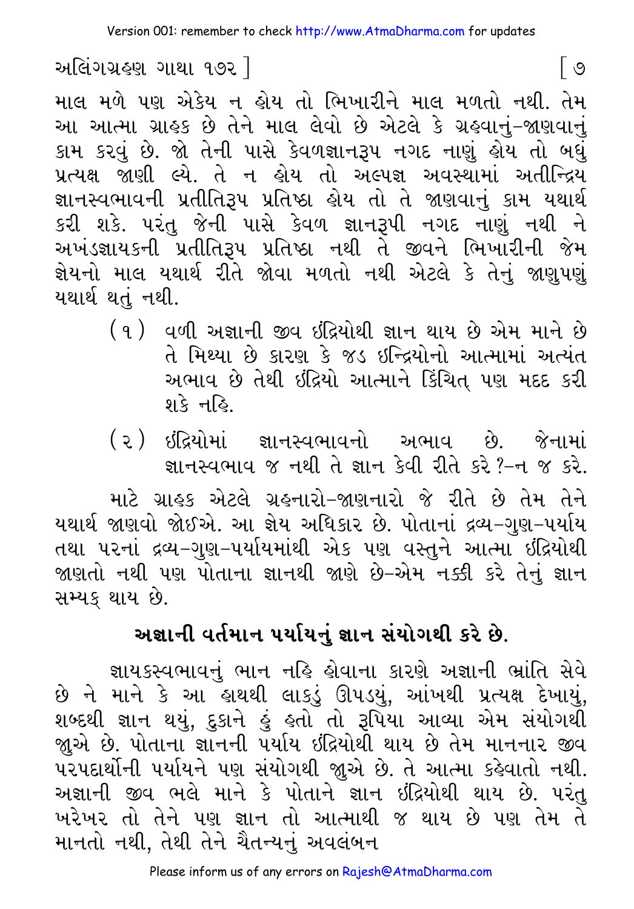માલ મળે પણ એકેય ન હોય તો ભિખારીને માલ મળતો નથી. તેમ આ આત્મા ગ્રાહક છે તેને માલ લેવો છે એટલે કે ગ્રહવાનું-જાણવાનું કામ કરવું છે. જો તેની પાસે કેવળજ્ઞાનરૂપ નગદ નાણું હોય તો બધું પ્રત્યક્ષ જાણી લ્યે. તે ન હોય તો અલ્પજ્ઞ અવસ્થામાં અતીન્દ્રિય જ્ઞાનસ્વભાવની પ્રતીતિરૂપ પ્રતિષ્ઠા હોય તો તે જાણવાનું કામ યથાર્થ કરી શકે. પરંતુ જેની પાસે કેવળ જ્ઞાનરૂપી નગદ નાણું નથી ને અખંડજ્ઞાયકની પ્રતીતિરૂપ પ્રતિષ્ઠા નથી તે જીવને ભિખારીની જેમ જ્ઞેયનો માલ યથાર્થ રીતે જોવા મળતો નથી એટલે કે તેનું જાણપણું યથાર્થ થતું નથી.

(૧) વળી અજ્ઞાની જીવ ઇંદ્રિયોથી જ્ઞાન થાય છે એમ માને છે તે મિથ્યા છે કારણ કે જડ ઇન્દ્રિયોનો આત્મામાં અત્યંત અભાવ છે તેથી ઇંદ્રિયો આત્માને કિંચિત્ પણ મદદ કરી શકે નહિ.

(૨) ઇંદ્રિયોમાં જ્ઞાનસ્વભાવનો અભાવ છે. જેનામાં જ્ઞાનસ્વભાવ જ નથી તે જ્ઞાન કેવી રીતે કરે?-ન જ કરે.

માટે ગ્રાહક એટલે ગ્રહનારો-જાણનારો જે રીતે છે તેમ તેને યથાર્થ જાણવો જોઈએ. આ જ્ઞેય અધિકાર છે. પોતાનાં દ્રવ્ય-ગુણ-પર્યાય તથા પરનાં દ્રવ્ય-ગુણ-પર્યાયમાંથી એક પણ વસ્તુને આત્મા ઇંદ્રિયોથી જાણતો નથી પણ પોતાના જ્ઞાનથી જાણે છે-એમ નક્કી કરે તેનું જ્ઞાન સમ્યક્ થાય છે.

## અજ્ઞાની વર્તમાન પર્યાયનું જ્ઞાન સંયોગથી કરે છે.

જ્ઞાયકસ્વભાવનું ભાન નહિ હોવાના કારણે અજ્ઞાની ભ્રાંતિ સેવે છે ને માને કે આ હાથથી લાકડું ઊપડ્યું, આંખથી પ્રત્યક્ષ દેખાયું, શબ્દથી જ્ઞાન થયું, દુકાને હું હતો તો રૂપિયા આવ્યા એમ સંયોગથી જુએ છે. પોતાના જ્ઞાનની પર્યાય ઇંદ્રિયોથી થાય છે તેમ માનનાર જીવ પરપદાર્થોની પર્યાયને પણ સંયોગથી જુએ છે. તે આત્મા કહેવાતો નથી. અજ્ઞાની જીવ ભલે માને કે પોતાને જ્ઞાન ઇંદ્રિયોથી થાય છે. પરંતુ ખરેખર તો તેને પણ જ્ઞાન તો આત્માથી જ થાય છે પણ તેમ તે માનતો નથી, તેથી તેને ચૈતન્યનું અવલંબન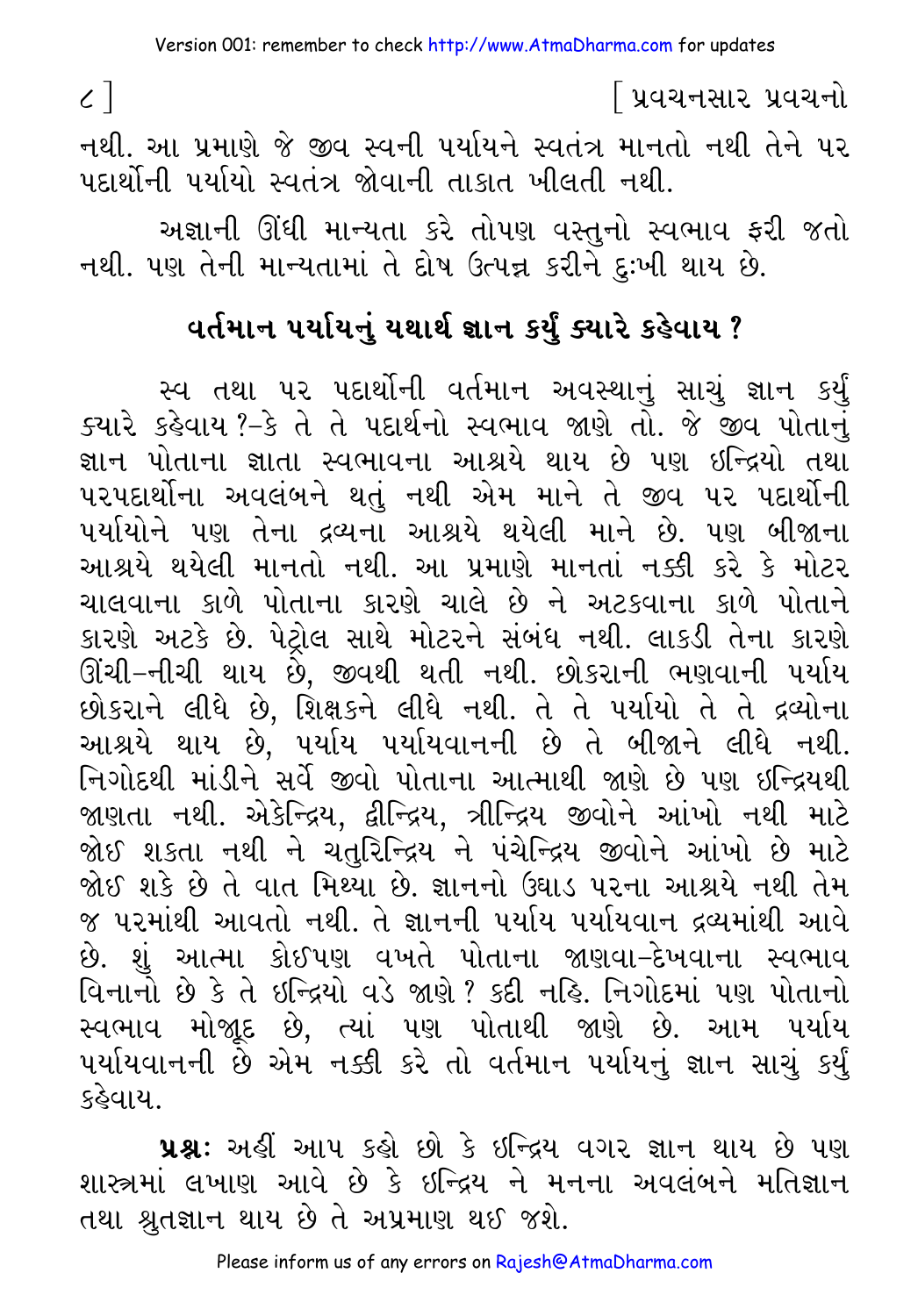નથી. આ પ્રમાણે જે જીવ સ્વની પર્યાયને સ્વતંત્ર માનતો નથી તેને પર પદાર્થોની પર્યાયો સ્વતંત્ર જોવાની તાકાત ખીલતી નથી.

અજ્ઞાની ઊંધી માન્યતા કરે તોપણ વસ્તુનો સ્વભાવ ફરી જતો નથી. પણ તેની માન્યતામાં તે દોષ ઉત્પન્ન કરીને દુ:ખી થાય છે.

## વર્તમાન પર્યાયનું યથાર્થ જ્ઞાન કર્યું ક્યારે કહેવાય ?

સ્વ તથા પર પદાર્થોની વર્તમાન અવસ્થાનું સાચું જ્ઞાન કર્યું ક્યારે કહેવાય ?–કે તે તે પદાર્થનો સ્વભાવ જાણે તો. જે જીવ પોતાનું જ્ઞાન પોતાના જ્ઞાતા સ્વભાવના આશ્રયે થાય છે પણ ઇન્દ્રિયો તથા પરપદાર્થોના અવલંબને થતું નથી એમ માને તે જીવ પર પદાર્થોની પર્યાયોને પણ તેના દ્રવ્યના આશ્રયે થયેલી માને છે. પણ બીજાના આશ્રયે થયેલી માનતો નથી. આ પ્રમાણે માનતાં નક્કી કરે કે મોટર ચાલવાના કાળે પોતાના કારણે ચાલે છે ને અટકવાના કાળે પોતાને કારણે અટકે છે. પેટ્રોલ સાથે મોટરને સંબંધ નથી. લાકડી તેના કારણે ઊંચી–નીચી થાય છે, જીવથી થતી નથી. છોકરાની ભણવાની પર્યાય છોકરાને લીધે છે, શિક્ષકને લીધે નથી. તે તે પર્યાયો તે તે દ્રવ્યોના આશ્રયે થાય છે, પર્યાય પર્યાયવાનની છે તે બીજાને લીધે નથી. નિગોદથી માંડીને સર્વે જીવો પોતાના આત્માથી જાણે છે પણ ઇન્દ્રિયથી જાણતા નથી. એકેન્દ્રિય, દ્વીન્દ્રિય, ત્રીન્દ્રિય જીવોને આંખો નથી માટે જોઈ શકતા નથી ને ચતુરિન્દ્રિય ને પંચેન્દ્રિય જીવોને આંખો છે માટે જોઈ શકે છે તે વાત મિથ્યા છે. જ્ઞાનનો ઉઘાડ પરના આશ્રયે નથી તેમ જ પરમાંથી આવતો નથી. તે જ્ઞાનની પર્યાય પર્યાયવાન દ્રવ્યમાંથી આવે છે. શું આત્મા કોઈપણ વખતે પોતાના જાણવા–દેખવાના સ્વભાવ વિનાનો છે કે તે ઇન્દ્રિયો વડે જાણે ? કદી નહિ. નિગોદમાં પણ પોતાનો સ્વભાવ મોજૂદ છે, ત્યાં પણ પોતાથી જાણે છે. આમ પર્યાય પર્યાયવાનની છે એમ નક્કી કરે તો વર્તમાન પર્યાયનું જ્ઞાન સાચું કર્યું કહેવાય.

**પ્રશ્ન:** અહીં આપ કહો છો કે ઇન્દ્રિય વગર જ્ઞાન થાય છે પણ શાસ્ત્રમાં લખાણ આવે છે કે ઇન્દ્રિય ને મનના અવલંબને મતિજ્ઞાન તથા શ્રુતજ્ઞાન થાય છે તે અપ્રમાણ થઈ જશે.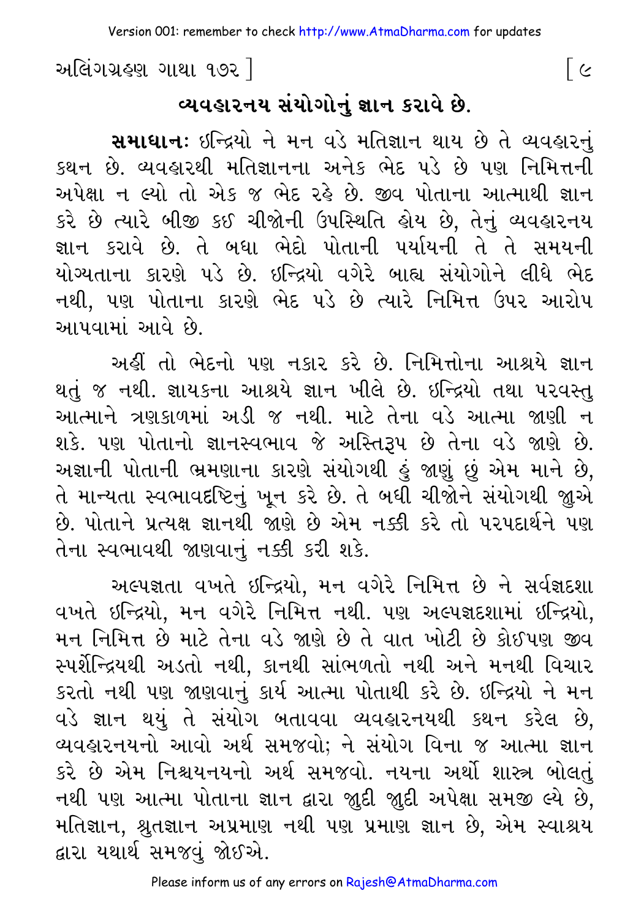## વ્યવહારનય સંયોગોનું જ્ઞાન કરાવે છે.

**સમાધાનઃ** ઇન્દ્રિયો ને મન વડે મતિજ્ઞાન થાય છે તે વ્યવહારનું કથન છે. વ્યવહારથી મતિજ્ઞાનના અનેક ભેદ પડે છે પણ નિમિત્તની અપેક્ષા ન લ્યો તો એક જ ભેદ રહે છે. જીવ પોતાના આત્માથી જ્ઞાન કરે છે ત્યારે બીજી કઈ ચીજોની ઉપસ્થિતિ હોય છે, તેનું વ્યવહારનય જ્ઞાન કરાવે છે. તે બધા ભેદો પોતાની પર્યાયની તે તે સમયની યોગ્યતાના કારણે પડે છે. ઇન્દ્રિયો વગેરે બાહ્ય સંયોગોને લીધે ભેદ નથી, પણ પોતાના કારણે ભેદ પડે છે ત્યારે નિમિત્ત ઉપર આરોપ આપવામાં આવે છે.

અહીં તો ભેદનો પણ નકાર કરે છે. નિમિત્તોના આશ્રયે જ્ઞાન થતું જ નથી. જ્ઞાયકના આશ્રયે જ્ઞાન ખીલે છે. ઇન્દ્રિયો તથા પરવસ્તુ આત્માને ત્રણકાળમાં અડી જ નથી. માટે તેના વડે આત્મા જાણી ન શકે. પણ પોતાનો જ્ઞાનસ્વભાવ જે અસ્તિરૂપ છે તેના વડે જાણે છે. અજ્ઞાની પોતાની ભ્રમણાના કારણે સંયોગથી હું જાણું છું એમ માને છે, તે માન્યતા સ્વભાવદૃષ્ટિનું ખૂન કરે છે. તે બધી ચીજોને સંયોગથી જુએ છે. પોતાને પ્રત્યક્ષ જ્ઞાનથી જાણે છે એમ નક્કી કરે તો પરપદાર્થને પણ તેના સ્વભાવથી જાણવાનું નક્કી કરી શકે.

અલ્પજ્ઞતા વખતે ઇન્દ્રિયો, મન વગેરે નિમિત્ત છે ને સર્વજ્ઞદશા વખતે ઇન્દ્રિયો, મન વગેરે નિમિત્ત નથી. પણ અલ્પજ્ઞદશામાં ઇન્દ્રિયો, મન નિમિત્ત છે માટે તેના વડે જાણે છે તે વાત ખોટી છે કોઈપણ જીવ સ્પર્શેન્દ્રિયથી અડતો નથી, કાનથી સાંભળતો નથી અને મનથી વિચાર કરતો નથી પણ જાણવાનું કાર્ય આત્મા પોતાથી કરે છે. ઇન્દ્રિયો ને મન વડે જ્ઞાન થયું તે સંયોગ બતાવવા વ્યવહારનયથી કથન કરેલ છે, વ્યવહારનયનો આવો અર્થ સમજવો; ને સંયોગ વિના જ આત્મા જ્ઞાન કરે છે એમ નિશ્ચયનયનો અર્થ સમજવો. નયના અર્થો શાસ્ત્ર બોલતું નથી પણ આત્મા પોતાના જ્ઞાન દ્વારા જુદી જુદી અપેક્ષા સમજી લ્યે છે, મતિજ્ઞાન, શ્રુતજ્ઞાન અપ્રમાણ નથી પણ પ્રમાણ જ્ઞાન છે, એમ સ્વાશ્રય દ્વારા યથાર્થ સમજવું જોઈએ.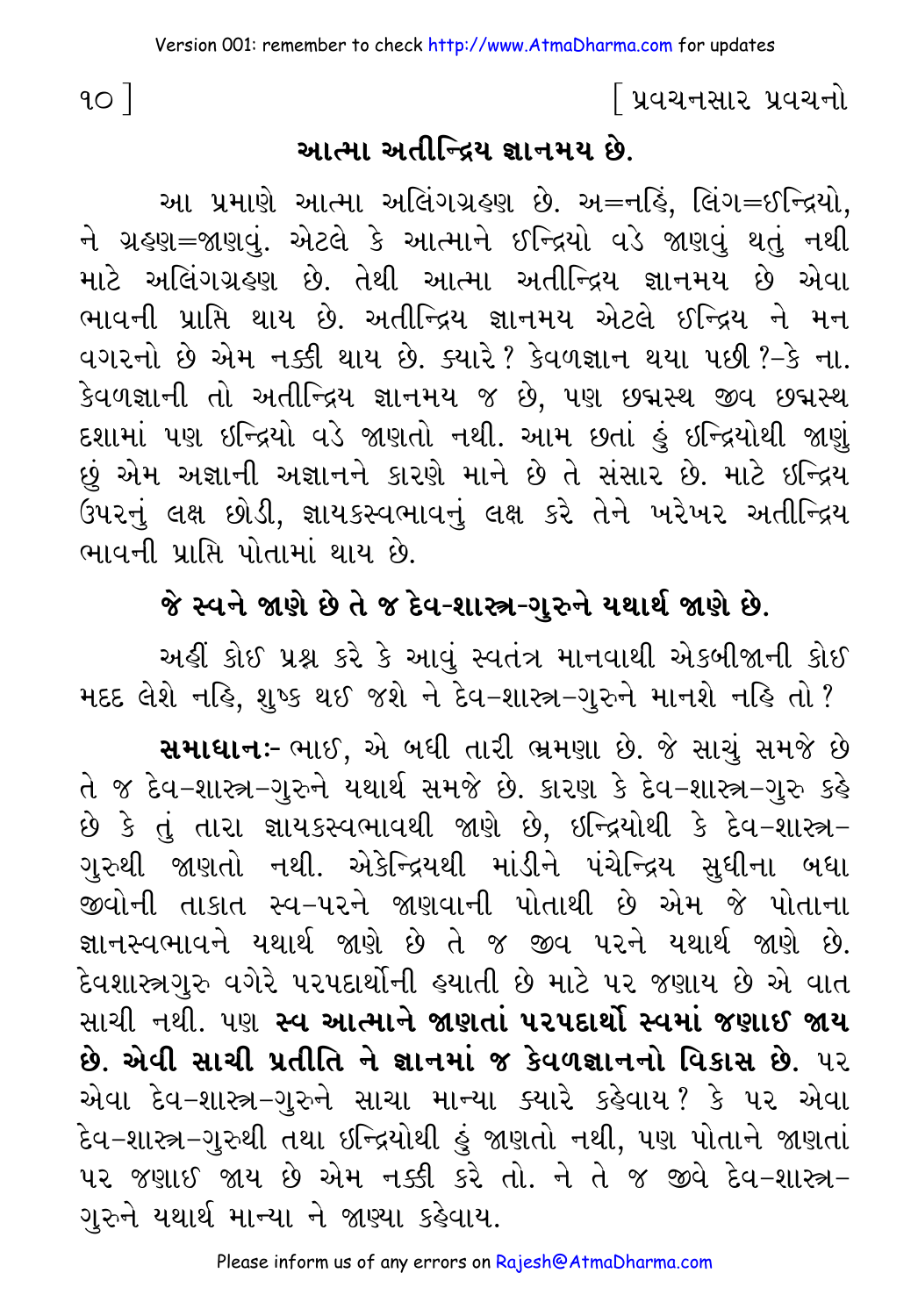## આત્મા અતીન્દ્રિય જ્ઞાનમય છે.

આ પ્રમાણે આત્મા અલિંગગ્રહણ છે. અ=નહિં, લિંગ=ઈન્દ્રિયો, ને ગ્રહણ=જાણવું. એટલે કે આત્માને ઈન્દ્રિયો વડે જાણવું થતું નથી માટે અલિંગગ્રહણ છે. તેથી આત્મા અતીન્દ્રિય જ્ઞાનમય છે એવા ભાવની પ્રાપ્તિ થાય છે. અતીન્દ્રિય જ્ઞાનમય એટલે ઈન્દ્રિય ને મન વગરનો છે એમ નક્કી થાય છે. ક્યારે? કેવળજ્ઞાન થયા પછી?-કે ના. કેવળજ્ઞાની તો અતીન્દ્રિય જ્ઞાનમય જ છે, પણ છદ્મસ્થ જીવ છદ્મસ્થ દશામાં પણ ઈન્દ્રિયો વડે જાણતો નથી. આમ છતાં હું ઈન્દ્રિયોથી જાણું છું એમ અજ્ઞાની અજ્ઞાનને કારણે માને છે તે સંસાર છે. માટે ઈન્દ્રિય ઉપરનું લક્ષ છોડી, જ્ઞાયકસ્વભાવનું લક્ષ કરે તેને ખરેખર અતીન્દ્રિય ભાવની પ્રાપ્તિ પોતામાં થાય છે.

## જે સ્વને જાણે છે તે જ દેવ-શાસ્ત્ર-ગુરુને યથાર્થ જાણે છે.

અહીં કોઈ પ્રશ્ન કરે કે આવું સ્વતંત્ર માનવાથી એકબીજાની કોઈ મદદ લેશે નહિ, શુષ્ક થઈ જશે ને દેવ-શાસ્ત્ર-ગુરુને માનશે નહિ તો?

**સમાધાનઃ-** ભાઈ, એ બધી તારી ભ્રમણા છે. જે સાચું સમજે છે તે જ દેવ-શાસ્ત્ર-ગુરુને યથાર્થ સમજે છે. કારણ કે દેવ-શાસ્ત્ર-ગુરુ કહે છે કે તું તારા જ્ઞાયકસ્વભાવથી જાણે છે, ઈન્દ્રિયોથી કે દેવ-શાસ્ત્ર-ગુરુથી જાણતો નથી. એકેન્દ્રિયથી માંડીને પંચેન્દ્રિય સુધીના બધા જીવોની તાકાત સ્વ-પરને જાણવાની પોતાથી છે એમ જે પોતાના જ્ઞાનસ્વભાવને યથાર્થ જાણે છે તે જ જીવ પરને યથાર્થ જાણે છે. દેવશાસ્ત્રગુરુ વગેરે પરપદાર્થોની હયાતી છે માટે પર જણાય છે એ વાત સાચી નથી. પણ **સ્વ આત્માને જાણતાં પરપદાર્થો સ્વમાં જણાઈ જાય છે. એવી સાચી પ્રતીતિ ને જ્ઞાનમાં જ કેવળજ્ઞાનનો વિકાસ છે.** પર એવા દેવ-શાસ્ત્ર-ગુરુને સાચા માન્યા ક્યારે કહેવાય? કે પર એવા દેવ-શાસ્ત્ર-ગુરુથી તથા ઈન્દ્રિયોથી હું જાણતો નથી, પણ પોતાને જાણતાં પર જણાઈ જાય છે એમ નક્કી કરે તો. ને તે જ જીવે દેવ-શાસ્ત્ર-ગુરુને યથાર્થ માન્યા ને જાણ્યા કહેવાય.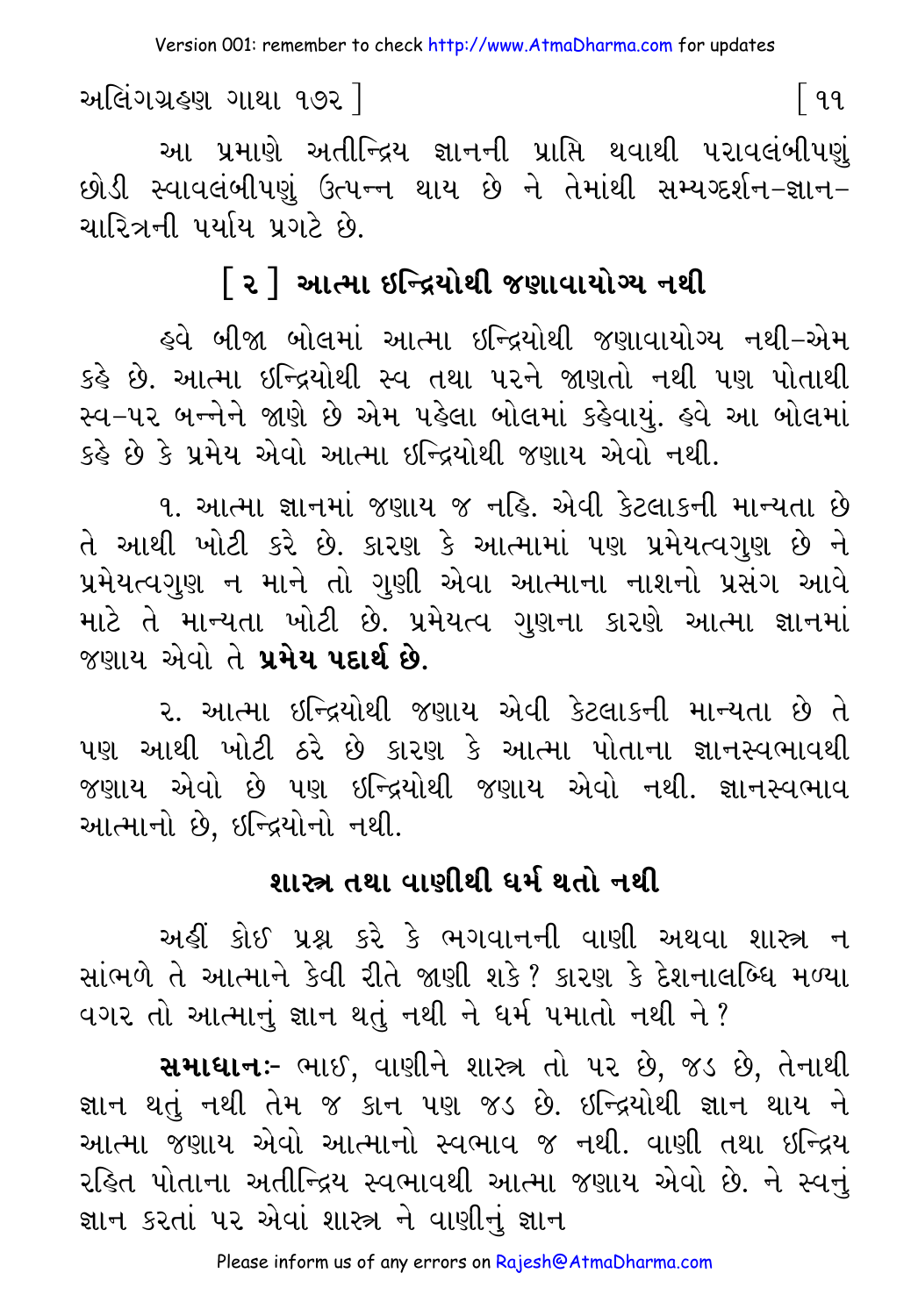આ પ્રમાણે અતીન્દ્રિય જ્ઞાનની પ્રાપ્તિ થવાથી પરાવલંબીપણું છોડી સ્વાવલંબીપણું ઉત્પન્ન થાય છે ને તેમાંથી સમ્યગ્દર્શન-જ્ઞાન-ચારિત્રની પર્યાય પ્રગટે છે.

## [ ૨ ] આત્મા ઇન્દ્રિયોથી જણાવાયોગ્ય નથી

હવે બીજા બોલમાં આત્મા ઇન્દ્રિયોથી જણાવાયોગ્ય નથી-એમ કહે છે. આત્મા ઇન્દ્રિયોથી સ્વ તથા પરને જાણતો નથી પણ પોતાથી સ્વ-પર બન્નેને જાણે છે એમ પહેલા બોલમાં કહેવાયું. હવે આ બોલમાં કહે છે કે પ્રમેય એવો આત્મા ઇન્દ્રિયોથી જણાય એવો નથી.

૧. આત્મા જ્ઞાનમાં જણાય જ નહિ. એવી કેટલાકની માન્યતા છે તે આથી ખોટી કરે છે. કારણ કે આત્મામાં પણ પ્રમેયત્વગુણ છે ને પ્રમેયત્વગુણ ન માને તો ગુણી એવા આત્માના નાશનો પ્રસંગ આવે માટે તે માન્યતા ખોટી છે. પ્રમેયત્વ ગુણના કારણે આત્મા જ્ઞાનમાં જણાય એવો તે **પ્રમેય પદાર્થ છે.**

૨. આત્મા ઇન્દ્રિયોથી જણાય એવી કેટલાકની માન્યતા છે તે પણ આથી ખોટી ઠરે છે કારણ કે આત્મા પોતાના જ્ઞાનસ્વભાવથી જણાય એવો છે પણ ઇન્દ્રિયોથી જણાય એવો નથી. જ્ઞાનસ્વભાવ આત્માનો છે, ઇન્દ્રિયોનો નથી.

## શાસ્ત્ર તથા વાણીથી ધર્મ થતો નથી

અહીં કોઈ પ્રશ્ન કરે કે ભગવાનની વાણી અથવા શાસ્ત્ર ન સાંભળે તે આત્માને કેવી રીતે જાણી શકે? કારણ કે દેશનાલબ્ધિ મળ્યા વગર તો આત્માનું જ્ઞાન થતું નથી ને ધર્મ પમાતો નથી ને?

**સમાધાનઃ-** ભાઈ, વાણીને શાસ્ત્ર તો પર છે, જડ છે, તેનાથી જ્ઞાન થતું નથી તેમ જ કાન પણ જડ છે. ઇન્દ્રિયોથી જ્ઞાન થાય ને આત્મા જણાય એવો આત્માનો સ્વભાવ જ નથી. વાણી તથા ઇન્દ્રિય રહિત પોતાના અતીન્દ્રિય સ્વભાવથી આત્મા જણાય એવો છે. ને સ્વનું જ્ઞાન કરતાં પર એવાં શાસ્ત્ર ને વાણીનું જ્ઞાન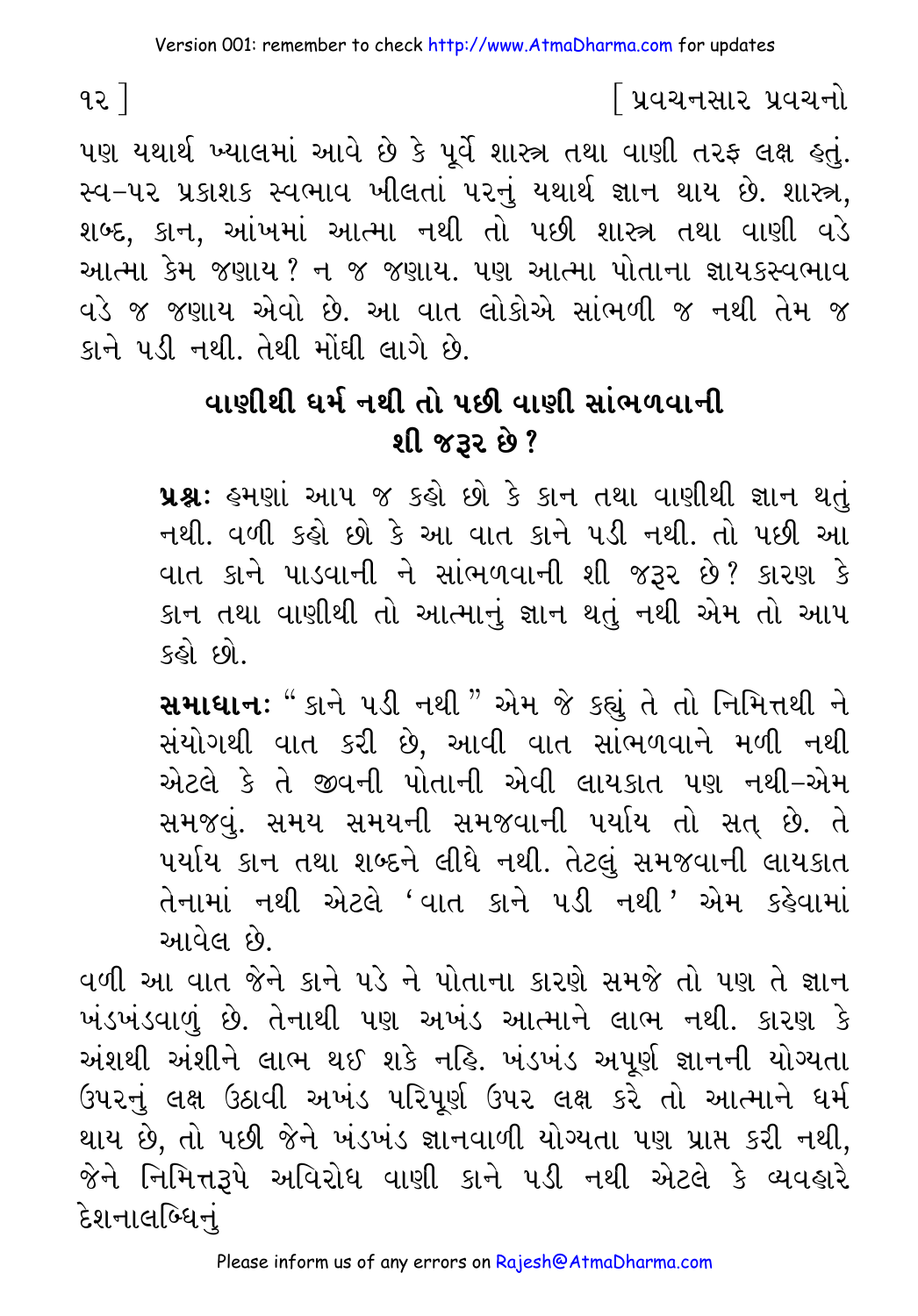પણ યથાર્થ ખ્યાલમાં આવે છે કે પૂર્વે શાસ્ત્ર તથા વાણી તરફ લક્ષ હતું. સ્વ-પર પ્રકાશક સ્વભાવ ખીલતાં પરનું યથાર્થ જ્ઞાન થાય છે. શાસ્ત્ર, શબ્દ, કાન, આંખમાં આત્મા નથી તો પછી શાસ્ત્ર તથા વાણી વડે આત્મા કેમ જણાય? ન જ જણાય. પણ આત્મા પોતાના જ્ઞાયકસ્વભાવ વડે જ જણાય એવો છે. આ વાત લોકોએ સાંભળી જ નથી તેમ જ કાને પડી નથી. તેથી મોંઘી લાગે છે.

## વાણીથી ધર્મ નથી તો પછી વાણી સાંભળવાની શી જરૂર છે?

**પ્રશ્ન:** હમણાં આપ જ કહો છો કે કાન તથા વાણીથી જ્ઞાન થતું નથી. વળી કહો છો કે આ વાત કાને પડી નથી. તો પછી આ વાત કાને પાડવાની ને સાંભળવાની શી જરૂર છે? કારણ કે કાન તથા વાણીથી તો આત્માનું જ્ઞાન થતું નથી એમ તો આપ કહો છો.

**સમાધાન:** "કાને પડી નથી" એમ જે કહ્યું તે તો નિમિત્તથી ને સંયોગથી વાત કરી છે, આવી વાત સાંભળવાને મળી નથી એટલે કે તે જીવની પોતાની એવી લાયકાત પણ નથી-એમ સમજવું. સમય સમયની સમજવાની પર્યાય તો સત્ છે. તે પર્યાય કાન તથા શબ્દને લીધે નથી. તેટલું સમજવાની લાયકાત તેનામાં નથી એટલે 'વાત કાને પડી નથી' એમ કહેવામાં આવેલ છે.

વળી આ વાત જેને કાને પડે ને પોતાના કારણે સમજે તો પણ તે જ્ઞાન ખંડખંડવાળું છે. તેનાથી પણ અખંડ આત્માને લાભ નથી. કારણ કે અંશથી અંશીને લાભ થઈ શકે નહિ. ખંડખંડ અપૂર્ણ જ્ઞાનની યોગ્યતા ઉપરનું લક્ષ ઉઠાવી અખંડ પરિપૂર્ણ ઉપર લક્ષ કરે તો આત્માને ધર્મ થાય છે, તો પછી જેને ખંડખંડ જ્ઞાનવાળી યોગ્યતા પણ પ્રાપ્ત કરી નથી, જેને નિમિત્તરૂપે અવિરોધ વાણી કાને પડી નથી એટલે કે વ્યવહારે દેશનાલબ્ધિનું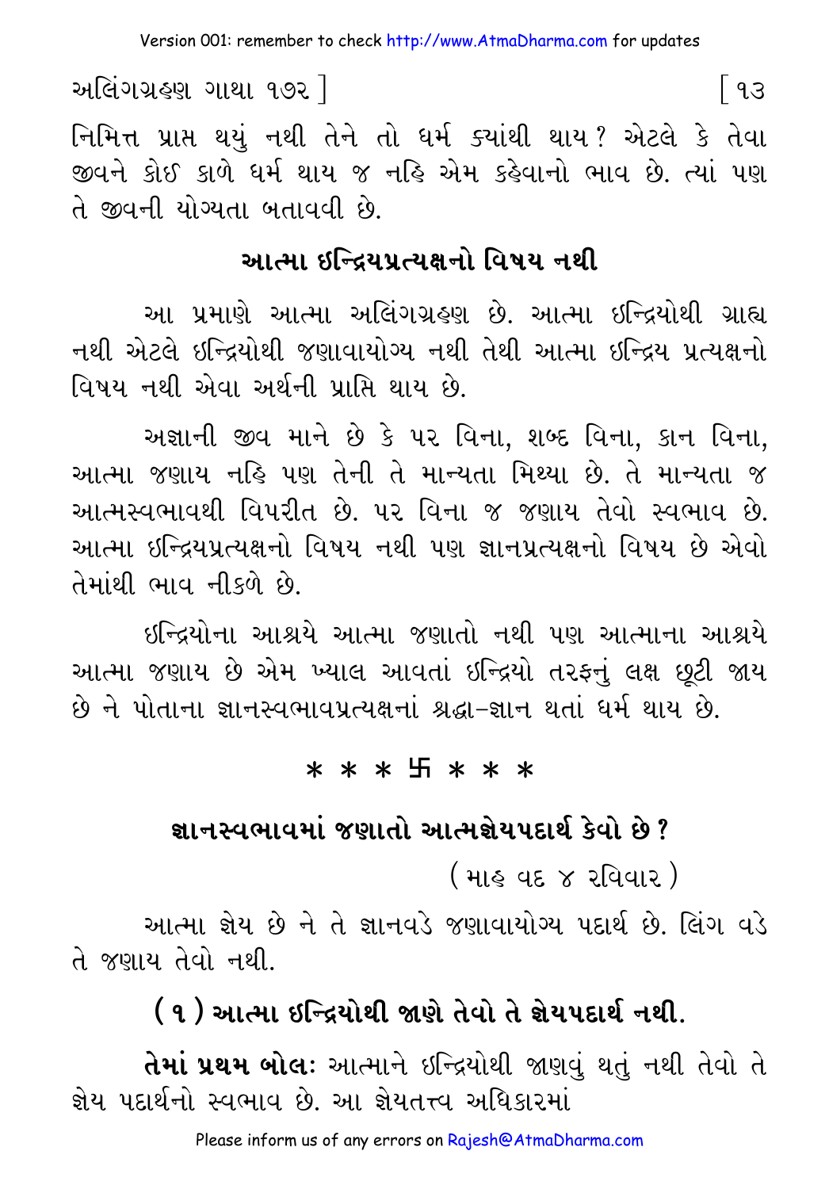નિમિત્ત પ્રાપ્ત થયું નથી તેને તો ધર્મ ક્યાંથી થાય? એટલે કે તેવા જીવને કોઈ કાળે ધર્મ થાય જ નહિ એમ કહેવાનો ભાવ છે. ત્યાં પણ તે જીવની યોગ્યતા બતાવવી છે.

## આત્મા ઇન્દ્રિયપ્રત્યક્ષનો વિષય નથી

આ પ્રમાણે આત્મા અલિંગગ્રહણ છે. આત્મા ઇન્દ્રિયોથી ગ્રાહ્ય નથી એટલે ઇન્દ્રિયોથી જણાવાયોગ્ય નથી તેથી આત્મા ઇન્દ્રિય પ્રત્યક્ષનો વિષય નથી એવા અર્થની પ્રાપ્તિ થાય છે.

અજ્ઞાની જીવ માને છે કે પર વિના, શબ્દ વિના, કાન વિના, આત્મા જણાય નહિ પણ તેની તે માન્યતા મિથ્યા છે. તે માન્યતા જ આત્મસ્વભાવથી વિપરીત છે. પર વિના જ જણાય તેવો સ્વભાવ છે. આત્મા ઇન્દ્રિયપ્રત્યક્ષનો વિષય નથી પણ જ્ઞાનપ્રત્યક્ષનો વિષય છે એવો તેમાંથી ભાવ નીકળે છે.

ઇન્દ્રિયોના આશ્રયે આત્મા જણાતો નથી પણ આત્માના આશ્રયે આત્મા જણાય છે એમ ખ્યાલ આવતાં ઇન્દ્રિયો તરફનું લક્ષ છૂટી જાય છે ને પોતાના જ્ઞાનસ્વભાવપ્રત્યક્ષનાં શ્રદ્ધા-જ્ઞાન થતાં ધર્મ થાય છે.

\* \* \* 卐 \* \* \*

## જ્ઞાનસ્વભાવમાં જણાતો આત્મજ્ઞેયપદાર્થ કેવો છે?

(માહ વદ ૪ રવિવાર)

આત્મા જ્ઞેય છે ને તે જ્ઞાનવડે જણાવાયોગ્ય પદાર્થ છે. લિંગ વડે તે જણાય તેવો નથી.

### (૧) આત્મા ઇન્દ્રિયોથી જાણે તેવો તે જ્ઞેયપદાર્થ નથી.

**તેમાં પ્રથમ બોલ:** આત્માને ઇન્દ્રિયોથી જાણવું થતું નથી તેવો તે જ્ઞેય પદાર્થનો સ્વભાવ છે. આ જ્ઞેયતત્ત્વ અધિકારમાં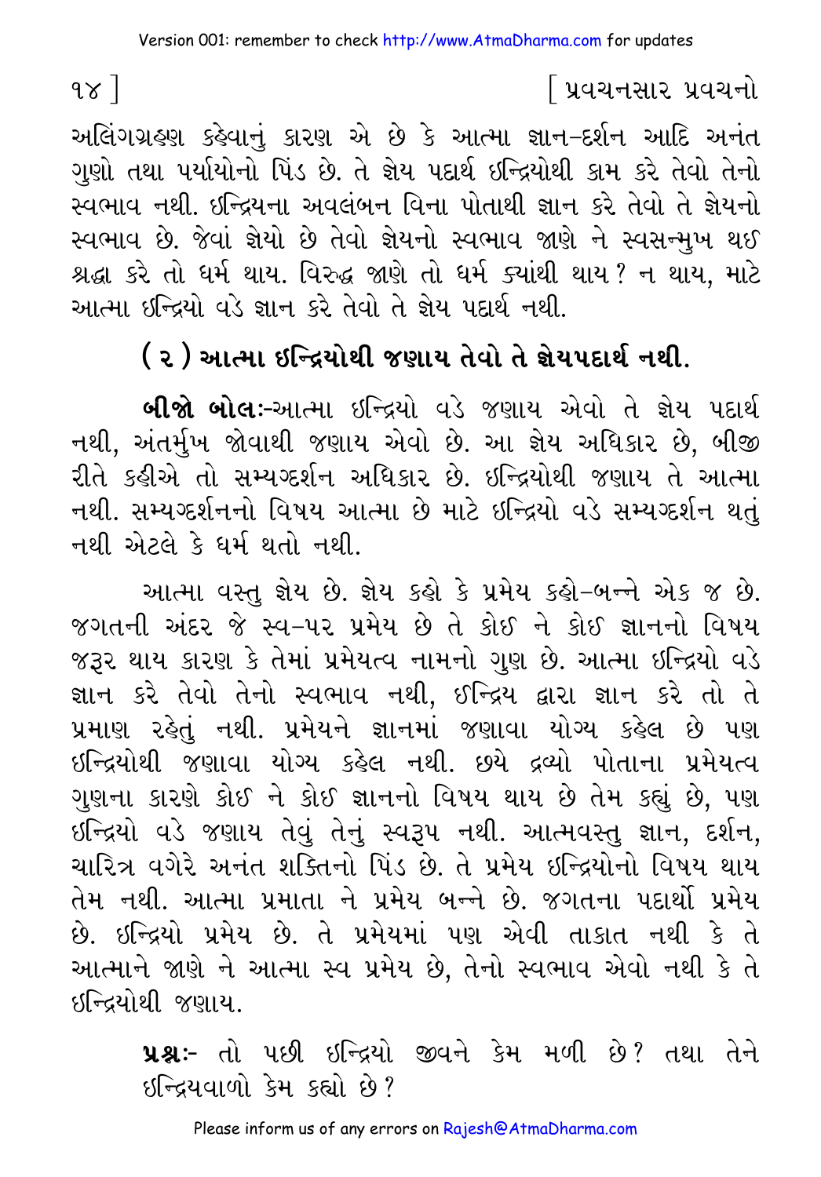અલિંગગ્રહણ કહેવાનું કારણ એ છે કે આત્મા જ્ઞાન-દર્શન આદિ અનંત ગુણો તથા પર્યાયોનો પિંડ છે. તે જ્ઞેય પદાર્થ ઇન્દ્રિયોથી કામ કરે તેવો તેનો સ્વભાવ નથી. ઇન્દ્રિયના અવલંબન વિના પોતાથી જ્ઞાન કરે તેવો તે જ્ઞેયનો સ્વભાવ છે. જેવાં જ્ઞેયો છે તેવો જ્ઞેયનો સ્વભાવ જાણે ને સ્વસન્મુખ થઈ શ્રદ્ધા કરે તો ધર્મ થાય. વિરુદ્ધ જાણે તો ધર્મ ક્યાંથી થાય? ન થાય, માટે આત્મા ઇન્દ્રિયો વડે જ્ઞાન કરે તેવો તે જ્ઞેય પદાર્થ નથી.

## (૨) આત્મા ઇન્દ્રિયોથી જણાય તેવો તે જ્ઞેયપદાર્થ નથી.

**બીજો બોલઃ**-આત્મા ઇન્દ્રિયો વડે જણાય એવો તે જ્ઞેય પદાર્થ નથી, અંતર્મુખ જોવાથી જણાય એવો છે. આ જ્ઞેય અધિકાર છે, બીજી રીતે કહીએ તો સમ્યગ્દર્શન અધિકાર છે. ઇન્દ્રિયોથી જણાય તે આત્મા નથી. સમ્યગ્દર્શનનો વિષય આત્મા છે માટે ઇન્દ્રિયો વડે સમ્યગ્દર્શન થતું નથી એટલે કે ધર્મ થતો નથી.

આત્મા વસ્તુ જ્ઞેય છે. જ્ઞેય કહો કે પ્રમેય કહો-બન્ને એક જ છે. જગતની અંદર જે સ્વ-પર પ્રમેય છે તે કોઈ ને કોઈ જ્ઞાનનો વિષય જરૂર થાય કારણ કે તેમાં પ્રમેયત્વ નામનો ગુણ છે. આત્મા ઇન્દ્રિયો વડે જ્ઞાન કરે તેવો તેનો સ્વભાવ નથી, ઇન્દ્રિય દ્વારા જ્ઞાન કરે તો તે પ્રમાણ રહેતું નથી. પ્રમેયને જ્ઞાનમાં જણાવા યોગ્ય કહેલ છે પણ ઇન્દ્રિયોથી જણાવા યોગ્ય કહેલ નથી. છયે દ્રવ્યો પોતાના પ્રમેયત્વ ગુણના કારણે કોઈ ને કોઈ જ્ઞાનનો વિષય થાય છે તેમ કહ્યું છે, પણ ઇન્દ્રિયો વડે જણાય તેવું તેનું સ્વરૂપ નથી. આત્મવસ્તુ જ્ઞાન, દર્શન, ચારિત્ર વગેરે અનંત શક્તિનો પિંડ છે. તે પ્રમેય ઇન્દ્રિયોનો વિષય થાય તેમ નથી. આત્મા પ્રમાતા ને પ્રમેય બન્ને છે. જગતના પદાર્થો પ્રમેય છે. ઇન્દ્રિયો પ્રમેય છે. તે પ્રમેયમાં પણ એવી તાકાત નથી કે તે આત્માને જાણે ને આત્મા સ્વ પ્રમેય છે, તેનો સ્વભાવ એવો નથી કે તે ઇન્દ્રિયોથી જણાય.

> **પ્રશ્નઃ-** તો પછી ઇન્દ્રિયો જીવને કેમ મળી છે? તથા તેને ઇન્દ્રિયવાળો કેમ કહ્યો છે?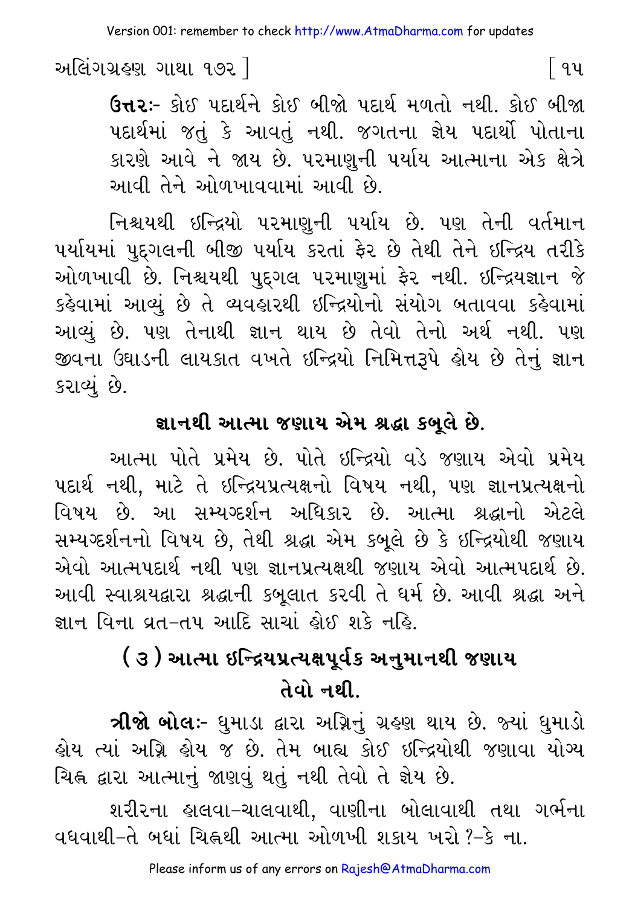**ઉત્તરઃ-** કોઈ પદાર્થને કોઈ બીજો પદાર્થ મળતો નથી. કોઈ બીજા પદાર્થમાં જતું કે આવતું નથી. જગતના જ્ઞેય પદાર્થો પોતાના કારણે આવે ને જાય છે. પરમાણુની પર્યાય આત્માના એક ક્ષેત્રે આવી તેને ઓળખાવવામાં આવી છે.

નિશ્ચયથી ઇન્દ્રિયો પરમાણુની પર્યાય છે. પણ તેની વર્તમાન પર્યાયમાં પુદ્‌ગલની બીજી પર્યાય કરતાં ફેર છે તેથી તેને ઇન્દ્રિય તરીકે ઓળખાવી છે. નિશ્ચયથી પુદ્‌ગલ પરમાણુમાં ફેર નથી. ઇન્દ્રિયજ્ઞાન જે કહેવામાં આવ્યું છે તે વ્યવહારથી ઇન્દ્રિયોનો સંયોગ બતાવવા કહેવામાં આવ્યું છે. પણ તેનાથી જ્ઞાન થાય છે તેવો તેનો અર્થ નથી. પણ જીવના ઉઘાડની લાયકાત વખતે ઇન્દ્રિયો નિમિત્તરૂપે હોય છે તેનું જ્ઞાન કરાવ્યું છે.

## જ્ઞાનથી આત્મા જણાય એમ શ્રદ્ધા કબૂલે છે.

આત્મા પોતે પ્રમેય છે. પોતે ઇન્દ્રિયો વડે જણાય એવો પ્રમેય પદાર્થ નથી, માટે તે ઇન્દ્રિયપ્રત્યક્ષનો વિષય નથી, પણ જ્ઞાનપ્રત્યક્ષનો વિષય છે. આ સમ્યગ્દર્શન અધિકાર છે. આત્મા શ્રદ્ધાનો એટલે સમ્યગ્દર્શનનો વિષય છે, તેથી શ્રદ્ધા એમ કબૂલે છે કે ઇન્દ્રિયોથી જણાય એવો આત્મપદાર્થ નથી પણ જ્ઞાનપ્રત્યક્ષથી જણાય એવો આત્મપદાર્થ છે. આવી સ્વાશ્રયદ્વારા શ્રદ્ધાની કબૂલાત કરવી તે ધર્મ છે. આવી શ્રદ્ધા અને જ્ઞાન વિના વ્રત-તપ આદિ સાચાં હોઈ શકે નહિ.

## ( ૩ ) આત્મા ઇન્દ્રિયપ્રત્યક્ષપૂર્વક અનુમાનથી જણાય તેવો નથી.

**ત્રીજો બોલઃ-** ધુમાડા દ્વારા અગ્નિનું ગ્રહણ થાય છે. જ્યાં ધુમાડો હોય ત્યાં અગ્નિ હોય જ છે. તેમ બાહ્ય કોઈ ઇન્દ્રિયોથી જણાવા યોગ્ય ચિહ્ન દ્વારા આત્માનું જાણવું થતું નથી તેવો તે જ્ઞેય છે.

શરીરના હાલવા-ચાલવાથી, વાણીના બોલાવાથી તથા ગર્ભના વધવાથી-તે બધાં ચિહ્નથી આત્મા ઓળખી શકાય ખરો ?-કે ના.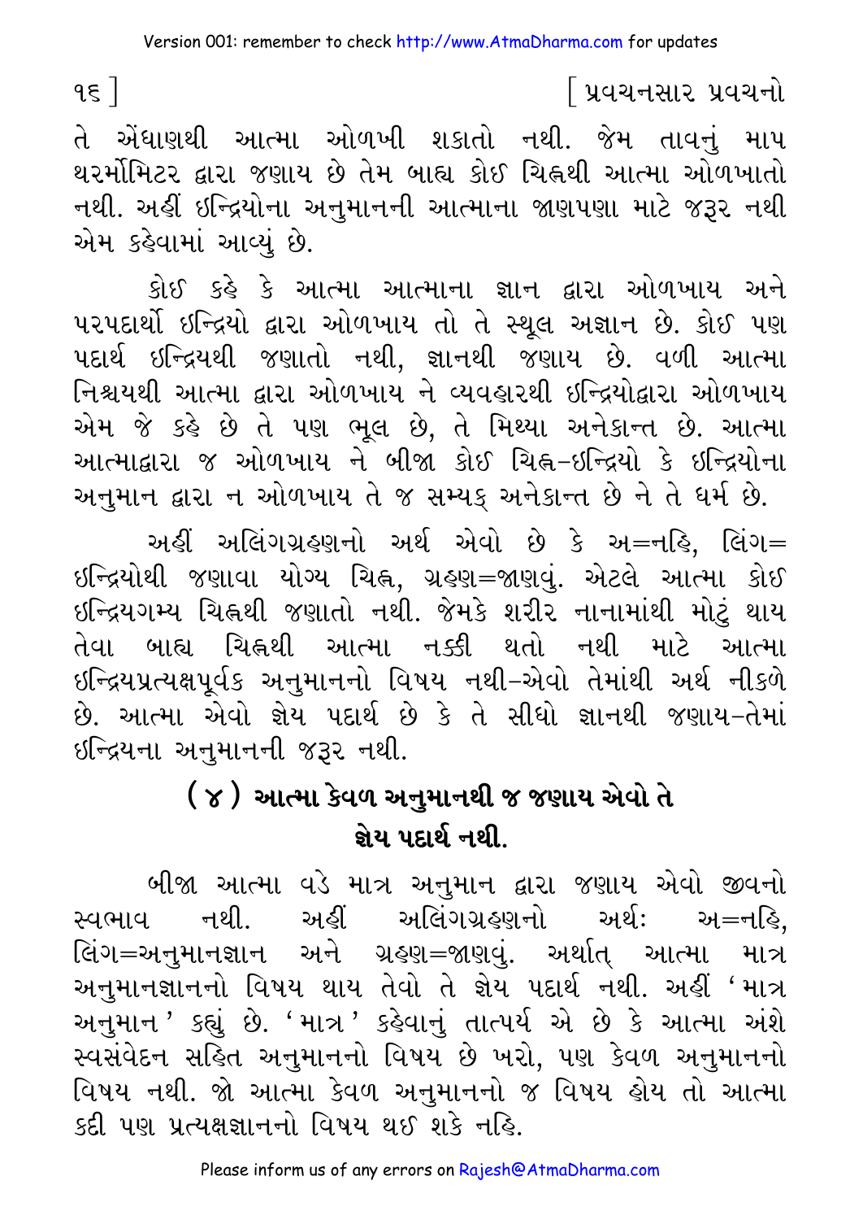તે એંધાણથી આત્મા ઓળખી શકાતો નથી. જેમ તાવનું માપ થરર્મોમિટર દ્વારા જણાય છે તેમ બાહ્ય કોઈ ચિહ્નથી આત્મા ઓળખાતો નથી. અહીં ઇન્દ્રિયોના અનુમાનની આત્માના જાણપણા માટે જરૂર નથી એમ કહેવામાં આવ્યું છે.

કોઈ કહે કે આત્મા આત્માના જ્ઞાન દ્વારા ઓળખાય અને પરપદાર્થો ઇન્દ્રિયો દ્વારા ઓળખાય તો તે સ્થૂલ અજ્ઞાન છે. કોઈ પણ પદાર્થ ઇન્દ્રિયથી જણાતો નથી, જ્ઞાનથી જણાય છે. વળી આત્મા નિશ્ચયથી આત્મા દ્વારા ઓળખાય ને વ્યવહારથી ઇન્દ્રિયોદ્વારા ઓળખાય એમ જે કહે છે તે પણ ભૂલ છે, તે મિથ્યા અનેકાન્ત છે. આત્મા આત્માદ્વારા જ ઓળખાય ને બીજા કોઈ ચિહ્ન-ઇન્દ્રિયો કે ઇન્દ્રિયોના અનુમાન દ્વારા ન ઓળખાય તે જ સમ્યક્ અનેકાન્ત છે ને તે ધર્મ છે.

અહીં અલિંગગ્રહણનો અર્થ એવો છે કે અ=નહિ, લિંગ= ઇન્દ્રિયોથી જણાવા યોગ્ય ચિહ્ન, ગ્રહણ=જાણવું. એટલે આત્મા કોઈ ઇન્દ્રિયગમ્ય ચિહ્નથી જણાતો નથી. જેમકે શરીર નાનામાંથી મોટું થાય તેવા બાહ્ય ચિહ્નથી આત્મા નક્કી થતો નથી માટે આત્મા ઇન્દ્રિયપ્રત્યક્ષપૂર્વક અનુમાનનો વિષય નથી-એવો તેમાંથી અર્થ નીકળે છે. આત્મા એવો જ્ઞેય પદાર્થ છે કે તે સીધો જ્ઞાનથી જણાય-તેમાં ઇન્દ્રિયના અનુમાનની જરૂર નથી.

## ( ૪ ) આત્મા કેવળ અનુમાનથી જ જણાય એવો તે જ્ઞેય પદાર્થ નથી.

બીજા આત્મા વડે માત્ર અનુમાન દ્વારા જણાય એવો જીવનો સ્વભાવ નથી. અહીં અલિંગગ્રહણનો અર્થ: અ=નહિ, લિંગ=અનુમાનજ્ઞાન અને ગ્રહણ=જાણવું. અર્થાત્ આત્મા માત્ર અનુમાનજ્ઞાનનો વિષય થાય તેવો તે જ્ઞેય પદાર્થ નથી. અહીં 'માત્ર અનુમાન' કહ્યું છે. 'માત્ર' કહેવાનું તાત્પર્ય એ છે કે આત્મા અંશે સ્વસંવેદન સહિત અનુમાનનો વિષય છે ખરો, પણ કેવળ અનુમાનનો વિષય નથી. જો આત્મા કેવળ અનુમાનનો જ વિષય હોય તો આત્મા કદી પણ પ્રત્યક્ષજ્ઞાનનો વિષય થઈ શકે નહિ.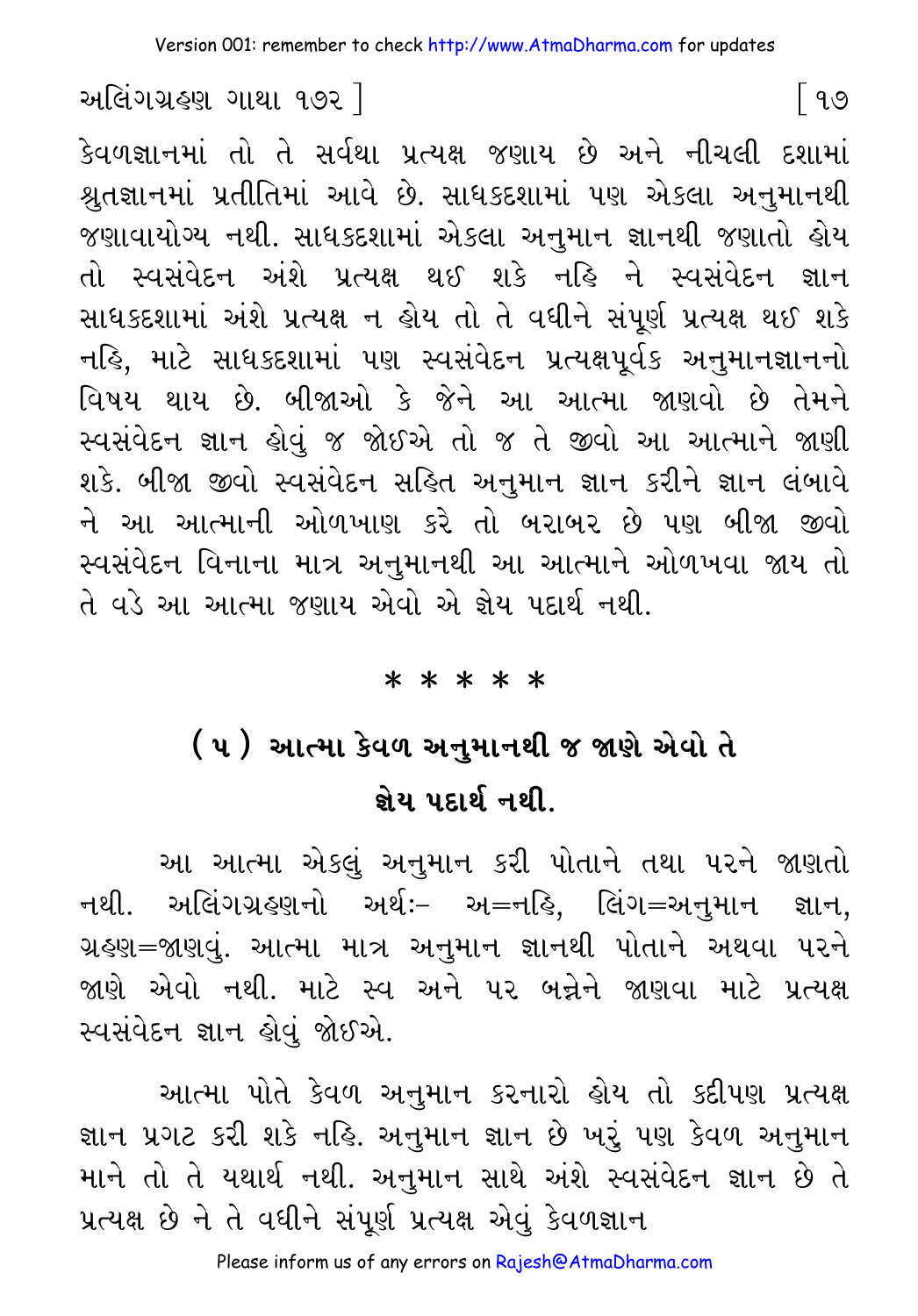કેવળજ્ઞાનમાં તો તે સર્વથા પ્રત્યક્ષ જણાય છે અને નીચલી દશામાં શ્રુતજ્ઞાનમાં પ્રતીતિમાં આવે છે. સાધકદશામાં પણ એકલા અનુમાનથી જણાવાયોગ્ય નથી. સાધકદશામાં એકલા અનુમાન જ્ઞાનથી જણાતો હોય તો સ્વસંવેદન અંશે પ્રત્યક્ષ થઈ શકે નહિ ને સ્વસંવેદન જ્ઞાન સાધકદશામાં અંશે પ્રત્યક્ષ ન હોય તો તે વધીને સંપૂર્ણ પ્રત્યક્ષ થઈ શકે નહિ, માટે સાધકદશામાં પણ સ્વસંવેદન પ્રત્યક્ષપૂર્વક અનુમાનજ્ઞાનનો વિષય થાય છે. બીજાઓ કે જેને આ આત્મા જાણવો છે તેમને સ્વસંવેદન જ્ઞાન હોવું જ જોઈએ તો જ તે જીવો આ આત્માને જાણી શકે. બીજા જીવો સ્વસંવેદન સહિત અનુમાન જ્ઞાન કરીને જ્ઞાન લંબાવે ને આ આત્માની ઓળખાણ કરે તો બરાબર છે પણ બીજા જીવો સ્વસંવેદન વિનાના માત્ર અનુમાનથી આ આત્માને ઓળખવા જાય તો તે વડે આ આત્મા જણાય એવો એ જ્ઞેય પદાર્થ નથી.

\* \* \* \* \*

## ( ૫ ) આત્મા કેવળ અનુમાનથી જ જાણે એવો તે જ્ઞેય પદાર્થ નથી.

આ આત્મા એકલું અનુમાન કરી પોતાને તથા પરને જાણતો નથી. અલિંગગ્રહણનો અર્થઃ- અ=નહિ, લિંગ=અનુમાન જ્ઞાન, ગ્રહણ=જાણવું. આત્મા માત્ર અનુમાન જ્ઞાનથી પોતાને અથવા પરને જાણે એવો નથી. માટે સ્વ અને પર બન્નેને જાણવા માટે પ્રત્યક્ષ સ્વસંવેદન જ્ઞાન હોવું જોઈએ.

આત્મા પોતે કેવળ અનુમાન કરનારો હોય તો કદીપણ પ્રત્યક્ષ જ્ઞાન પ્રગટ કરી શકે નહિ. અનુમાન જ્ઞાન છે ખરું પણ કેવળ અનુમાન માને તો તે યથાર્થ નથી. અનુમાન સાથે અંશે સ્વસંવેદન જ્ઞાન છે તે પ્રત્યક્ષ છે ને તે વધીને સંપૂર્ણ પ્રત્યક્ષ એવું કેવળજ્ઞાન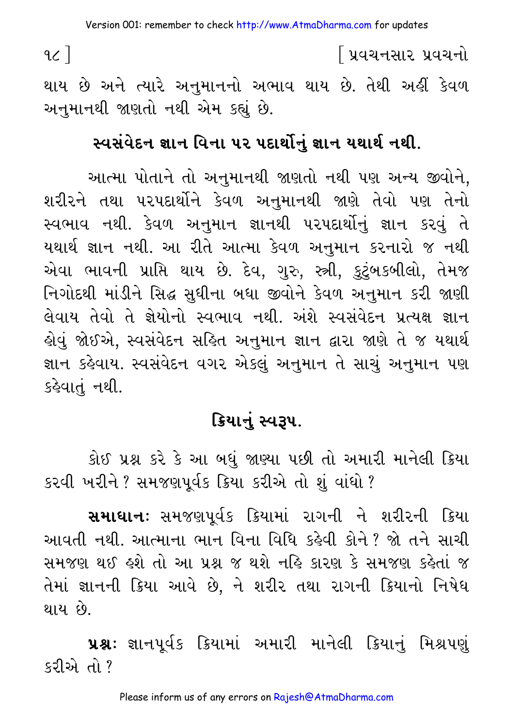થાય છે અને ત્યારે અનુમાનનો અભાવ થાય છે. તેથી અહીં કેવળ અનુમાનથી જાણતો નથી એમ કહ્યું છે.

## સ્વસંવેદન જ્ઞાન વિના પર પદાર્થોનું જ્ઞાન યથાર્થ નથી.

આત્મા પોતાને તો અનુમાનથી જાણતો નથી પણ અન્ય જીવોને, શરીરને તથા પરપદાર્થોને કેવળ અનુમાનથી જાણે તેવો પણ તેનો સ્વભાવ નથી. કેવળ અનુમાન જ્ઞાનથી પરપદાર્થોનું જ્ઞાન કરવું તે યથાર્થ જ્ઞાન નથી. આ રીતે આત્મા કેવળ અનુમાન કરનારો જ નથી એવા ભાવની પ્રાપ્તિ થાય છે. દેવ, ગુરુ, સ્ત્રી, કુટુંબકબીલો, તેમજ નિગોદથી માંડીને સિદ્ધ સુધીના બધા જીવોને કેવળ અનુમાન કરી જાણી લેવાય તેવો તે જ્ઞેયોનો સ્વભાવ નથી. અંશે સ્વસંવેદન પ્રત્યક્ષ જ્ઞાન હોવું જોઈએ, સ્વસંવેદન સહિત અનુમાન જ્ઞાન દ્વારા જાણે તે જ યથાર્થ જ્ઞાન કહેવાય. સ્વસંવેદન વગર એકલું અનુમાન તે સાચું અનુમાન પણ કહેવાતું નથી.

## ક્રિયાનું સ્વરૂપ.

કોઈ પ્રશ્ન કરે કે આ બધું જાણ્યા પછી તો અમારી માનેલી ક્રિયા કરવી ખરીને? સમજણપૂર્વક ક્રિયા કરીએ તો શું વાંધો?

**સમાધાનઃ** સમજણપૂર્વક ક્રિયામાં રાગની ને શરીરની ક્રિયા આવતી નથી. આત્માના ભાન વિના વિધિ કહેવી કોને? જો તને સાચી સમજણ થઈ હશે તો આ પ્રશ્ન જ થશે નહિ કારણ કે સમજણ કહેતાં જ તેમાં જ્ઞાનની ક્રિયા આવે છે, ને શરીર તથા રાગની ક્રિયાનો નિષેધ થાય છે.

**પ્રશ્નઃ** જ્ઞાનપૂર્વક ક્રિયામાં અમારી માનેલી ક્રિયાનું મિશ્રપણું કરીએ તો?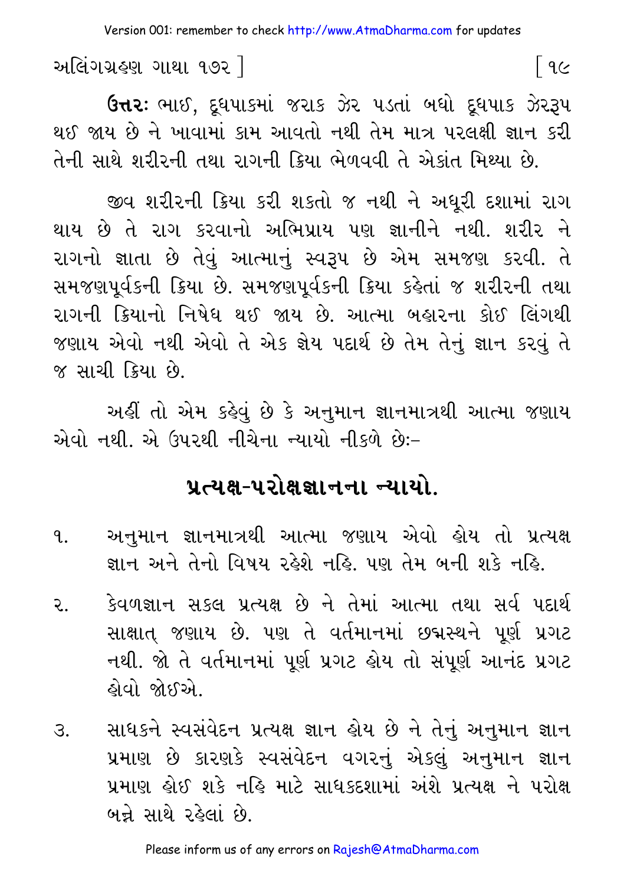**ઉત્તરઃ** ભાઈ, દૂધપાકમાં જરાક ઝેર પડતાં બધો દૂધપાક ઝેરરૂપ થઈ જાય છે ને ખાવામાં કામ આવતો નથી તેમ માત્ર પરલક્ષી જ્ઞાન કરી તેની સાથે શરીરની તથા રાગની ક્રિયા ભેળવવી તે એકાંત મિથ્યા છે.

જીવ શરીરની ક્રિયા કરી શકતો જ નથી ને અધૂરી દશામાં રાગ થાય છે તે રાગ કરવાનો અભિપ્રાય પણ જ્ઞાનીને નથી. શરીર ને રાગનો જ્ઞાતા છે તેવું આત્માનું સ્વરૂપ છે એમ સમજણ કરવી. તે સમજણપૂર્વકની ક્રિયા છે. સમજણપૂર્વકની ક્રિયા કહેતાં જ શરીરની તથા રાગની ક્રિયાનો નિષેધ થઈ જાય છે. આત્મા બહારના કોઈ લિંગથી જણાય એવો નથી એવો તે એક જ્ઞેય પદાર્થ છે તેમ તેનું જ્ઞાન કરવું તે જ સાચી ક્રિયા છે.

અહીં તો એમ કહેવું છે કે અનુમાન જ્ઞાનમાત્રથી આત્મા જણાય એવો નથી. એ ઉપરથી નીચેના ન્યાયો નીકળે છેઃ–

## પ્રત્યક્ષ-પરોક્ષજ્ઞાનના ન્યાયો.

૧. અનુમાન જ્ઞાનમાત્રથી આત્મા જણાય એવો હોય તો પ્રત્યક્ષ જ્ઞાન અને તેનો વિષય રહેશે નહિ. પણ તેમ બની શકે નહિ.

૨. કેવળજ્ઞાન સકલ પ્રત્યક્ષ છે ને તેમાં આત્મા તથા સર્વ પદાર્થ સાક્ષાત્ જણાય છે. પણ તે વર્તમાનમાં છદ્મસ્થને પૂર્ણ પ્રગટ નથી. જો તે વર્તમાનમાં પૂર્ણ પ્રગટ હોય તો સંપૂર્ણ આનંદ પ્રગટ હોવો જોઈએ.

૩. સાધકને સ્વસંવેદન પ્રત્યક્ષ જ્ઞાન હોય છે ને તેનું અનુમાન જ્ઞાન પ્રમાણ છે કારણકે સ્વસંવેદન વગરનું એકલું અનુમાન જ્ઞાન પ્રમાણ હોઈ શકે નહિ માટે સાધકદશામાં અંશે પ્રત્યક્ષ ને પરોક્ષ બન્ને સાથે રહેલાં છે.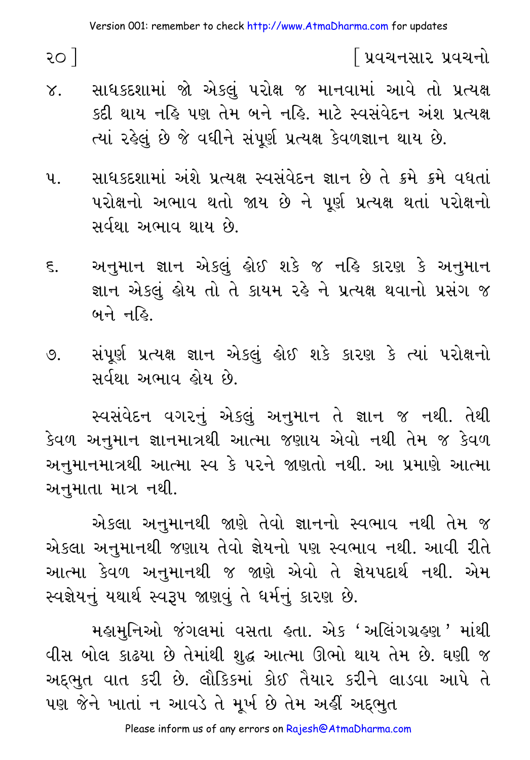૪. સાધકદશામાં જો એકલું પરોક્ષ જ માનવામાં આવે તો પ્રત્યક્ષ કદી થાય નહિ પણ તેમ બને નહિ. માટે સ્વસંવેદન અંશ પ્રત્યક્ષ ત્યાં રહેલું છે જે વધીને સંપૂર્ણ પ્રત્યક્ષ કેવળજ્ઞાન થાય છે.

૫. સાધકદશામાં અંશે પ્રત્યક્ષ સ્વસંવેદન જ્ઞાન છે તે ક્રમે ક્રમે વધતાં પરોક્ષનો અભાવ થતો જાય છે ને પૂર્ણ પ્રત્યક્ષ થતાં પરોક્ષનો સર્વથા અભાવ થાય છે.

૬. અનુમાન જ્ઞાન એકલું હોઈ શકે જ નહિ કારણ કે અનુમાન જ્ઞાન એકલું હોય તો તે કાયમ રહે ને પ્રત્યક્ષ થવાનો પ્રસંગ જ બને નહિ.

૭. સંપૂર્ણ પ્રત્યક્ષ જ્ઞાન એકલું હોઈ શકે કારણ કે ત્યાં પરોક્ષનો સર્વથા અભાવ હોય છે.

સ્વસંવેદન વગરનું એકલું અનુમાન તે જ્ઞાન જ નથી. તેથી કેવળ અનુમાન જ્ઞાનમાત્રથી આત્મા જણાય એવો નથી તેમ જ કેવળ અનુમાનમાત્રથી આત્મા સ્વ કે પરને જાણતો નથી. આ પ્રમાણે આત્મા અનુમાતા માત્ર નથી.

એકલા અનુમાનથી જાણે તેવો જ્ઞાનનો સ્વભાવ નથી તેમ જ એકલા અનુમાનથી જણાય તેવો જ્ઞેયનો પણ સ્વભાવ નથી. આવી રીતે આત્મા કેવળ અનુમાનથી જ જાણે એવો તે જ્ઞેયપદાર્થ નથી. એમ સ્વજ્ઞેયનું યથાર્થ સ્વરૂપ જાણવું તે ધર્મનું કારણ છે.

મહામુનિઓ જંગલમાં વસતા હતા. એક 'અલિંગગ્રહણ' માંથી વીસ બોલ કાઢયા છે તેમાંથી શુદ્ધ આત્મા ઊભો થાય તેમ છે. ઘણી જ અદ્‌ભુત વાત કરી છે. લૌકિકમાં કોઈ તૈયાર કરીને લાડવા આપે તે પણ જેને ખાતાં ન આવડે તે મૂર્ખ છે તેમ અહીં અદ્‌ભુત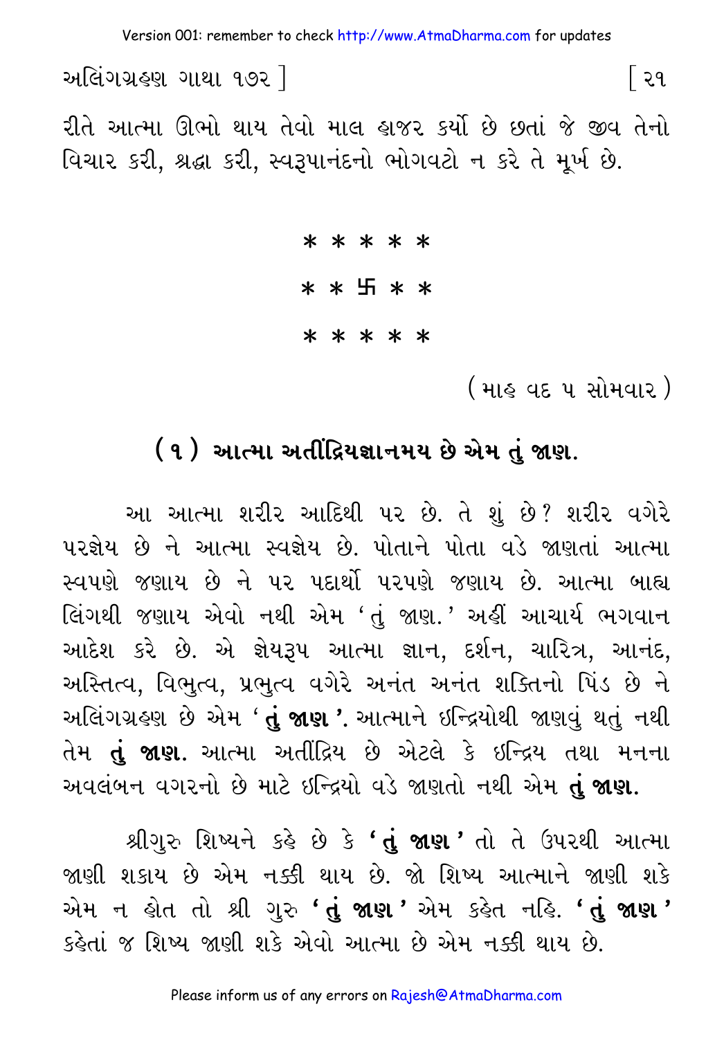રીતે આત્મા ઊભો થાય તેવો માલ હાજર કર્યો છે છતાં જે જીવ તેનો વિચાર કરી, શ્રદ્ધા કરી, સ્વરૂપાનંદનો ભોગવટો ન કરે તે મૂર્ખ છે.

* * * * *

* * 卐 * *

* * * * *

(માહ વદ ૫ સોમવાર)

## (૧) આત્મા અતીંદ્રિયજ્ઞાનમય છે એમ તું જાણ.

આ આત્મા શરીર આદિથી પર છે. તે શું છે? શરીર વગેરે પરજ્ઞેય છે ને આત્મા સ્વજ્ઞેય છે. પોતાને પોતા વડે જાણતાં આત્મા સ્વપણે જણાય છે ને પર પદાર્થો પરપણે જણાય છે. આત્મા બાહ્ય લિંગથી જણાય એવો નથી એમ 'તું જાણ.' અહીં આચાર્ય ભગવાન આદેશ કરે છે. એ જ્ઞેયરૂપ આત્મા જ્ઞાન, દર્શન, ચારિત્ર, આનંદ, અસ્તિત્વ, વિભુત્વ, પ્રભુત્વ વગેરે અનંત અનંત શક્તિનો પિંડ છે ને અલિંગગ્રહણ છે એમ '**તું જાણ**'. આત્માને ઇન્દ્રિયોથી જાણવું થતું નથી તેમ **તું જાણ.** આત્મા અતીંદ્રિય છે એટલે કે ઇન્દ્રિય તથા મનના અવલંબન વગરનો છે માટે ઇન્દ્રિયો વડે જાણતો નથી એમ **તું જાણ.**

શ્રીગુરુ શિષ્યને કહે છે કે '**તું જાણ**' તો તે ઉપરથી આત્મા જાણી શકાય છે એમ નક્કી થાય છે. જો શિષ્ય આત્માને જાણી શકે એમ ન હોત તો શ્રી ગુરુ '**તું જાણ**' એમ કહેત નહિ. '**તું જાણ**' કહેતાં જ શિષ્ય જાણી શકે એવો આત્મા છે એમ નક્કી થાય છે.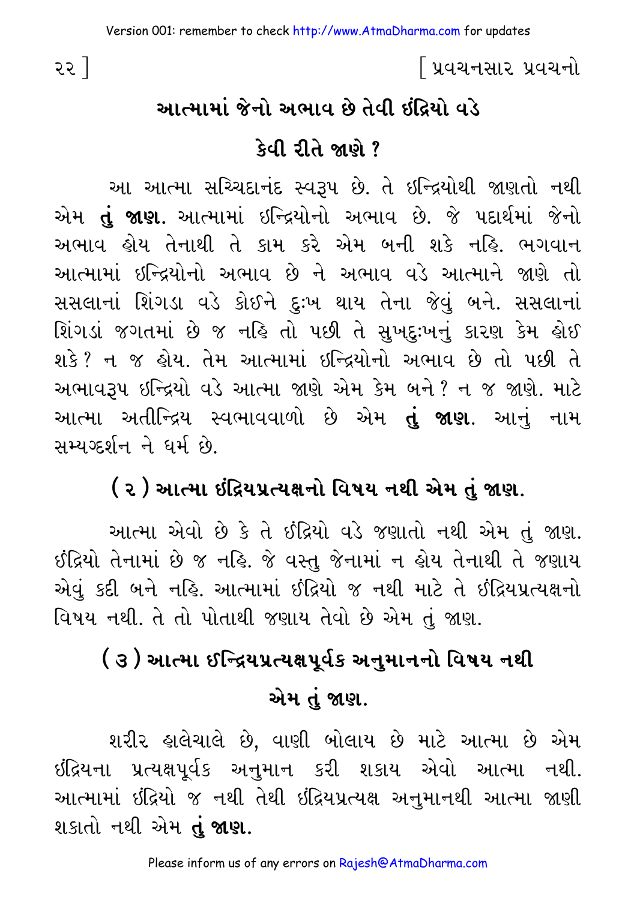## આત્મામાં જેનો અભાવ છે તેવી ઇંદ્રિયો વડે કેવી રીતે જાણે ?

આ આત્મા સચ્ચિદાનંદ સ્વરૂપ છે. તે ઇન્દ્રિયોથી જાણતો નથી એમ **તું જાણ.** આત્મામાં ઇન્દ્રિયોનો અભાવ છે. જે પદાર્થમાં જેનો અભાવ હોય તેનાથી તે કામ કરે એમ બની શકે નહિ. ભગવાન આત્મામાં ઇન્દ્રિયોનો અભાવ છે ને અભાવ વડે આત્માને જાણે તો સસલાનાં શિંગડા વડે કોઈને દુઃખ થાય તેના જેવું બને. સસલાનાં શિંગડાં જગતમાં છે જ નહિ તો પછી તે સુખદુઃખનું કારણ કેમ હોઈ શકે ? ન જ હોય. તેમ આત્મામાં ઇન્દ્રિયોનો અભાવ છે તો પછી તે અભાવરૂપ ઇન્દ્રિયો વડે આત્મા જાણે એમ કેમ બને ? ન જ જાણે. માટે આત્મા અતીન્દ્રિય સ્વભાવવાળો છે એમ **તું જાણ.** આનું નામ સમ્યગ્દર્શન ને ધર્મ છે.

## ( ૨ ) આત્મા ઇંદ્રિયપ્રત્યક્ષનો વિષય નથી એમ તું જાણ.

આત્મા એવો છે કે તે ઇંદ્રિયો વડે જણાતો નથી એમ તું જાણ. ઇંદ્રિયો તેનામાં છે જ નહિ. જે વસ્તુ જેનામાં ન હોય તેનાથી તે જણાય એવું કદી બને નહિ. આત્મામાં ઇંદ્રિયો જ નથી માટે તે ઇંદ્રિયપ્રત્યક્ષનો વિષય નથી. તે તો પોતાથી જણાય તેવો છે એમ તું જાણ.

## ( ૩ ) આત્મા ઇન્દ્રિયપ્રત્યક્ષપૂર્વક અનુમાનનો વિષય નથી એમ તું જાણ.

શરીર હાલેચાલે છે, વાણી બોલાય છે માટે આત્મા છે એમ ઇંદ્રિયના પ્રત્યક્ષપૂર્વક અનુમાન કરી શકાય એવો આત્મા નથી. આત્મામાં ઇંદ્રિયો જ નથી તેથી ઇંદ્રિયપ્રત્યક્ષ અનુમાનથી આત્મા જાણી શકાતો નથી એમ **તું જાણ.**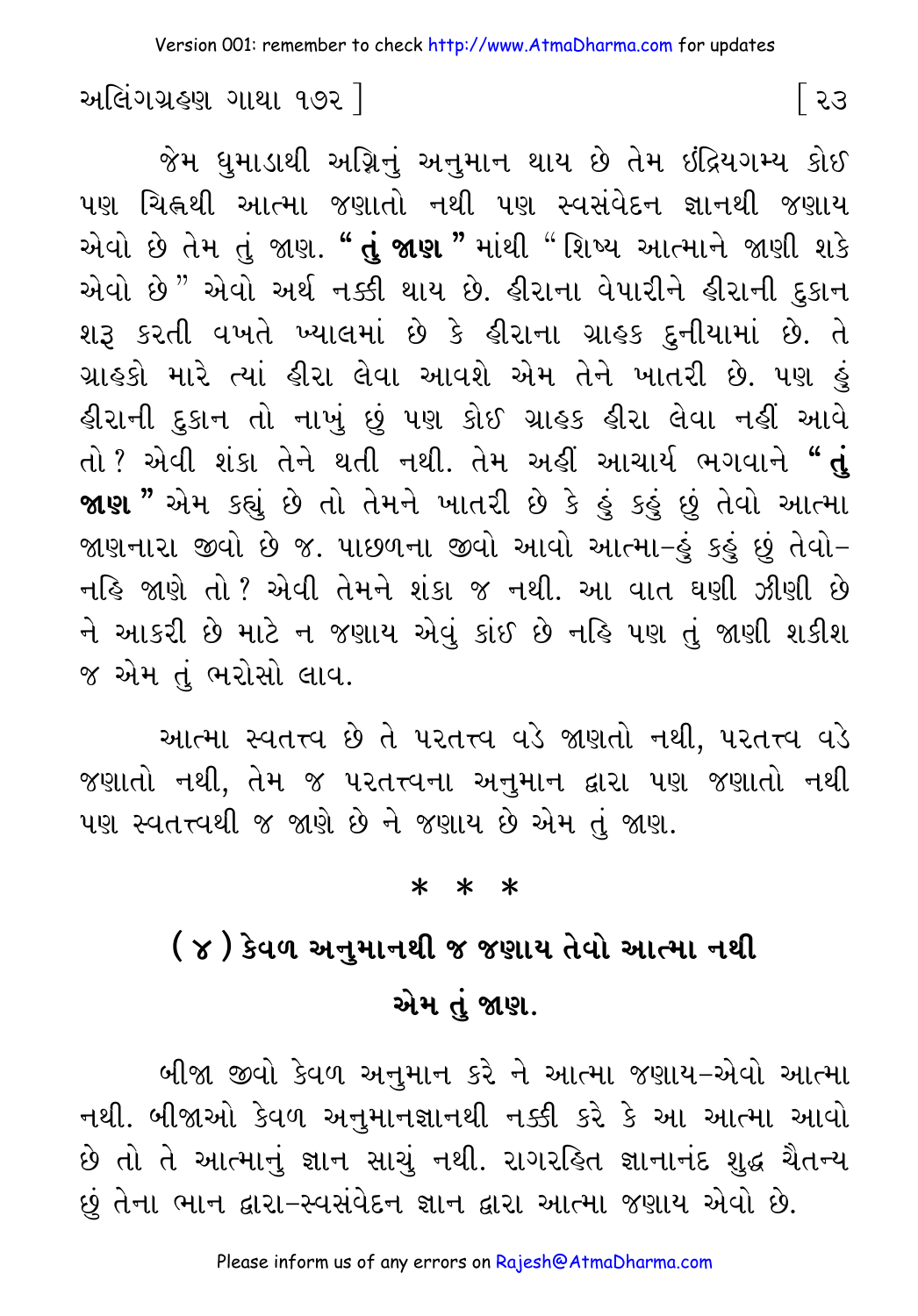જેમ ધુમાડાથી અગ્નિનું અનુમાન થાય છે તેમ ઇંદ્રિયગમ્ય કોઈ પણ ચિહ્નથી આત્મા જણાતો નથી પણ સ્વસંવેદન જ્ઞાનથી જણાય એવો છે તેમ તું જાણ. **“ તું જાણ ”** માંથી “ શિષ્ય આત્માને જાણી શકે એવો છે ” એવો અર્થ નક્કી થાય છે. હીરાના વેપારીને હીરાની દુકાન શરૂ કરતી વખતે ખ્યાલમાં છે કે હીરાના ગ્રાહક દુનીયામાં છે. તે ગ્રાહકો મારે ત્યાં હીરા લેવા આવશે એમ તેને ખાતરી છે. પણ હું હીરાની દુકાન તો નાખું છું પણ કોઈ ગ્રાહક હીરા લેવા નહીં આવે તો ? એવી શંકા તેને થતી નથી. તેમ અહીં આચાર્ય ભગવાને **“ તું જાણ ”** એમ કહ્યું છે તો તેમને ખાતરી છે કે હું કહું છું તેવો આત્મા જાણનારા જીવો છે જ. પાછળના જીવો આવો આત્મા-હું કહું છું તેવો- નહિ જાણે તો ? એવી તેમને શંકા જ નથી. આ વાત ઘણી ઝીણી છે ને આકરી છે માટે ન જણાય એવું કાંઈ છે નહિ પણ તું જાણી શકીશ જ એમ તું ભરોસો લાવ.

આત્મા સ્વતત્ત્વ છે તે પરતત્ત્વ વડે જાણતો નથી, પરતત્ત્વ વડે જણાતો નથી, તેમ જ પરતત્ત્વના અનુમાન દ્વારા પણ જણાતો નથી પણ સ્વતત્ત્વથી જ જાણે છે ને જણાય છે એમ તું જાણ.

\* \* \*

## ( ૪ ) કેવળ અનુમાનથી જ જણાય તેવો આત્મા નથી એમ તું જાણ.

બીજા જીવો કેવળ અનુમાન કરે ને આત્મા જણાય-એવો આત્મા નથી. બીજાઓ કેવળ અનુમાનજ્ઞાનથી નક્કી કરે કે આ આત્મા આવો છે તો તે આત્માનું જ્ઞાન સાચું નથી. રાગરહિત જ્ઞાનાનંદ શુદ્ધ ચૈતન્ય છું તેના ભાન દ્વારા-સ્વસંવેદન જ્ઞાન દ્વારા આત્મા જણાય એવો છે.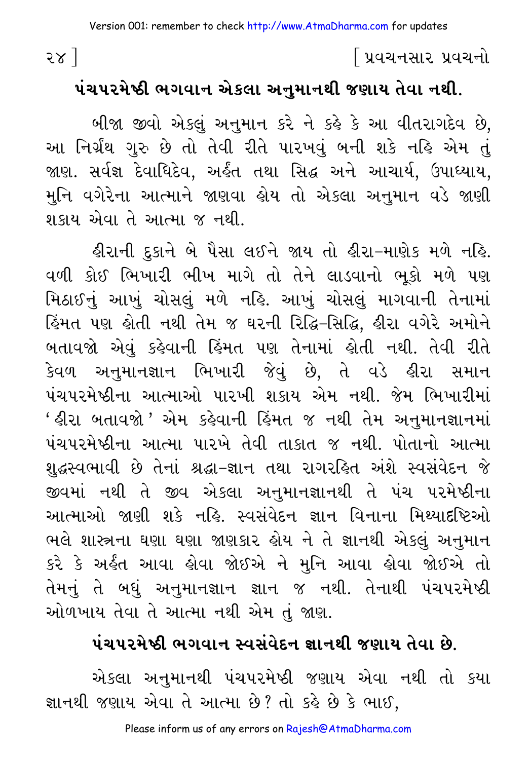## પંચપરમેષ્ઠી ભગવાન એકલા અનુમાનથી જણાય તેવા નથી.

બીજા જીવો એકલું અનુમાન કરે ને કહે કે આ વીતરાગદેવ છે, આ નિર્ગ્રંથ ગુરુ છે તો તેવી રીતે પારખવું બની શકે નહિ એમ તું જાણ. સર્વજ્ઞ દેવાધિદેવ, અર્હંત તથા સિદ્ધ અને આચાર્ય, ઉપાધ્યાય, મુનિ વગેરેના આત્માને જાણવા હોય તો એકલા અનુમાન વડે જાણી શકાય એવા તે આત્મા જ નથી.

હીરાની દુકાને બે પૈસા લઈને જાય તો હીરા–માણેક મળે નહિ. વળી કોઈ ભિખારી ભીખ માગે તો તેને લાડવાનો ભૂકો મળે પણ મિઠાઈનું આખું ચોસલું મળે નહિ. આખું ચોસલું માગવાની તેનામાં હિંમત પણ હોતી નથી તેમ જ ઘરની રિદ્ધિ-સિદ્ધિ, હીરા વગેરે અમોને બતાવજો એવું કહેવાની હિંમત પણ તેનામાં હોતી નથી. તેવી રીતે કેવળ અનુમાનજ્ઞાન ભિખારી જેવું છે, તે વડે હીરા સમાન પંચપરમેષ્ઠીના આત્માઓ પારખી શકાય એમ નથી. જેમ ભિખારીમાં 'હીરા બતાવજો' એમ કહેવાની હિંમત જ નથી તેમ અનુમાનજ્ઞાનમાં પંચપરમેષ્ઠીના આત્મા પારખે તેવી તાકાત જ નથી. પોતાનો આત્મા શુદ્ધસ્વભાવી છે તેનાં શ્રદ્ધા-જ્ઞાન તથા રાગરહિત અંશે સ્વસંવેદન જે જીવમાં નથી તે જીવ એકલા અનુમાનજ્ઞાનથી તે પંચ પરમેષ્ઠીના આત્માઓ જાણી શકે નહિ. સ્વસંવેદન જ્ઞાન વિનાના મિથ્યાદૃષ્ટિઓ ભલે શાસ્ત્રના ઘણા ઘણા જાણકાર હોય ને તે જ્ઞાનથી એકલું અનુમાન કરે કે અર્હંત આવા હોવા જોઈએ ને મુનિ આવા હોવા જોઈએ તો તેમનું તે બધું અનુમાનજ્ઞાન જ્ઞાન જ નથી. તેનાથી પંચપરમેષ્ઠી ઓળખાય તેવા તે આત્મા નથી એમ તું જાણ.

## પંચપરમેષ્ઠી ભગવાન સ્વસંવેદન જ્ઞાનથી જણાય તેવા છે.

એકલા અનુમાનથી પંચપરમેષ્ઠી જણાય એવા નથી તો કયા જ્ઞાનથી જણાય એવા તે આત્મા છે? તો કહે છે કે ભાઈ,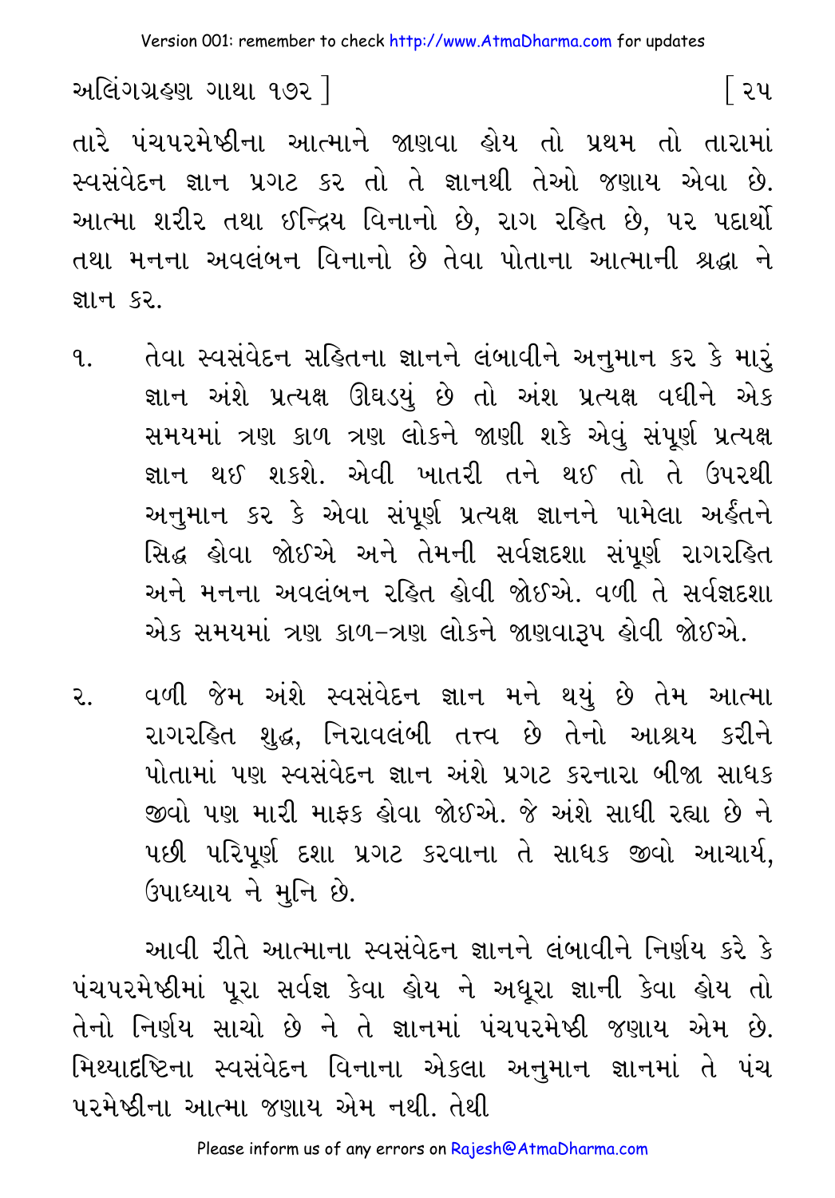તારે પંચપરમેષ્ઠીના આત્માને જાણવા હોય તો પ્રથમ તો તારામાં સ્વસંવેદન જ્ઞાન પ્રગટ કર તો તે જ્ઞાનથી તેઓ જણાય એવા છે. આત્મા શરીર તથા ઈન્દ્રિય વિનાનો છે, રાગ રહિત છે, પર પદાર્થો તથા મનના અવલંબન વિનાનો છે તેવા પોતાના આત્માની શ્રદ્ધા ને જ્ઞાન કર.

૧. તેવા સ્વસંવેદન સહિતના જ્ઞાનને લંબાવીને અનુમાન કર કે મારું જ્ઞાન અંશે પ્રત્યક્ષ ઊઘડ્યું છે તો અંશ પ્રત્યક્ષ વધીને એક સમયમાં ત્રણ કાળ ત્રણ લોકને જાણી શકે એવું સંપૂર્ણ પ્રત્યક્ષ જ્ઞાન થઈ શકશે. એવી ખાતરી તને થઈ તો તે ઉપરથી અનુમાન કર કે એવા સંપૂર્ણ પ્રત્યક્ષ જ્ઞાનને પામેલા અર્હંતને સિદ્ધ હોવા જોઈએ અને તેમની સર્વજ્ઞદશા સંપૂર્ણ રાગરહિત અને મનના અવલંબન રહિત હોવી જોઈએ. વળી તે સર્વજ્ઞદશા એક સમયમાં ત્રણ કાળ-ત્રણ લોકને જાણવારૂપ હોવી જોઈએ.

૨. વળી જેમ અંશે સ્વસંવેદન જ્ઞાન મને થયું છે તેમ આત્મા રાગરહિત શુદ્ધ, નિરાવલંબી તત્ત્વ છે તેનો આશ્રય કરીને પોતામાં પણ સ્વસંવેદન જ્ઞાન અંશે પ્રગટ કરનારા બીજા સાધક જીવો પણ મારી માફક હોવા જોઈએ. જે અંશે સાધી રહ્યા છે ને પછી પરિપૂર્ણ દશા પ્રગટ કરવાના તે સાધક જીવો આચાર્ય, ઉપાધ્યાય ને મુનિ છે.

આવી રીતે આત્માના સ્વસંવેદન જ્ઞાનને લંબાવીને નિર્ણય કરે કે પંચપરમેષ્ઠીમાં પૂરા સર્વજ્ઞ કેવા હોય ને અધૂરા જ્ઞાની કેવા હોય તો તેનો નિર્ણય સાચો છે ને તે જ્ઞાનમાં પંચપરમેષ્ઠી જણાય એમ છે. મિથ્યાદષ્ટિના સ્વસંવેદન વિનાના એકલા અનુમાન જ્ઞાનમાં તે પંચ પરમેષ્ઠીના આત્મા જણાય એમ નથી. તેથી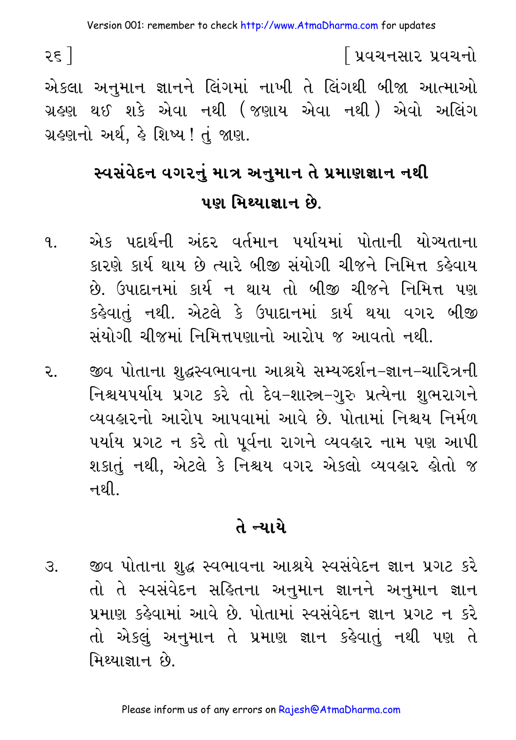એકલા અનુમાન જ્ઞાનને લિંગમાં નાખી તે લિંગથી બીજા આત્માઓ ગ્રહણ થઈ શકે એવા નથી (જણાય એવા નથી) એવો અલિંગ ગ્રહણનો અર્થ, હે શિષ્ય! તું જાણ.

## સ્વસંવેદન વગરનું માત્ર અનુમાન તે પ્રમાણજ્ઞાન નથી પણ મિથ્યાજ્ઞાન છે.

૧. એક પદાર્થની અંદર વર્તમાન પર્યાયમાં પોતાની યોગ્યતાના કારણે કાર્ય થાય છે ત્યારે બીજી સંયોગી ચીજને નિમિત્ત કહેવાય છે. ઉપાદાનમાં કાર્ય ન થાય તો બીજી ચીજને નિમિત્ત પણ કહેવાતું નથી. એટલે કે ઉપાદાનમાં કાર્ય થયા વગર બીજી સંયોગી ચીજમાં નિમિત્તપણાનો આરોપ જ આવતો નથી.

૨. જીવ પોતાના શુદ્ધસ્વભાવના આશ્રયે સમ્યગ્દર્શન-જ્ઞાન-ચારિત્રની નિશ્ચયપર્યાય પ્રગટ કરે તો દેવ-શાસ્ત્ર-ગુરુ પ્રત્યેના શુભરાગને વ્યવહારનો આરોપ આપવામાં આવે છે. પોતામાં નિશ્ચય નિર્મળ પર્યાય પ્રગટ ન કરે તો પૂર્વના રાગને વ્યવહાર નામ પણ આપી શકાતું નથી, એટલે કે નિશ્ચય વગર એકલો વ્યવહાર હોતો જ નથી.

## તે ન્યાયે

૩. જીવ પોતાના શુદ્ધ સ્વભાવના આશ્રયે સ્વસંવેદન જ્ઞાન પ્રગટ કરે તો તે સ્વસંવેદન સહિતના અનુમાન જ્ઞાનને અનુમાન જ્ઞાન પ્રમાણ કહેવામાં આવે છે. પોતામાં સ્વસંવેદન જ્ઞાન પ્રગટ ન કરે તો એકલું અનુમાન તે પ્રમાણ જ્ઞાન કહેવાતું નથી પણ તે મિથ્યાજ્ઞાન છે.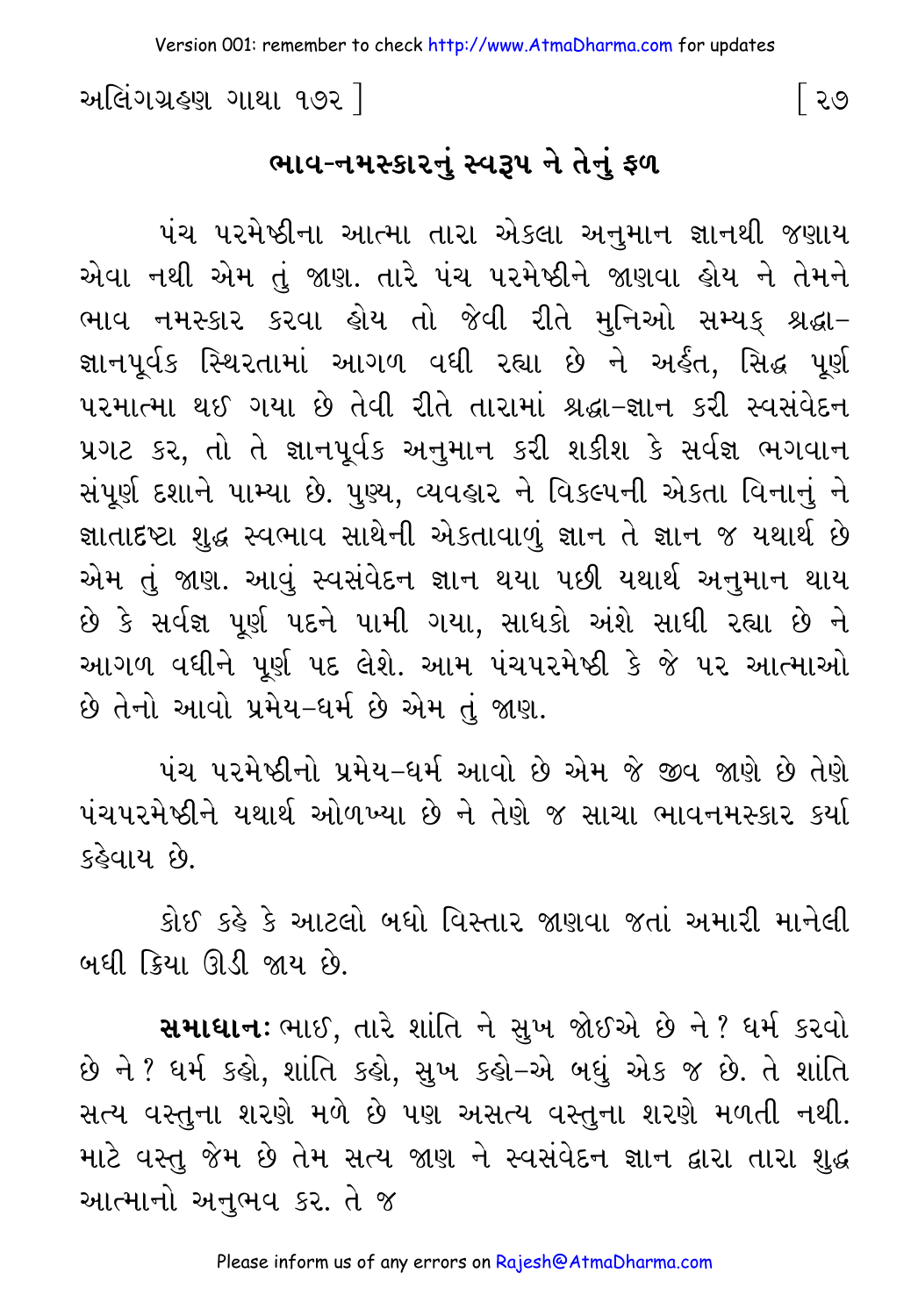## ભાવ-નમસ્કારનું સ્વરૂપ ને તેનું ફળ

પંચ પરમેષ્ઠીના આત્મા તારા એકલા અનુમાન જ્ઞાનથી જણાય એવા નથી એમ તું જાણ. તારે પંચ પરમેષ્ઠીને જાણવા હોય ને તેમને ભાવ નમસ્કાર કરવા હોય તો જેવી રીતે મુનિઓ સમ્યક્ શ્રદ્ધા-જ્ઞાનપૂર્વક સ્થિરતામાં આગળ વધી રહ્યા છે ને અર્હંત, સિદ્ધ પૂર્ણ પરમાત્મા થઈ ગયા છે તેવી રીતે તારામાં શ્રદ્ધા-જ્ઞાન કરી સ્વસંવેદન પ્રગટ કર, તો તે જ્ઞાનપૂર્વક અનુમાન કરી શકીશ કે સર્વજ્ઞ ભગવાન સંપૂર્ણ દશાને પામ્યા છે. પુણ્ય, વ્યવહાર ને વિકલ્પની એકતા વિનાનું ને જ્ઞાતાદૃષ્ટા શુદ્ધ સ્વભાવ સાથેની એકતાવાળું જ્ઞાન તે જ્ઞાન જ યથાર્થ છે એમ તું જાણ. આવું સ્વસંવેદન જ્ઞાન થયા પછી યથાર્થ અનુમાન થાય છે કે સર્વજ્ઞ પૂર્ણ પદને પામી ગયા, સાધકો અંશે સાધી રહ્યા છે ને આગળ વધીને પૂર્ણ પદ લેશે. આમ પંચપરમેષ્ઠી કે જે પર આત્માઓ છે તેનો આવો પ્રમેય-ધર્મ છે એમ તું જાણ.

પંચ પરમેષ્ઠીનો પ્રમેય-ધર્મ આવો છે એમ જે જીવ જાણે છે તેણે પંચપરમેષ્ઠીને યથાર્થ ઓળખ્યા છે ને તેણે જ સાચા ભાવનમસ્કાર કર્યા કહેવાય છે.

કોઈ કહે કે આટલો બધો વિસ્તાર જાણવા જતાં અમારી માનેલી બધી ક્રિયા ઊડી જાય છે.

**સમાધાનઃ** ભાઈ, તારે શાંતિ ને સુખ જોઈએ છે ને? ધર્મ કરવો છે ને? ધર્મ કહો, શાંતિ કહો, સુખ કહો-એ બધું એક જ છે. તે શાંતિ સત્ય વસ્તુના શરણે મળે છે પણ અસત્ય વસ્તુના શરણે મળતી નથી. માટે વસ્તુ જેમ છે તેમ સત્ય જાણ ને સ્વસંવેદન જ્ઞાન દ્વારા તારા શુદ્ધ આત્માનો અનુભવ કર. તે જ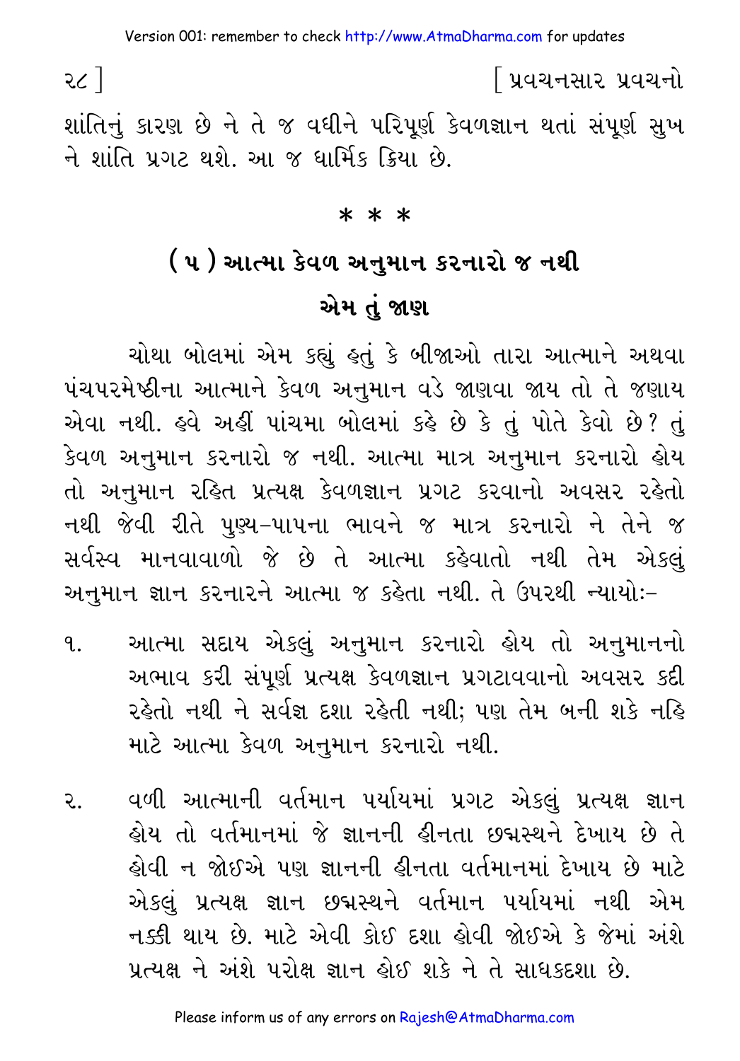શાંતિનું કારણ છે ને તે જ વધીને પરિપૂર્ણ કેવળજ્ઞાન થતાં સંપૂર્ણ સુખ ને શાંતિ પ્રગટ થશે. આ જ ધાર્મિક ક્રિયા છે.

\* \* \*

## ( ૫ ) આત્મા કેવળ અનુમાન કરનારો જ નથી એમ તું જાણ

ચોથા બોલમાં એમ કહ્યું હતું કે બીજાઓ તારા આત્માને અથવા પંચપરમેષ્ઠીના આત્માને કેવળ અનુમાન વડે જાણવા જાય તો તે જણાય એવા નથી. હવે અહીં પાંચમા બોલમાં કહે છે કે તું પોતે કેવો છે? તું કેવળ અનુમાન કરનારો જ નથી. આત્મા માત્ર અનુમાન કરનારો હોય તો અનુમાન રહિત પ્રત્યક્ષ કેવળજ્ઞાન પ્રગટ કરવાનો અવસર રહેતો નથી જેવી રીતે પુણ્ય-પાપના ભાવને જ માત્ર કરનારો ને તેને જ સર્વસ્વ માનવાવાળો જે છે તે આત્મા કહેવાતો નથી તેમ એકલું અનુમાન જ્ઞાન કરનારને આત્મા જ કહેતા નથી. તે ઉપરથી ન્યાયોઃ-

૧. આત્મા સદાય એકલું અનુમાન કરનારો હોય તો અનુમાનનો અભાવ કરી સંપૂર્ણ પ્રત્યક્ષ કેવળજ્ઞાન પ્રગટાવવાનો અવસર કદી રહેતો નથી ને સર્વજ્ઞ દશા રહેતી નથી; પણ તેમ બની શકે નહિ માટે આત્મા કેવળ અનુમાન કરનારો નથી.

૨. વળી આત્માની વર્તમાન પર્યાયમાં પ્રગટ એકલું પ્રત્યક્ષ જ્ઞાન હોય તો વર્તમાનમાં જે જ્ઞાનની હીનતા છદ્મસ્થને દેખાય છે તે હોવી ન જોઈએ પણ જ્ઞાનની હીનતા વર્તમાનમાં દેખાય છે માટે એકલું પ્રત્યક્ષ જ્ઞાન છદ્મસ્થને વર્તમાન પર્યાયમાં નથી એમ નક્કી થાય છે. માટે એવી કોઈ દશા હોવી જોઈએ કે જેમાં અંશે પ્રત્યક્ષ ને અંશે પરોક્ષ જ્ઞાન હોઈ શકે ને તે સાધકદશા છે.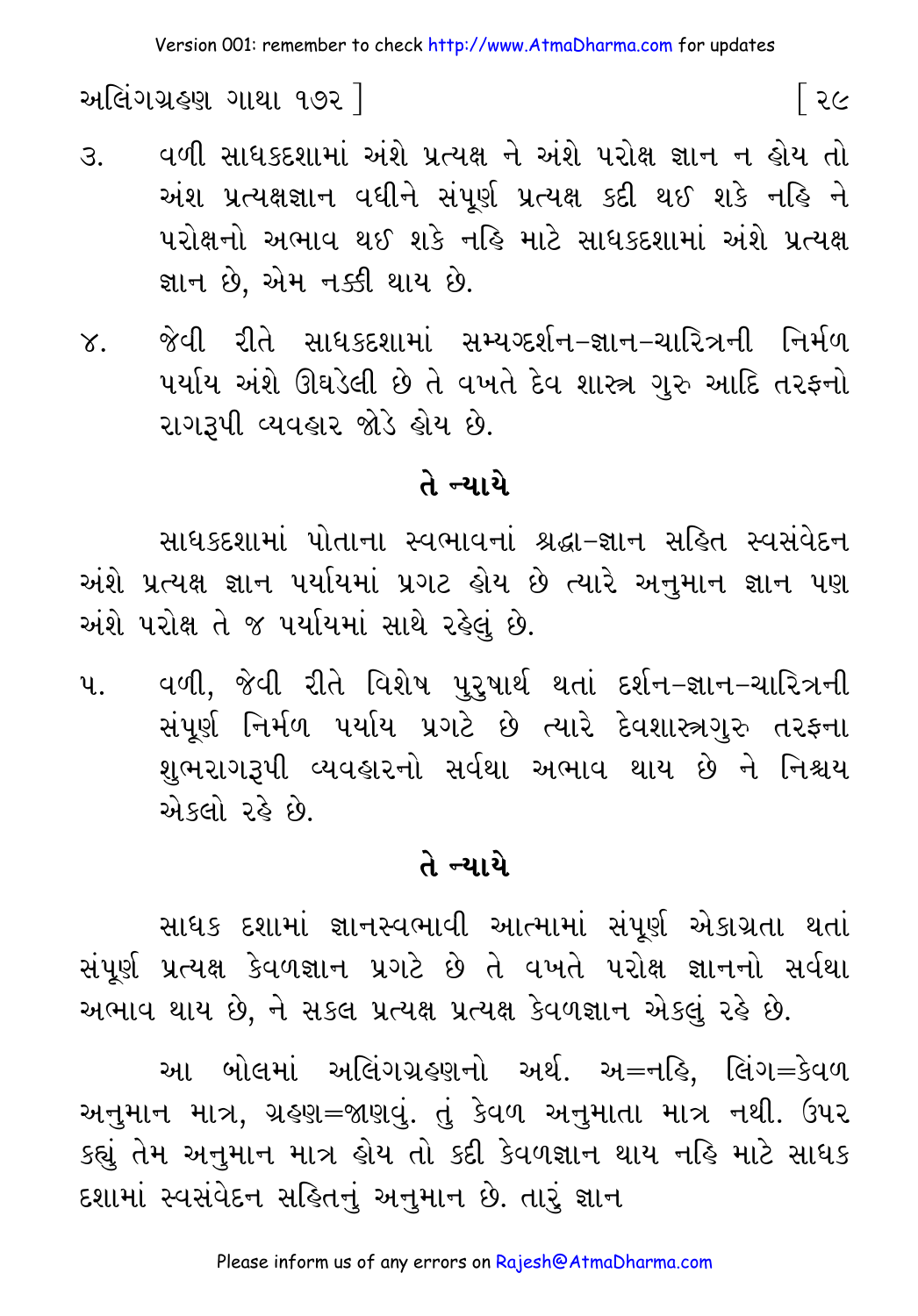૩. વળી સાધકદશામાં અંશે પ્રત્યક્ષ ને અંશે પરોક્ષ જ્ઞાન ન હોય તો અંશ પ્રત્યક્ષજ્ઞાન વધીને સંપૂર્ણ પ્રત્યક્ષ કદી થઈ શકે નહિ ને પરોક્ષનો અભાવ થઈ શકે નહિ માટે સાધકદશામાં અંશે પ્રત્યક્ષ જ્ઞાન છે, એમ નક્કી થાય છે.

૪. જેવી રીતે સાધકદશામાં સમ્યગ્દર્શન-જ્ઞાન-ચારિત્રની નિર્મળ પર્યાય અંશે ઊઘડેલી છે તે વખતે દેવ શાસ્ત્ર ગુરુ આદિ તરફનો રાગરૂપી વ્યવહાર જોડે હોય છે.

## તે ન્યાયે

સાધકદશામાં પોતાના સ્વભાવનાં શ્રદ્ધા-જ્ઞાન સહિત સ્વસંવેદન અંશે પ્રત્યક્ષ જ્ઞાન પર્યાયમાં પ્રગટ હોય છે ત્યારે અનુમાન જ્ઞાન પણ અંશે પરોક્ષ તે જ પર્યાયમાં સાથે રહેલું છે.

૫. વળી, જેવી રીતે વિશેષ પુરુષાર્થ થતાં દર્શન-જ્ઞાન-ચારિત્રની સંપૂર્ણ નિર્મળ પર્યાય પ્રગટે છે ત્યારે દેવશાસ્ત્રગુરુ તરફના શુભરાગરૂપી વ્યવહારનો સર્વથા અભાવ થાય છે ને નિશ્ચય એકલો રહે છે.

## તે ન્યાયે

સાધક દશામાં જ્ઞાનસ્વભાવી આત્મામાં સંપૂર્ણ એકાગ્રતા થતાં સંપૂર્ણ પ્રત્યક્ષ કેવળજ્ઞાન પ્રગટે છે તે વખતે પરોક્ષ જ્ઞાનનો સર્વથા અભાવ થાય છે, ને સકલ પ્રત્યક્ષ પ્રત્યક્ષ કેવળજ્ઞાન એકલું રહે છે.

આ બોલમાં અલિંગગ્રહણનો અર્થ. અ=નહિ, લિંગ=કેવળ અનુમાન માત્ર, ગ્રહણ=જાણવું. તું કેવળ અનુમાતા માત્ર નથી. ઉપર કહ્યું તેમ અનુમાન માત્ર હોય તો કદી કેવળજ્ઞાન થાય નહિ માટે સાધક દશામાં સ્વસંવેદન સહિતનું અનુમાન છે. તારું જ્ઞાન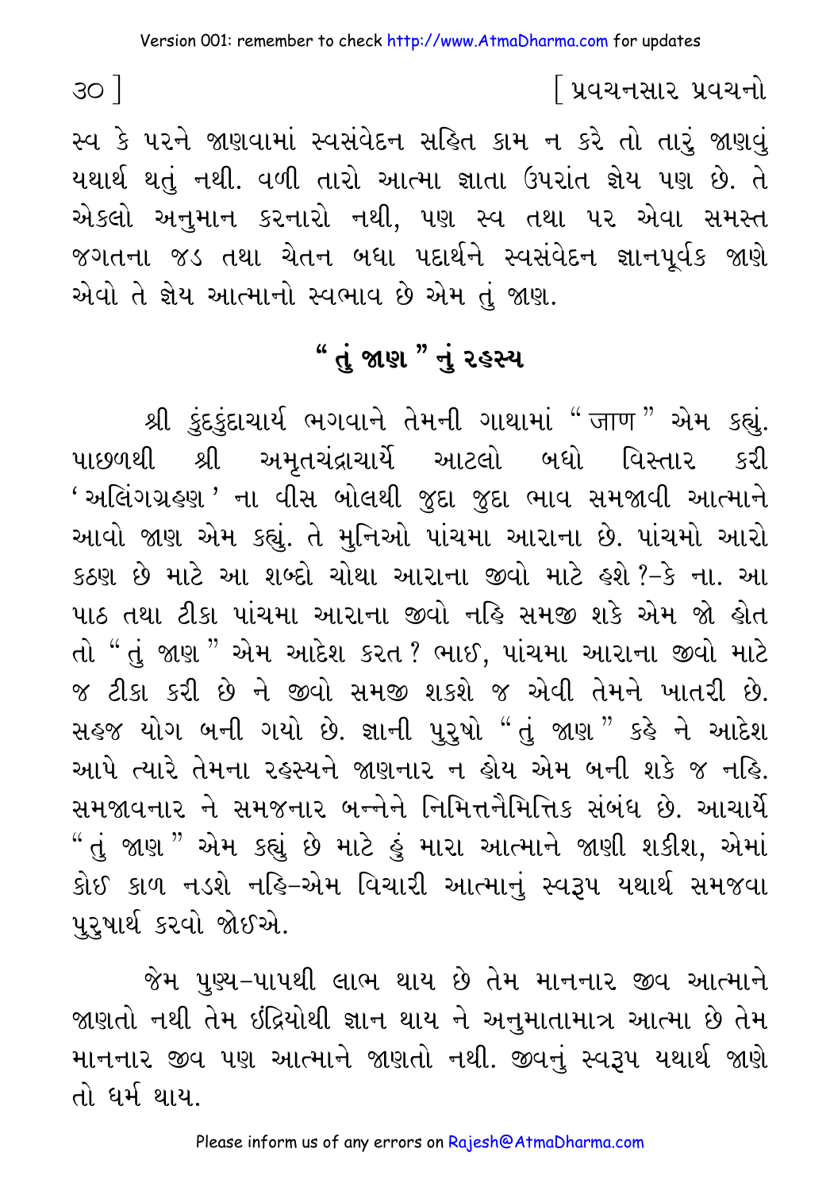સ્વ કે પરને જાણવામાં સ્વસંવેદન સહિત કામ ન કરે તો તારું જાણવું યથાર્થ થતું નથી. વળી તારો આત્મા જ્ઞાતા ઉપરાંત જ્ઞેય પણ છે. તે એકલો અનુમાન કરનારો નથી, પણ સ્વ તથા પર એવા સમસ્ત જગતના જડ તથા ચેતન બધા પદાર્થને સ્વસંવેદન જ્ઞાનપૂર્વક જાણે એવો તે જ્ઞેય આત્માનો સ્વભાવ છે એમ તું જાણ.

## " તું જાણ " નું રહસ્ય

શ્રી કુંદકુંદાચાર્ય ભગવાને તેમની ગાથામાં " जाण " એમ કહ્યું. પાછળથી શ્રી અમૃતચંદ્રાચાર્યે આટલો બધો વિસ્તાર કરી ' અલિંગગ્રહણ ' ના વીસ બોલથી જુદા જુદા ભાવ સમજાવી આત્માને આવો જાણ એમ કહ્યું. તે મુનિઓ પાંચમા આરાના છે. પાંચમો આરો કઠણ છે માટે આ શબ્દો ચોથા આરાના જીવો માટે હશે ?–કે ના. આ પાઠ તથા ટીકા પાંચમા આરાના જીવો નહિ સમજી શકે એમ જો હોત તો " તું જાણ " એમ આદેશ કરત ? ભાઈ, પાંચમા આરાના જીવો માટે જ ટીકા કરી છે ને જીવો સમજી શકશે જ એવી તેમને ખાતરી છે. સહજ યોગ બની ગયો છે. જ્ઞાની પુરુષો " તું જાણ " કહે ને આદેશ આપે ત્યારે તેમના રહસ્યને જાણનાર ન હોય એમ બની શકે જ નહિ. સમજાવનાર ને સમજનાર બન્નેને નિમિત્તનૈમિત્તિક સંબંધ છે. આચાર્યે " તું જાણ " એમ કહ્યું છે માટે હું મારા આત્માને જાણી શકીશ, એમાં કોઈ કાળ નડશે નહિ–એમ વિચારી આત્માનું સ્વરૂપ યથાર્થ સમજવા પુરુષાર્થ કરવો જોઈએ.

જેમ પુણ્ય-પાપથી લાભ થાય છે તેમ માનનાર જીવ આત્માને જાણતો નથી તેમ ઇંદ્રિયોથી જ્ઞાન થાય ને અનુમાતામાત્ર આત્મા છે તેમ માનનાર જીવ પણ આત્માને જાણતો નથી. જીવનું સ્વરૂપ યથાર્થ જાણે તો ધર્મ થાય.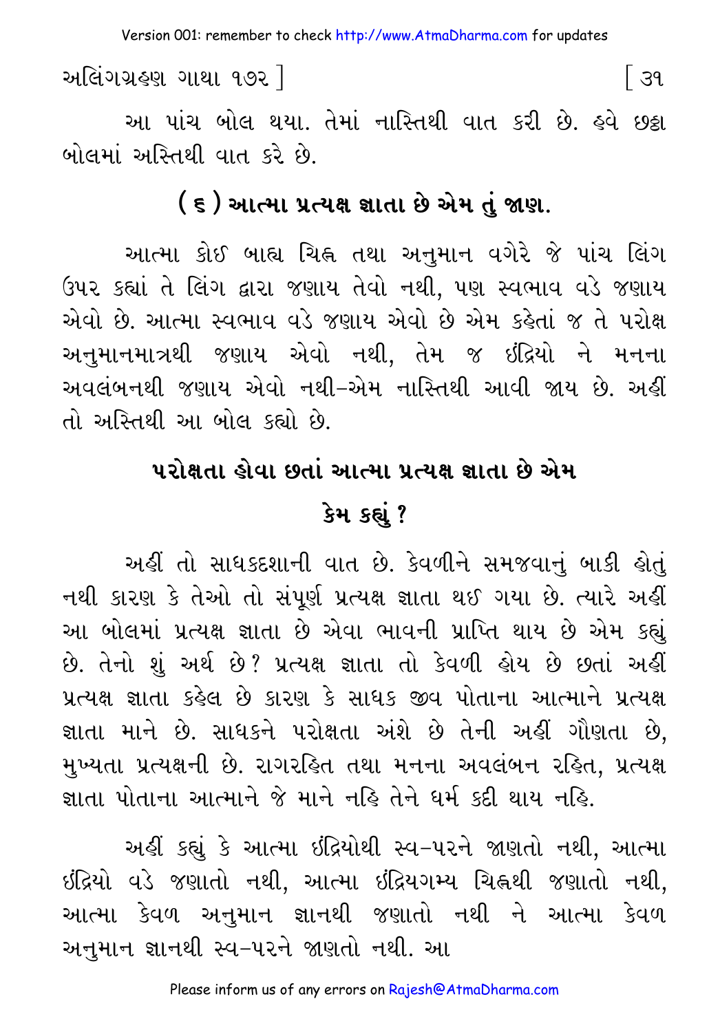આ પાંચ બોલ થયા. તેમાં નાસ્તિથી વાત કરી છે. હવે છઠ્ઠા બોલમાં અસ્તિથી વાત કરે છે.

## ( ૬ ) આત્મા પ્રત્યક્ષ જ્ઞાતા છે એમ તું જાણ.

આત્મા કોઈ બાહ્ય ચિહ્ન તથા અનુમાન વગેરે જે પાંચ લિંગ ઉપર કહ્યાં તે લિંગ દ્વારા જણાય તેવો નથી, પણ સ્વભાવ વડે જણાય એવો છે. આત્મા સ્વભાવ વડે જણાય એવો છે એમ કહેતાં જ તે પરોક્ષ અનુમાનમાત્રથી જણાય એવો નથી, તેમ જ ઇંદ્રિયો ને મનના અવલંબનથી જણાય એવો નથી-એમ નાસ્તિથી આવી જાય છે. અહીં તો અસ્તિથી આ બોલ કહ્યો છે.

## પરોક્ષતા હોવા છતાં આત્મા પ્રત્યક્ષ જ્ઞાતા છે એમ કેમ કહ્યું ?

અહીં તો સાધકદશાની વાત છે. કેવળીને સમજવાનું બાકી હોતું નથી કારણ કે તેઓ તો સંપૂર્ણ પ્રત્યક્ષ જ્ઞાતા થઈ ગયા છે. ત્યારે અહીં આ બોલમાં પ્રત્યક્ષ જ્ઞાતા છે એવા ભાવની પ્રાપ્તિ થાય છે એમ કહ્યું છે. તેનો શું અર્થ છે? પ્રત્યક્ષ જ્ઞાતા તો કેવળી હોય છે છતાં અહીં પ્રત્યક્ષ જ્ઞાતા કહેલ છે કારણ કે સાધક જીવ પોતાના આત્માને પ્રત્યક્ષ જ્ઞાતા માને છે. સાધકને પરોક્ષતા અંશે છે તેની અહીં ગૌણતા છે, મુખ્યતા પ્રત્યક્ષની છે. રાગરહિત તથા મનના અવલંબન રહિત, પ્રત્યક્ષ જ્ઞાતા પોતાના આત્માને જે માને નહિ તેને ધર્મ કદી થાય નહિ.

અહીં કહ્યું કે આત્મા ઇંદ્રિયોથી સ્વ-પરને જાણતો નથી, આત્મા ઇંદ્રિયો વડે જણાતો નથી, આત્મા ઇંદ્રિયગમ્ય ચિહ્નથી જણાતો નથી, આત્મા કેવળ અનુમાન જ્ઞાનથી જણાતો નથી ને આત્મા કેવળ અનુમાન જ્ઞાનથી સ્વ-પરને જાણતો નથી. આ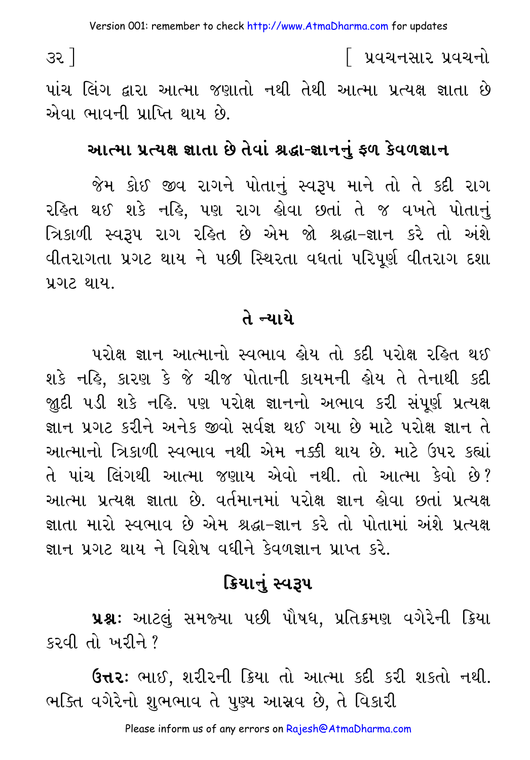પાંચ લિંગ દ્વારા આત્મા જણાતો નથી તેથી આત્મા પ્રત્યક્ષ જ્ઞાતા છે એવા ભાવની પ્રાપ્તિ થાય છે.

## આત્મા પ્રત્યક્ષ જ્ઞાતા છે તેવાં શ્રદ્ધા-જ્ઞાનનું ફળ કેવળજ્ઞાન

જેમ કોઈ જીવ રાગને પોતાનું સ્વરૂપ માને તો તે કદી રાગ રહિત થઈ શકે નહિ, પણ રાગ હોવા છતાં તે જ વખતે પોતાનું ત્રિકાળી સ્વરૂપ રાગ રહિત છે એમ જો શ્રદ્ધા-જ્ઞાન કરે તો અંશે વીતરાગતા પ્રગટ થાય ને પછી સ્થિરતા વધતાં પરિપૂર્ણ વીતરાગ દશા પ્રગટ થાય.

## તે ન્યાયે

પરોક્ષ જ્ઞાન આત્માનો સ્વભાવ હોય તો કદી પરોક્ષ રહિત થઈ શકે નહિ, કારણ કે જે ચીજ પોતાની કાયમની હોય તે તેનાથી કદી જુદી પડી શકે નહિ. પણ પરોક્ષ જ્ઞાનનો અભાવ કરી સંપૂર્ણ પ્રત્યક્ષ જ્ઞાન પ્રગટ કરીને અનેક જીવો સર્વજ્ઞ થઈ ગયા છે માટે પરોક્ષ જ્ઞાન તે આત્માનો ત્રિકાળી સ્વભાવ નથી એમ નક્કી થાય છે. માટે ઉપર કહ્યાં તે પાંચ લિંગથી આત્મા જણાય એવો નથી. તો આત્મા કેવો છે? આત્મા પ્રત્યક્ષ જ્ઞાતા છે. વર્તમાનમાં પરોક્ષ જ્ઞાન હોવા છતાં પ્રત્યક્ષ જ્ઞાતા મારો સ્વભાવ છે એમ શ્રદ્ધા-જ્ઞાન કરે તો પોતામાં અંશે પ્રત્યક્ષ જ્ઞાન પ્રગટ થાય ને વિશેષ વધીને કેવળજ્ઞાન પ્રાપ્ત કરે.

## ક્રિયાનું સ્વરૂપ

**પ્રશ્નઃ** આટલું સમજ્યા પછી પૌષધ, પ્રતિક્રમણ વગેરેની ક્રિયા કરવી તો ખરીને?

**ઉત્તરઃ** ભાઈ, શરીરની ક્રિયા તો આત્મા કદી કરી શકતો નથી. ભક્તિ વગેરેનો શુભભાવ તે પુણ્ય આસ્રવ છે, તે વિકારી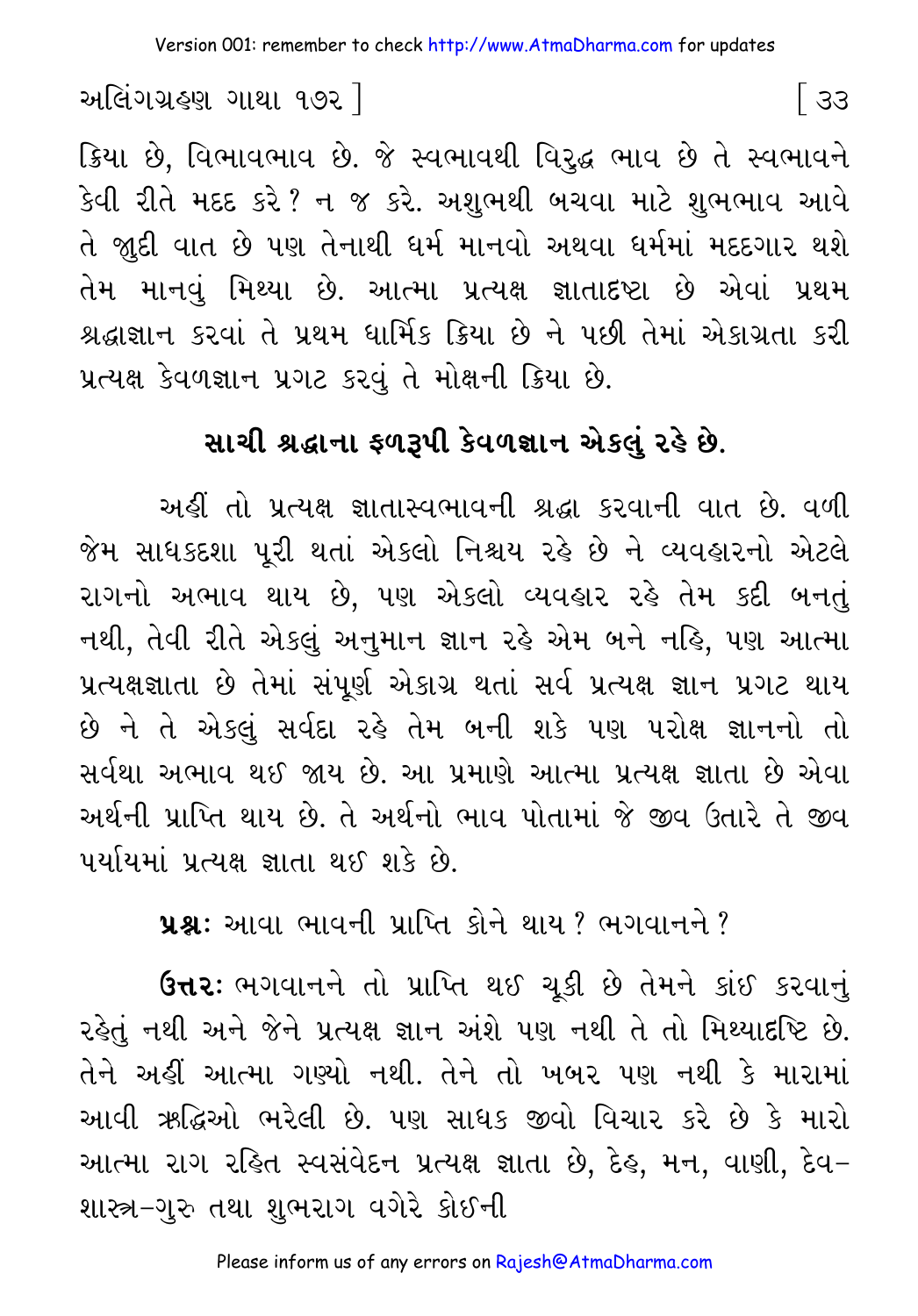ક્રિયા છે, વિભાવભાવ છે. જે સ્વભાવથી વિરુદ્ધ ભાવ છે તે સ્વભાવને કેવી રીતે મદદ કરે? ન જ કરે. અશુભથી બચવા માટે શુભભાવ આવે તે જુદી વાત છે પણ તેનાથી ધર્મ માનવો અથવા ધર્મમાં મદદગાર થશે તેમ માનવું મિથ્યા છે. આત્મા પ્રત્યક્ષ જ્ઞાતાદષ્ટા છે એવાં પ્રથમ શ્રદ્ધાજ્ઞાન કરવાં તે પ્રથમ ધાર્મિક ક્રિયા છે ને પછી તેમાં એકાગ્રતા કરી પ્રત્યક્ષ કેવળજ્ઞાન પ્રગટ કરવું તે મોક્ષની ક્રિયા છે.

## સાચી શ્રદ્ધાના ફળરૂપી કેવળજ્ઞાન એકલું રહે છે.

અહીં તો પ્રત્યક્ષ જ્ઞાતાસ્વભાવની શ્રદ્ધા કરવાની વાત છે. વળી જેમ સાધકદશા પૂરી થતાં એકલો નિશ્ચય રહે છે ને વ્યવહારનો એટલે રાગનો અભાવ થાય છે, પણ એકલો વ્યવહાર રહે તેમ કદી બનતું નથી, તેવી રીતે એકલું અનુમાન જ્ઞાન રહે એમ બને નહિ, પણ આત્મા પ્રત્યક્ષજ્ઞાતા છે તેમાં સંપૂર્ણ એકાગ્ર થતાં સર્વ પ્રત્યક્ષ જ્ઞાન પ્રગટ થાય છે ને તે એકલું સર્વદા રહે તેમ બની શકે પણ પરોક્ષ જ્ઞાનનો તો સર્વથા અભાવ થઈ જાય છે. આ પ્રમાણે આત્મા પ્રત્યક્ષ જ્ઞાતા છે એવા અર્થની પ્રાપ્તિ થાય છે. તે અર્થનો ભાવ પોતામાં જે જીવ ઉતારે તે જીવ પર્યાયમાં પ્રત્યક્ષ જ્ઞાતા થઈ શકે છે.

**પ્રશ્નઃ** આવા ભાવની પ્રાપ્તિ કોને થાય? ભગવાનને?

**ઉત્તરઃ** ભગવાનને તો પ્રાપ્તિ થઈ ચૂકી છે તેમને કાંઈ કરવાનું રહેતું નથી અને જેને પ્રત્યક્ષ જ્ઞાન અંશે પણ નથી તે તો મિથ્યાદષ્ટિ છે. તેને અહીં આત્મા ગણ્યો નથી. તેને તો ખબર પણ નથી કે મારામાં આવી ઋદ્ધિઓ ભરેલી છે. પણ સાધક જીવો વિચાર કરે છે કે મારો આત્મા રાગ રહિત સ્વસંવેદન પ્રત્યક્ષ જ્ઞાતા છે, દેહ, મન, વાણી, દેવ-શાસ્ત્ર-ગુરુ તથા શુભરાગ વગેરે કોઈની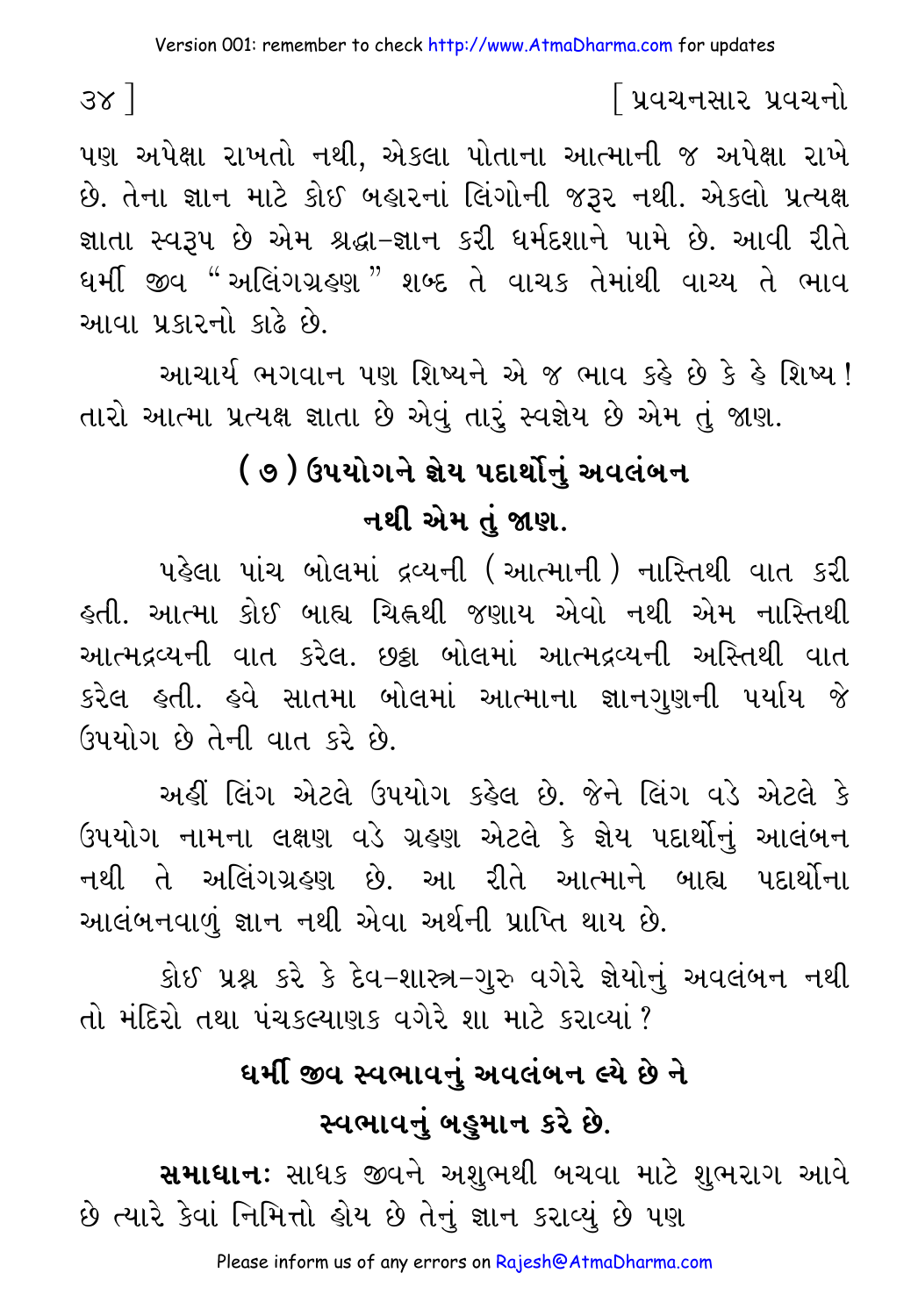પણ અપેક્ષા રાખતો નથી, એકલા પોતાના આત્માની જ અપેક્ષા રાખે છે. તેના જ્ઞાન માટે કોઈ બહારનાં લિંગોની જરૂર નથી. એકલો પ્રત્યક્ષ જ્ઞાતા સ્વરૂપ છે એમ શ્રદ્ધા-જ્ઞાન કરી ધર્મદશાને પામે છે. આવી રીતે ધર્મી જીવ "અલિંગગ્રહણ" શબ્દ તે વાચક તેમાંથી વાચ્ય તે ભાવ આવા પ્રકારનો કાઢે છે.

આચાર્ય ભગવાન પણ શિષ્યને એ જ ભાવ કહે છે કે હે શિષ્ય! તારો આત્મા પ્રત્યક્ષ જ્ઞાતા છે એવું તારું સ્વજ્ઞેય છે એમ તું જાણ.

## ( ૭ ) ઉપયોગને જ્ઞેય પદાર્થોનું અવલંબન નથી એમ તું જાણ.

પહેલા પાંચ બોલમાં દ્રવ્યની (આત્માની) નાસ્તિથી વાત કરી હતી. આત્મા કોઈ બાહ્ય ચિહ્નથી જણાય એવો નથી એમ નાસ્તિથી આત્મદ્રવ્યની વાત કરેલ. છઠ્ઠા બોલમાં આત્મદ્રવ્યની અસ્તિથી વાત કરેલ હતી. હવે સાતમા બોલમાં આત્માના જ્ઞાનગુણની પર્યાય જે ઉપયોગ છે તેની વાત કરે છે.

અહીં લિંગ એટલે ઉપયોગ કહેલ છે. જેને લિંગ વડે એટલે કે ઉપયોગ નામના લક્ષણ વડે ગ્રહણ એટલે કે જ્ઞેય પદાર્થોનું આલંબન નથી તે અલિંગગ્રહણ છે. આ રીતે આત્માને બાહ્ય પદાર્થોના આલંબનવાળું જ્ઞાન નથી એવા અર્થની પ્રાપ્તિ થાય છે.

કોઈ પ્રશ્ન કરે કે દેવ-શાસ્ત્ર-ગુરુ વગેરે જ્ઞેયોનું અવલંબન નથી તો મંદિરો તથા પંચકલ્યાણક વગેરે શા માટે કરાવ્યાં?

## ધર્મી જીવ સ્વભાવનું અવલંબન લ્યે છે ને સ્વભાવનું બહુમાન કરે છે.

**સમાધાનઃ** સાધક જીવને અશુભથી બચવા માટે શુભરાગ આવે છે ત્યારે કેવાં નિમિત્તો હોય છે તેનું જ્ઞાન કરાવ્યું છે પણ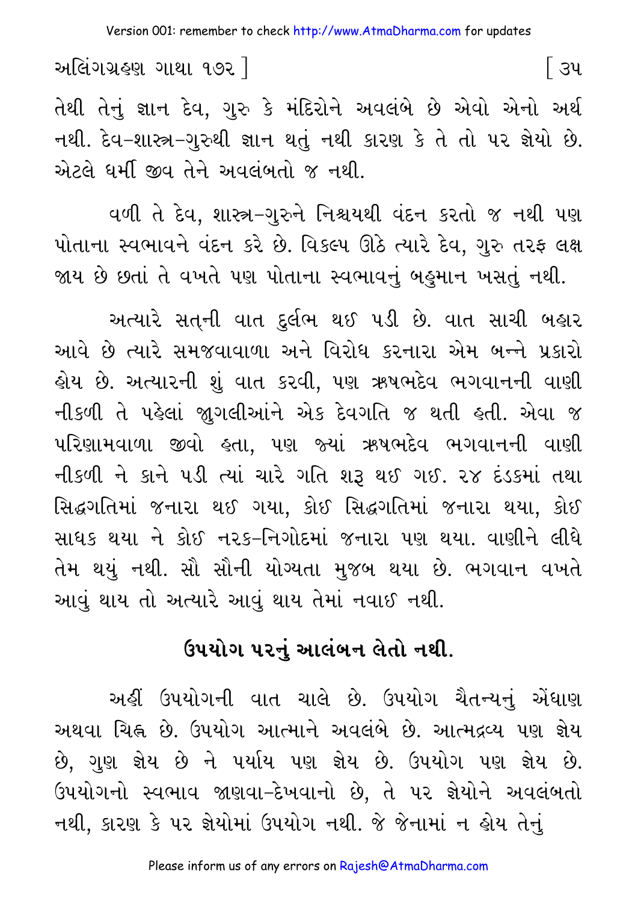તેથી તેનું જ્ઞાન દેવ, ગુરુ કે મંદિરોને અવલંબે છે એવો એનો અર્થ નથી. દેવ-શાસ્ત્ર-ગુરુથી જ્ઞાન થતું નથી કારણ કે તે તો પર જ્ઞેયો છે. એટલે ધર્મી જીવ તેને અવલંબતો જ નથી.

વળી તે દેવ, શાસ્ત્ર-ગુરુને નિશ્ચયથી વંદન કરતો જ નથી પણ પોતાના સ્વભાવને વંદન કરે છે. વિકલ્પ ઊઠે ત્યારે દેવ, ગુરુ તરફ લક્ષ જાય છે છતાં તે વખતે પણ પોતાના સ્વભાવનું બહુમાન ખસતું નથી.

અત્યારે સત્‌ની વાત દુર્લભ થઈ પડી છે. વાત સાચી બહાર આવે છે ત્યારે સમજવાવાળા અને વિરોધ કરનારા એમ બન્ને પ્રકારો હોય છે. અત્યારની શું વાત કરવી, પણ ઋષભદેવ ભગવાનની વાણી નીકળી તે પહેલાં જુગલીઆંને એક દેવગતિ જ થતી હતી. એવા જ પરિણામવાળા જીવો હતા, પણ જ્યાં ઋષભદેવ ભગવાનની વાણી નીકળી ને કાને પડી ત્યાં ચારે ગતિ શરૂ થઈ ગઈ. ૨૪ દંડકમાં તથા સિદ્ધગતિમાં જનારા થઈ ગયા, કોઈ સિદ્ધગતિમાં જનારા થયા, કોઈ સાધક થયા ને કોઈ નરક-નિગોદમાં જનારા પણ થયા. વાણીને લીધે તેમ થયું નથી. સૌ સૌની યોગ્યતા મુજબ થયા છે. ભગવાન વખતે આવું થાય તો અત્યારે આવું થાય તેમાં નવાઈ નથી.

## ઉપયોગ પરનું આલંબન લેતો નથી.

અહીં ઉપયોગની વાત ચાલે છે. ઉપયોગ ચૈતન્યનું એંધાણ અથવા ચિહ્ન છે. ઉપયોગ આત્માને અવલંબે છે. આત્મદ્રવ્ય પણ જ્ઞેય છે, ગુણ જ્ઞેય છે ને પર્યાય પણ જ્ઞેય છે. ઉપયોગ પણ જ્ઞેય છે. ઉપયોગનો સ્વભાવ જાણવા-દેખવાનો છે, તે પર જ્ઞેયોને અવલંબતો નથી, કારણ કે પર જ્ઞેયોમાં ઉપયોગ નથી. જે જેનામાં ન હોય તેનું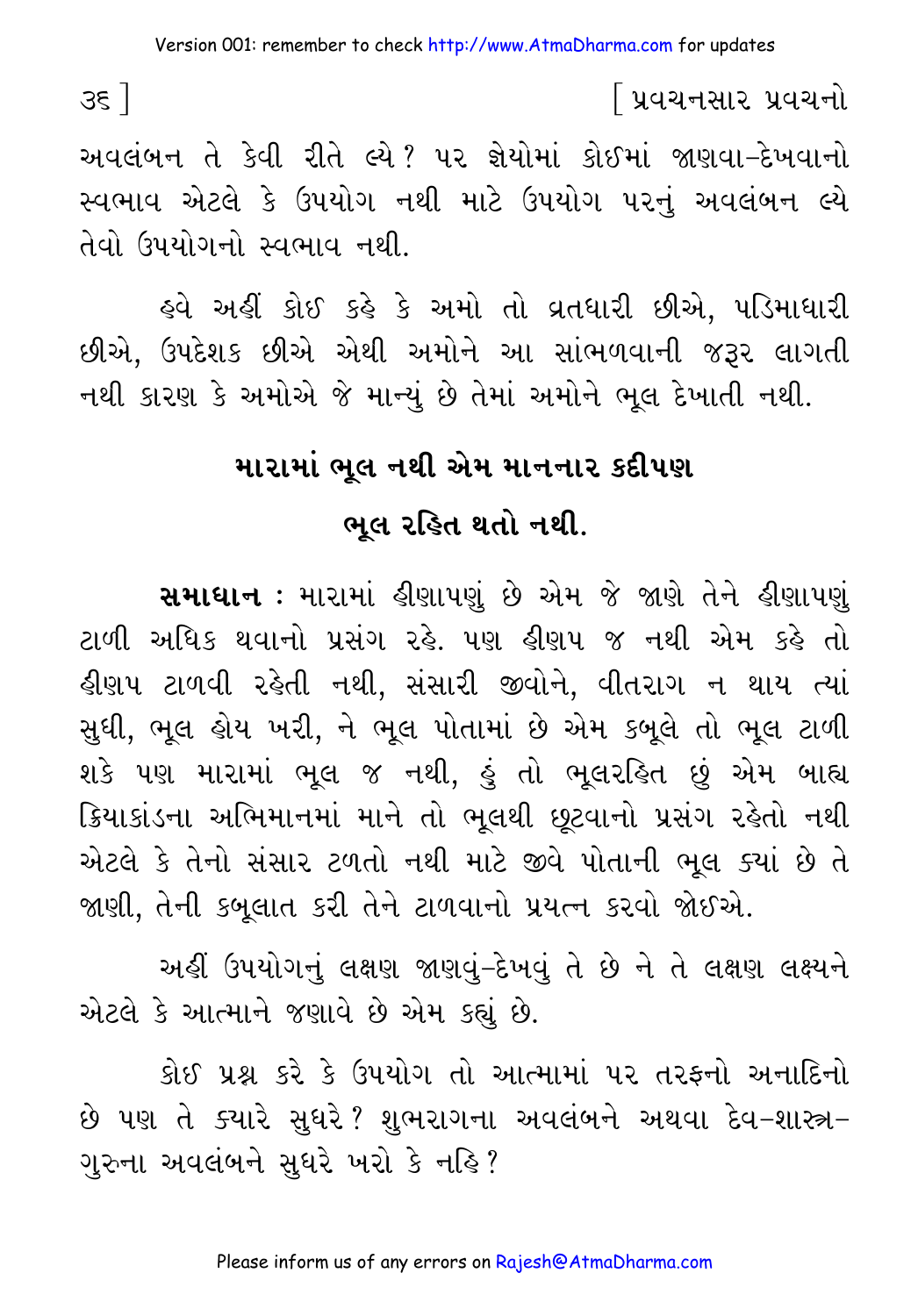અવલંબન તે કેવી રીતે લ્યે? પર જ્ઞેયોમાં કોઈમાં જાણવા-દેખવાનો સ્વભાવ એટલે કે ઉપયોગ નથી માટે ઉપયોગ પરનું અવલંબન લ્યે તેવો ઉપયોગનો સ્વભાવ નથી.

હવે અહીં કોઈ કહે કે અમો તો વ્રતધારી છીએ, પડિમાધારી છીએ, ઉપદેશક છીએ એથી અમોને આ સાંભળવાની જરૂર લાગતી નથી કારણ કે અમોએ જે માન્યું છે તેમાં અમોને ભૂલ દેખાતી નથી.

## મારામાં ભૂલ નથી એમ માનનાર કદીપણ ભૂલ રહિત થતો નથી.

**સમાધાન :** મારામાં હીણાપણું છે એમ જે જાણે તેને હીણાપણું ટાળી અધિક થવાનો પ્રસંગ રહે. પણ હીણપ જ નથી એમ કહે તો હીણપ ટાળવી રહેતી નથી, સંસારી જીવોને, વીતરાગ ન થાય ત્યાં સુધી, ભૂલ હોય ખરી, ને ભૂલ પોતામાં છે એમ કબૂલે તો ભૂલ ટાળી શકે પણ મારામાં ભૂલ જ નથી, હું તો ભૂલરહિત છું એમ બાહ્ય ક્રિયાકાંડના અભિમાનમાં માને તો ભૂલથી છૂટવાનો પ્રસંગ રહેતો નથી એટલે કે તેનો સંસાર ટળતો નથી માટે જીવે પોતાની ભૂલ ક્યાં છે તે જાણી, તેની કબૂલાત કરી તેને ટાળવાનો પ્રયત્ન કરવો જોઈએ.

અહીં ઉપયોગનું લક્ષણ જાણવું-દેખવું તે છે ને તે લક્ષણ લક્ષ્યને એટલે કે આત્માને જણાવે છે એમ કહ્યું છે.

કોઈ પ્રશ્ન કરે કે ઉપયોગ તો આત્મામાં પર તરફનો અનાદિનો છે પણ તે ક્યારે સુધરે? શુભરાગના અવલંબને અથવા દેવ-શાસ્ત્ર-ગુરુના અવલંબને સુધરે ખરો કે નહિ?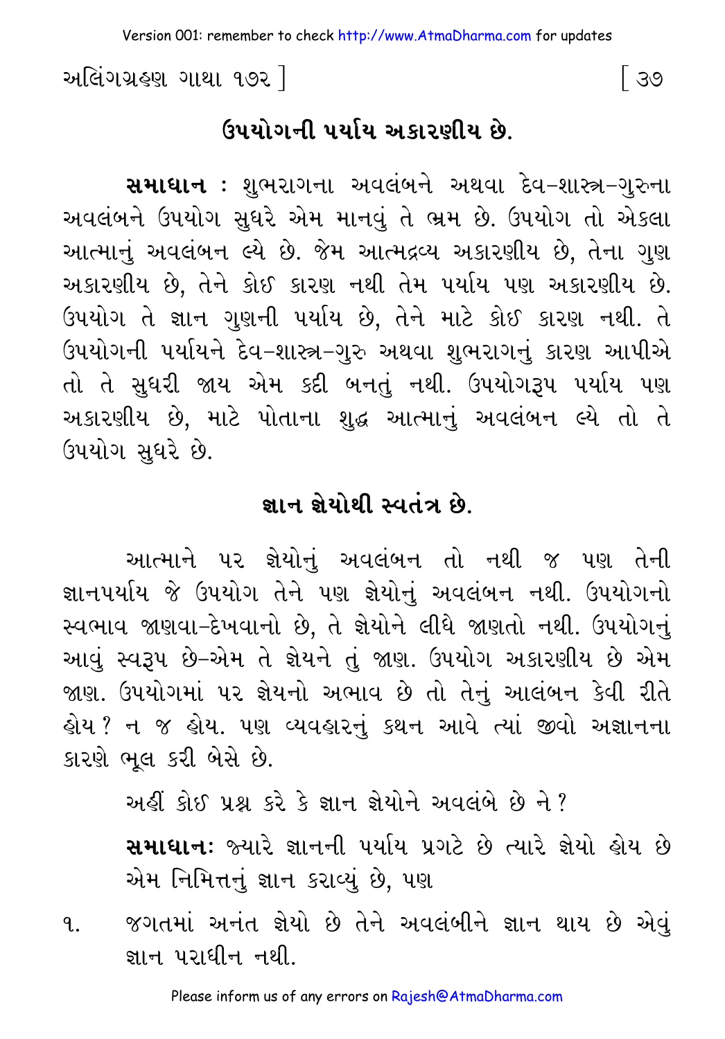## ઉપયોગની પર્યાય અકારણીય છે.

**સમાધાન** : શુભરાગના અવલંબને અથવા દેવ-શાસ્ત્ર-ગુરુના અવલંબને ઉપયોગ સુધરે એમ માનવું તે ભ્રમ છે. ઉપયોગ તો એકલા આત્માનું અવલંબન લ્યે છે. જેમ આત્મદ્રવ્ય અકારણીય છે, તેના ગુણ અકારણીય છે, તેને કોઈ કારણ નથી તેમ પર્યાય પણ અકારણીય છે. ઉપયોગ તે જ્ઞાન ગુણની પર્યાય છે, તેને માટે કોઈ કારણ નથી. તે ઉપયોગની પર્યાયને દેવ-શાસ્ત્ર-ગુરુ અથવા શુભરાગનું કારણ આપીએ તો તે સુધરી જાય એમ કદી બનતું નથી. ઉપયોગરૂપ પર્યાય પણ અકારણીય છે, માટે પોતાના શુદ્ધ આત્માનું અવલંબન લ્યે તો તે ઉપયોગ સુધરે છે.

## જ્ઞાન જ્ઞેયોથી સ્વતંત્ર છે.

આત્માને પર જ્ઞેયોનું અવલંબન તો નથી જ પણ તેની જ્ઞાનપર્યાય જે ઉપયોગ તેને પણ જ્ઞેયોનું અવલંબન નથી. ઉપયોગનો સ્વભાવ જાણવા-દેખવાનો છે, તે જ્ઞેયોને લીધે જાણતો નથી. ઉપયોગનું આવું સ્વરૂપ છે-એમ તે જ્ઞેયને તું જાણ. ઉપયોગ અકારણીય છે એમ જાણ. ઉપયોગમાં પર જ્ઞેયનો અભાવ છે તો તેનું આલંબન કેવી રીતે હોય? ન જ હોય. પણ વ્યવહારનું કથન આવે ત્યાં જીવો અજ્ઞાનના કારણે ભૂલ કરી બેસે છે.

અહીં કોઈ પ્રશ્ન કરે કે જ્ઞાન જ્ઞેયોને અવલંબે છે ને?

**સમાધાનઃ** જ્યારે જ્ઞાનની પર્યાય પ્રગટે છે ત્યારે જ્ઞેયો હોય છે એમ નિમિત્તનું જ્ઞાન કરાવ્યું છે, પણ

૧. જગતમાં અનંત જ્ઞેયો છે તેને અવલંબીને જ્ઞાન થાય છે એવું જ્ઞાન પરાધીન નથી.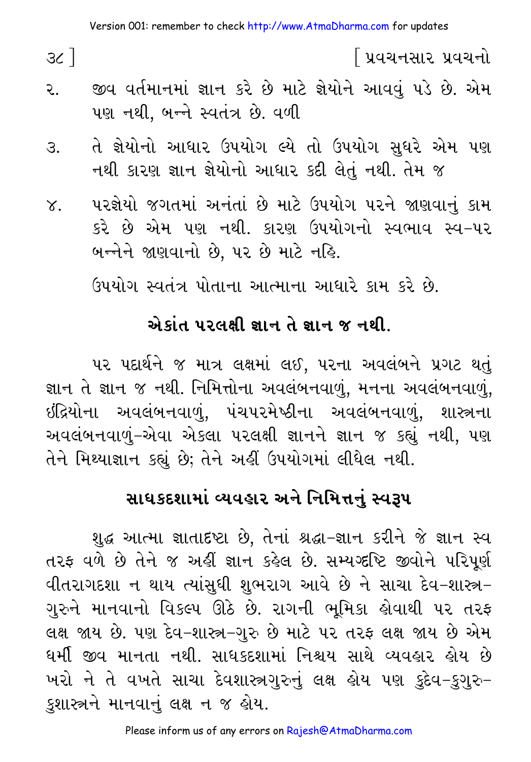૨. જીવ વર્તમાનમાં જ્ઞાન કરે છે માટે જ્ઞેયોને આવવું પડે છે. એમ પણ નથી, બન્ને સ્વતંત્ર છે. વળી

૩. તે જ્ઞેયોનો આધાર ઉપયોગ લ્યે તો ઉપયોગ સુધરે એમ પણ નથી કારણ જ્ઞાન જ્ઞેયોનો આધાર કદી લેતું નથી. તેમ જ

૪. પરજ્ઞેયો જગતમાં અનંતાં છે માટે ઉપયોગ પરને જાણવાનું કામ કરે છે એમ પણ નથી. કારણ ઉપયોગનો સ્વભાવ સ્વ-પર બન્નેને જાણવાનો છે, પર છે માટે નહિ.

ઉપયોગ સ્વતંત્ર પોતાના આત્માના આધારે કામ કરે છે.

## એકાંત પરલક્ષી જ્ઞાન તે જ્ઞાન જ નથી.

પર પદાર્થને જ માત્ર લક્ષમાં લઈ, પરના અવલંબને પ્રગટ થતું જ્ઞાન તે જ્ઞાન જ નથી. નિમિત્તોના અવલંબનવાળું, મનના અવલંબનવાળું, ઇંદ્રિયોના અવલંબનવાળું, પંચપરમેષ્ઠીના અવલંબનવાળું, શાસ્ત્રના અવલંબનવાળું-એવા એકલા પરલક્ષી જ્ઞાનને જ્ઞાન જ કહ્યું નથી, પણ તેને મિથ્યાજ્ઞાન કહ્યું છે; તેને અહીં ઉપયોગમાં લીધેલ નથી.

## સાધકદશામાં વ્યવહાર અને નિમિત્તનું સ્વરૂપ

શુદ્ધ આત્મા જ્ઞાતાદૃષ્ટા છે, તેનાં શ્રદ્ધા-જ્ઞાન કરીને જે જ્ઞાન સ્વ તરફ વળે છે તેને જ અહીં જ્ઞાન કહેલ છે. સમ્યગ્દૃષ્ટિ જીવોને પરિપૂર્ણ વીતરાગદશા ન થાય ત્યાંસુધી શુભરાગ આવે છે ને સાચા દેવ-શાસ્ત્ર-ગુરુને માનવાનો વિકલ્પ ઊઠે છે. રાગની ભૂમિકા હોવાથી પર તરફ લક્ષ જાય છે. પણ દેવ-શાસ્ત્ર-ગુરુ છે માટે પર તરફ લક્ષ જાય છે એમ ધર્મી જીવ માનતા નથી. સાધકદશામાં નિશ્ચય સાથે વ્યવહાર હોય છે ખરો ને તે વખતે સાચા દેવશાસ્ત્રગુરુનું લક્ષ હોય પણ કુદેવ-કુગુરુ-કુશાસ્ત્રને માનવાનું લક્ષ ન જ હોય.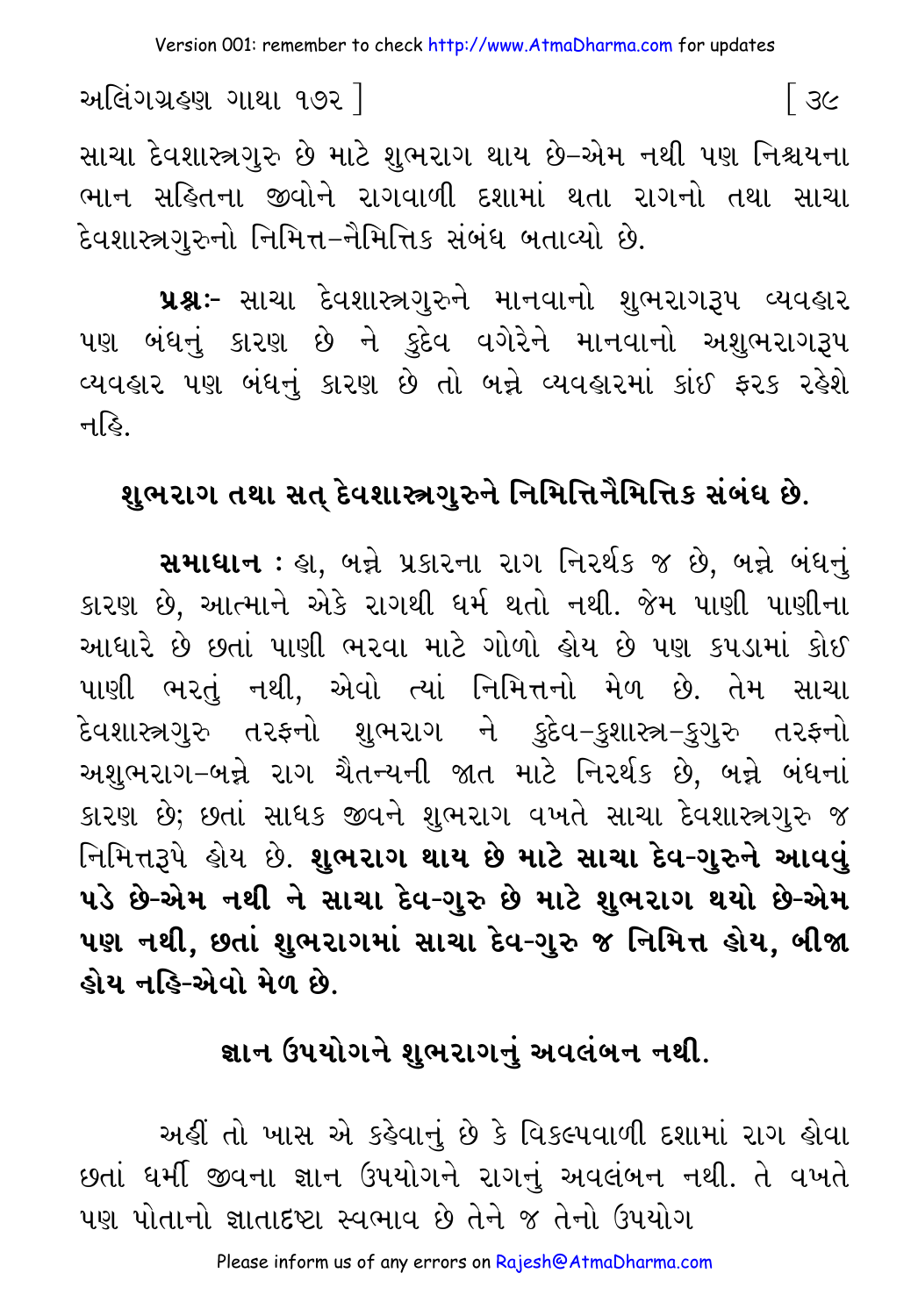સાચા દેવશાસ્ત્રગુરુ છે માટે શુભરાગ થાય છે-એમ નથી પણ નિશ્ચયના ભાન સહિતના જીવોને રાગવાળી દશામાં થતા રાગનો તથા સાચા દેવશાસ્ત્રગુરુનો નિમિત્ત-નૈમિત્તિક સંબંધ બતાવ્યો છે.

**પ્રશ્નઃ-** સાચા દેવશાસ્ત્રગુરુને માનવાનો શુભરાગરૂપ વ્યવહાર પણ બંધનું કારણ છે ને કુદેવ વગેરેને માનવાનો અશુભરાગરૂપ વ્યવહાર પણ બંધનું કારણ છે તો બન્ને વ્યવહારમાં કાંઈ ફરક રહેશે નહિ.

## શુભરાગ તથા સત્ દેવશાસ્ત્રગુરુને નિમિત્તિનૈમિત્તિક સંબંધ છે.

**સમાધાન :** હા, બન્ને પ્રકારના રાગ નિરર્થક જ છે, બન્ને બંધનું કારણ છે, આત્માને એકે રાગથી ધર્મ થતો નથી. જેમ પાણી પાણીના આધારે છે છતાં પાણી ભરવા માટે ગોળો હોય છે પણ કપડામાં કોઈ પાણી ભરતું નથી, એવો ત્યાં નિમિત્તનો મેળ છે. તેમ સાચા દેવશાસ્ત્રગુરુ તરફનો શુભરાગ ને કુદેવ-કુશાસ્ત્ર-કુગુરુ તરફનો અશુભરાગ-બન્ને રાગ ચૈતન્યની જાત માટે નિરર્થક છે, બન્ને બંધનાં કારણ છે; છતાં સાધક જીવને શુભરાગ વખતે સાચા દેવશાસ્ત્રગુરુ જ નિમિત્તરૂપે હોય છે. **શુભરાગ થાય છે માટે સાચા દેવ-ગુરુને આવવું પડે છે-એમ નથી ને સાચા દેવ-ગુરુ છે માટે શુભરાગ થયો છે-એમ પણ નથી, છતાં શુભરાગમાં સાચા દેવ-ગુરુ જ નિમિત્ત હોય, બીજા હોય નહિ-એવો મેળ છે.**

## જ્ઞાન ઉપયોગને શુભરાગનું અવલંબન નથી.

અહીં તો ખાસ એ કહેવાનું છે કે વિકલ્પવાળી દશામાં રાગ હોવા છતાં ધર્મી જીવના જ્ઞાન ઉપયોગને રાગનું અવલંબન નથી. તે વખતે પણ પોતાનો જ્ઞાતાદૃષ્ટા સ્વભાવ છે તેને જ તેનો ઉપયોગ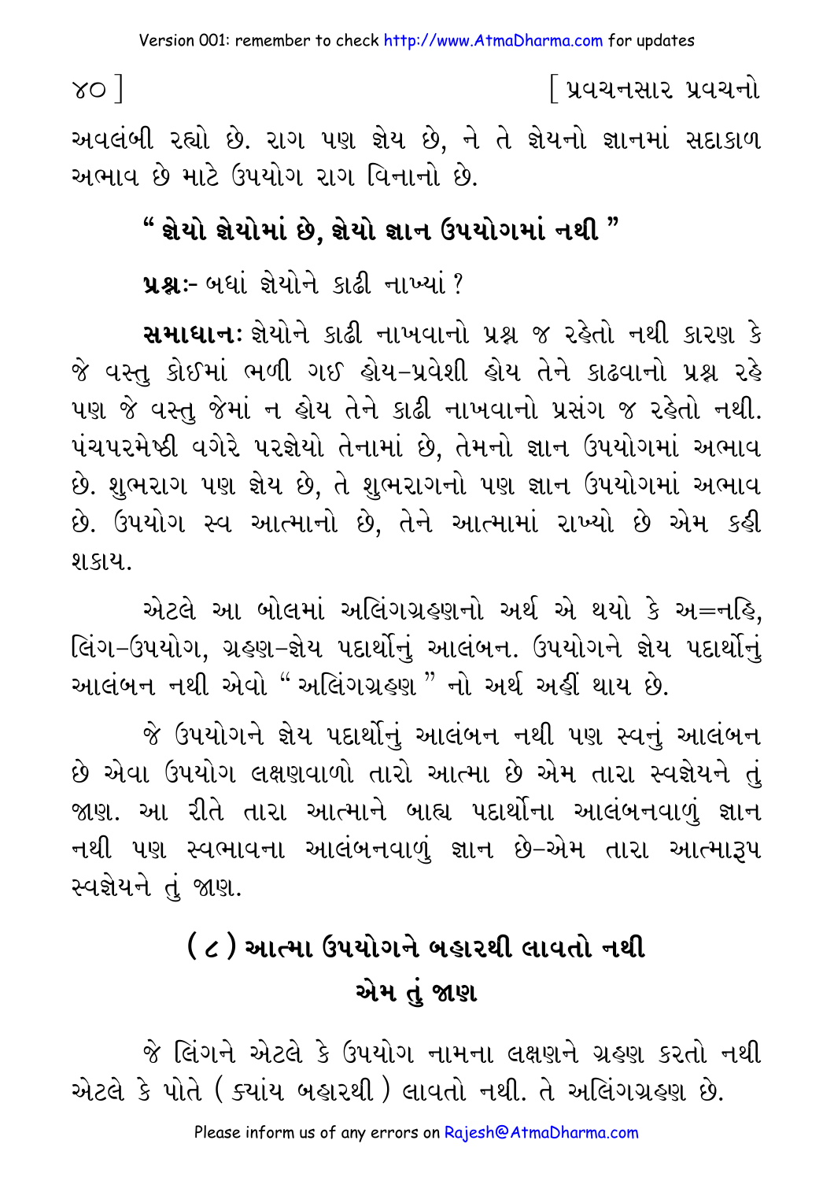અવલંબી રહ્યો છે. રાગ પણ જ્ઞેય છે, ને તે જ્ઞેયનો જ્ઞાનમાં સદાકાળ અભાવ છે માટે ઉપયોગ રાગ વિનાનો છે.

## " જ્ઞેયો જ્ઞેયોમાં છે, જ્ઞેયો જ્ઞાન ઉપયોગમાં નથી "

**પ્રશ્ન:-** બધાં જ્ઞેયોને કાઢી નાખ્યાં ?

**સમાધાન:** જ્ઞેયોને કાઢી નાખવાનો પ્રશ્ન જ રહેતો નથી કારણ કે જે વસ્તુ કોઈમાં ભળી ગઈ હોય-પ્રવેશી હોય તેને કાઢવાનો પ્રશ્ન રહે પણ જે વસ્તુ જેમાં ન હોય તેને કાઢી નાખવાનો પ્રસંગ જ રહેતો નથી. પંચપરમેષ્ઠી વગેરે પરજ્ઞેયો તેનામાં છે, તેમનો જ્ઞાન ઉપયોગમાં અભાવ છે. શુભરાગ પણ જ્ઞેય છે, તે શુભરાગનો પણ જ્ઞાન ઉપયોગમાં અભાવ છે. ઉપયોગ સ્વ આત્માનો છે, તેને આત્મામાં રાખ્યો છે એમ કહી શકાય.

એટલે આ બોલમાં અલિંગગ્રહણનો અર્થ એ થયો કે અ=નહિ, લિંગ-ઉપયોગ, ગ્રહણ-જ્ઞેય પદાર્થોનું આલંબન. ઉપયોગને જ્ઞેય પદાર્થોનું આલંબન નથી એવો " અલિંગગ્રહણ " નો અર્થ અહીં થાય છે.

જે ઉપયોગને જ્ઞેય પદાર્થોનું આલંબન નથી પણ સ્વનું આલંબન છે એવા ઉપયોગ લક્ષણવાળો તારો આત્મા છે એમ તારા સ્વજ્ઞેયને તું જાણ. આ રીતે તારા આત્માને બાહ્ય પદાર્થોના આલંબનવાળું જ્ઞાન નથી પણ સ્વભાવના આલંબનવાળું જ્ઞાન છે-એમ તારા આત્મારૂપ સ્વજ્ઞેયને તું જાણ.

## ( ૮ ) આત્મા ઉપયોગને બહારથી લાવતો નથી એમ તું જાણ

જે લિંગને એટલે કે ઉપયોગ નામના લક્ષણને ગ્રહણ કરતો નથી એટલે કે પોતે ( ક્યાંય બહારથી ) લાવતો નથી. તે અલિંગગ્રહણ છે.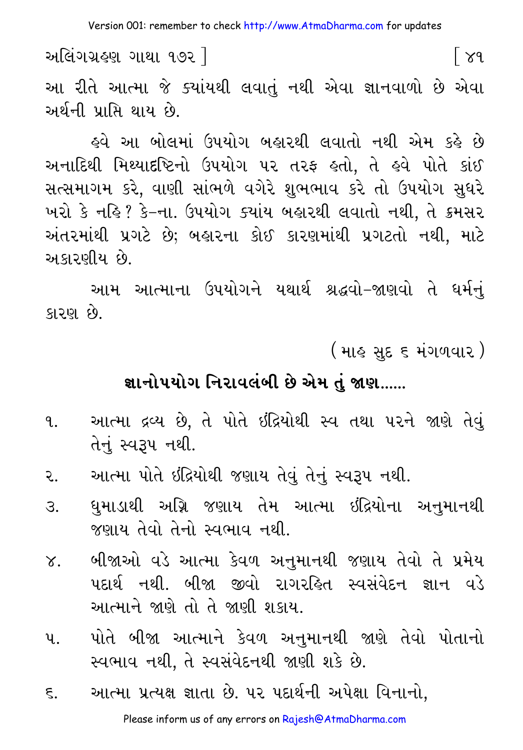આ રીતે આત્મા જે ક્યાંયથી લવાતું નથી એવા જ્ઞાનવાળો છે એવા અર્થની પ્રાપ્તિ થાય છે.

હવે આ બોલમાં ઉપયોગ બહારથી લવાતો નથી એમ કહે છે અનાદિથી મિથ્યાદ્રષ્ટિનો ઉપયોગ પર તરફ હતો, તે હવે પોતે કાંઈ સત્સમાગમ કરે, વાણી સાંભળે વગેરે શુભભાવ કરે તો ઉપયોગ સુધરે ખરો કે નહિ? કે–ના. ઉપયોગ ક્યાંય બહારથી લવાતો નથી, તે ક્રમસર અંતરમાંથી પ્રગટે છે; બહારના કોઈ કારણમાંથી પ્રગટતો નથી, માટે અકારણીય છે.

આમ આત્માના ઉપયોગને યથાર્થ શ્રદ્ધવો–જાણવો તે ધર્મનું કારણ છે.

(માહ સુદ ૬ મંગળવાર)

## જ્ઞાનોપયોગ નિરાવલંબી છે એમ તું જાણ......

૧. આત્મા દ્રવ્ય છે, તે પોતે ઇંદ્રિયોથી સ્વ તથા પરને જાણે તેવું તેનું સ્વરૂપ નથી.

૨. આત્મા પોતે ઇંદ્રિયોથી જણાય તેવું તેનું સ્વરૂપ નથી.

૩. ધુમાડાથી અગ્નિ જણાય તેમ આત્મા ઇંદ્રિયોના અનુમાનથી જણાય તેવો તેનો સ્વભાવ નથી.

૪. બીજાઓ વડે આત્મા કેવળ અનુમાનથી જણાય તેવો તે પ્રમેય પદાર્થ નથી. બીજા જીવો રાગરહિત સ્વસંવેદન જ્ઞાન વડે આત્માને જાણે તો તે જાણી શકાય.

૫. પોતે બીજા આત્માને કેવળ અનુમાનથી જાણે તેવો પોતાનો સ્વભાવ નથી, તે સ્વસંવેદનથી જાણી શકે છે.

૬. આત્મા પ્રત્યક્ષ જ્ઞાતા છે. પર પદાર્થની અપેક્ષા વિનાનો,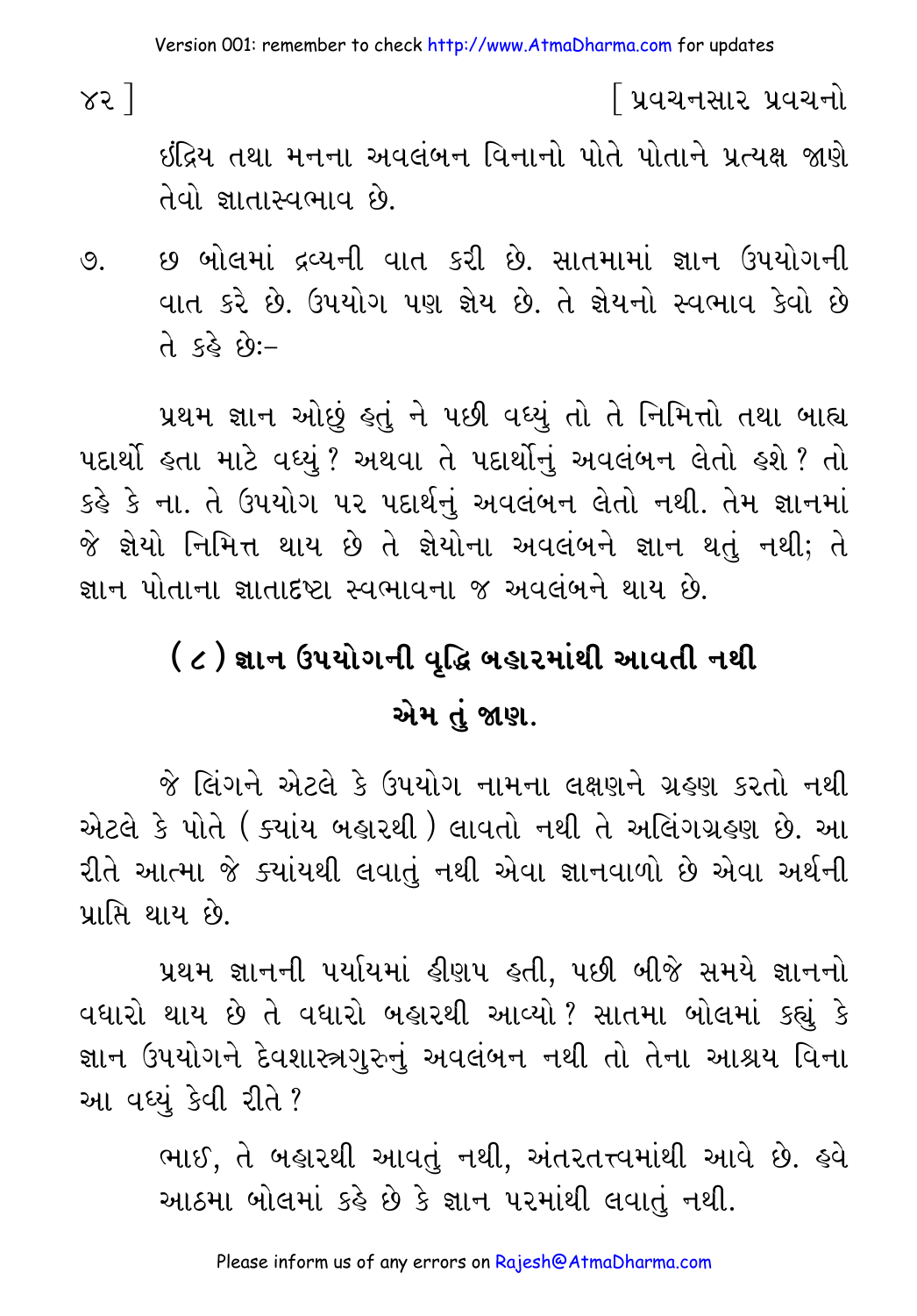ઇંદ્રિય તથા મનના અવલંબન વિનાનો પોતે પોતાને પ્રત્યક્ષ જાણે તેવો જ્ઞાતાસ્વભાવ છે.

૭. છ બોલમાં દ્રવ્યની વાત કરી છે. સાતમામાં જ્ઞાન ઉપયોગની વાત કરે છે. ઉપયોગ પણ જ્ઞેય છે. તે જ્ઞેયનો સ્વભાવ કેવો છે તે કહે છેઃ-

પ્રથમ જ્ઞાન ઓછું હતું ને પછી વધ્યું તો તે નિમિત્તો તથા બાહ્ય પદાર્થો હતા માટે વધ્યું? અથવા તે પદાર્થોનું અવલંબન લેતો હશે? તો કહે કે ના. તે ઉપયોગ પર પદાર્થનું અવલંબન લેતો નથી. તેમ જ્ઞાનમાં જે જ્ઞેયો નિમિત્ત થાય છે તે જ્ઞેયોના અવલંબને જ્ઞાન થતું નથી; તે જ્ઞાન પોતાના જ્ઞાતાદષ્ટા સ્વભાવના જ અવલંબને થાય છે.

## (૮) જ્ઞાન ઉપયોગની વૃદ્ધિ બહારમાંથી આવતી નથી એમ તું જાણ.

જે લિંગને એટલે કે ઉપયોગ નામના લક્ષણને ગ્રહણ કરતો નથી એટલે કે પોતે (ક્યાંય બહારથી) લાવતો નથી તે અલિંગગ્રહણ છે. આ રીતે આત્મા જે ક્યાંયથી લવાતું નથી એવા જ્ઞાનવાળો છે એવા અર્થની પ્રાપ્તિ થાય છે.

પ્રથમ જ્ઞાનની પર્યાયમાં હીણપ હતી, પછી બીજે સમયે જ્ઞાનનો વધારો થાય છે તે વધારો બહારથી આવ્યો? સાતમા બોલમાં કહ્યું કે જ્ઞાન ઉપયોગને દેવશાસ્ત્રગુરુનું અવલંબન નથી તો તેના આશ્રય વિના આ વધ્યું કેવી રીતે?

ભાઈ, તે બહારથી આવતું નથી, અંતરતત્ત્વમાંથી આવે છે. હવે આઠમા બોલમાં કહે છે કે જ્ઞાન પરમાંથી લવાતું નથી.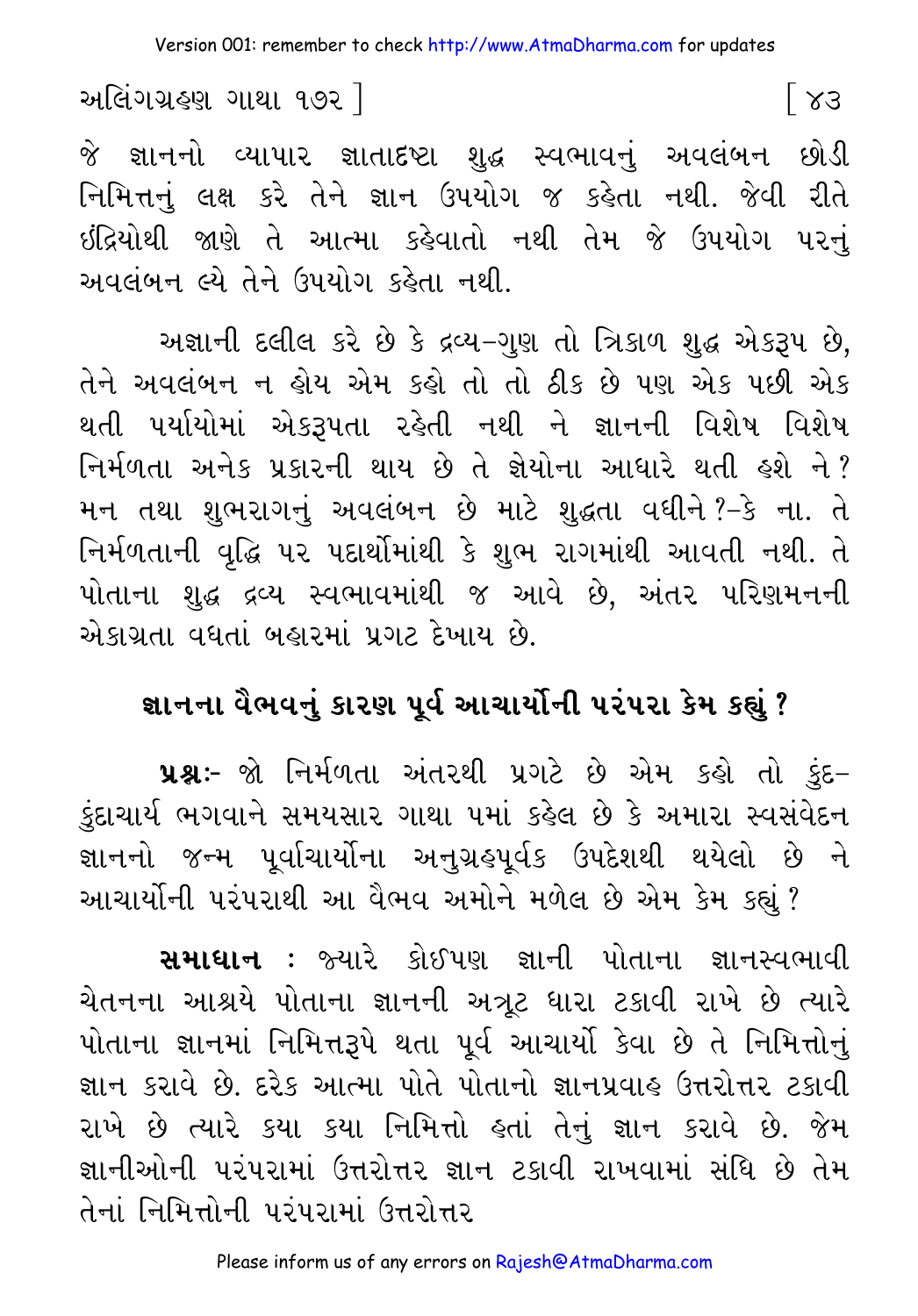જે જ્ઞાનનો વ્યાપાર જ્ઞાતાદષ્ટા શુદ્ધ સ્વભાવનું અવલંબન છોડી નિમિત્તનું લક્ષ કરે તેને જ્ઞાન ઉપયોગ જ કહેતા નથી. જેવી રીતે ઇંદ્રિયોથી જાણે તે આત્મા કહેવાતો નથી તેમ જે ઉપયોગ પરનું અવલંબન લ્યે તેને ઉપયોગ કહેતા નથી.

અજ્ઞાની દલીલ કરે છે કે દ્રવ્ય-ગુણ તો ત્રિકાળ શુદ્ધ એકરૂપ છે, તેને અવલંબન ન હોય એમ કહો તો તો ઠીક છે પણ એક પછી એક થતી પર્યાયોમાં એકરૂપતા રહેતી નથી ને જ્ઞાનની વિશેષ વિશેષ નિર્મળતા અનેક પ્રકારની થાય છે તે જ્ઞેયોના આધારે થતી હશે ને? મન તથા શુભરાગનું અવલંબન છે માટે શુદ્ધતા વધીને?-કે ના. તે નિર્મળતાની વૃદ્ધિ પર પદાર્થોમાંથી કે શુભ રાગમાંથી આવતી નથી. તે પોતાના શુદ્ધ દ્રવ્ય સ્વભાવમાંથી જ આવે છે, અંતર પરિણમનની એકાગ્રતા વધતાં બહારમાં પ્રગટ દેખાય છે.

## જ્ઞાનના વૈભવનું કારણ પૂર્વ આચાર્યોની પરંપરા કેમ કહ્યું ?

**પ્રશ્ન:-** જો નિર્મળતા અંતરથી પ્રગટે છે એમ કહો તો કુંદ-કુંદાચાર્ય ભગવાને સમયસાર ગાથા ૫માં કહેલ છે કે અમારા સ્વસંવેદન જ્ઞાનનો જન્મ પૂર્વાચાર્યોના અનુગ્રહપૂર્વક ઉપદેશથી થયેલો છે ને આચાર્યોની પરંપરાથી આ વૈભવ અમોને મળેલ છે એમ કેમ કહ્યું ?

**સમાધાન :** જ્યારે કોઈપણ જ્ઞાની પોતાના જ્ઞાનસ્વભાવી ચેતનના આશ્રયે પોતાના જ્ઞાનની અત્રૂટ ધારા ટકાવી રાખે છે ત્યારે પોતાના જ્ઞાનમાં નિમિત્તરૂપે થતા પૂર્વ આચાર્યો કેવા છે તે નિમિત્તોનું જ્ઞાન કરાવે છે. દરેક આત્મા પોતે પોતાનો જ્ઞાનપ્રવાહ ઉત્તરોત્તર ટકાવી રાખે છે ત્યારે કયા કયા નિમિત્તો હતાં તેનું જ્ઞાન કરાવે છે. જેમ જ્ઞાનીઓની પરંપરામાં ઉત્તરોત્તર જ્ઞાન ટકાવી રાખવામાં સંધિ છે તેમ તેનાં નિમિત્તોની પરંપરામાં ઉત્તરોત્તર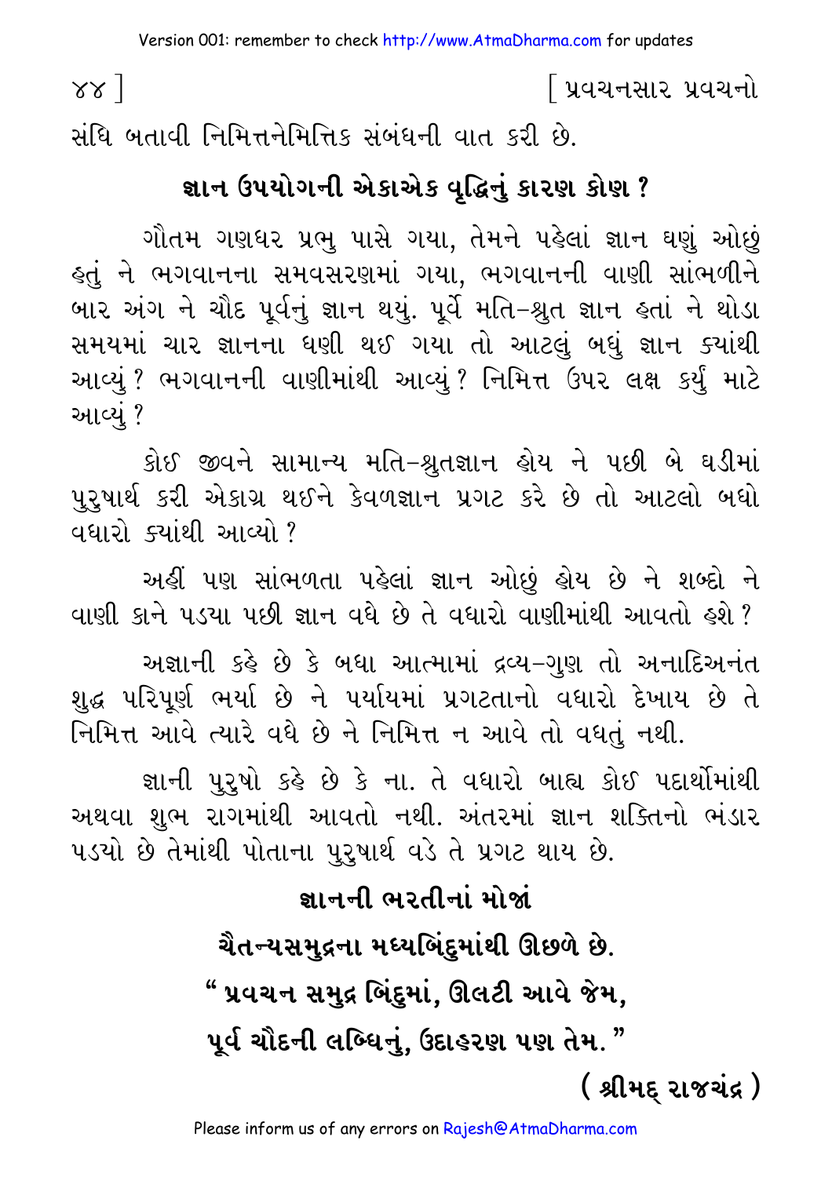સંધિ બતાવી નિમિત્તનૈમિત્તિક સંબંધની વાત કરી છે.

## જ્ઞાન ઉપયોગની એકાએક વૃદ્ધિનું કારણ કોણ ?

ગૌતમ ગણધર પ્રભુ પાસે ગયા, તેમને પહેલાં જ્ઞાન ઘણું ઓછું હતું ને ભગવાનના સમવસરણમાં ગયા, ભગવાનની વાણી સાંભળીને બાર અંગ ને ચૌદ પૂર્વનું જ્ઞાન થયું. પૂર્વે મતિ-શ્રુત જ્ઞાન હતાં ને થોડા સમયમાં ચાર જ્ઞાનના ધણી થઈ ગયા તો આટલું બધું જ્ઞાન ક્યાંથી આવ્યું ? ભગવાનની વાણીમાંથી આવ્યું ? નિમિત્ત ઉપર લક્ષ કર્યું માટે આવ્યું ?

કોઈ જીવને સામાન્ય મતિ-શ્રુતજ્ઞાન હોય ને પછી બે ઘડીમાં પુરુષાર્થ કરી એકાગ્ર થઈને કેવળજ્ઞાન પ્રગટ કરે છે તો આટલો બધો વધારો ક્યાંથી આવ્યો ?

અહીં પણ સાંભળતા પહેલાં જ્ઞાન ઓછું હોય છે ને શબ્દો ને વાણી કાને પડયા પછી જ્ઞાન વધે છે તે વધારો વાણીમાંથી આવતો હશે ?

અજ્ઞાની કહે છે કે બધા આત્મામાં દ્રવ્ય-ગુણ તો અનાદિઅનંત શુદ્ધ પરિપૂર્ણ ભર્યા છે ને પર્યાયમાં પ્રગટતાનો વધારો દેખાય છે તે નિમિત્ત આવે ત્યારે વધે છે ને નિમિત્ત ન આવે તો વધતું નથી.

જ્ઞાની પુરુષો કહે છે કે ના. તે વધારો બાહ્ય કોઈ પદાર્થોમાંથી અથવા શુભ રાગમાંથી આવતો નથી. અંતરમાં જ્ઞાન શક્તિનો ભંડાર પડયો છે તેમાંથી પોતાના પુરુષાર્થ વડે તે પ્રગટ થાય છે.

**જ્ઞાનની ભરતીનાં મોજાં**

**ચૈતન્યસમુદ્રના મધ્યબિંદુમાંથી ઊછળે છે.**

**" પ્રવચન સમુદ્ર બિંદુમાં, ઊલટી આવે જેમ,**

**પૂર્વ ચૌદની લબ્ધિનું, ઉદાહરણ પણ તેમ. "**

**( શ્રીમદ્ રાજચંદ્ર )**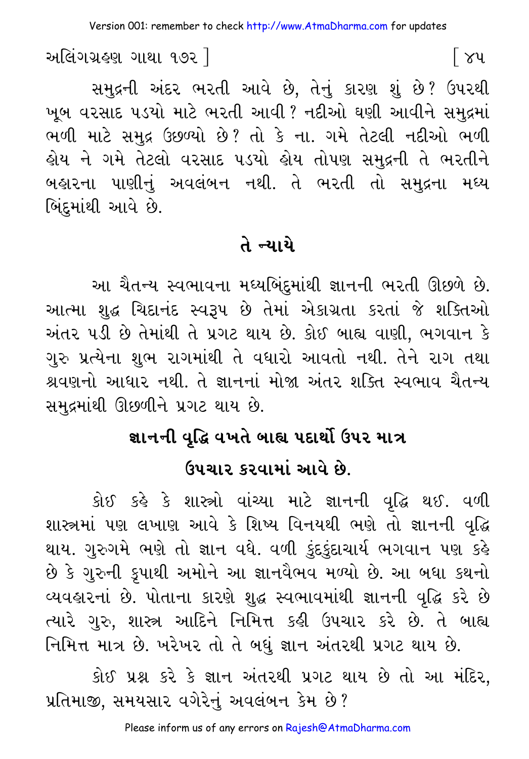સમુદ્રની અંદર ભરતી આવે છે, તેનું કારણ શું છે? ઉપરથી ખૂબ વરસાદ પડયો માટે ભરતી આવી? નદીઓ ઘણી આવીને સમુદ્રમાં ભળી માટે સમુદ્ર ઉછળ્યો છે? તો કે ના. ગમે તેટલી નદીઓ ભળી હોય ને ગમે તેટલો વરસાદ પડયો હોય તોપણ સમુદ્રની તે ભરતીને બહારના પાણીનું અવલંબન નથી. તે ભરતી તો સમુદ્રના મધ્ય બિંદુમાંથી આવે છે.

## તે ન્યાયે

આ ચૈતન્ય સ્વભાવના મધ્યબિંદુમાંથી જ્ઞાનની ભરતી ઊછળે છે. આત્મા શુદ્ધ ચિદાનંદ સ્વરૂપ છે તેમાં એકાગ્રતા કરતાં જે શક્તિઓ અંતર પડી છે તેમાંથી તે પ્રગટ થાય છે. કોઈ બાહ્ય વાણી, ભગવાન કે ગુરુ પ્રત્યેના શુભ રાગમાંથી તે વધારો આવતો નથી. તેને રાગ તથા શ્રવણનો આધાર નથી. તે જ્ઞાનનાં મોજા અંતર શક્તિ સ્વભાવ ચૈતન્ય સમુદ્રમાંથી ઊછળીને પ્રગટ થાય છે.

## જ્ઞાનની વૃદ્ધિ વખતે બાહ્ય પદાર્થો ઉપર માત્ર ઉપચાર કરવામાં આવે છે.

કોઈ કહે કે શાસ્ત્રો વાંચ્યા માટે જ્ઞાનની વૃદ્ધિ થઈ. વળી શાસ્ત્રમાં પણ લખાણ આવે કે શિષ્ય વિનયથી ભણે તો જ્ઞાનની વૃદ્ધિ થાય. ગુરુગમે ભણે તો જ્ઞાન વધે. વળી કુંદકુંદાચાર્ય ભગવાન પણ કહે છે કે ગુરુની કૃપાથી અમોને આ જ્ઞાનવૈભવ મળ્યો છે. આ બધા કથનો વ્યવહારનાં છે. પોતાના કારણે શુદ્ધ સ્વભાવમાંથી જ્ઞાનની વૃદ્ધિ કરે છે ત્યારે ગુરુ, શાસ્ત્ર આદિને નિમિત્ત કહી ઉપચાર કરે છે. તે બાહ્ય નિમિત્ત માત્ર છે. ખરેખર તો તે બધું જ્ઞાન અંતરથી પ્રગટ થાય છે.

કોઈ પ્રશ્ન કરે કે જ્ઞાન અંતરથી પ્રગટ થાય છે તો આ મંદિર, પ્રતિમાજી, સમયસાર વગેરેનું અવલંબન કેમ છે?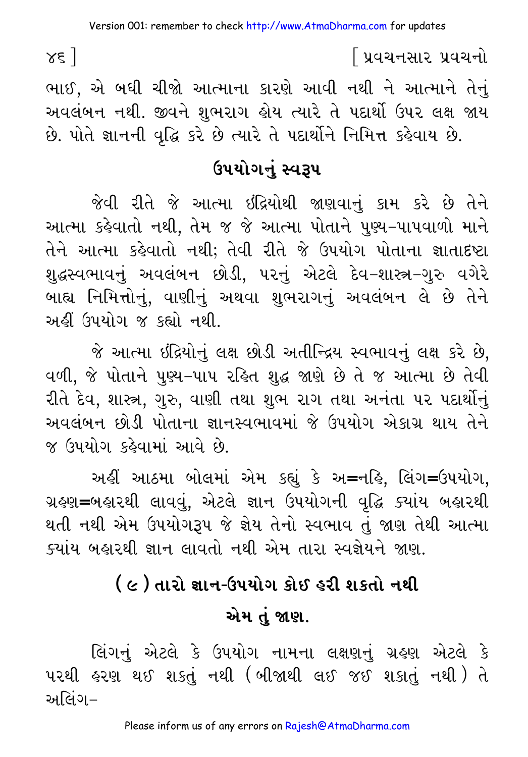ભાઈ, એ બધી ચીજો આત્માના કારણે આવી નથી ને આત્માને તેનું અવલંબન નથી. જીવને શુભરાગ હોય ત્યારે તે પદાર્થો ઉપર લક્ષ જાય છે. પોતે જ્ઞાનની વૃદ્ધિ કરે છે ત્યારે તે પદાર્થોને નિમિત્ત કહેવાય છે.

## ઉપયોગનું સ્વરૂપ

જેવી રીતે જે આત્મા ઇંદ્રિયોથી જાણવાનું કામ કરે છે તેને આત્મા કહેવાતો નથી, તેમ જ જે આત્મા પોતાને પુણ્ય-પાપવાળો માને તેને આત્મા કહેવાતો નથી; તેવી રીતે જે ઉપયોગ પોતાના જ્ઞાતાદષ્ટા શુદ્ધસ્વભાવનું અવલંબન છોડી, પરનું એટલે દેવ-શાસ્ત્ર-ગુરુ વગેરે બાહ્ય નિમિત્તોનું, વાણીનું અથવા શુભરાગનું અવલંબન લે છે તેને અહીં ઉપયોગ જ કહ્યો નથી.

જે આત્મા ઇંદ્રિયોનું લક્ષ છોડી અતીન્દ્રિય સ્વભાવનું લક્ષ કરે છે, વળી, જે પોતાને પુણ્ય-પાપ રહિત શુદ્ધ જાણે છે તે જ આત્મા છે તેવી રીતે દેવ, શાસ્ત્ર, ગુરુ, વાણી તથા શુભ રાગ તથા અનંતા પર પદાર્થોનું અવલંબન છોડી પોતાના જ્ઞાનસ્વભાવમાં જે ઉપયોગ એકાગ્ર થાય તેને જ ઉપયોગ કહેવામાં આવે છે.

અહીં આઠમા બોલમાં એમ કહ્યું કે અ=નહિ, લિંગ=ઉપયોગ, ગ્રહણ=બહારથી લાવવું, એટલે જ્ઞાન ઉપયોગની વૃદ્ધિ ક્યાંય બહારથી થતી નથી એમ ઉપયોગરૂપ જે જ્ઞેય તેનો સ્વભાવ તું જાણ તેથી આત્મા ક્યાંય બહારથી જ્ઞાન લાવતો નથી એમ તારા સ્વજ્ઞેયને જાણ.

## (૯) તારો જ્ઞાન-ઉપયોગ કોઈ હરી શકતો નથી એમ તું જાણ.

લિંગનું એટલે કે ઉપયોગ નામના લક્ષણનું ગ્રહણ એટલે કે પરથી હરણ થઈ શકતું નથી (બીજાથી લઈ જઈ શકાતું નથી) તે અલિંગ-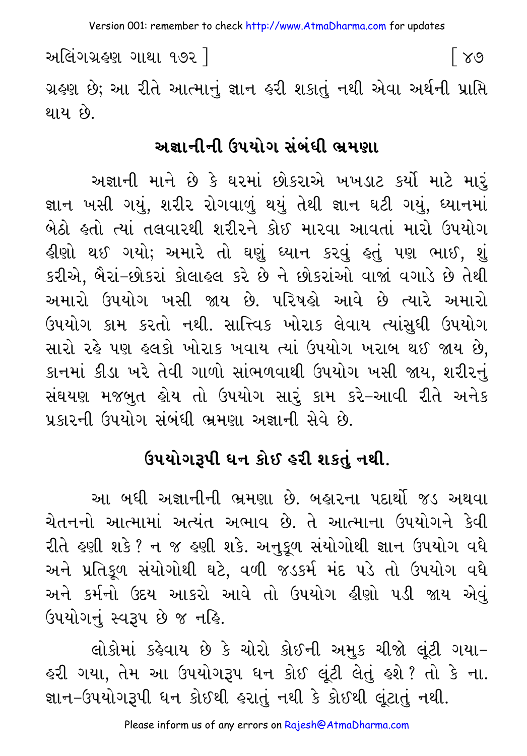ગ્રહણ છે; આ રીતે આત્માનું જ્ઞાન હરી શકાતું નથી એવા અર્થની પ્રાપ્તિ થાય છે.

## અજ્ઞાનીની ઉપયોગ સંબંધી ભ્રમણા

અજ્ઞાની માને છે કે ઘરમાં છોકરાએ ખખડાટ કર્યો માટે મારું જ્ઞાન ખસી ગયું, શરીર રોગવાળું થયું તેથી જ્ઞાન ઘટી ગયું, ધ્યાનમાં બેઠો હતો ત્યાં તલવારથી શરીરને કોઈ મારવા આવતાં મારો ઉપયોગ હીણો થઈ ગયો; અમારે તો ઘણું ધ્યાન કરવું હતું પણ ભાઈ, શું કરીએ, બૈરાં-છોકરાં કોલાહલ કરે છે ને છોકરાંઓ વાજાં વગાડે છે તેથી અમારો ઉપયોગ ખસી જાય છે. પરિષહો આવે છે ત્યારે અમારો ઉપયોગ કામ કરતો નથી. સાત્ત્વિક ખોરાક લેવાય ત્યાંસુધી ઉપયોગ સારો રહે પણ હલકો ખોરાક ખવાય ત્યાં ઉપયોગ ખરાબ થઈ જાય છે, કાનમાં કીડા ખરે તેવી ગાળો સાંભળવાથી ઉપયોગ ખસી જાય, શરીરનું સંઘયણ મજબુત હોય તો ઉપયોગ સારું કામ કરે-આવી રીતે અનેક પ્રકારની ઉપયોગ સંબંધી ભ્રમણા અજ્ઞાની સેવે છે.

## ઉપયોગરૂપી ધન કોઈ હરી શકતું નથી.

આ બધી અજ્ઞાનીની ભ્રમણા છે. બહારના પદાર્થો જડ અથવા ચેતનનો આત્મામાં અત્યંત અભાવ છે. તે આત્માના ઉપયોગને કેવી રીતે હણી શકે? ન જ હણી શકે. અનુકૂળ સંયોગોથી જ્ઞાન ઉપયોગ વધે અને પ્રતિકૂળ સંયોગોથી ઘટે, વળી જડકર્મ મંદ પડે તો ઉપયોગ વધે અને કર્મનો ઉદય આકરો આવે તો ઉપયોગ હીણો પડી જાય એવું ઉપયોગનું સ્વરૂપ છે જ નહિ.

લોકોમાં કહેવાય છે કે ચોરો કોઈની અમુક ચીજો લૂંટી ગયા-હરી ગયા, તેમ આ ઉપયોગરૂપ ધન કોઈ લૂંટી લેતું હશે? તો કે ના. જ્ઞાન-ઉપયોગરૂપી ધન કોઈથી હરાતું નથી કે કોઈથી લૂંટાતું નથી.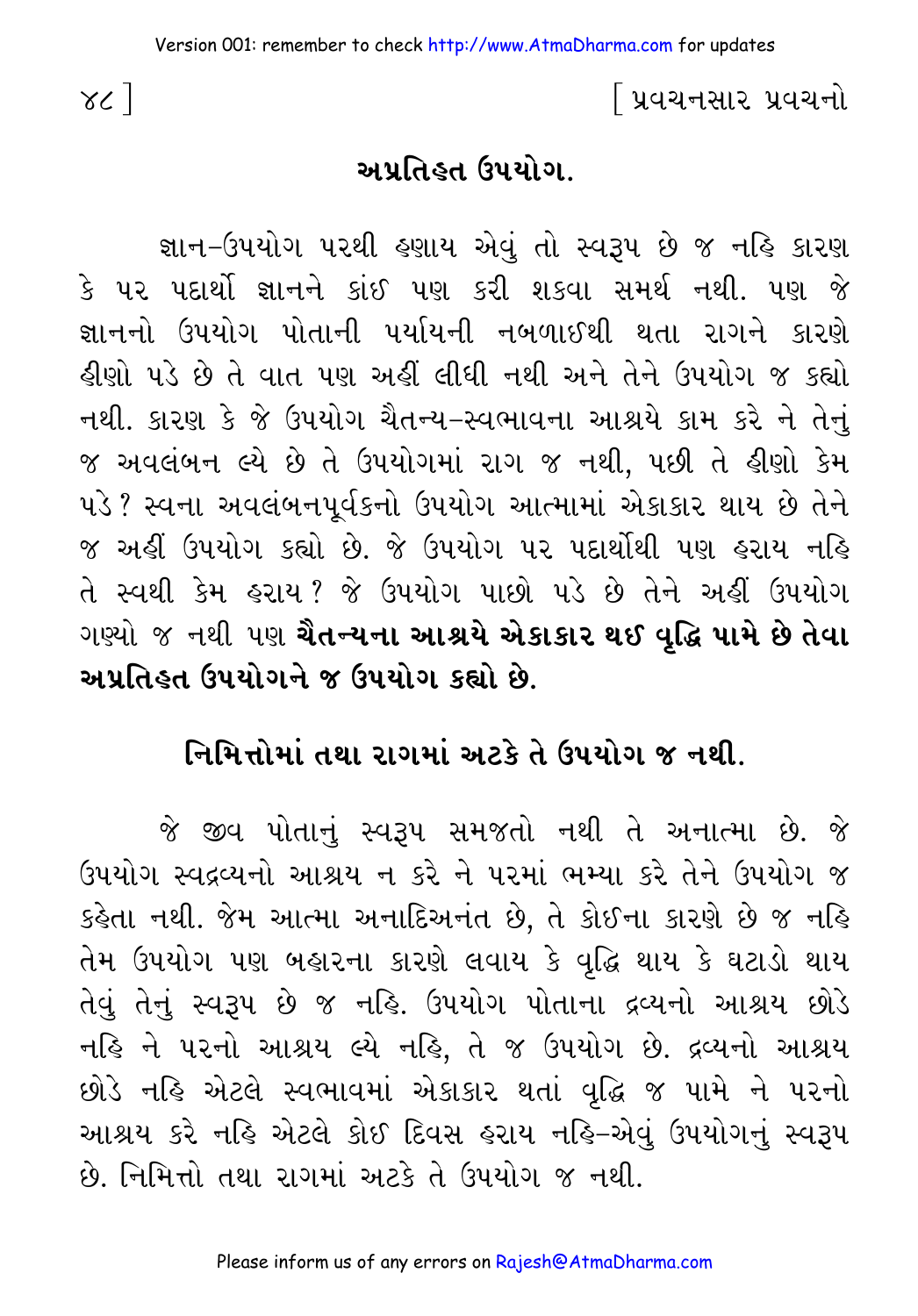## અપ્રતિહત ઉપયોગ.

જ્ઞાન-ઉપયોગ પરથી હણાય એવું તો સ્વરૂપ છે જ નહિ કારણ કે પર પદાર્થો જ્ઞાનને કાંઈ પણ કરી શકવા સમર્થ નથી. પણ જે જ્ઞાનનો ઉપયોગ પોતાની પર્યાયની નબળાઈથી થતા રાગને કારણે હીણો પડે છે તે વાત પણ અહીં લીધી નથી અને તેને ઉપયોગ જ કહ્યો નથી. કારણ કે જે ઉપયોગ ચૈતન્ય-સ્વભાવના આશ્રયે કામ કરે ને તેનું જ અવલંબન લ્યે છે તે ઉપયોગમાં રાગ જ નથી, પછી તે હીણો કેમ પડે? સ્વના અવલંબનપૂર્વકનો ઉપયોગ આત્મામાં એકાકાર થાય છે તેને જ અહીં ઉપયોગ કહ્યો છે. જે ઉપયોગ પર પદાર્થોથી પણ હરાય નહિ તે સ્વથી કેમ હરાય? જે ઉપયોગ પાછો પડે છે તેને અહીં ઉપયોગ ગણ્યો જ નથી પણ **ચૈતન્યના આશ્રયે એકાકાર થઈ વૃદ્ધિ પામે છે તેવા અપ્રતિહત ઉપયોગને જ ઉપયોગ કહ્યો છે.**

## નિમિત્તોમાં તથા રાગમાં અટકે તે ઉપયોગ જ નથી.

જે જીવ પોતાનું સ્વરૂપ સમજતો નથી તે અનાત્મા છે. જે ઉપયોગ સ્વદ્રવ્યનો આશ્રય ન કરે ને પરમાં ભમ્યા કરે તેને ઉપયોગ જ કહેતા નથી. જેમ આત્મા અનાદિઅનંત છે, તે કોઈના કારણે છે જ નહિ તેમ ઉપયોગ પણ બહારના કારણે લવાય કે વૃદ્ધિ થાય કે ઘટાડો થાય તેવું તેનું સ્વરૂપ છે જ નહિ. ઉપયોગ પોતાના દ્રવ્યનો આશ્રય છોડે નહિ ને પરનો આશ્રય લ્યે નહિ, તે જ ઉપયોગ છે. દ્રવ્યનો આશ્રય છોડે નહિ એટલે સ્વભાવમાં એકાકાર થતાં વૃદ્ધિ જ પામે ને પરનો આશ્રય કરે નહિ એટલે કોઈ દિવસ હરાય નહિ-એવું ઉપયોગનું સ્વરૂપ છે. નિમિત્તો તથા રાગમાં અટકે તે ઉપયોગ જ નથી.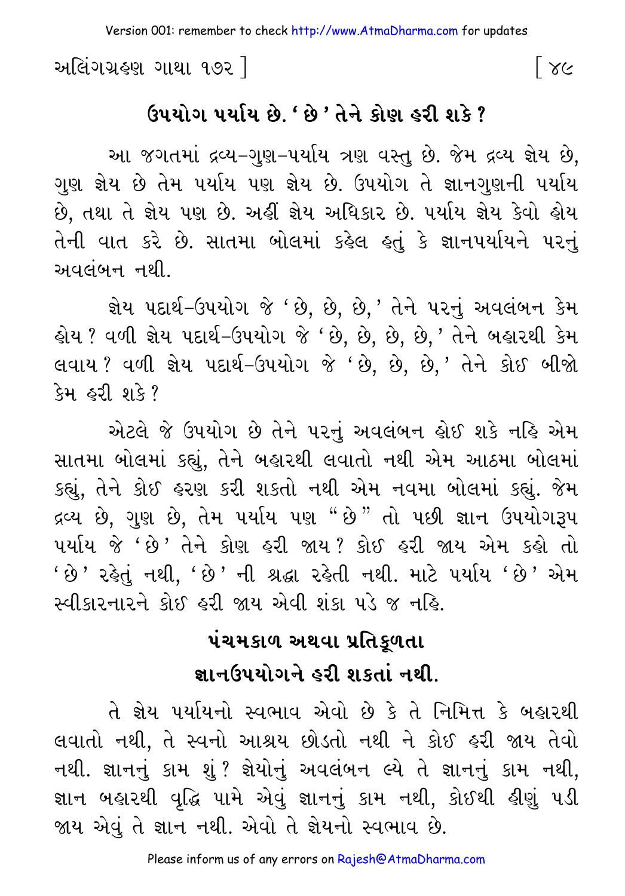## ઉપયોગ પર્યાય છે. ‘ છે ’ તેને કોણ હરી શકે ?

આ જગતમાં દ્રવ્ય–ગુણ–પર્યાય ત્રણ વસ્તુ છે. જેમ દ્રવ્ય જ્ઞેય છે, ગુણ જ્ઞેય છે તેમ પર્યાય પણ જ્ઞેય છે. ઉપયોગ તે જ્ઞાનગુણની પર્યાય છે, તથા તે જ્ઞેય પણ છે. અહીં જ્ઞેય અધિકાર છે. પર્યાય જ્ઞેય કેવો હોય તેની વાત કરે છે. સાતમા બોલમાં કહેલ હતું કે જ્ઞાનપર્યાયને પરનું અવલંબન નથી.

જ્ઞેય પદાર્થ–ઉપયોગ જે ‘ છે, છે, છે, ’ તેને પરનું અવલંબન કેમ હોય ? વળી જ્ઞેય પદાર્થ–ઉપયોગ જે ‘ છે, છે, છે, છે, ’ તેને બહારથી કેમ લવાય ? વળી જ્ઞેય પદાર્થ–ઉપયોગ જે ‘ છે, છે, છે, ’ તેને કોઈ બીજો કેમ હરી શકે ?

એટલે જે ઉપયોગ છે તેને પરનું અવલંબન હોઈ શકે નહિ એમ સાતમા બોલમાં કહ્યું, તેને બહારથી લવાતો નથી એમ આઠમા બોલમાં કહ્યું, તેને કોઈ હરણ કરી શકતો નથી એમ નવમા બોલમાં કહ્યું. જેમ દ્રવ્ય છે, ગુણ છે, તેમ પર્યાય પણ “ છે ” તો પછી જ્ઞાન ઉપયોગરૂપ પર્યાય જે ‘ છે ’ તેને કોણ હરી જાય ? કોઈ હરી જાય એમ કહો તો ‘ છે ’ રહેતું નથી, ‘ છે ’ ની શ્રદ્ધા રહેતી નથી. માટે પર્યાય ‘ છે ’ એમ સ્વીકારનારને કોઈ હરી જાય એવી શંકા પડે જ નહિ.

## પંચમકાળ અથવા પ્રતિકૂળતા જ્ઞાનઉપયોગને હરી શકતાં નથી.

તે જ્ઞેય પર્યાયનો સ્વભાવ એવો છે કે તે નિમિત્ત કે બહારથી લવાતો નથી, તે સ્વનો આશ્રય છોડતો નથી ને કોઈ હરી જાય તેવો નથી. જ્ઞાનનું કામ શું ? જ્ઞેયોનું અવલંબન લ્યે તે જ્ઞાનનું કામ નથી, જ્ઞાન બહારથી વૃદ્ધિ પામે એવું જ્ઞાનનું કામ નથી, કોઈથી હીણું પડી જાય એવું તે જ્ઞાન નથી. એવો તે જ્ઞેયનો સ્વભાવ છે.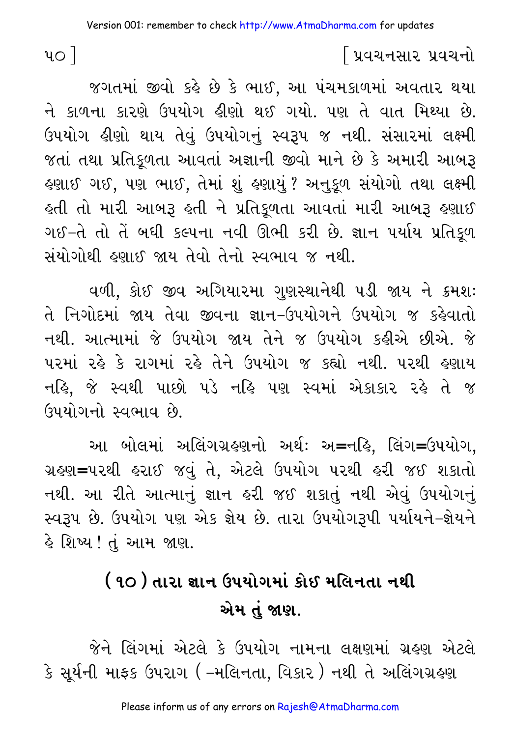જગતમાં જીવો કહે છે કે ભાઈ, આ પંચમકાળમાં અવતાર થયા ને કાળના કારણે ઉપયોગ હીણો થઈ ગયો. પણ તે વાત મિથ્યા છે. ઉપયોગ હીણો થાય તેવું ઉપયોગનું સ્વરૂપ જ નથી. સંસારમાં લક્ષ્મી જતાં તથા પ્રતિકૂળતા આવતાં અજ્ઞાની જીવો માને છે કે અમારી આબરૂ હણાઈ ગઈ, પણ ભાઈ, તેમાં શું હણાયું? અનુકૂળ સંયોગો તથા લક્ષ્મી હતી તો મારી આબરૂ હતી ને પ્રતિકૂળતા આવતાં મારી આબરૂ હણાઈ ગઈ–તે તો તેં બધી કલ્પના નવી ઊભી કરી છે. જ્ઞાન પર્યાય પ્રતિકૂળ સંયોગોથી હણાઈ જાય તેવો તેનો સ્વભાવ જ નથી.

વળી, કોઈ જીવ અગિયારમા ગુણસ્થાનેથી પડી જાય ને ક્રમશઃ તે નિગોદમાં જાય તેવા જીવના જ્ઞાન–ઉપયોગને ઉપયોગ જ કહેવાતો નથી. આત્મામાં જે ઉપયોગ જાય તેને જ ઉપયોગ કહીએ છીએ. જે પરમાં રહે કે રાગમાં રહે તેને ઉપયોગ જ કહ્યો નથી. પરથી હણાય નહિ, જે સ્વથી પાછો પડે નહિ પણ સ્વમાં એકાકાર રહે તે જ ઉપયોગનો સ્વભાવ છે.

આ બોલમાં અલિંગગ્રહણનો અર્થઃ અ=નહિ, લિંગ=ઉપયોગ, ગ્રહણ=પરથી હરાઈ જવું તે, એટલે ઉપયોગ પરથી હરી જઈ શકાતો નથી. આ રીતે આત્માનું જ્ઞાન હરી જઈ શકાતું નથી એવું ઉપયોગનું સ્વરૂપ છે. ઉપયોગ પણ એક જ્ઞેય છે. તારા ઉપયોગરૂપી પર્યાયને–જ્ઞેયને હે શિષ્ય! તું આમ જાણ.

## (૧૦) તારા જ્ઞાન ઉપયોગમાં કોઈ મલિનતા નથી એમ તું જાણ.

જેને લિંગમાં એટલે કે ઉપયોગ નામના લક્ષણમાં ગ્રહણ એટલે કે સૂર્યની માફક ઉપરાગ (–મલિનતા, વિકાર) નથી તે અલિંગગ્રહણ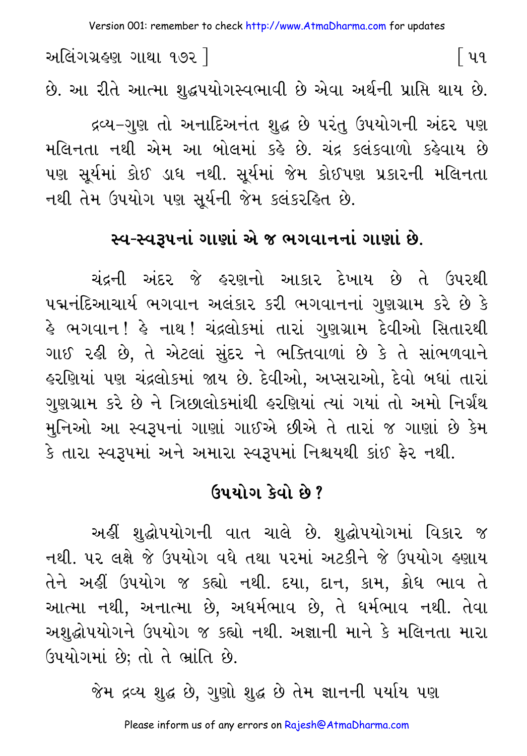છે. આ રીતે આત્મા શુદ્ધપયોગસ્વભાવી છે એવા અર્થની પ્રાપ્તિ થાય છે.

દ્રવ્ય-ગુણ તો અનાદિઅનંત શુદ્ધ છે પરંતુ ઉપયોગની અંદર પણ મલિનતા નથી એમ આ બોલમાં કહે છે. ચંદ્ર કલંકવાળો કહેવાય છે પણ સૂર્યમાં કોઈ ડાઘ નથી. સૂર્યમાં જેમ કોઈપણ પ્રકારની મલિનતા નથી તેમ ઉપયોગ પણ સૂર્યની જેમ કલંકરહિત છે.

## સ્વ-સ્વરૂપનાં ગાણાં એ જ ભગવાનનાં ગાણાં છે.

ચંદ્રની અંદર જે હરણનો આકાર દેખાય છે તે ઉપરથી પદ્મનંદિઆચાર્ય ભગવાન અલંકાર કરી ભગવાનનાં ગુણગ્રામ કરે છે કે હે ભગવાન! હે નાથ! ચંદ્રલોકમાં તારાં ગુણગ્રામ દેવીઓ સિતારથી ગાઈ રહી છે, તે એટલાં સુંદર ને ભક્તિવાળાં છે કે તે સાંભળવાને હરણિયાં પણ ચંદ્રલોકમાં જાય છે. દેવીઓ, અપ્સરાઓ, દેવો બધાં તારાં ગુણગ્રામ કરે છે ને ત્રિછાલોકમાંથી હરણિયાં ત્યાં ગયાં તો અમો નિર્ગ્રંથ મુનિઓ આ સ્વરૂપનાં ગાણાં ગાઈએ છીએ તે તારાં જ ગાણાં છે કેમ કે તારા સ્વરૂપમાં અને અમારા સ્વરૂપમાં નિશ્ચયથી કાંઈ ફેર નથી.

## ઉપયોગ કેવો છે?

અહીં શુદ્ધોપયોગની વાત ચાલે છે. શુદ્ધોપયોગમાં વિકાર જ નથી. પર લક્ષે જે ઉપયોગ વધે તથા પરમાં અટકીને જે ઉપયોગ હણાય તેને અહીં ઉપયોગ જ કહ્યો નથી. દયા, દાન, કામ, ક્રોધ ભાવ તે આત્મા નથી, અનાત્મા છે, અધર્મભાવ છે, તે ધર્મભાવ નથી. તેવા અશુદ્ધોપયોગને ઉપયોગ જ કહ્યો નથી. અજ્ઞાની માને કે મલિનતા મારા ઉપયોગમાં છે; તો તે ભ્રાંતિ છે.

જેમ દ્રવ્ય શુદ્ધ છે, ગુણો શુદ્ધ છે તેમ જ્ઞાનની પર્યાય પણ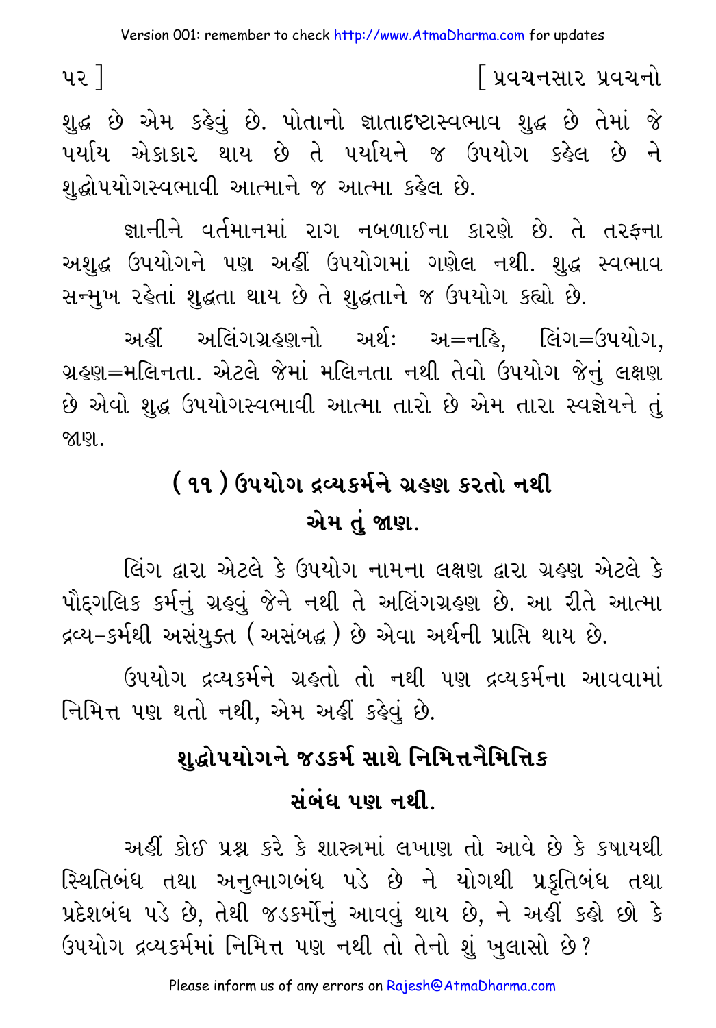શુદ્ધ છે એમ કહેવું છે. પોતાનો જ્ઞાતાદષ્ટાસ્વભાવ શુદ્ધ છે તેમાં જે પર્યાય એકાકાર થાય છે તે પર્યાયને જ ઉપયોગ કહેલ છે ને શુદ્ધોપયોગસ્વભાવી આત્માને જ આત્મા કહેલ છે.

જ્ઞાનીને વર્તમાનમાં રાગ નબળાઈના કારણે છે. તે તરફના અશુદ્ધ ઉપયોગને પણ અહીં ઉપયોગમાં ગણેલ નથી. શુદ્ધ સ્વભાવ સન્મુખ રહેતાં શુદ્ધતા થાય છે તે શુદ્ધતાને જ ઉપયોગ કહ્યો છે.

અહીં અલિંગગ્રહણનો અર્થ: અ=નહિ, લિંગ=ઉપયોગ, ગ્રહણ=મલિનતા. એટલે જેમાં મલિનતા નથી તેવો ઉપયોગ જેનું લક્ષણ છે એવો શુદ્ધ ઉપયોગસ્વભાવી આત્મા તારો છે એમ તારા સ્વજ્ઞેયને તું જાણ.

## ( ૧૧ ) ઉપયોગ દ્રવ્યકર્મને ગ્રહણ કરતો નથી એમ તું જાણ.

લિંગ દ્વારા એટલે કે ઉપયોગ નામના લક્ષણ દ્વારા ગ્રહણ એટલે કે પૌદ્‌ગલિક કર્મનું ગ્રહવું જેને નથી તે અલિંગગ્રહણ છે. આ રીતે આત્મા દ્રવ્ય-કર્મથી અસંયુક્ત ( અસંબદ્ધ ) છે એવા અર્થની પ્રાપ્તિ થાય છે.

ઉપયોગ દ્રવ્યકર્મને ગ્રહતો તો નથી પણ દ્રવ્યકર્મના આવવામાં નિમિત્ત પણ થતો નથી, એમ અહીં કહેવું છે.

## શુદ્ધોપયોગને જડકર્મ સાથે નિમિત્તનૈમિત્તિક સંબંધ પણ નથી.

અહીં કોઈ પ્રશ્ન કરે કે શાસ્ત્રમાં લખાણ તો આવે છે કે કષાયથી સ્થિતિબંધ તથા અનુભાગબંધ પડે છે ને યોગથી પ્રકૃતિબંધ તથા પ્રદેશબંધ પડે છે, તેથી જડકર્મોનું આવવું થાય છે, ને અહીં કહો છો કે ઉપયોગ દ્રવ્યકર્મમાં નિમિત્ત પણ નથી તો તેનો શું ખુલાસો છે?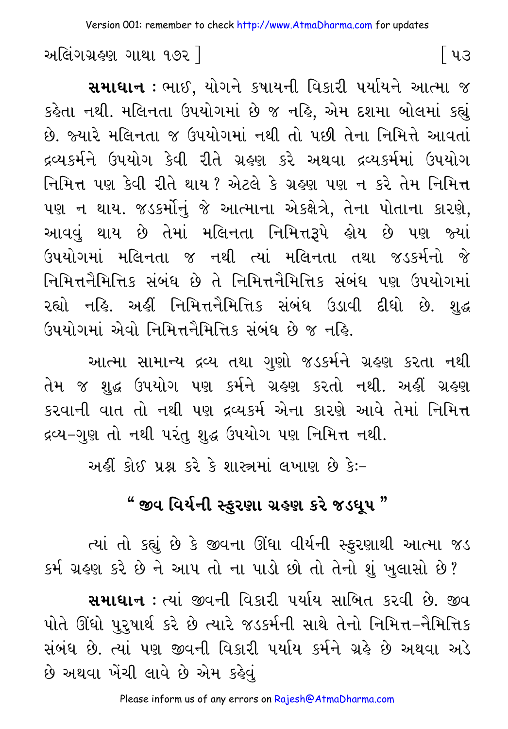**સમાધાન :** ભાઈ, યોગને કષાયની વિકારી પર્યાયને આત્મા જ કહેતા નથી. મલિનતા ઉપયોગમાં છે જ નહિ, એમ દશમા બોલમાં કહ્યું છે. જ્યારે મલિનતા જ ઉપયોગમાં નથી તો પછી તેના નિમિત્તે આવતાં દ્રવ્યકર્મને ઉપયોગ કેવી રીતે ગ્રહણ કરે અથવા દ્રવ્યકર્મમાં ઉપયોગ નિમિત્ત પણ કેવી રીતે થાય? એટલે કે ગ્રહણ પણ ન કરે તેમ નિમિત્ત પણ ન થાય. જડકર્મોનું જે આત્માના એકક્ષેત્રે, તેના પોતાના કારણે, આવવું થાય છે તેમાં મલિનતા નિમિત્તરૂપે હોય છે પણ જ્યાં ઉપયોગમાં મલિનતા જ નથી ત્યાં મલિનતા તથા જડકર્મનો જે નિમિત્તનૈમિત્તિક સંબંધ છે તે નિમિત્તનૈમિત્તિક સંબંધ પણ ઉપયોગમાં રહ્યો નહિ. અહીં નિમિત્તનૈમિત્તિક સંબંધ ઉડાવી દીધો છે. શુદ્ધ ઉપયોગમાં એવો નિમિત્તનૈમિત્તિક સંબંધ છે જ નહિ.

આત્મા સામાન્ય દ્રવ્ય તથા ગુણો જડકર્મને ગ્રહણ કરતા નથી તેમ જ શુદ્ધ ઉપયોગ પણ કર્મને ગ્રહણ કરતો નથી. અહીં ગ્રહણ કરવાની વાત તો નથી પણ દ્રવ્યકર્મ એના કારણે આવે તેમાં નિમિત્ત દ્રવ્ય-ગુણ તો નથી પરંતુ શુદ્ધ ઉપયોગ પણ નિમિત્ત નથી.

અહીં કોઈ પ્રશ્ન કરે કે શાસ્ત્રમાં લખાણ છે કેઃ-

**" જીવ વિર્યની સ્ફુરણા ગ્રહણ કરે જડધૂપ "**

ત્યાં તો કહ્યું છે કે જીવના ઊંધા વીર્યની સ્ફુરણાથી આત્મા જડ કર્મ ગ્રહણ કરે છે ને આપ તો ના પાડો છો તો તેનો શું ખુલાસો છે?

**સમાધાન :** ત્યાં જીવની વિકારી પર્યાય સાબિત કરવી છે. જીવ પોતે ઊંધો પુરુષાર્થ કરે છે ત્યારે જડકર્મની સાથે તેનો નિમિત્ત-નૈમિત્તિક સંબંધ છે. ત્યાં પણ જીવની વિકારી પર્યાય કર્મને ગ્રહે છે અથવા અડે છે અથવા ખેંચી લાવે છે એમ કહેવું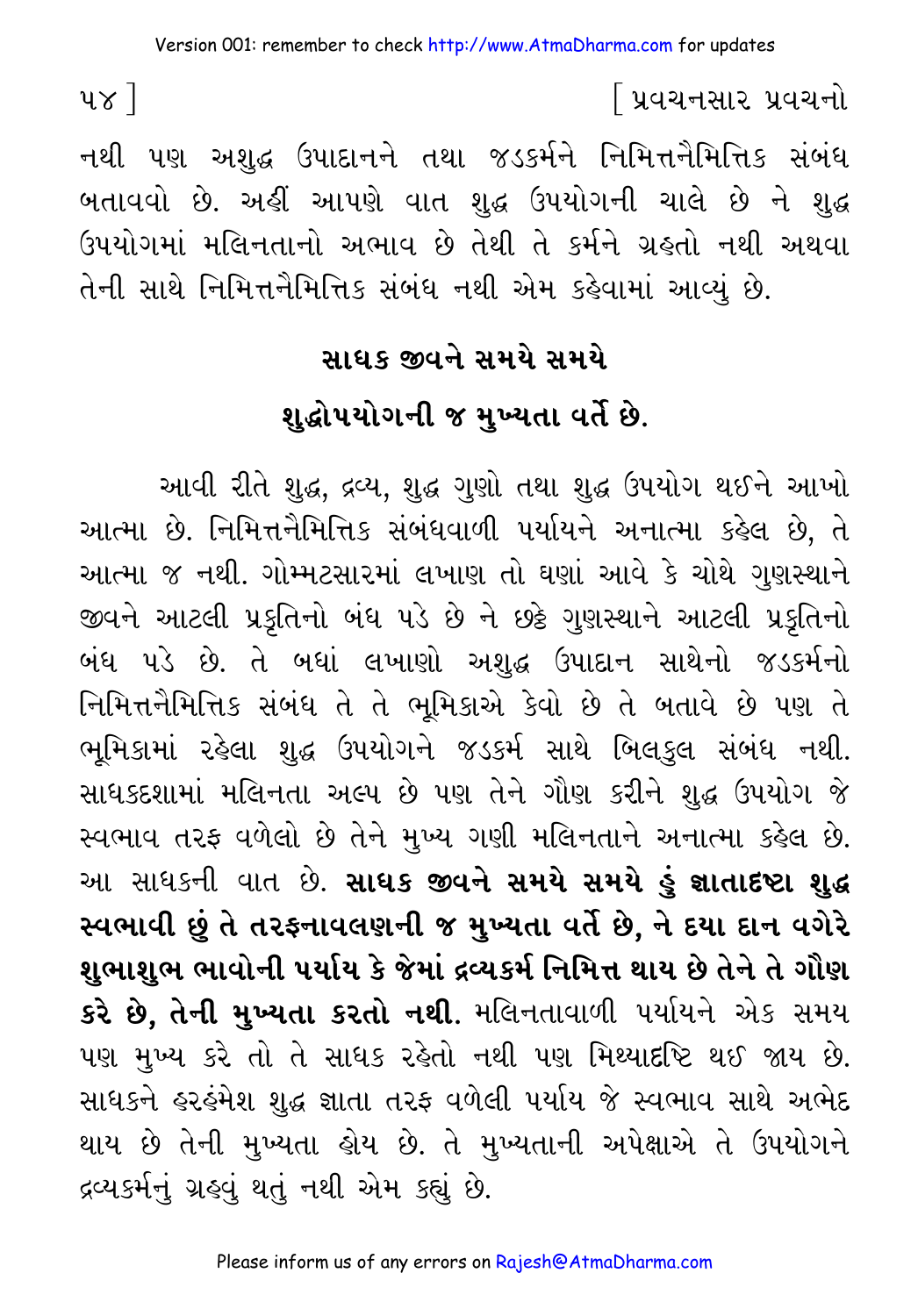નથી પણ અશુદ્ધ ઉપાદાનને તથા જડકર્મને નિમિત્તનૈમિત્તિક સંબંધ બતાવવો છે. અહીં આપણે વાત શુદ્ધ ઉપયોગની ચાલે છે ને શુદ્ધ ઉપયોગમાં મલિનતાનો અભાવ છે તેથી તે કર્મને ગ્રહતો નથી અથવા તેની સાથે નિમિત્તનૈમિત્તિક સંબંધ નથી એમ કહેવામાં આવ્યું છે.

## સાધક જીવને સમયે સમયે શુદ્ધોપયોગની જ મુખ્યતા વર્તે છે.

આવી રીતે શુદ્ધ, દ્રવ્ય, શુદ્ધ ગુણો તથા શુદ્ધ ઉપયોગ થઈને આખો આત્મા છે. નિમિત્તનૈમિત્તિક સંબંધવાળી પર્યાયને અનાત્મા કહેલ છે, તે આત્મા જ નથી. ગોમ્મટસારમાં લખાણ તો ઘણાં આવે કે ચોથે ગુણસ્થાને જીવને આટલી પ્રકૃતિનો બંધ પડે છે ને છઠ્ઠે ગુણસ્થાને આટલી પ્રકૃતિનો બંધ પડે છે. તે બધાં લખાણો અશુદ્ધ ઉપાદાન સાથેનો જડકર્મનો નિમિત્તનૈમિત્તિક સંબંધ તે તે ભૂમિકાએ કેવો છે તે બતાવે છે પણ તે ભૂમિકામાં રહેલા શુદ્ધ ઉપયોગને જડકર્મ સાથે બિલકુલ સંબંધ નથી. સાધકદશામાં મલિનતા અલ્પ છે પણ તેને ગૌણ કરીને શુદ્ધ ઉપયોગ જે સ્વભાવ તરફ વળેલો છે તેને મુખ્ય ગણી મલિનતાને અનાત્મા કહેલ છે. આ સાધકની વાત છે. **સાધક જીવને સમયે સમયે હું જ્ઞાતાદષ્ટા શુદ્ધ સ્વભાવી છું તે તરફનાવલણની જ મુખ્યતા વર્તે છે, ને દયા દાન વગેરે શુભાશુભ ભાવોની પર્યાય કે જેમાં દ્રવ્યકર્મ નિમિત્ત થાય છે તેને તે ગૌણ કરે છે, તેની મુખ્યતા કરતો નથી.** મલિનતાવાળી પર્યાયને એક સમય પણ મુખ્ય કરે તો તે સાધક રહેતો નથી પણ મિથ્યાદૃષ્ટિ થઈ જાય છે. સાધકને હરહંમેશ શુદ્ધ જ્ઞાતા તરફ વળેલી પર્યાય જે સ્વભાવ સાથે અભેદ થાય છે તેની મુખ્યતા હોય છે. તે મુખ્યતાની અપેક્ષાએ તે ઉપયોગને દ્રવ્યકર્મનું ગ્રહવું થતું નથી એમ કહ્યું છે.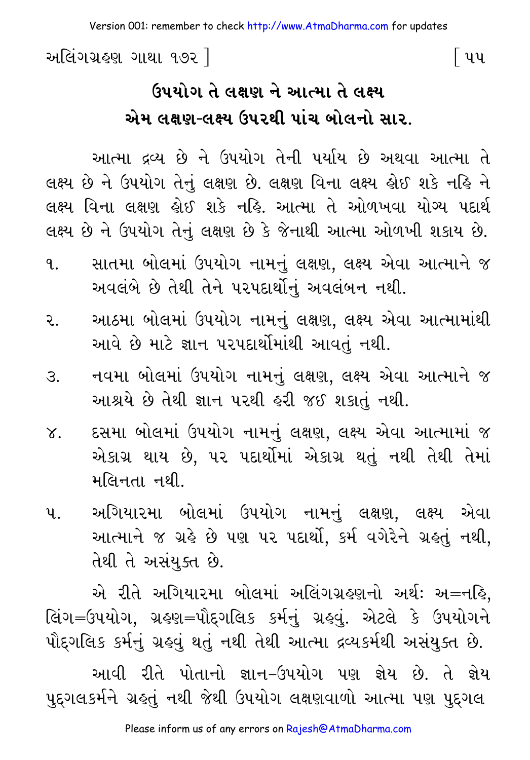## ઉપયોગ તે લક્ષણ ને આત્મા તે લક્ષ્ય એમ લક્ષણ-લક્ષ્ય ઉપરથી પાંચ બોલનો સાર.

આત્મા દ્રવ્ય છે ને ઉપયોગ તેની પર્યાય છે અથવા આત્મા તે લક્ષ્ય છે ને ઉપયોગ તેનું લક્ષણ છે. લક્ષણ વિના લક્ષ્ય હોઈ શકે નહિ ને લક્ષ્ય વિના લક્ષણ હોઈ શકે નહિ. આત્મા તે ઓળખવા યોગ્ય પદાર્થ લક્ષ્ય છે ને ઉપયોગ તેનું લક્ષણ છે કે જેનાથી આત્મા ઓળખી શકાય છે.

૧. સાતમા બોલમાં ઉપયોગ નામનું લક્ષણ, લક્ષ્ય એવા આત્માને જ અવલંબે છે તેથી તેને પરપદાર્થોનું અવલંબન નથી.

૨. આઠમા બોલમાં ઉપયોગ નામનું લક્ષણ, લક્ષ્ય એવા આત્મામાંથી આવે છે માટે જ્ઞાન પરપદાર્થોમાંથી આવતું નથી.

૩. નવમા બોલમાં ઉપયોગ નામનું લક્ષણ, લક્ષ્ય એવા આત્માને જ આશ્રયે છે તેથી જ્ઞાન પરથી હરી જઈ શકાતું નથી.

૪. દસમા બોલમાં ઉપયોગ નામનું લક્ષણ, લક્ષ્ય એવા આત્મામાં જ એકાગ્ર થાય છે, પર પદાર્થોમાં એકાગ્ર થતું નથી તેથી તેમાં મલિનતા નથી.

૫. અગિયારમા બોલમાં ઉપયોગ નામનું લક્ષણ, લક્ષ્ય એવા આત્માને જ ગ્રહે છે પણ પર પદાર્થો, કર્મ વગેરેને ગ્રહતું નથી, તેથી તે અસંયુક્ત છે.

એ રીતે અગિયારમા બોલમાં અલિંગગ્રહણનો અર્થ: અ=નહિ, લિંગ=ઉપયોગ, ગ્રહણ=પૌદ્‌ગલિક કર્મનું ગ્રહવું. એટલે કે ઉપયોગને પૌદ્‌ગલિક કર્મનું ગ્રહવું થતું નથી તેથી આત્મા દ્રવ્યકર્મથી અસંયુક્ત છે.

આવી રીતે પોતાનો જ્ઞાન-ઉપયોગ પણ જ્ઞેય છે. તે જ્ઞેય પુદ્‌ગલકર્મને ગ્રહતું નથી જેથી ઉપયોગ લક્ષણવાળો આત્મા પણ પુદ્‌ગલ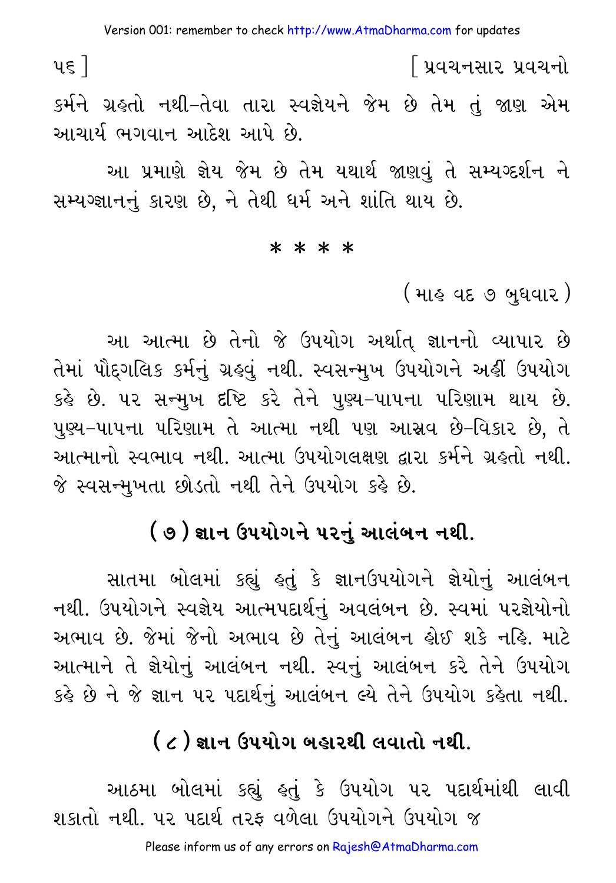કર્મને ગ્રહતો નથી–તેવા તારા સ્વજ્ઞેયને જેમ છે તેમ તું જાણ એમ આચાર્ય ભગવાન આદેશ આપે છે.

આ પ્રમાણે જ્ઞેય જેમ છે તેમ યથાર્થ જાણવું તે સમ્યગ્દર્શન ને સમ્યગ્જ્ઞાનનું કારણ છે, ને તેથી ધર્મ અને શાંતિ થાય છે.

* * * *

( માહ વદ ૭ બુધવાર )

આ આત્મા છે તેનો જે ઉપયોગ અર્થાત્ જ્ઞાનનો વ્યાપાર છે તેમાં પૌદ્ગલિક કર્મનું ગ્રહવું નથી. સ્વસન્મુખ ઉપયોગને અહીં ઉપયોગ કહે છે. પર સન્મુખ દ્રષ્ટિ કરે તેને પુણ્ય–પાપના પરિણામ થાય છે. પુણ્ય–પાપના પરિણામ તે આત્મા નથી પણ આસ્રવ છે–વિકાર છે, તે આત્માનો સ્વભાવ નથી. આત્મા ઉપયોગલક્ષણ દ્વારા કર્મને ગ્રહતો નથી. જે સ્વસન્મુખતા છોડતો નથી તેને ઉપયોગ કહે છે.

## ( ૭ ) જ્ઞાન ઉપયોગને પરનું આલંબન નથી.

સાતમા બોલમાં કહ્યું હતું કે જ્ઞાનઉપયોગને જ્ઞેયોનું આલંબન નથી. ઉપયોગને સ્વજ્ઞેય આત્મપદાર્થનું અવલંબન છે. સ્વમાં પરજ્ઞેયોનો અભાવ છે. જેમાં જેનો અભાવ છે તેનું આલંબન હોઈ શકે નહિ. માટે આત્માને તે જ્ઞેયોનું આલંબન નથી. સ્વનું આલંબન કરે તેને ઉપયોગ કહે છે ને જે જ્ઞાન પર પદાર્થનું આલંબન લ્યે તેને ઉપયોગ કહેતા નથી.

## ( ૮ ) જ્ઞાન ઉપયોગ બહારથી લવાતો નથી.

આઠમા બોલમાં કહ્યું હતું કે ઉપયોગ પર પદાર્થમાંથી લાવી શકાતો નથી. પર પદાર્થ તરફ વળેલા ઉપયોગને ઉપયોગ જ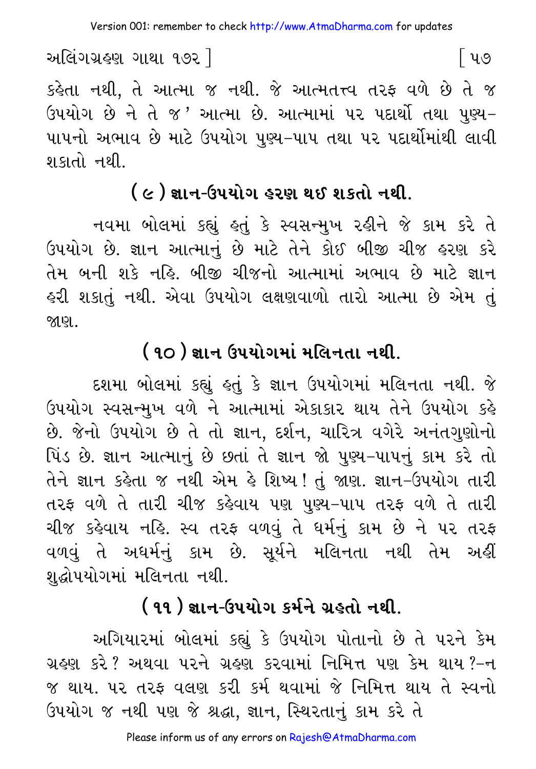કહેતા નથી, તે આત્મા જ નથી. જે આત્મતત્ત્વ તરફ વળે છે તે જ ઉપયોગ છે ને તે જ' આત્મા છે. આત્મામાં પર પદાર્થો તથા પુણ્ય-પાપનો અભાવ છે માટે ઉપયોગ પુણ્ય-પાપ તથા પર પદાર્થોમાંથી લાવી શકાતો નથી.

## ( ૯ ) જ્ઞાન-ઉપયોગ હરણ થઈ શકતો નથી.

નવમા બોલમાં કહ્યું હતું કે સ્વસન્મુખ રહીને જે કામ કરે તે ઉપયોગ છે. જ્ઞાન આત્માનું છે માટે તેને કોઈ બીજી ચીજ હરણ કરે તેમ બની શકે નહિ. બીજી ચીજનો આત્મામાં અભાવ છે માટે જ્ઞાન હરી શકાતું નથી. એવા ઉપયોગ લક્ષણવાળો તારો આત્મા છે એમ તું જાણ.

## ( ૧૦ ) જ્ઞાન ઉપયોગમાં મલિનતા નથી.

દશમા બોલમાં કહ્યું હતું કે જ્ઞાન ઉપયોગમાં મલિનતા નથી. જે ઉપયોગ સ્વસન્મુખ વળે ને આત્મામાં એકાકાર થાય તેને ઉપયોગ કહે છે. જેનો ઉપયોગ છે તે તો જ્ઞાન, દર્શન, ચારિત્ર વગેરે અનંતગુણોનો પિંડ છે. જ્ઞાન આત્માનું છે છતાં તે જ્ઞાન જો પુણ્ય-પાપનું કામ કરે તો તેને જ્ઞાન કહેતા જ નથી એમ હે શિષ્ય! તું જાણ. જ્ઞાન-ઉપયોગ તારી તરફ વળે તે તારી ચીજ કહેવાય પણ પુણ્ય-પાપ તરફ વળે તે તારી ચીજ કહેવાય નહિ. સ્વ તરફ વળવું તે ધર્મનું કામ છે ને પર તરફ વળવું તે અધર્મનું કામ છે. સૂર્યને મલિનતા નથી તેમ અહીં શુદ્ધોપયોગમાં મલિનતા નથી.

## ( ૧૧ ) જ્ઞાન-ઉપયોગ કર્મને ગ્રહતો નથી.

અગિયારમાં બોલમાં કહ્યું કે ઉપયોગ પોતાનો છે તે પરને કેમ ગ્રહણ કરે? અથવા પરને ગ્રહણ કરવામાં નિમિત્ત પણ કેમ થાય?-ન જ થાય. પર તરફ વલણ કરી કર્મ થવામાં જે નિમિત્ત થાય તે સ્વનો ઉપયોગ જ નથી પણ જે શ્રદ્ધા, જ્ઞાન, સ્થિરતાનું કામ કરે તે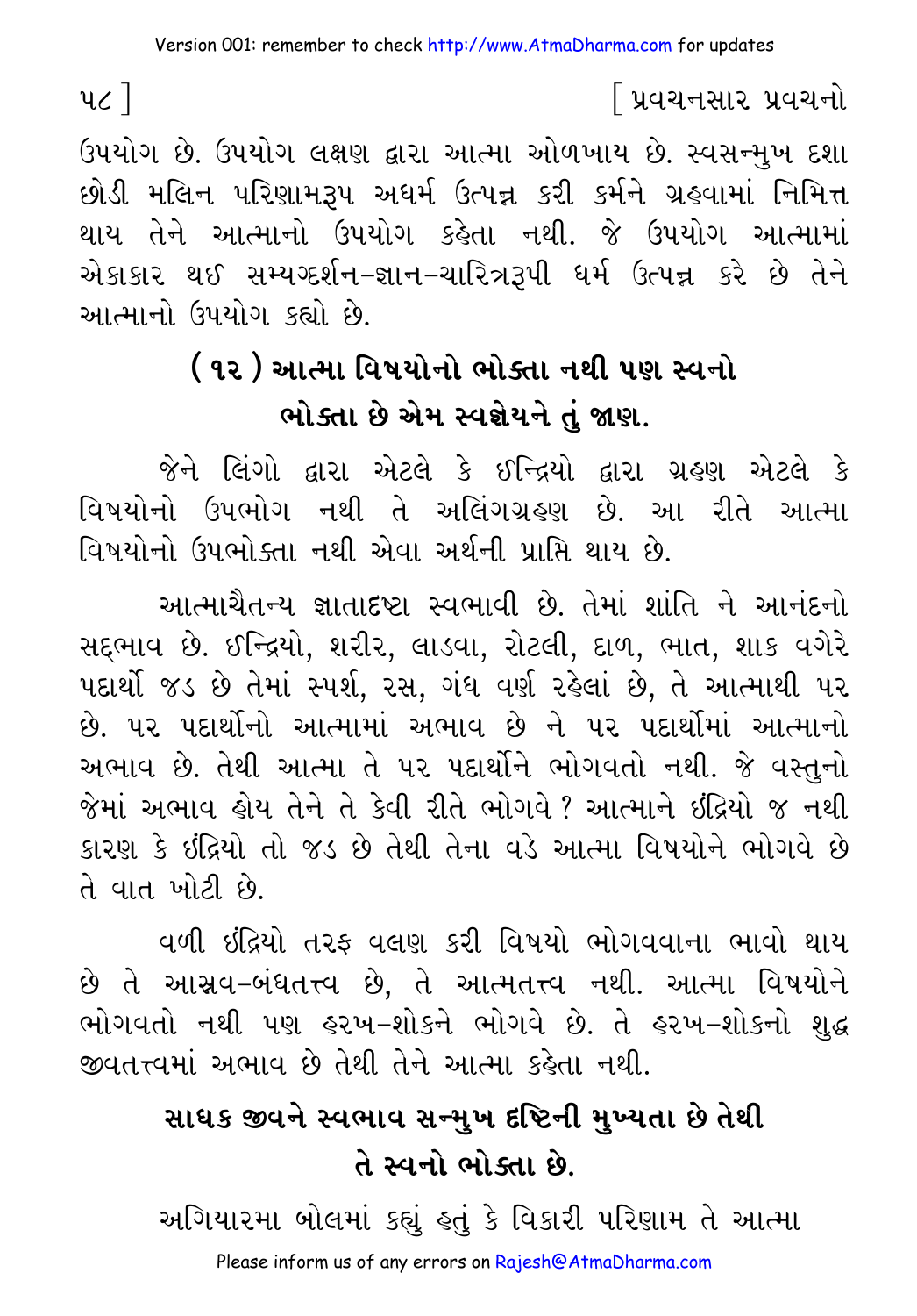ઉપયોગ છે. ઉપયોગ લક્ષણ દ્વારા આત્મા ઓળખાય છે. સ્વસન્મુખ દશા છોડી મલિન પરિણામરૂપ અધર્મ ઉત્પન્ન કરી કર્મને ગ્રહવામાં નિમિત્ત થાય તેને આત્માનો ઉપયોગ કહેતા નથી. જે ઉપયોગ આત્મામાં એકાકાર થઈ સમ્યગ્દર્શન-જ્ઞાન-ચારિત્રરૂપી ધર્મ ઉત્પન્ન કરે છે તેને આત્માનો ઉપયોગ કહ્યો છે.

## (૧૨) આત્મા વિષયોનો ભોક્તા નથી પણ સ્વનો ભોક્તા છે એમ સ્વજ્ઞેયને તું જાણ.

જેને લિંગો દ્વારા એટલે કે ઈન્દ્રિયો દ્વારા ગ્રહણ એટલે કે વિષયોનો ઉપભોગ નથી તે અલિંગગ્રહણ છે. આ રીતે આત્મા વિષયોનો ઉપભોક્તા નથી એવા અર્થની પ્રાપ્તિ થાય છે.

આત્માચૈતન્ય જ્ઞાતાદષ્ટા સ્વભાવી છે. તેમાં શાંતિ ને આનંદનો સદ્ભાવ છે. ઈન્દ્રિયો, શરીર, લાડવા, રોટલી, દાળ, ભાત, શાક વગેરે પદાર્થો જડ છે તેમાં સ્પર્શ, રસ, ગંધ વર્ણ રહેલાં છે, તે આત્માથી પર છે. પર પદાર્થોનો આત્મામાં અભાવ છે ને પર પદાર્થોમાં આત્માનો અભાવ છે. તેથી આત્મા તે પર પદાર્થોને ભોગવતો નથી. જે વસ્તુનો જેમાં અભાવ હોય તેને તે કેવી રીતે ભોગવે? આત્માને ઇંદ્રિયો જ નથી કારણ કે ઇંદ્રિયો તો જડ છે તેથી તેના વડે આત્મા વિષયોને ભોગવે છે તે વાત ખોટી છે.

વળી ઇંદ્રિયો તરફ વલણ કરી વિષયો ભોગવવાના ભાવો થાય છે તે આસ્રવ-બંધતત્ત્વ છે, તે આત્મતત્ત્વ નથી. આત્મા વિષયોને ભોગવતો નથી પણ હરખ-શોકને ભોગવે છે. તે હરખ-શોકનો શુદ્ધ જીવતત્ત્વમાં અભાવ છે તેથી તેને આત્મા કહેતા નથી.

### સાધક જીવને સ્વભાવ સન્મુખ દષ્ટિની મુખ્યતા છે તેથી તે સ્વનો ભોક્તા છે.

અગિયારમા બોલમાં કહ્યું હતું કે વિકારી પરિણામ તે આત્મા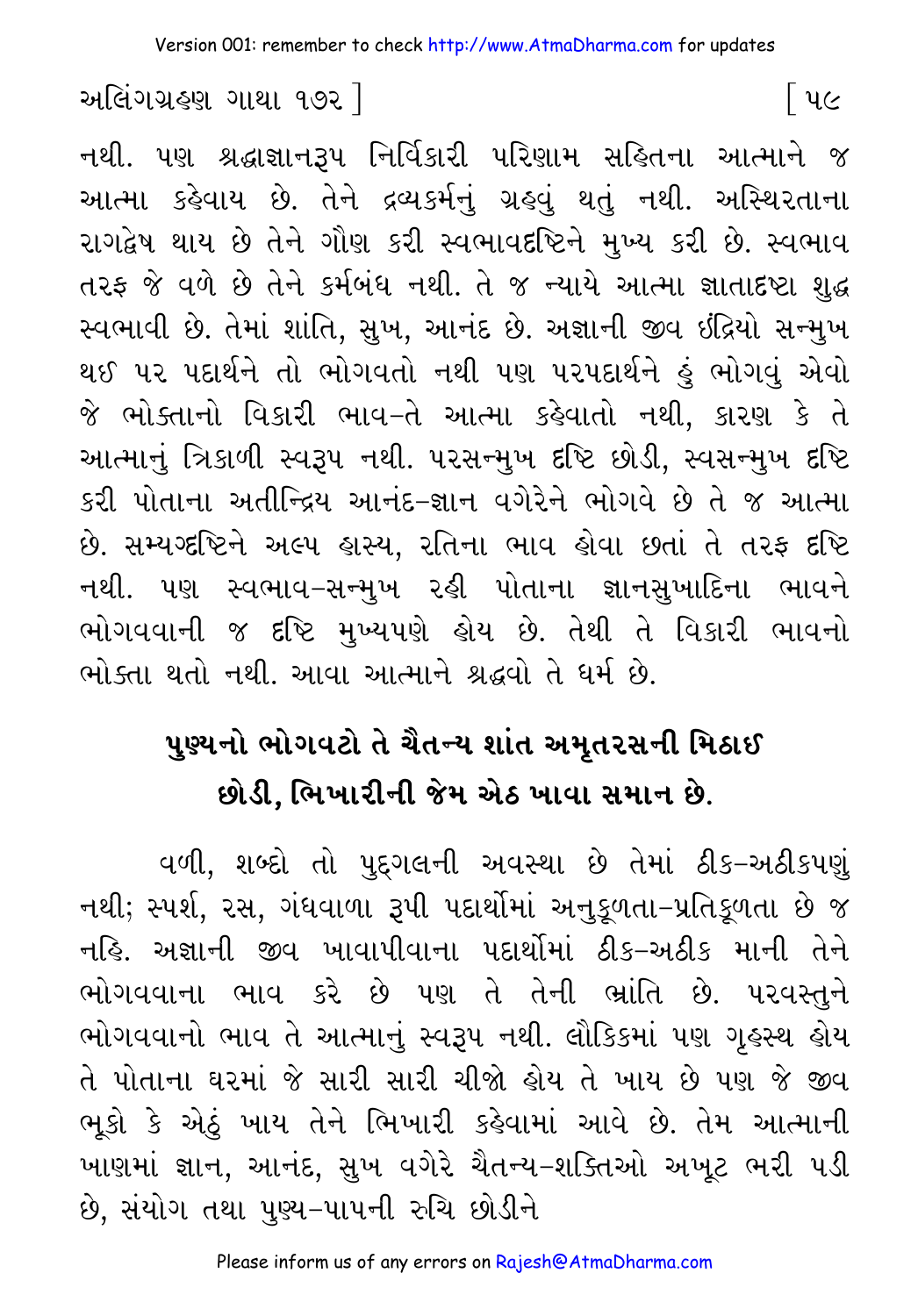નથી. પણ શ્રદ્ધાજ્ઞાનરૂપ નિર્વિકારી પરિણામ સહિતના આત્માને જ આત્મા કહેવાય છે. તેને દ્રવ્યકર્મનું ગ્રહવું થતું નથી. અસ્થિરતાના રાગદ્વેષ થાય છે તેને ગૌણ કરી સ્વભાવદૃષ્ટિને મુખ્ય કરી છે. સ્વભાવ તરફ જે વળે છે તેને કર્મબંધ નથી. તે જ ન્યાયે આત્મા જ્ઞાતાદૃષ્ટા શુદ્ધ સ્વભાવી છે. તેમાં શાંતિ, સુખ, આનંદ છે. અજ્ઞાની જીવ ઇંદ્રિયો સન્મુખ થઈ પર પદાર્થને તો ભોગવતો નથી પણ પરપદાર્થને હું ભોગવું એવો જે ભોક્તાનો વિકારી ભાવ-તે આત્મા કહેવાતો નથી, કારણ કે તે આત્માનું ત્રિકાળી સ્વરૂપ નથી. પરસન્મુખ દૃષ્ટિ છોડી, સ્વસન્મુખ દૃષ્ટિ કરી પોતાના અતીન્દ્રિય આનંદ-જ્ઞાન વગેરેને ભોગવે છે તે જ આત્મા છે. સમ્યગ્દૃષ્ટિને અલ્પ હાસ્ય, રતિના ભાવ હોવા છતાં તે તરફ દૃષ્ટિ નથી. પણ સ્વભાવ-સન્મુખ રહી પોતાના જ્ઞાનસુખાદિના ભાવને ભોગવવાની જ દૃષ્ટિ મુખ્યપણે હોય છે. તેથી તે વિકારી ભાવનો ભોક્તા થતો નથી. આવા આત્માને શ્રદ્ધવો તે ધર્મ છે.

## પુણ્યનો ભોગવટો તે ચૈતન્ય શાંત અમૃતરસની મિઠાઈ છોડી, ભિખારીની જેમ એઠ ખાવા સમાન છે.

વળી, શબ્દો તો પુદ્‌ગલની અવસ્થા છે તેમાં ઠીક-અઠીકપણું નથી; સ્પર્શ, રસ, ગંધવાળા રૂપી પદાર્થોમાં અનુકૂળતા-પ્રતિકૂળતા છે જ નહિ. અજ્ઞાની જીવ ખાવાપીવાના પદાર્થોમાં ઠીક-અઠીક માની તેને ભોગવવાના ભાવ કરે છે પણ તે તેની ભ્રાંતિ છે. પરવસ્તુને ભોગવવાનો ભાવ તે આત્માનું સ્વરૂપ નથી. લૌકિકમાં પણ ગૃહસ્થ હોય તે પોતાના ઘરમાં જે સારી સારી ચીજો હોય તે ખાય છે પણ જે જીવ ભૂકો કે એઠું ખાય તેને ભિખારી કહેવામાં આવે છે. તેમ આત્માની ખાણમાં જ્ઞાન, આનંદ, સુખ વગેરે ચૈતન્ય-શક્તિઓ અખૂટ ભરી પડી છે, સંયોગ તથા પુણ્ય-પાપની રુચિ છોડીને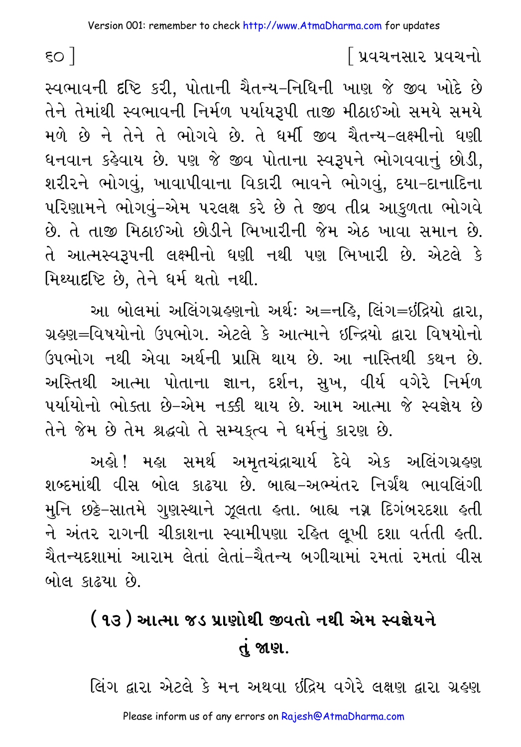સ્વભાવની દૃષ્ટિ કરી, પોતાની ચૈતન્ય-નિધિની ખાણ જે જીવ ખોદે છે તેને તેમાંથી સ્વભાવની નિર્મળ પર્યાયરૂપી તાજી મીઠાઈઓ સમયે સમયે મળે છે ને તેને તે ભોગવે છે. તે ધર્મી જીવ ચૈતન્ય-લક્ષ્મીનો ધણી ધનવાન કહેવાય છે. પણ જે જીવ પોતાના સ્વરૂપને ભોગવવાનું છોડી, શરીરને ભોગવું, ખાવાપીવાના વિકારી ભાવને ભોગવું, દયા-દાનાદિના પરિણામને ભોગવું-એમ પરલક્ષ કરે છે તે જીવ તીવ્ર આકુળતા ભોગવે છે. તે તાજી મિઠાઈઓ છોડીને ભિખારીની જેમ એઠ ખાવા સમાન છે. તે આત્મસ્વરૂપની લક્ષ્મીનો ધણી નથી પણ ભિખારી છે. એટલે કે મિથ્યાદૃષ્ટિ છે, તેને ધર્મ થતો નથી.

આ બોલમાં અલિંગગ્રહણનો અર્થ: અ=નહિ, લિંગ=ઇંદ્રિયો દ્વારા, ગ્રહણ=વિષયોનો ઉપભોગ. એટલે કે આત્માને ઇન્દ્રિયો દ્વારા વિષયોનો ઉપભોગ નથી એવા અર્થની પ્રાપ્તિ થાય છે. આ નાસ્તિથી કથન છે. અસ્તિથી આત્મા પોતાના જ્ઞાન, દર્શન, સુખ, વીર્ય વગેરે નિર્મળ પર્યાયોનો ભોક્તા છે-એમ નક્કી થાય છે. આમ આત્મા જે સ્વજ્ઞેય છે તેને જેમ છે તેમ શ્રદ્ધવો તે સમ્યક્ત્વ ને ધર્મનું કારણ છે.

અહો! મહા સમર્થ અમૃતચંદ્રાચાર્ય દેવે એક અલિંગગ્રહણ શબ્દમાંથી વીસ બોલ કાઢયા છે. બાહ્ય-અભ્યંતર નિર્ગ્રંથ ભાવલિંગી મુનિ છઠ્ઠે-સાતમે ગુણસ્થાને ઝૂલતા હતા. બાહ્ય નગ્ન દિગંબરદશા હતી ને અંતર રાગની ચીકાશના સ્વામીપણા રહિત લૂખી દશા વર્તતી હતી. ચૈતન્યદશામાં આરામ લેતાં લેતાં-ચૈતન્ય બગીચામાં રમતાં રમતાં વીસ બોલ કાઢયા છે.

## (૧૩) આત્મા જડ પ્રાણોથી જીવતો નથી એમ સ્વજ્ઞેયને તું જાણ.

લિંગ દ્વારા એટલે કે મન અથવા ઇંદ્રિય વગેરે લક્ષણ દ્વારા ગ્રહણ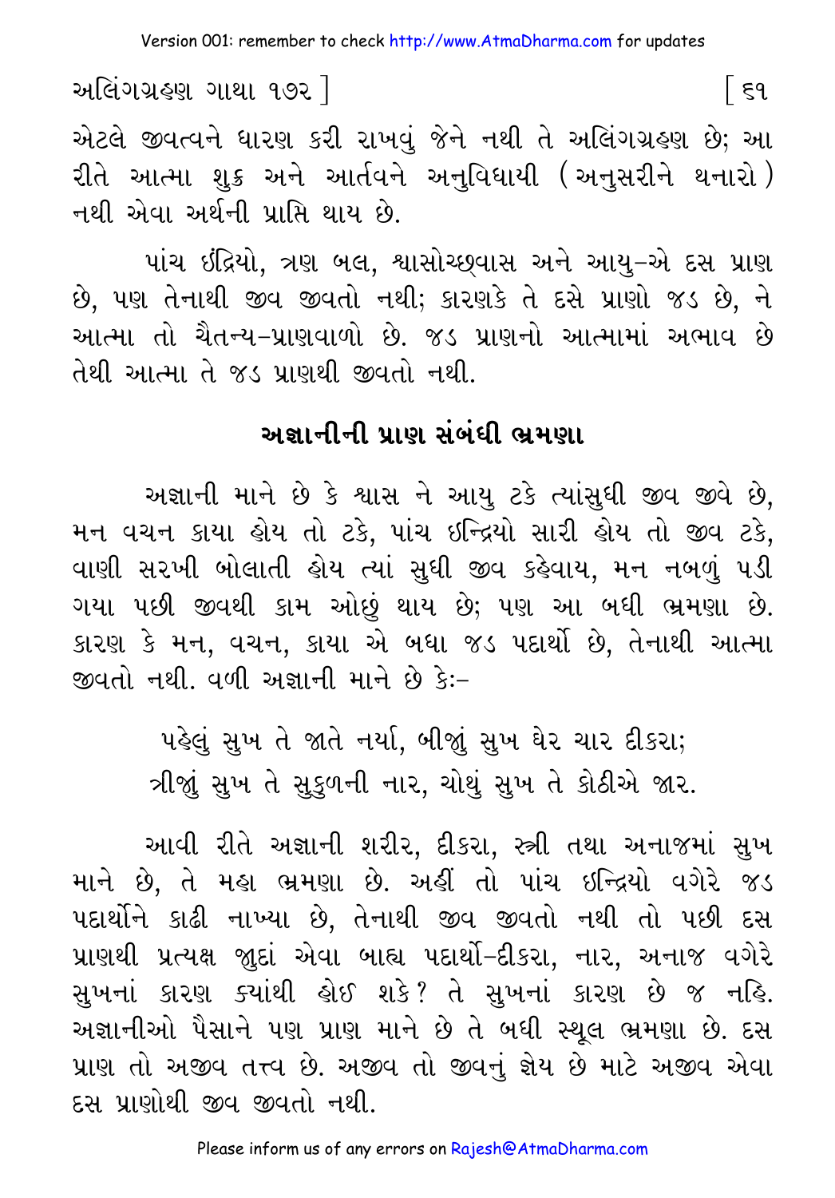એટલે જીવત્વને ધારણ કરી રાખવું જેને નથી તે અલિંગગ્રહણ છે; આ રીતે આત્મા શુક્ર અને આર્તવને અનુવિધાયી (અનુસરીને થનારો) નથી એવા અર્થની પ્રાપ્તિ થાય છે.

પાંચ ઇંદ્રિયો, ત્રણ બલ, શ્વાસોચ્છ્વાસ અને આયુ-એ દસ પ્રાણ છે, પણ તેનાથી જીવ જીવતો નથી; કારણકે તે દસે પ્રાણો જડ છે, ને આત્મા તો ચૈતન્ય-પ્રાણવાળો છે. જડ પ્રાણનો આત્મામાં અભાવ છે તેથી આત્મા તે જડ પ્રાણથી જીવતો નથી.

## અજ્ઞાનીની પ્રાણ સંબંધી ભ્રમણા

અજ્ઞાની માને છે કે શ્વાસ ને આયુ ટકે ત્યાંસુધી જીવ જીવે છે, મન વચન કાયા હોય તો ટકે, પાંચ ઇન્દ્રિયો સારી હોય તો જીવ ટકે, વાણી સરખી બોલાતી હોય ત્યાં સુધી જીવ કહેવાય, મન નબળું પડી ગયા પછી જીવથી કામ ઓછું થાય છે; પણ આ બધી ભ્રમણા છે. કારણ કે મન, વચન, કાયા એ બધા જડ પદાર્થો છે, તેનાથી આત્મા જીવતો નથી. વળી અજ્ઞાની માને છે કેઃ-

પહેલું સુખ તે જાતે નર્યા, બીજું સુખ ઘેર ચાર દીકરા;
ત્રીજું સુખ તે સુકુળની નાર, ચોથું સુખ તે કોઠીએ જાર.

આવી રીતે અજ્ઞાની શરીર, દીકરા, સ્ત્રી તથા અનાજમાં સુખ માને છે, તે મહા ભ્રમણા છે. અહીં તો પાંચ ઇન્દ્રિયો વગેરે જડ પદાર્થોને કાઢી નાખ્યા છે, તેનાથી જીવ જીવતો નથી તો પછી દસ પ્રાણથી પ્રત્યક્ષ જુદાં એવા બાહ્ય પદાર્થો-દીકરા, નાર, અનાજ વગેરે સુખનાં કારણ ક્યાંથી હોઈ શકે? તે સુખનાં કારણ છે જ નહિ. અજ્ઞાનીઓ પૈસાને પણ પ્રાણ માને છે તે બધી સ્થૂલ ભ્રમણા છે. દસ પ્રાણ તો અજીવ તત્ત્વ છે. અજીવ તો જીવનું જ્ઞેય છે માટે અજીવ એવા દસ પ્રાણોથી જીવ જીવતો નથી.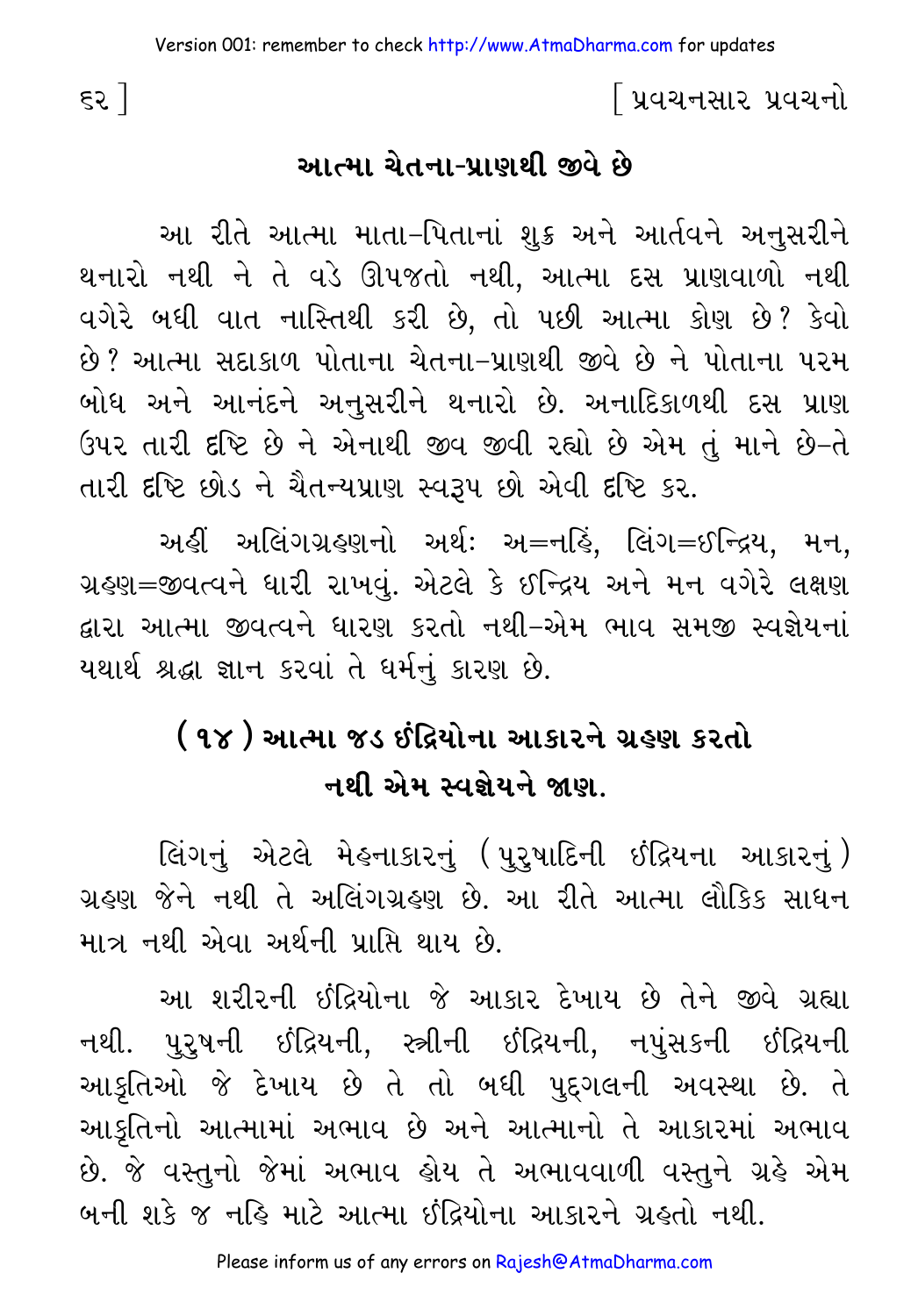## આત્મા ચેતના-પ્રાણથી જીવે છે

આ રીતે આત્મા માતા-પિતાનાં શુક્ર અને આર્તવને અનુસરીને થનારો નથી ને તે વડે ઊપજતો નથી, આત્મા દસ પ્રાણવાળો નથી વગેરે બધી વાત નાસ્તિથી કરી છે, તો પછી આત્મા કોણ છે? કેવો છે? આત્મા સદાકાળ પોતાના ચેતના-પ્રાણથી જીવે છે ને પોતાના પરમ બોધ અને આનંદને અનુસરીને થનારો છે. અનાદિકાળથી દસ પ્રાણ ઉપર તારી દૃષ્ટિ છે ને એનાથી જીવ જીવી રહ્યો છે એમ તું માને છે-તે તારી દૃષ્ટિ છોડ ને ચૈતન્યપ્રાણ સ્વરૂપ છો એવી દૃષ્ટિ કર.

અહીં અલિંગગ્રહણનો અર્થ: અ=નહિં, લિંગ=ઈન્દ્રિય, મન, ગ્રહણ=જીવત્વને ધારી રાખવું. એટલે કે ઈન્દ્રિય અને મન વગેરે લક્ષણ દ્વારા આત્મા જીવત્વને ધારણ કરતો નથી-એમ ભાવ સમજી સ્વજ્ઞેયનાં યથાર્થ શ્રદ્ધા જ્ઞાન કરવાં તે ધર્મનું કારણ છે.

## (૧૪) આત્મા જડ ઇંદ્રિયોના આકારને ગ્રહણ કરતો નથી એમ સ્વજ્ઞેયને જાણ.

લિંગનું એટલે મેહનાકારનું (પુરુષાદિની ઇંદ્રિયના આકારનું) ગ્રહણ જેને નથી તે અલિંગગ્રહણ છે. આ રીતે આત્મા લૌકિક સાધન માત્ર નથી એવા અર્થની પ્રાપ્તિ થાય છે.

આ શરીરની ઇંદ્રિયોના જે આકાર દેખાય છે તેને જીવે ગ્રહ્યા નથી. પુરુષની ઇંદ્રિયની, સ્ત્રીની ઇંદ્રિયની, નપુંસકની ઇંદ્રિયની આકૃતિઓ જે દેખાય છે તે તો બધી પુદ્‌ગલની અવસ્થા છે. તે આકૃતિનો આત્મામાં અભાવ છે અને આત્માનો તે આકારમાં અભાવ છે. જે વસ્તુનો જેમાં અભાવ હોય તે અભાવવાળી વસ્તુને ગ્રહે એમ બની શકે જ નહિ માટે આત્મા ઇંદ્રિયોના આકારને ગ્રહતો નથી.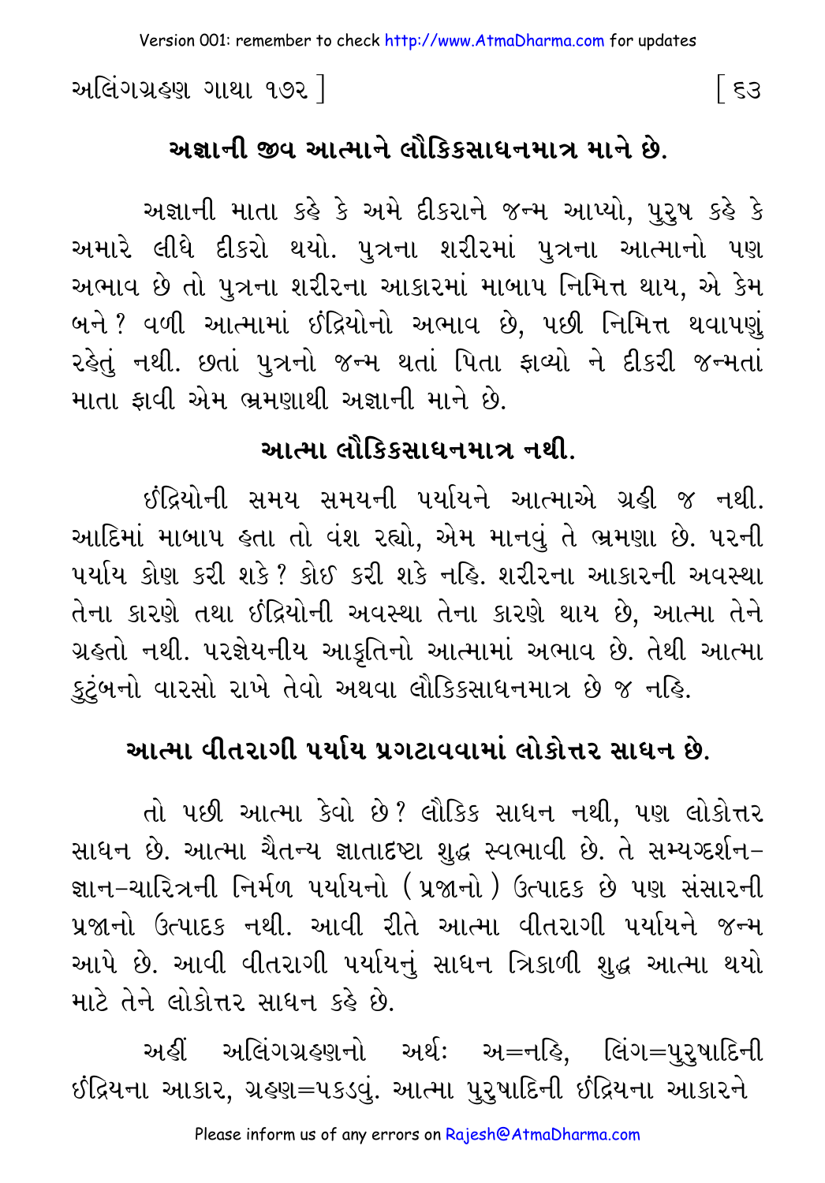## અજ્ઞાની જીવ આત્માને લૌકિકસાધનમાત્ર માને છે.

અજ્ઞાની માતા કહે કે અમે દીકરાને જન્મ આપ્યો, પુરુષ કહે કે અમારે લીધે દીકરો થયો. પુત્રના શરીરમાં પુત્રના આત્માનો પણ અભાવ છે તો પુત્રના શરીરના આકારમાં માબાપ નિમિત્ત થાય, એ કેમ બને? વળી આત્મામાં ઇંદ્રિયોનો અભાવ છે, પછી નિમિત્ત થવાપણું રહેતું નથી. છતાં પુત્રનો જન્મ થતાં પિતા ફાવ્યો ને દીકરી જન્મતાં માતા ફાવી એમ ભ્રમણાથી અજ્ઞાની માને છે.

## આત્મા લૌકિકસાધનમાત્ર નથી.

ઇંદ્રિયોની સમય સમયની પર્યાયને આત્માએ ગ્રહી જ નથી. આદિમાં માબાપ હતા તો વંશ રહ્યો, એમ માનવું તે ભ્રમણા છે. પરની પર્યાય કોણ કરી શકે? કોઈ કરી શકે નહિ. શરીરના આકારની અવસ્થા તેના કારણે તથા ઇંદ્રિયોની અવસ્થા તેના કારણે થાય છે, આત્મા તેને ગ્રહતો નથી. પરજ્ઞેયનીય આકૃતિનો આત્મામાં અભાવ છે. તેથી આત્મા કુટુંબનો વારસો રાખે તેવો અથવા લૌકિકસાધનમાત્ર છે જ નહિ.

## આત્મા વીતરાગી પર્યાય પ્રગટાવવામાં લોકોત્તર સાધન છે.

તો પછી આત્મા કેવો છે? લૌકિક સાધન નથી, પણ લોકોત્તર સાધન છે. આત્મા ચૈતન્ય જ્ઞાતાદ્રષ્ટા શુદ્ધ સ્વભાવી છે. તે સમ્યગ્દર્શન-જ્ઞાન-ચારિત્રની નિર્મળ પર્યાયનો (પ્રજાનો) ઉત્પાદક છે પણ સંસારની પ્રજાનો ઉત્પાદક નથી. આવી રીતે આત્મા વીતરાગી પર્યાયને જન્મ આપે છે. આવી વીતરાગી પર્યાયનું સાધન ત્રિકાળી શુદ્ધ આત્મા થયો માટે તેને લોકોત્તર સાધન કહે છે.

અહીં અલિંગગ્રહણનો અર્થઃ અ=નહિ, લિંગ=પુરુષાદિની ઇંદ્રિયના આકાર, ગ્રહણ=પકડવું. આત્મા પુરુષાદિની ઇંદ્રિયના આકારને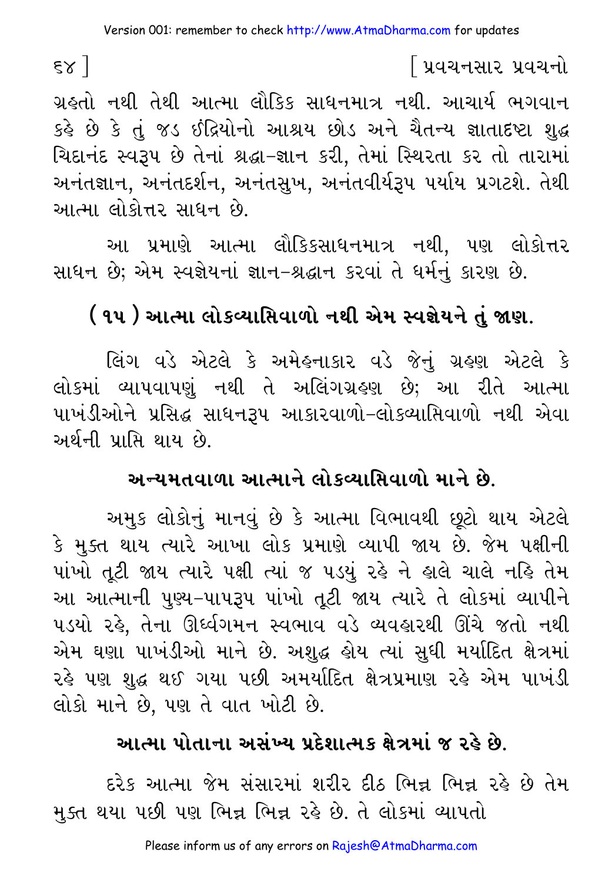ગ્રહતો નથી તેથી આત્મા લૌકિક સાધનમાત્ર નથી. આચાર્ય ભગવાન કહે છે કે તું જડ ઇંદ્રિયોનો આશ્રય છોડ અને ચૈતન્ય જ્ઞાતાદ્રષ્ટા શુદ્ધ ચિદાનંદ સ્વરૂપ છે તેનાં શ્રદ્ધા-જ્ઞાન કરી, તેમાં સ્થિરતા કર તો તારામાં અનંતજ્ઞાન, અનંતદર્શન, અનંતસુખ, અનંતવીર્યરૂપ પર્યાય પ્રગટશે. તેથી આત્મા લોકોત્તર સાધન છે.

આ પ્રમાણે આત્મા લૌકિકસાધનમાત્ર નથી, પણ લોકોત્તર સાધન છે; એમ સ્વજ્ઞેયનાં જ્ઞાન-શ્રદ્ધાન કરવાં તે ધર્મનું કારણ છે.

## ( ૧૫ ) આત્મા લોકવ્યાપ્તિવાળો નથી એમ સ્વજ્ઞેયને તું જાણ.

લિંગ વડે એટલે કે અમેહનાકાર વડે જેનું ગ્રહણ એટલે કે લોકમાં વ્યાપવાપણું નથી તે અલિંગગ્રહણ છે; આ રીતે આત્મા પાખંડીઓને પ્રસિદ્ધ સાધનરૂપ આકારવાળો-લોકવ્યાપ્તિવાળો નથી એવા અર્થની પ્રાપ્તિ થાય છે.

### અન્યમતવાળા આત્માને લોકવ્યાપ્તિવાળો માને છે.

અમુક લોકોનું માનવું છે કે આત્મા વિભાવથી છૂટો થાય એટલે કે મુક્ત થાય ત્યારે આખા લોક પ્રમાણે વ્યાપી જાય છે. જેમ પક્ષીની પાંખો તૂટી જાય ત્યારે પક્ષી ત્યાં જ પડ્યું રહે ને હાલે ચાલે નહિ તેમ આ આત્માની પુણ્ય-પાપરૂપ પાંખો તૂટી જાય ત્યારે તે લોકમાં વ્યાપીને પડયો રહે, તેના ઊર્ધ્વગમન સ્વભાવ વડે વ્યવહારથી ઊંચે જતો નથી એમ ઘણા પાખંડીઓ માને છે. અશુદ્ધ હોય ત્યાં સુધી મર્યાદિત ક્ષેત્રમાં રહે પણ શુદ્ધ થઈ ગયા પછી અમર્યાદિત ક્ષેત્રપ્રમાણ રહે એમ પાખંડી લોકો માને છે, પણ તે વાત ખોટી છે.

### આત્મા પોતાના અસંખ્ય પ્રદેશાત્મક ક્ષેત્રમાં જ રહે છે.

દરેક આત્મા જેમ સંસારમાં શરીર દીઠ ભિન્ન ભિન્ન રહે છે તેમ મુક્ત થયા પછી પણ ભિન્ન ભિન્ન રહે છે. તે લોકમાં વ્યાપતો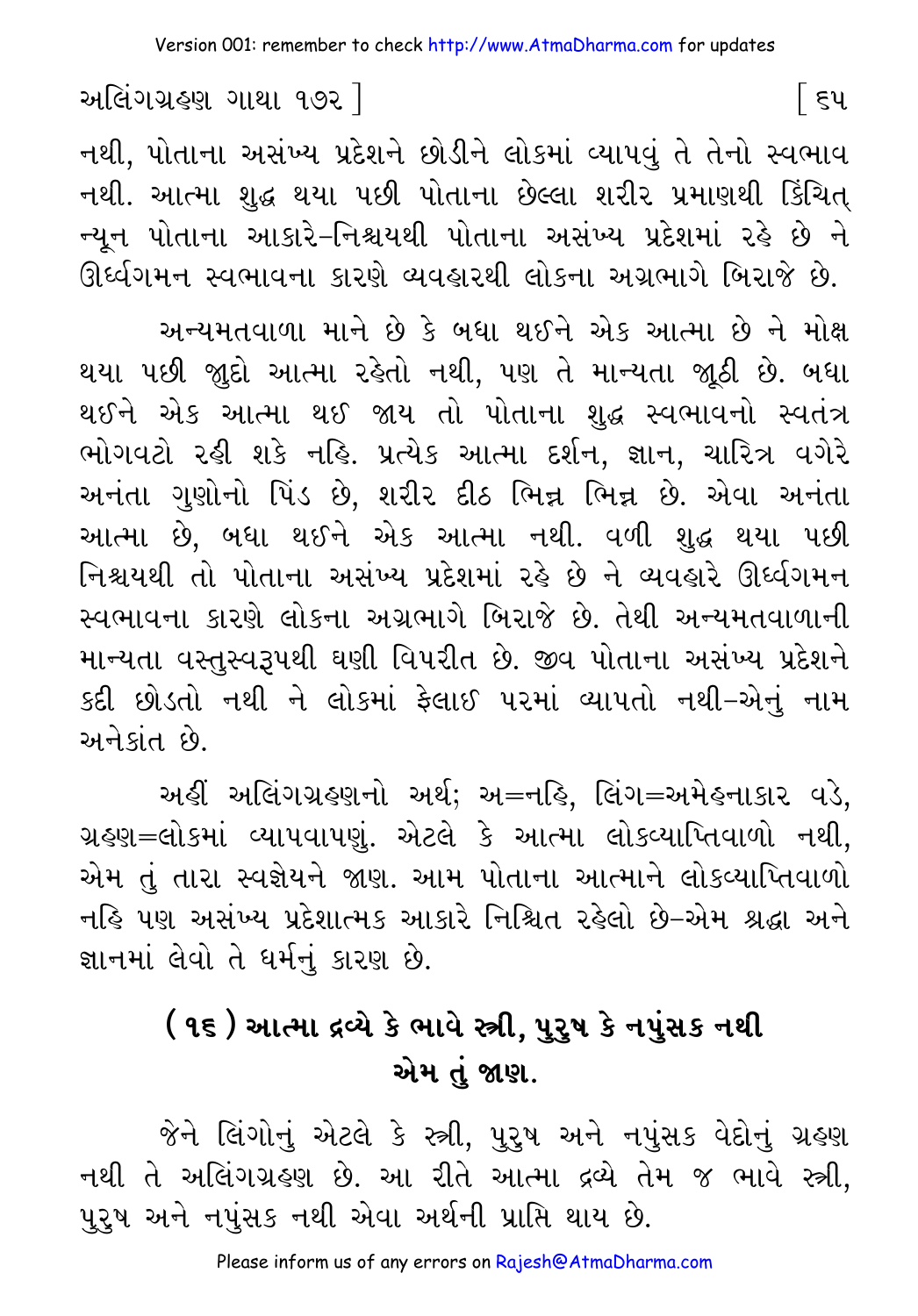નથી, પોતાના અસંખ્ય પ્રદેશને છોડીને લોકમાં વ્યાપવું તે તેનો સ્વભાવ નથી. આત્મા શુદ્ધ થયા પછી પોતાના છેલ્લા શરીર પ્રમાણથી કિંચિત્ ન્યૂન પોતાના આકારે-નિશ્ચયથી પોતાના અસંખ્ય પ્રદેશમાં રહે છે ને ઊર્ધ્વગમન સ્વભાવના કારણે વ્યવહારથી લોકના અગ્રભાગે બિરાજે છે.

અન્યમતવાળા માને છે કે બધા થઈને એક આત્મા છે ને મોક્ષ થયા પછી જુદો આત્મા રહેતો નથી, પણ તે માન્યતા જૂઠી છે. બધા થઈને એક આત્મા થઈ જાય તો પોતાના શુદ્ધ સ્વભાવનો સ્વતંત્ર ભોગવટો રહી શકે નહિ. પ્રત્યેક આત્મા દર્શન, જ્ઞાન, ચારિત્ર વગેરે અનંતા ગુણોનો પિંડ છે, શરીર દીઠ ભિન્ન ભિન્ન છે. એવા અનંતા આત્મા છે, બધા થઈને એક આત્મા નથી. વળી શુદ્ધ થયા પછી નિશ્ચયથી તો પોતાના અસંખ્ય પ્રદેશમાં રહે છે ને વ્યવહારે ઊર્ધ્વગમન સ્વભાવના કારણે લોકના અગ્રભાગે બિરાજે છે. તેથી અન્યમતવાળાની માન્યતા વસ્તુસ્વરૂપથી ઘણી વિપરીત છે. જીવ પોતાના અસંખ્ય પ્રદેશને કદી છોડતો નથી ને લોકમાં ફેલાઈ પરમાં વ્યાપતો નથી-એનું નામ અનેકાંત છે.

અહીં અલિંગગ્રહણનો અર્થ; અ=નહિ, લિંગ=અમેહનાકાર વડે, ગ્રહણ=લોકમાં વ્યાપવાપણું. એટલે કે આત્મા લોકવ્યાપ્તિવાળો નથી, એમ તું તારા સ્વજ્ઞેયને જાણ. આમ પોતાના આત્માને લોકવ્યાપ્તિવાળો નહિ પણ અસંખ્ય પ્રદેશાત્મક આકારે નિશ્ચિત રહેલો છે-એમ શ્રદ્ધા અને જ્ઞાનમાં લેવો તે ધર્મનું કારણ છે.

## (૧૬) આત્મા દ્રવ્યે કે ભાવે સ્ત્રી, પુરુષ કે નપુંસક નથી એમ તું જાણ.

જેને લિંગોનું એટલે કે સ્ત્રી, પુરુષ અને નપુંસક વેદોનું ગ્રહણ નથી તે અલિંગગ્રહણ છે. આ રીતે આત્મા દ્રવ્યે તેમ જ ભાવે સ્ત્રી, પુરુષ અને નપુંસક નથી એવા અર્થની પ્રાપ્તિ થાય છે.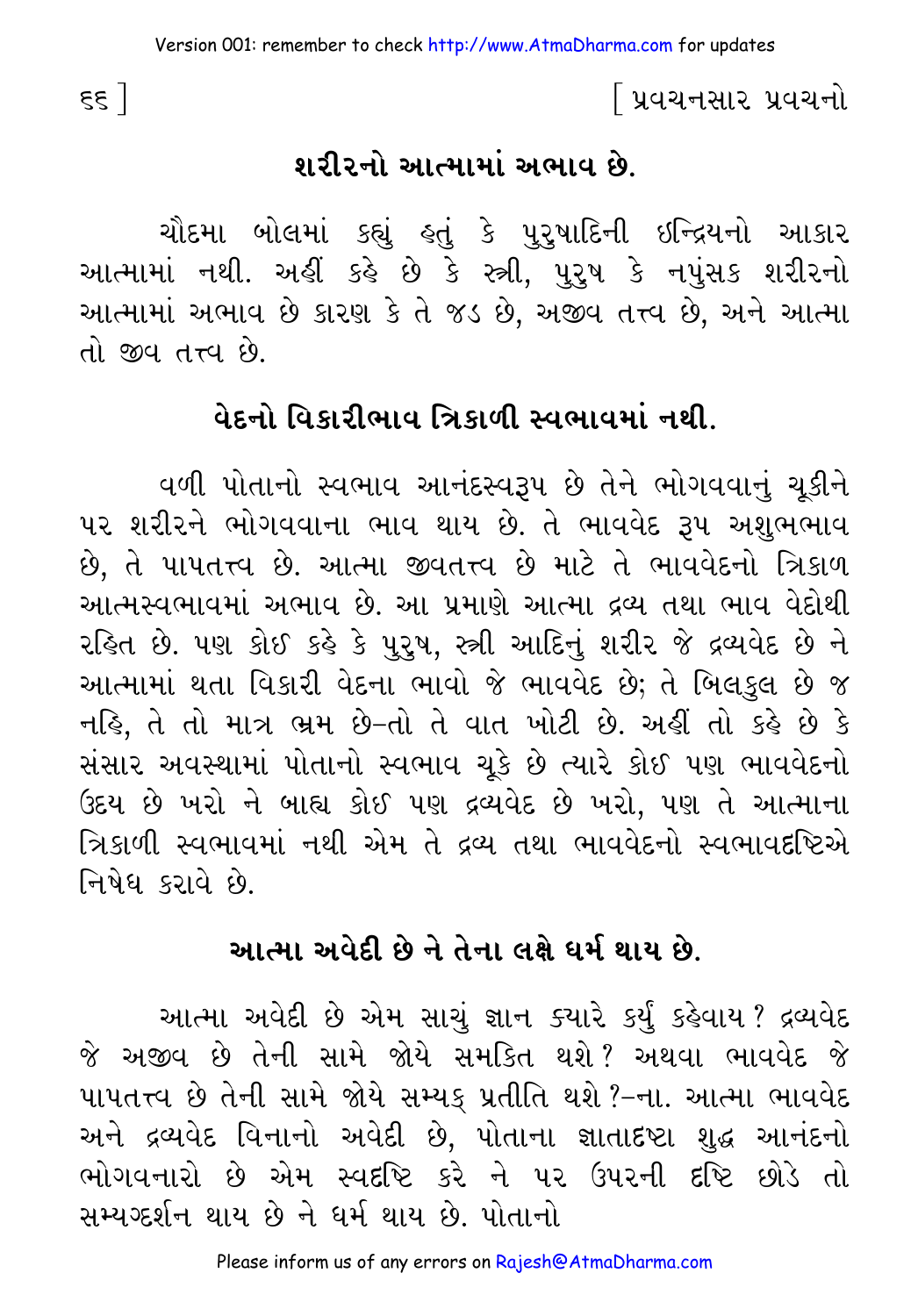## શરીરનો આત્મામાં અભાવ છે.

ચૌદમા બોલમાં કહ્યું હતું કે પુરુષાદિની ઇન્દ્રિયનો આકાર આત્મામાં નથી. અહીં કહે છે કે સ્ત્રી, પુરુષ કે નપુંસક શરીરનો આત્મામાં અભાવ છે કારણ કે તે જડ છે, અજીવ તત્ત્વ છે, અને આત્મા તો જીવ તત્ત્વ છે.

## વેદનો વિકારીભાવ ત્રિકાળી સ્વભાવમાં નથી.

વળી પોતાનો સ્વભાવ આનંદસ્વરૂપ છે તેને ભોગવવાનું ચૂકીને પર શરીરને ભોગવવાના ભાવ થાય છે. તે ભાવવેદ રૂપ અશુભભાવ છે, તે પાપતત્ત્વ છે. આત્મા જીવતત્ત્વ છે માટે તે ભાવવેદનો ત્રિકાળ આત્મસ્વભાવમાં અભાવ છે. આ પ્રમાણે આત્મા દ્રવ્ય તથા ભાવ વેદોથી રહિત છે. પણ કોઈ કહે કે પુરુષ, સ્ત્રી આદિનું શરીર જે દ્રવ્યવેદ છે ને આત્મામાં થતા વિકારી વેદના ભાવો જે ભાવવેદ છે; તે બિલકુલ છે જ નહિ, તે તો માત્ર ભ્રમ છે–તો તે વાત ખોટી છે. અહીં તો કહે છે કે સંસાર અવસ્થામાં પોતાનો સ્વભાવ ચૂકે છે ત્યારે કોઈ પણ ભાવવેદનો ઉદય છે ખરો ને બાહ્ય કોઈ પણ દ્રવ્યવેદ છે ખરો, પણ તે આત્માના ત્રિકાળી સ્વભાવમાં નથી એમ તે દ્રવ્ય તથા ભાવવેદનો સ્વભાવદ્રષ્ટિએ નિષેધ કરાવે છે.

## આત્મા અવેદી છે ને તેના લક્ષે ધર્મ થાય છે.

આત્મા અવેદી છે એમ સાચું જ્ઞાન ક્યારે કર્યું કહેવાય? દ્રવ્યવેદ જે અજીવ છે તેની સામે જોયે સમકિત થશે? અથવા ભાવવેદ જે પાપતત્ત્વ છે તેની સામે જોયે સમ્યક્ પ્રતીતિ થશે?–ના. આત્મા ભાવવેદ અને દ્રવ્યવેદ વિનાનો અવેદી છે, પોતાના જ્ઞાતાદ્રષ્ટા શુદ્ધ આનંદનો ભોગવનારો છે એમ સ્વદ્રષ્ટિ કરે ને પર ઉપરની દ્રષ્ટિ છોડે તો સમ્યગ્દર્શન થાય છે ને ધર્મ થાય છે. પોતાનો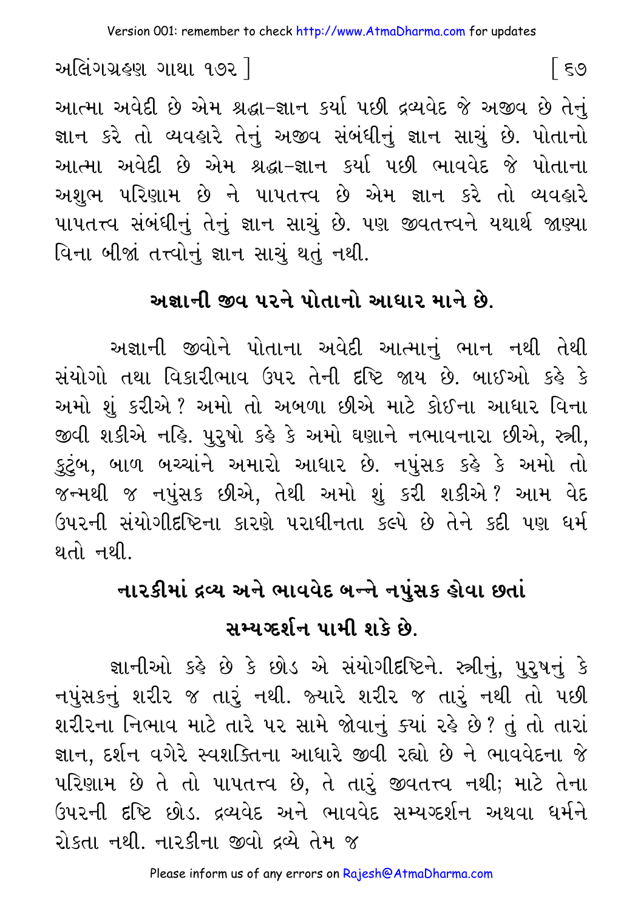આત્મા અવેદી છે એમ શ્રદ્ધા-જ્ઞાન કર્યા પછી દ્રવ્યવેદ જે અજીવ છે તેનું જ્ઞાન કરે તો વ્યવહારે તેનું અજીવ સંબંધીનું જ્ઞાન સાચું છે. પોતાનો આત્મા અવેદી છે એમ શ્રદ્ધા-જ્ઞાન કર્યા પછી ભાવવેદ જે પોતાના અશુભ પરિણામ છે ને પાપતત્ત્વ છે એમ જ્ઞાન કરે તો વ્યવહારે પાપતત્ત્વ સંબંધીનું તેનું જ્ઞાન સાચું છે. પણ જીવતત્ત્વને યથાર્થ જાણ્યા વિના બીજાં તત્ત્વોનું જ્ઞાન સાચું થતું નથી.

## અજ્ઞાની જીવ પરને પોતાનો આધાર માને છે.

અજ્ઞાની જીવોને પોતાના અવેદી આત્માનું ભાન નથી તેથી સંયોગો તથા વિકારીભાવ ઉપર તેની દૃષ્ટિ જાય છે. બાઈઓ કહે કે અમો શું કરીએ? અમો તો અબળા છીએ માટે કોઈના આધાર વિના જીવી શકીએ નહિ. પુરુષો કહે કે અમો ઘણાને નભાવનારા છીએ, સ્ત્રી, કુટુંબ, બાળ બચ્ચાંને અમારો આધાર છે. નપુંસક કહે કે અમો તો જન્મથી જ નપુંસક છીએ, તેથી અમો શું કરી શકીએ? આમ વેદ ઉપરની સંયોગીદૃષ્ટિના કારણે પરાધીનતા કલ્પે છે તેને કદી પણ ધર્મ થતો નથી.

## નારકીમાં દ્રવ્ય અને ભાવવેદ બન્ને નપુંસક હોવા છતાં સમ્યગ્દર્શન પામી શકે છે.

જ્ઞાનીઓ કહે છે કે છોડ એ સંયોગીદૃષ્ટિને. સ્ત્રીનું, પુરુષનું કે નપુંસકનું શરીર જ તારું નથી. જ્યારે શરીર જ તારું નથી તો પછી શરીરના નિભાવ માટે તારે પર સામે જોવાનું ક્યાં રહે છે? તું તો તારાં જ્ઞાન, દર્શન વગેરે સ્વશક્તિના આધારે જીવી રહ્યો છે ને ભાવવેદના જે પરિણામ છે તે તો પાપતત્ત્વ છે, તે તારું જીવતત્ત્વ નથી; માટે તેના ઉપરની દૃષ્ટિ છોડ. દ્રવ્યવેદ અને ભાવવેદ સમ્યગ્દર્શન અથવા ધર્મને રોકતા નથી. નારકીના જીવો દ્રવ્યે તેમ જ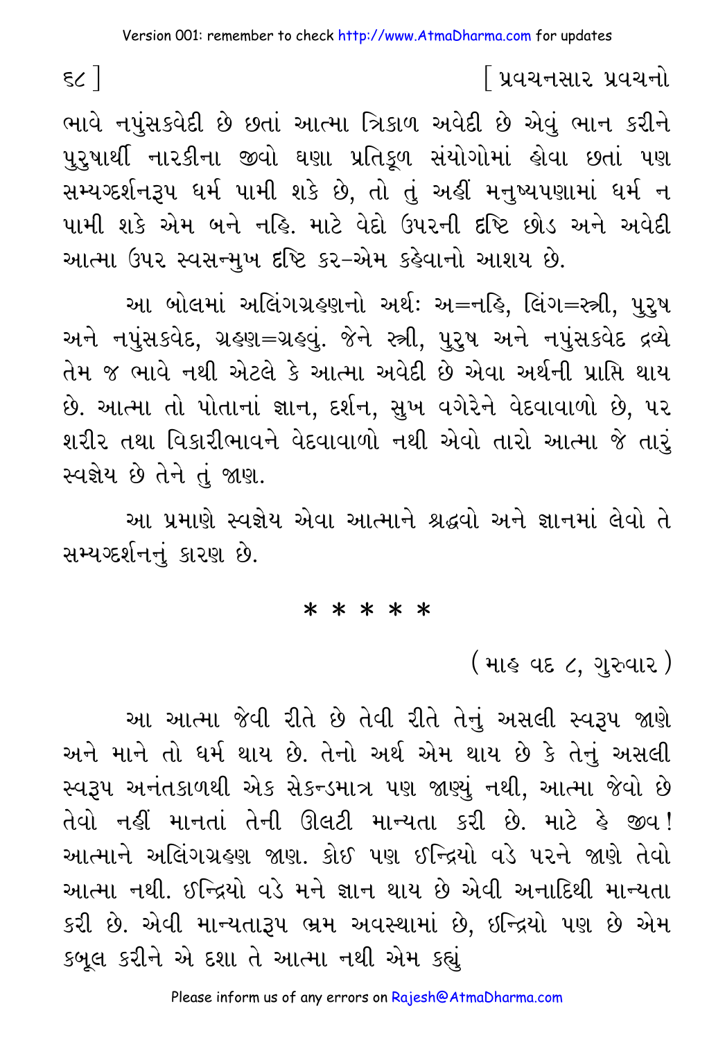ભાવે નપુંસકવેદી છે છતાં આત્મા ત્રિકાળ અવેદી છે એવું ભાન કરીને પુરુષાર્થી નારકીના જીવો ઘણા પ્રતિકૂળ સંયોગોમાં હોવા છતાં પણ સમ્યગ્દર્શનરૂપ ધર્મ પામી શકે છે, તો તું અહીં મનુષ્યપણામાં ધર્મ ન પામી શકે એમ બને નહિ. માટે વેદો ઉપરની દ્રષ્ટિ છોડ અને અવેદી આત્મા ઉપર સ્વસન્મુખ દ્રષ્ટિ કર-એમ કહેવાનો આશય છે.

આ બોલમાં અલિંગગ્રહણનો અર્થઃ અ=નહિ, લિંગ=સ્ત્રી, પુરુષ અને નપુંસકવેદ, ગ્રહણ=ગ્રહવું. જેને સ્ત્રી, પુરુષ અને નપુંસકવેદ દ્રવ્યે તેમ જ ભાવે નથી એટલે કે આત્મા અવેદી છે એવા અર્થની પ્રાપ્તિ થાય છે. આત્મા તો પોતાનાં જ્ઞાન, દર્શન, સુખ વગેરેને વેદવાવાળો છે, પર શરીર તથા વિકારીભાવને વેદવાવાળો નથી એવો તારો આત્મા જે તારું સ્વજ્ઞેય છે તેને તું જાણ.

આ પ્રમાણે સ્વજ્ઞેય એવા આત્માને શ્રદ્ધવો અને જ્ઞાનમાં લેવો તે સમ્યગ્દર્શનનું કારણ છે.

\* \* \* \* \*

(માહ વદ ૮, ગુરુવાર)

આ આત્મા જેવી રીતે છે તેવી રીતે તેનું અસલી સ્વરૂપ જાણે અને માને તો ધર્મ થાય છે. તેનો અર્થ એમ થાય છે કે તેનું અસલી સ્વરૂપ અનંતકાળથી એક સેકન્ડમાત્ર પણ જાણ્યું નથી, આત્મા જેવો છે તેવો નહીં માનતાં તેની ઊલટી માન્યતા કરી છે. માટે હે જીવ! આત્માને અલિંગગ્રહણ જાણ. કોઈ પણ ઇન્દ્રિયો વડે પરને જાણે તેવો આત્મા નથી. ઇન્દ્રિયો વડે મને જ્ઞાન થાય છે એવી અનાદિથી માન્યતા કરી છે. એવી માન્યતારૂપ ભ્રમ અવસ્થામાં છે, ઇન્દ્રિયો પણ છે એમ કબૂલ કરીને એ દશા તે આત્મા નથી એમ કહ્યું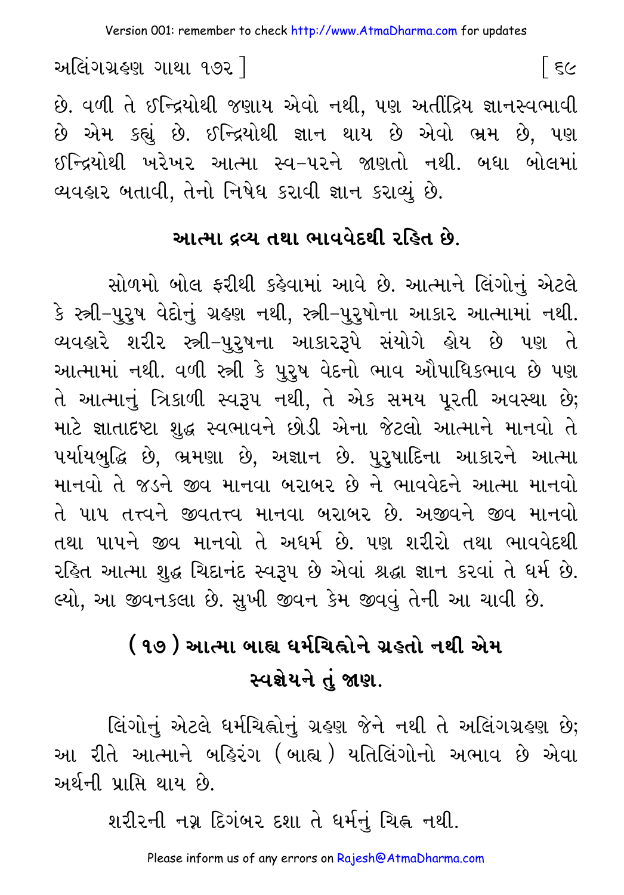છે. વળી તે ઈન્દ્રિયોથી જણાય એવો નથી, પણ અતીંદ્રિય જ્ઞાનસ્વભાવી છે એમ કહ્યું છે. ઈન્દ્રિયોથી જ્ઞાન થાય છે એવો ભ્રમ છે, પણ ઈન્દ્રિયોથી ખરેખર આત્મા સ્વ-પરને જાણતો નથી. બધા બોલમાં વ્યવહાર બતાવી, તેનો નિષેધ કરાવી જ્ઞાન કરાવ્યું છે.

## આત્મા દ્રવ્ય તથા ભાવવેદથી રહિત છે.

સોળમો બોલ ફરીથી કહેવામાં આવે છે. આત્માને લિંગોનું એટલે કે સ્ત્રી-પુરુષ વેદોનું ગ્રહણ નથી, સ્ત્રી-પુરુષોના આકાર આત્મામાં નથી. વ્યવહારે શરીર સ્ત્રી-પુરુષના આકારરૂપે સંયોગે હોય છે પણ તે આત્મામાં નથી. વળી સ્ત્રી કે પુરુષ વેદનો ભાવ ઔપાધિકભાવ છે પણ તે આત્માનું ત્રિકાળી સ્વરૂપ નથી, તે એક સમય પૂરતી અવસ્થા છે; માટે જ્ઞાતાદષ્ટા શુદ્ધ સ્વભાવને છોડી એના જેટલો આત્માને માનવો તે પર્યાયબુદ્ધિ છે, ભ્રમણા છે, અજ્ઞાન છે. પુરુષાદિના આકારને આત્મા માનવો તે જડને જીવ માનવા બરાબર છે ને ભાવવેદને આત્મા માનવો તે પાપ તત્ત્વને જીવતત્ત્વ માનવા બરાબર છે. અજીવને જીવ માનવો તથા પાપને જીવ માનવો તે અધર્મ છે. પણ શરીરો તથા ભાવવેદથી રહિત આત્મા શુદ્ધ ચિદાનંદ સ્વરૂપ છે એવાં શ્રદ્ધા જ્ઞાન કરવાં તે ધર્મ છે. લ્યો, આ જીવનકલા છે. સુખી જીવન કેમ જીવવું તેની આ ચાવી છે.

## (૧૭) આત્મા બાહ્ય ધર્મચિહ્નોને ગ્રહતો નથી એમ સ્વજ્ઞેયને તું જાણ.

લિંગોનું એટલે ધર્મચિહ્નોનું ગ્રહણ જેને નથી તે અલિંગગ્રહણ છે; આ રીતે આત્માને બહિરંગ (બાહ્ય) યતિલિંગોનો અભાવ છે એવા અર્થની પ્રાપ્તિ થાય છે.

શરીરની નગ્ન દિગંબર દશા તે ધર્મનું ચિહ્ન નથી.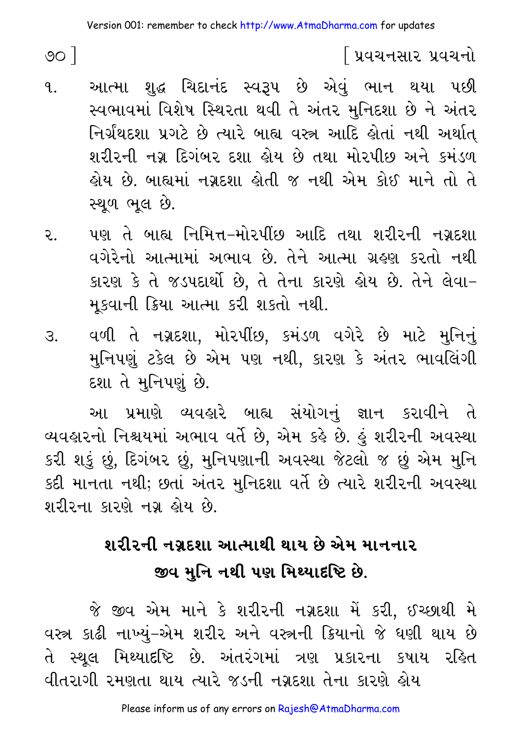૧. આત્મા શુદ્ધ ચિદાનંદ સ્વરૂપ છે એવું ભાન થયા પછી સ્વભાવમાં વિશેષ સ્થિરતા થવી તે અંતર મુનિદશા છે ને અંતર નિર્ગ્રંથદશા પ્રગટે છે ત્યારે બાહ્ય વસ્ત્ર આદિ હોતાં નથી અર્થાત્ શરીરની નગ્ન દિગંબર દશા હોય છે તથા મોરપીછ અને કમંડળ હોય છે. બાહ્યમાં નગ્નદશા હોતી જ નથી એમ કોઈ માને તો તે સ્થૂળ ભૂલ છે.

૨. પણ તે બાહ્ય નિમિત્ત–મોરપીંછ આદિ તથા શરીરની નગ્નદશા વગેરેનો આત્મામાં અભાવ છે. તેને આત્મા ગ્રહણ કરતો નથી કારણ કે તે જડપદાર્થો છે, તે તેના કારણે હોય છે. તેને લેવા–મૂકવાની ક્રિયા આત્મા કરી શકતો નથી.

૩. વળી તે નગ્નદશા, મોરપીંછ, કમંડળ વગેરે છે માટે મુનિનું મુનિપણું ટકેલ છે એમ પણ નથી, કારણ કે અંતર ભાવલિંગી દશા તે મુનિપણું છે.

આ પ્રમાણે વ્યવહારે બાહ્ય સંયોગનું જ્ઞાન કરાવીને તે વ્યવહારનો નિશ્ચયમાં અભાવ વર્તે છે, એમ કહે છે. હું શરીરની અવસ્થા કરી શકું છું, દિગંબર છું, મુનિપણાની અવસ્થા જેટલો જ છું એમ મુનિ કદી માનતા નથી; છતાં અંતર મુનિદશા વર્તે છે ત્યારે શરીરની અવસ્થા શરીરના કારણે નગ્ન હોય છે.

## શરીરની નગ્નદશા આત્માથી થાય છે એમ માનનાર જીવ મુનિ નથી પણ મિથ્યાદૃષ્ટિ છે.

જે જીવ એમ માને કે શરીરની નગ્નદશા મેં કરી, ઈચ્છાથી મે વસ્ત્ર કાઢી નાખ્યું–એમ શરીર અને વસ્ત્રની ક્રિયાનો જે ધણી થાય છે તે સ્થૂલ મિથ્યાદૃષ્ટિ છે. અંતરંગમાં ત્રણ પ્રકારના કષાય રહિત વીતરાગી રમણતા થાય ત્યારે જડની નગ્નદશા તેના કારણે હોય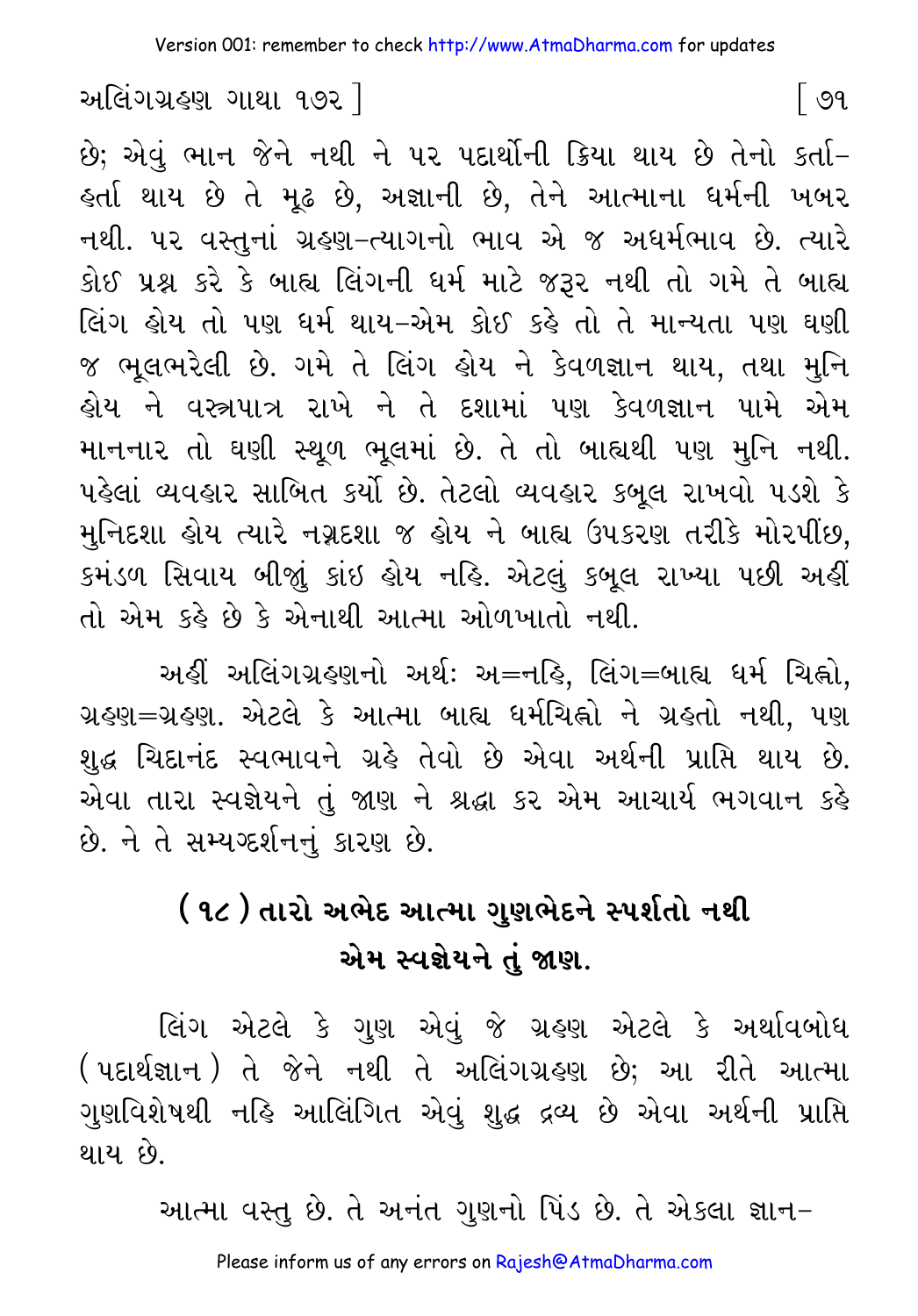છે; એવું ભાન જેને નથી ને પર પદાર્થોની ક્રિયા થાય છે તેનો કર્તા-હર્તા થાય છે તે મૂઢ છે, અજ્ઞાની છે, તેને આત્માના ધર્મની ખબર નથી. પર વસ્તુનાં ગ્રહણ-ત્યાગનો ભાવ એ જ અધર્મભાવ છે. ત્યારે કોઈ પ્રશ્ન કરે કે બાહ્ય લિંગની ધર્મ માટે જરૂર નથી તો ગમે તે બાહ્ય લિંગ હોય તો પણ ધર્મ થાય-એમ કોઈ કહે તો તે માન્યતા પણ ઘણી જ ભૂલભરેલી છે. ગમે તે લિંગ હોય ને કેવળજ્ઞાન થાય, તથા મુનિ હોય ને વસ્ત્રપાત્ર રાખે ને તે દશામાં પણ કેવળજ્ઞાન પામે એમ માનનાર તો ઘણી સ્થૂળ ભૂલમાં છે. તે તો બાહ્યથી પણ મુનિ નથી. પહેલાં વ્યવહાર સાબિત કર્યો છે. તેટલો વ્યવહાર કબૂલ રાખવો પડશે કે મુનિદશા હોય ત્યારે નગ્નદશા જ હોય ને બાહ્ય ઉપકરણ તરીકે મોરપીંછ, કમંડળ સિવાય બીજું કાંઇ હોય નહિ. એટલું કબૂલ રાખ્યા પછી અહીં તો એમ કહે છે કે એનાથી આત્મા ઓળખાતો નથી.

અહીં અલિંગગ્રહણનો અર્થ: અ=નહિ, લિંગ=બાહ્ય ધર્મ ચિહ્નો, ગ્રહણ=ગ્રહણ. એટલે કે આત્મા બાહ્ય ધર્મચિહ્નો ને ગ્રહતો નથી, પણ શુદ્ધ ચિદાનંદ સ્વભાવને ગ્રહે તેવો છે એવા અર્થની પ્રાપ્તિ થાય છે. એવા તારા સ્વજ્ઞેયને તું જાણ ને શ્રદ્ધા કર એમ આચાર્ય ભગવાન કહે છે. ને તે સમ્યગ્દર્શનનું કારણ છે.

## (૧૮) તારો અભેદ આત્મા ગુણભેદને સ્પર્શતો નથી એમ સ્વજ્ઞેયને તું જાણ.

લિંગ એટલે કે ગુણ એવું જે ગ્રહણ એટલે કે અર્થાવબોધ (પદાર્થજ્ઞાન) તે જેને નથી તે અલિંગગ્રહણ છે; આ રીતે આત્મા ગુણવિશેષથી નહિ આલિંગિત એવું શુદ્ધ દ્રવ્ય છે એવા અર્થની પ્રાપ્તિ થાય છે.

આત્મા વસ્તુ છે. તે અનંત ગુણનો પિંડ છે. તે એકલા જ્ઞાન-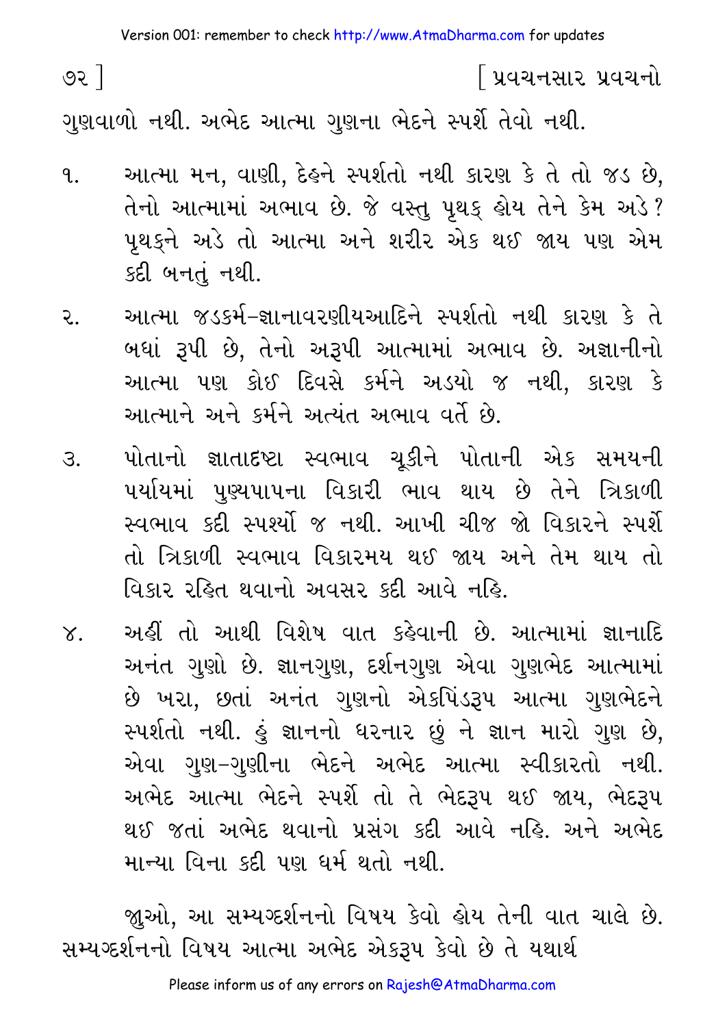ગુણવાળો નથી. અભેદ આત્મા ગુણના ભેદને સ્પર્શે તેવો નથી.

૧. આત્મા મન, વાણી, દેહને સ્પર્શતો નથી કારણ કે તે તો જડ છે, તેનો આત્મામાં અભાવ છે. જે વસ્તુ પૃથક્ હોય તેને કેમ અડે? પૃથક્ને અડે તો આત્મા અને શરીર એક થઈ જાય પણ એમ કદી બનતું નથી.

૨. આત્મા જડકર્મ-જ્ઞાનાવરણીયઆદિને સ્પર્શતો નથી કારણ કે તે બધાં રૂપી છે, તેનો અરૂપી આત્મામાં અભાવ છે. અજ્ઞાનીનો આત્મા પણ કોઈ દિવસે કર્મને અડયો જ નથી, કારણ કે આત્માને અને કર્મને અત્યંત અભાવ વર્તે છે.

૩. પોતાનો જ્ઞાતાદષ્ટા સ્વભાવ ચૂકીને પોતાની એક સમયની પર્યાયમાં પુણ્યપાપના વિકારી ભાવ થાય છે તેને ત્રિકાળી સ્વભાવ કદી સ્પર્શ્યો જ નથી. આખી ચીજ જો વિકારને સ્પર્શે તો ત્રિકાળી સ્વભાવ વિકારમય થઈ જાય અને તેમ થાય તો વિકાર રહિત થવાનો અવસર કદી આવે નહિ.

૪. અહીં તો આથી વિશેષ વાત કહેવાની છે. આત્મામાં જ્ઞાનાદિ અનંત ગુણો છે. જ્ઞાનગુણ, દર્શનગુણ એવા ગુણભેદ આત્મામાં છે ખરા, છતાં અનંત ગુણનો એકપિંડરૂપ આત્મા ગુણભેદને સ્પર્શતો નથી. હું જ્ઞાનનો ધરનાર છું ને જ્ઞાન મારો ગુણ છે, એવા ગુણ-ગુણીના ભેદને અભેદ આત્મા સ્વીકારતો નથી. અભેદ આત્મા ભેદને સ્પર્શે તો તે ભેદરૂપ થઈ જાય, ભેદરૂપ થઈ જતાં અભેદ થવાનો પ્રસંગ કદી આવે નહિ. અને અભેદ માન્યા વિના કદી પણ ધર્મ થતો નથી.

જુઓ, આ સમ્યગ્દર્શનનો વિષય કેવો હોય તેની વાત ચાલે છે. સમ્યગ્દર્શનનો વિષય આત્મા અભેદ એકરૂપ કેવો છે તે યથાર્થ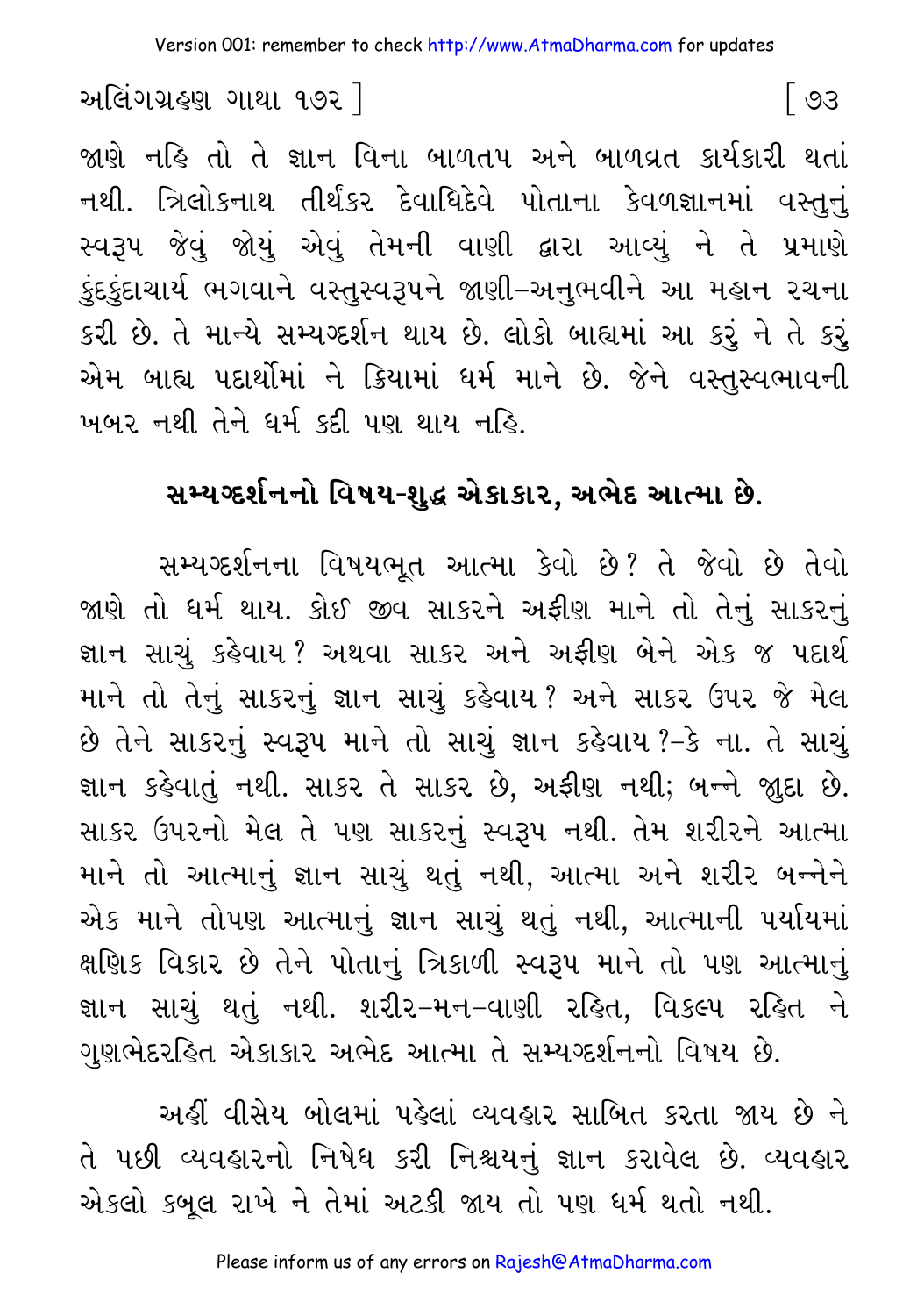જાણે નહિ તો તે જ્ઞાન વિના બાળતપ અને બાળવ્રત કાર્યકારી થતાં નથી. ત્રિલોકનાથ તીર્થંકર દેવાધિદેવે પોતાના કેવળજ્ઞાનમાં વસ્તુનું સ્વરૂપ જેવું જોયું એવું તેમની વાણી દ્વારા આવ્યું ને તે પ્રમાણે કુંદકુંદાચાર્ય ભગવાને વસ્તુસ્વરૂપને જાણી-અનુભવીને આ મહાન રચના કરી છે. તે માન્યે સમ્યગ્દર્શન થાય છે. લોકો બાહ્યમાં આ કરું ને તે કરું એમ બાહ્ય પદાર્થોમાં ને ક્રિયામાં ધર્મ માને છે. જેને વસ્તુસ્વભાવની ખબર નથી તેને ધર્મ કદી પણ થાય નહિ.

## સમ્યગ્દર્શનનો વિષય-શુદ્ધ એકાકાર, અભેદ આત્મા છે.

સમ્યગ્દર્શનના વિષયભૂત આત્મા કેવો છે? તે જેવો છે તેવો જાણે તો ધર્મ થાય. કોઈ જીવ સાકરને અફીણ માને તો તેનું સાકરનું જ્ઞાન સાચું કહેવાય? અથવા સાકર અને અફીણ બેને એક જ પદાર્થ માને તો તેનું સાકરનું જ્ઞાન સાચું કહેવાય? અને સાકર ઉપર જે મેલ છે તેને સાકરનું સ્વરૂપ માને તો સાચું જ્ઞાન કહેવાય?-કે ના. તે સાચું જ્ઞાન કહેવાતું નથી. સાકર તે સાકર છે, અફીણ નથી; બન્ને જુદા છે. સાકર ઉપરનો મેલ તે પણ સાકરનું સ્વરૂપ નથી. તેમ શરીરને આત્મા માને તો આત્માનું જ્ઞાન સાચું થતું નથી, આત્મા અને શરીર બન્નેને એક માને તોપણ આત્માનું જ્ઞાન સાચું થતું નથી, આત્માની પર્યાયમાં ક્ષણિક વિકાર છે તેને પોતાનું ત્રિકાળી સ્વરૂપ માને તો પણ આત્માનું જ્ઞાન સાચું થતું નથી. શરીર-મન-વાણી રહિત, વિકલ્પ રહિત ને ગુણભેદરહિત એકાકાર અભેદ આત્મા તે સમ્યગ્દર્શનનો વિષય છે.

અહીં વીસેય બોલમાં પહેલાં વ્યવહાર સાબિત કરતા જાય છે ને તે પછી વ્યવહારનો નિષેધ કરી નિશ્ચયનું જ્ઞાન કરાવેલ છે. વ્યવહાર એકલો કબૂલ રાખે ને તેમાં અટકી જાય તો પણ ધર્મ થતો નથી.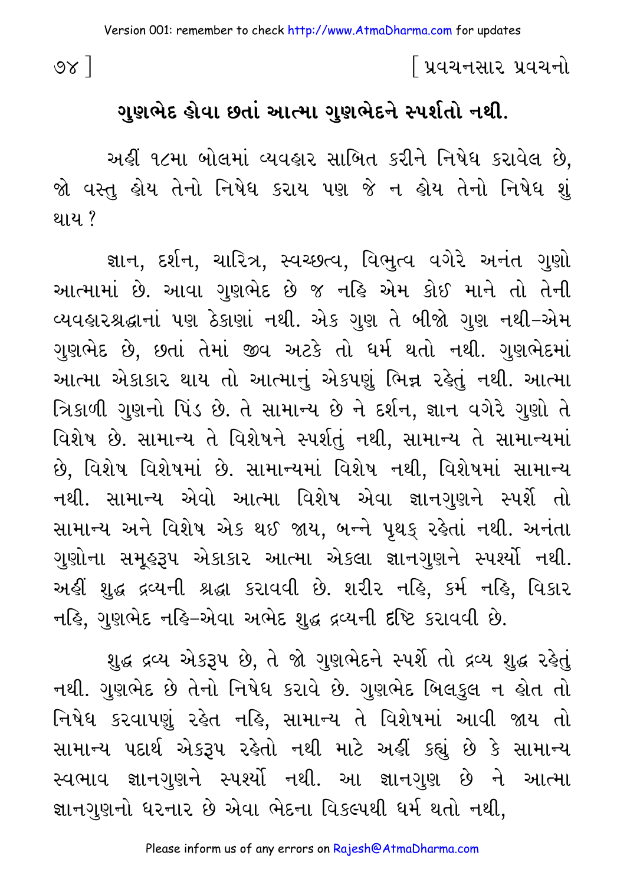## ગુણભેદ હોવા છતાં આત્મા ગુણભેદને સ્પર્શતો નથી.

અહીં ૧૮મા બોલમાં વ્યવહાર સાબિત કરીને નિષેધ કરાવેલ છે, જો વસ્તુ હોય તેનો નિષેધ કરાય પણ જે ન હોય તેનો નિષેધ શું થાય ?

જ્ઞાન, દર્શન, ચારિત્ર, સ્વચ્છત્વ, વિભુત્વ વગેરે અનંત ગુણો આત્મામાં છે. આવા ગુણભેદ છે જ નહિ એમ કોઈ માને તો તેની વ્યવહારશ્રદ્ધાનાં પણ ઠેકાણાં નથી. એક ગુણ તે બીજો ગુણ નથી–એમ ગુણભેદ છે, છતાં તેમાં જીવ અટકે તો ધર્મ થતો નથી. ગુણભેદમાં આત્મા એકાકાર થાય તો આત્માનું એકપણું ભિન્ન રહેતું નથી. આત્મા ત્રિકાળી ગુણનો પિંડ છે. તે સામાન્ય છે ને દર્શન, જ્ઞાન વગેરે ગુણો તે વિશેષ છે. સામાન્ય તે વિશેષને સ્પર્શતું નથી, સામાન્ય તે સામાન્યમાં છે, વિશેષ વિશેષમાં છે. સામાન્યમાં વિશેષ નથી, વિશેષમાં સામાન્ય નથી. સામાન્ય એવો આત્મા વિશેષ એવા જ્ઞાનગુણને સ્પર્શે તો સામાન્ય અને વિશેષ એક થઈ જાય, બન્ને પૃથક્ રહેતાં નથી. અનંતા ગુણોના સમૂહરૂપ એકાકાર આત્મા એકલા જ્ઞાનગુણને સ્પર્શ્યો નથી. અહીં શુદ્ધ દ્રવ્યની શ્રદ્ધા કરાવવી છે. શરીર નહિ, કર્મ નહિ, વિકાર નહિ, ગુણભેદ નહિ–એવા અભેદ શુદ્ધ દ્રવ્યની દૃષ્ટિ કરાવવી છે.

શુદ્ધ દ્રવ્ય એકરૂપ છે, તે જો ગુણભેદને સ્પર્શે તો દ્રવ્ય શુદ્ધ રહેતું નથી. ગુણભેદ છે તેનો નિષેધ કરાવે છે. ગુણભેદ બિલકુલ ન હોત તો નિષેધ કરવાપણું રહેત નહિ, સામાન્ય તે વિશેષમાં આવી જાય તો સામાન્ય પદાર્થ એકરૂપ રહેતો નથી માટે અહીં કહ્યું છે કે સામાન્ય સ્વભાવ જ્ઞાનગુણને સ્પર્શ્યો નથી. આ જ્ઞાનગુણ છે ને આત્મા જ્ઞાનગુણનો ધરનાર છે એવા ભેદના વિકલ્પથી ધર્મ થતો નથી,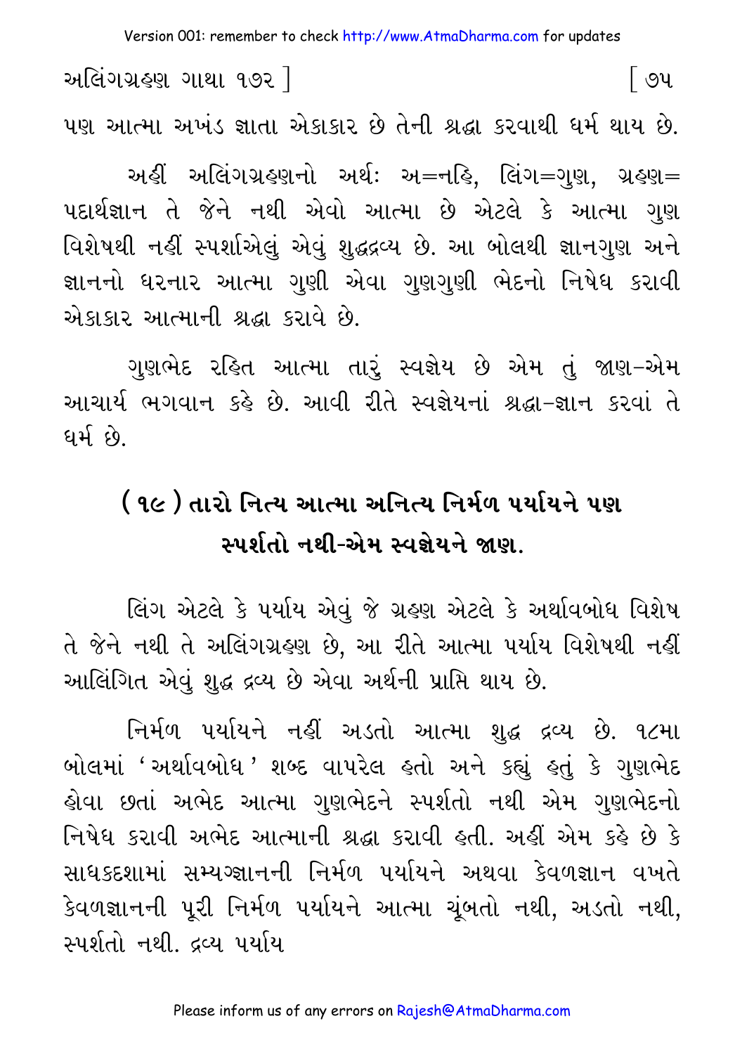પણ આત્મા અખંડ જ્ઞાતા એકાકાર છે તેની શ્રદ્ધા કરવાથી ધર્મ થાય છે.

અહીં અલિંગગ્રહણનો અર્થ: અ=નહિ, લિંગ=ગુણ, ગ્રહણ= પદાર્થજ્ઞાન તે જેને નથી એવો આત્મા છે એટલે કે આત્મા ગુણ વિશેષથી નહીં સ્પર્શાએલું એવું શુદ્ધદ્રવ્ય છે. આ બોલથી જ્ઞાનગુણ અને જ્ઞાનનો ધરનાર આત્મા ગુણી એવા ગુણગુણી ભેદનો નિષેધ કરાવી એકાકાર આત્માની શ્રદ્ધા કરાવે છે.

ગુણભેદ રહિત આત્મા તારું સ્વજ્ઞેય છે એમ તું જાણ-એમ આચાર્ય ભગવાન કહે છે. આવી રીતે સ્વજ્ઞેયનાં શ્રદ્ધા-જ્ઞાન કરવાં તે ધર્મ છે.

## (૧૯) તારો નિત્ય આત્મા અનિત્ય નિર્મળ પર્યાયને પણ સ્પર્શતો નથી-એમ સ્વજ્ઞેયને જાણ.

લિંગ એટલે કે પર્યાય એવું જે ગ્રહણ એટલે કે અર્થાવબોધ વિશેષ તે જેને નથી તે અલિંગગ્રહણ છે, આ રીતે આત્મા પર્યાય વિશેષથી નહીં આલિંગિત એવું શુદ્ધ દ્રવ્ય છે એવા અર્થની પ્રાપ્તિ થાય છે.

નિર્મળ પર્યાયને નહીં અડતો આત્મા શુદ્ધ દ્રવ્ય છે. ૧૮મા બોલમાં 'અર્થાવબોધ' શબ્દ વાપરેલ હતો અને કહ્યું હતું કે ગુણભેદ હોવા છતાં અભેદ આત્મા ગુણભેદને સ્પર્શતો નથી એમ ગુણભેદનો નિષેધ કરાવી અભેદ આત્માની શ્રદ્ધા કરાવી હતી. અહીં એમ કહે છે કે સાધકદશામાં સમ્યગ્જ્ઞાનની નિર્મળ પર્યાયને અથવા કેવળજ્ઞાન વખતે કેવળજ્ઞાનની પૂરી નિર્મળ પર્યાયને આત્મા ચૂંબતો નથી, અડતો નથી, સ્પર્શતો નથી. દ્રવ્ય પર્યાય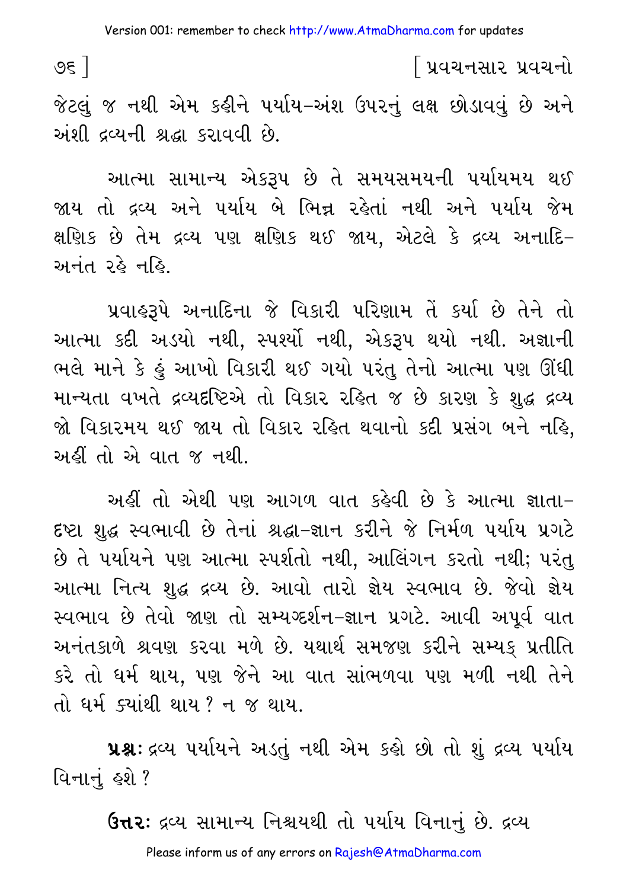જેટલું જ નથી એમ કહીને પર્યાય-અંશ ઉપરનું લક્ષ છોડાવવું છે અને અંશી દ્રવ્યની શ્રદ્ધા કરાવવી છે.

આત્મા સામાન્ય એકરૂપ છે તે સમયસમયની પર્યાયમય થઈ જાય તો દ્રવ્ય અને પર્યાય બે ભિન્ન રહેતાં નથી અને પર્યાય જેમ ક્ષણિક છે તેમ દ્રવ્ય પણ ક્ષણિક થઈ જાય, એટલે કે દ્રવ્ય અનાદિ-અનંત રહે નહિ.

પ્રવાહરૂપે અનાદિના જે વિકારી પરિણામ તેં કર્યા છે તેને તો આત્મા કદી અડયો નથી, સ્પર્શ્યો નથી, એકરૂપ થયો નથી. અજ્ઞાની ભલે માને કે હું આખો વિકારી થઈ ગયો પરંતુ તેનો આત્મા પણ ઊંધી માન્યતા વખતે દ્રવ્યદ્રષ્ટિએ તો વિકાર રહિત જ છે કારણ કે શુદ્ધ દ્રવ્ય જો વિકારમય થઈ જાય તો વિકાર રહિત થવાનો કદી પ્રસંગ બને નહિ, અહીં તો એ વાત જ નથી.

અહીં તો એથી પણ આગળ વાત કહેવી છે કે આત્મા જ્ઞાતા-દ્રષ્ટા શુદ્ધ સ્વભાવી છે તેનાં શ્રદ્ધા-જ્ઞાન કરીને જે નિર્મળ પર્યાય પ્રગટે છે તે પર્યાયને પણ આત્મા સ્પર્શતો નથી, આલિંગન કરતો નથી; પરંતુ આત્મા નિત્ય શુદ્ધ દ્રવ્ય છે. આવો તારો જ્ઞેય સ્વભાવ છે. જેવો જ્ઞેય સ્વભાવ છે તેવો જાણ તો સમ્યગ્દર્શન-જ્ઞાન પ્રગટે. આવી અપૂર્વ વાત અનંતકાળે શ્રવણ કરવા મળે છે. યથાર્થ સમજણ કરીને સમ્યક્ પ્રતીતિ કરે તો ધર્મ થાય, પણ જેને આ વાત સાંભળવા પણ મળી નથી તેને તો ધર્મ ક્યાંથી થાય? ન જ થાય.

**પ્રશ્ન:** દ્રવ્ય પર્યાયને અડતું નથી એમ કહો છો તો શું દ્રવ્ય પર્યાય વિનાનું હશે?

**ઉત્તર:** દ્રવ્ય સામાન્ય નિશ્ચયથી તો પર્યાય વિનાનું છે. દ્રવ્ય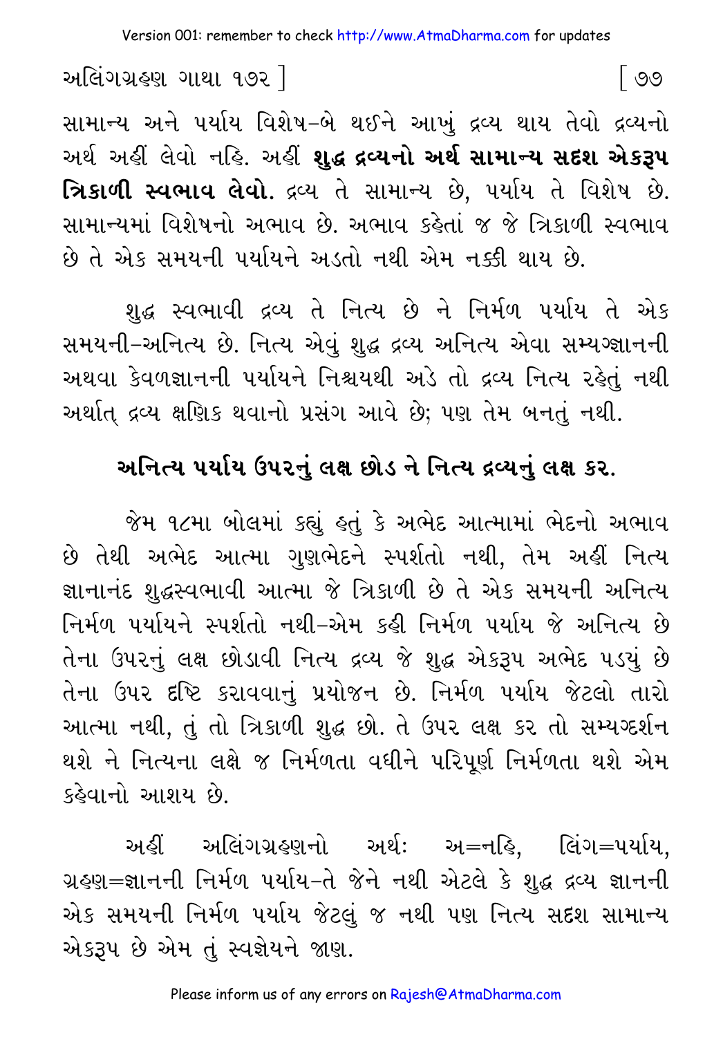સામાન્ય અને પર્યાય વિશેષ-બે થઈને આખું દ્રવ્ય થાય તેવો દ્રવ્યનો અર્થ અહીં લેવો નહિ. અહીં **શુદ્ધ દ્રવ્યનો અર્થ સામાન્ય સદૃશ એકરૂપ ત્રિકાળી સ્વભાવ લેવો.** દ્રવ્ય તે સામાન્ય છે, પર્યાય તે વિશેષ છે. સામાન્યમાં વિશેષનો અભાવ છે. અભાવ કહેતાં જ જે ત્રિકાળી સ્વભાવ છે તે એક સમયની પર્યાયને અડતો નથી એમ નક્કી થાય છે.

શુદ્ધ સ્વભાવી દ્રવ્ય તે નિત્ય છે ને નિર્મળ પર્યાય તે એક સમયની-અનિત્ય છે. નિત્ય એવું શુદ્ધ દ્રવ્ય અનિત્ય એવા સમ્યગ્જ્ઞાનની અથવા કેવળજ્ઞાનની પર્યાયને નિશ્ચયથી અડે તો દ્રવ્ય નિત્ય રહેતું નથી અર્થાત્ દ્રવ્ય ક્ષણિક થવાનો પ્રસંગ આવે છે; પણ તેમ બનતું નથી.

## અનિત્ય પર્યાય ઉપરનું લક્ષ છોડ ને નિત્ય દ્રવ્યનું લક્ષ કર.

જેમ ૧૮મા બોલમાં કહ્યું હતું કે અભેદ આત્મામાં ભેદનો અભાવ છે તેથી અભેદ આત્મા ગુણભેદને સ્પર્શતો નથી, તેમ અહીં નિત્ય જ્ઞાનાનંદ શુદ્ધસ્વભાવી આત્મા જે ત્રિકાળી છે તે એક સમયની અનિત્ય નિર્મળ પર્યાયને સ્પર્શતો નથી-એમ કહી નિર્મળ પર્યાય જે અનિત્ય છે તેના ઉપરનું લક્ષ છોડાવી નિત્ય દ્રવ્ય જે શુદ્ધ એકરૂપ અભેદ પડ્યું છે તેના ઉપર દૃષ્ટિ કરાવવાનું પ્રયોજન છે. નિર્મળ પર્યાય જેટલો તારો આત્મા નથી, તું તો ત્રિકાળી શુદ્ધ છો. તે ઉપર લક્ષ કર તો સમ્યગ્દર્શન થશે ને નિત્યના લક્ષે જ નિર્મળતા વધીને પરિપૂર્ણ નિર્મળતા થશે એમ કહેવાનો આશય છે.

અહીં અલિંગગ્રહણનો અર્થ: અ=નહિ, લિંગ=પર્યાય, ગ્રહણ=જ્ઞાનની નિર્મળ પર્યાય-તે જેને નથી એટલે કે શુદ્ધ દ્રવ્ય જ્ઞાનની એક સમયની નિર્મળ પર્યાય જેટલું જ નથી પણ નિત્ય સદૃશ સામાન્ય એકરૂપ છે એમ તું સ્વજ્ઞેયને જાણ.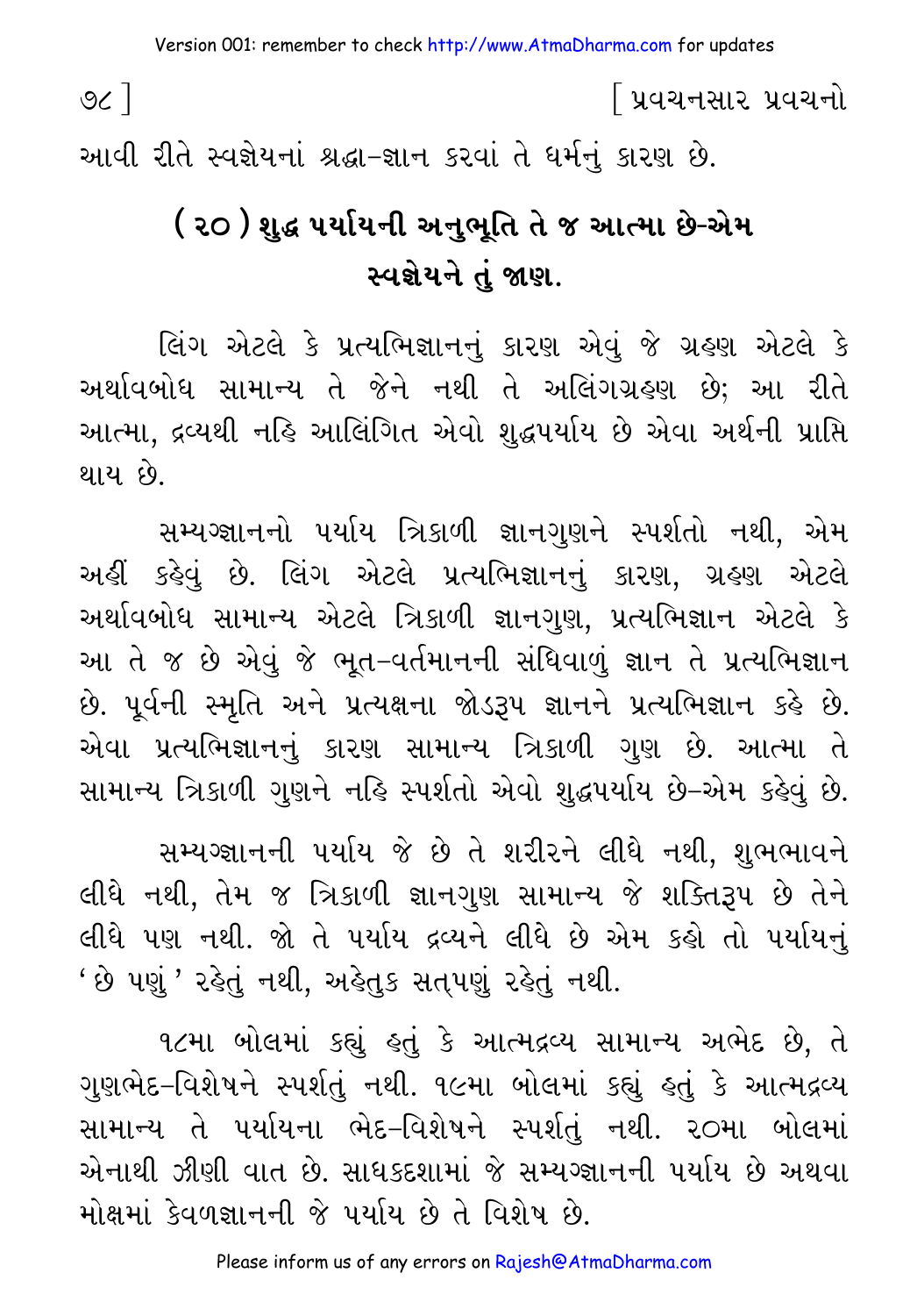આવી રીતે સ્વજ્ઞેયનાં શ્રદ્ધા-જ્ઞાન કરવાં તે ધર્મનું કારણ છે.

## ( ૨૦ ) શુદ્ધ પર્યાયની અનુભૂતિ તે જ આત્મા છે-એમ સ્વજ્ઞેયને તું જાણ.

લિંગ એટલે કે પ્રત્યભિજ્ઞાનનું કારણ એવું જે ગ્રહણ એટલે કે અર્થાવબોધ સામાન્ય તે જેને નથી તે અલિંગગ્રહણ છે; આ રીતે આત્મા, દ્રવ્યથી નહિ આલિંગિત એવો શુદ્ધપર્યાય છે એવા અર્થની પ્રાપ્તિ થાય છે.

સમ્યગ્જ્ઞાનનો પર્યાય ત્રિકાળી જ્ઞાનગુણને સ્પર્શતો નથી, એમ અહીં કહેવું છે. લિંગ એટલે પ્રત્યભિજ્ઞાનનું કારણ, ગ્રહણ એટલે અર્થાવબોધ સામાન્ય એટલે ત્રિકાળી જ્ઞાનગુણ, પ્રત્યભિજ્ઞાન એટલે કે આ તે જ છે એવું જે ભૂત-વર્તમાનની સંધિવાળું જ્ઞાન તે પ્રત્યભિજ્ઞાન છે. પૂર્વની સ્મૃતિ અને પ્રત્યક્ષના જોડરૂપ જ્ઞાનને પ્રત્યભિજ્ઞાન કહે છે. એવા પ્રત્યભિજ્ઞાનનું કારણ સામાન્ય ત્રિકાળી ગુણ છે. આત્મા તે સામાન્ય ત્રિકાળી ગુણને નહિ સ્પર્શતો એવો શુદ્ધપર્યાય છે-એમ કહેવું છે.

સમ્યગ્જ્ઞાનની પર્યાય જે છે તે શરીરને લીધે નથી, શુભભાવને લીધે નથી, તેમ જ ત્રિકાળી જ્ઞાનગુણ સામાન્ય જે શક્તિરૂપ છે તેને લીધે પણ નથી. જો તે પર્યાય દ્રવ્યને લીધે છે એમ કહો તો પર્યાયનું ‘ છે પણું ’ રહેતું નથી, અહેતુક સત્પણું રહેતું નથી.

૧૮મા બોલમાં કહ્યું હતું કે આત્મદ્રવ્ય સામાન્ય અભેદ છે, તે ગુણભેદ-વિશેષને સ્પર્શતું નથી. ૧૯મા બોલમાં કહ્યું હતું કે આત્મદ્રવ્ય સામાન્ય તે પર્યાયના ભેદ-વિશેષને સ્પર્શતું નથી. ૨૦મા બોલમાં એનાથી ઝીણી વાત છે. સાધકદશામાં જે સમ્યગ્જ્ઞાનની પર્યાય છે અથવા મોક્ષમાં કેવળજ્ઞાનની જે પર્યાય છે તે વિશેષ છે.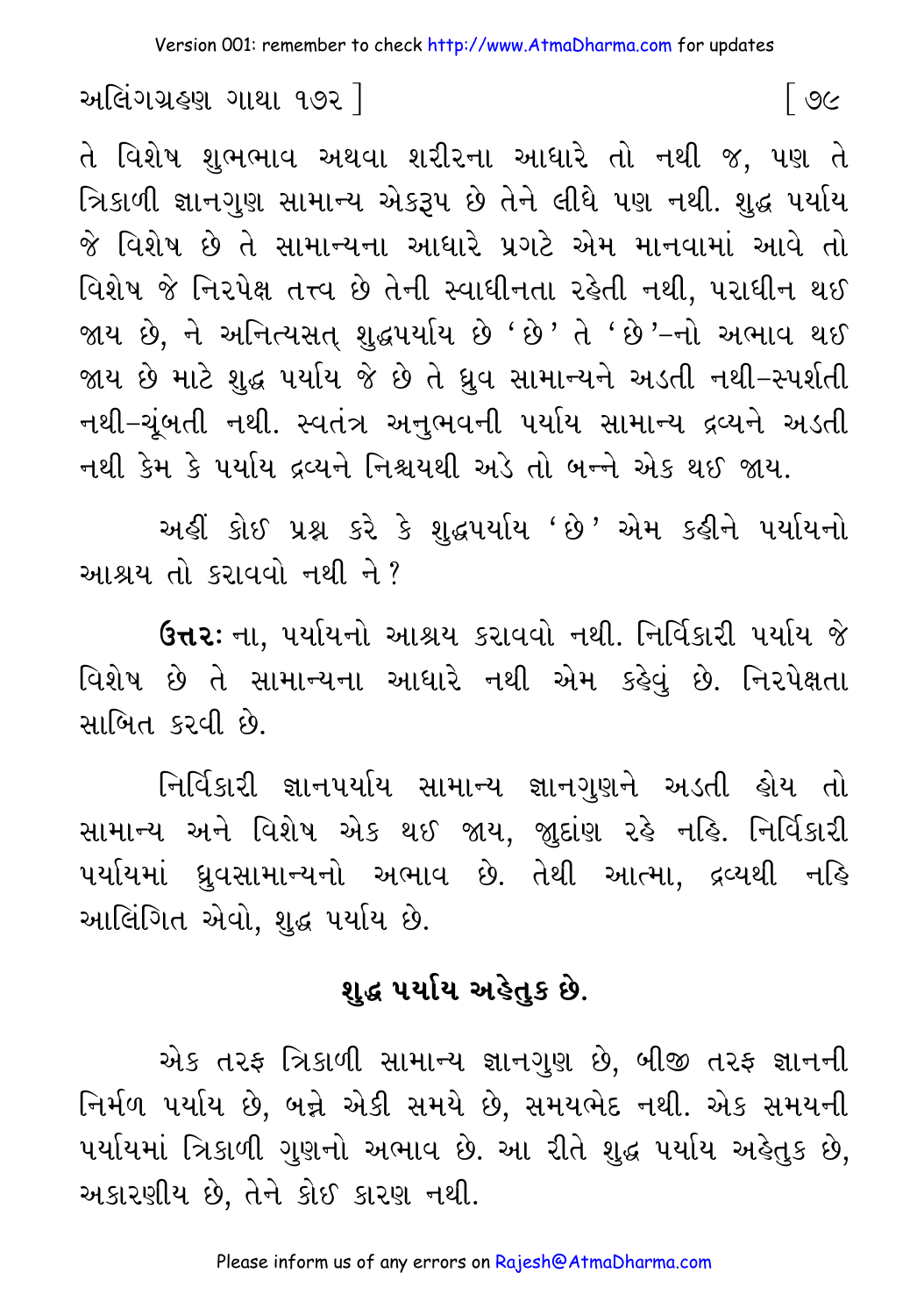તે વિશેષ શુભભાવ અથવા શરીરના આધારે તો નથી જ, પણ તે ત્રિકાળી જ્ઞાનગુણ સામાન્ય એકરૂપ છે તેને લીધે પણ નથી. શુદ્ધ પર્યાય જે વિશેષ છે તે સામાન્યના આધારે પ્રગટે એમ માનવામાં આવે તો વિશેષ જે નિરપેક્ષ તત્ત્વ છે તેની સ્વાધીનતા રહેતી નથી, પરાધીન થઈ જાય છે, ને અનિત્યસત્ શુદ્ધપર્યાય છે 'છે' તે 'છે'-નો અભાવ થઈ જાય છે માટે શુદ્ધ પર્યાય જે છે તે ધ્રુવ સામાન્યને અડતી નથી-સ્પર્શતી નથી-ચૂંબતી નથી. સ્વતંત્ર અનુભવની પર્યાય સામાન્ય દ્રવ્યને અડતી નથી કેમ કે પર્યાય દ્રવ્યને નિશ્ચયથી અડે તો બન્ને એક થઈ જાય.

અહીં કોઈ પ્રશ્ન કરે કે શુદ્ધપર્યાય 'છે' એમ કહીને પર્યાયનો આશ્રય તો કરાવવો નથી ને?

**ઉત્તર:** ના, પર્યાયનો આશ્રય કરાવવો નથી. નિર્વિકારી પર્યાય જે વિશેષ છે તે સામાન્યના આધારે નથી એમ કહેવું છે. નિરપેક્ષતા સાબિત કરવી છે.

નિર્વિકારી જ્ઞાનપર્યાય સામાન્ય જ્ઞાનગુણને અડતી હોય તો સામાન્ય અને વિશેષ એક થઈ જાય, જુદાંણ રહે નહિ. નિર્વિકારી પર્યાયમાં ધ્રુવસામાન્યનો અભાવ છે. તેથી આત્મા, દ્રવ્યથી નહિ આલિંગિત એવો, શુદ્ધ પર્યાય છે.

## શુદ્ધ પર્યાય અહેતુક છે.

એક તરફ ત્રિકાળી સામાન્ય જ્ઞાનગુણ છે, બીજી તરફ જ્ઞાનની નિર્મળ પર્યાય છે, બન્ને એકી સમયે છે, સમયભેદ નથી. એક સમયની પર્યાયમાં ત્રિકાળી ગુણનો અભાવ છે. આ રીતે શુદ્ધ પર્યાય અહેતુક છે, અકારણીય છે, તેને કોઈ કારણ નથી.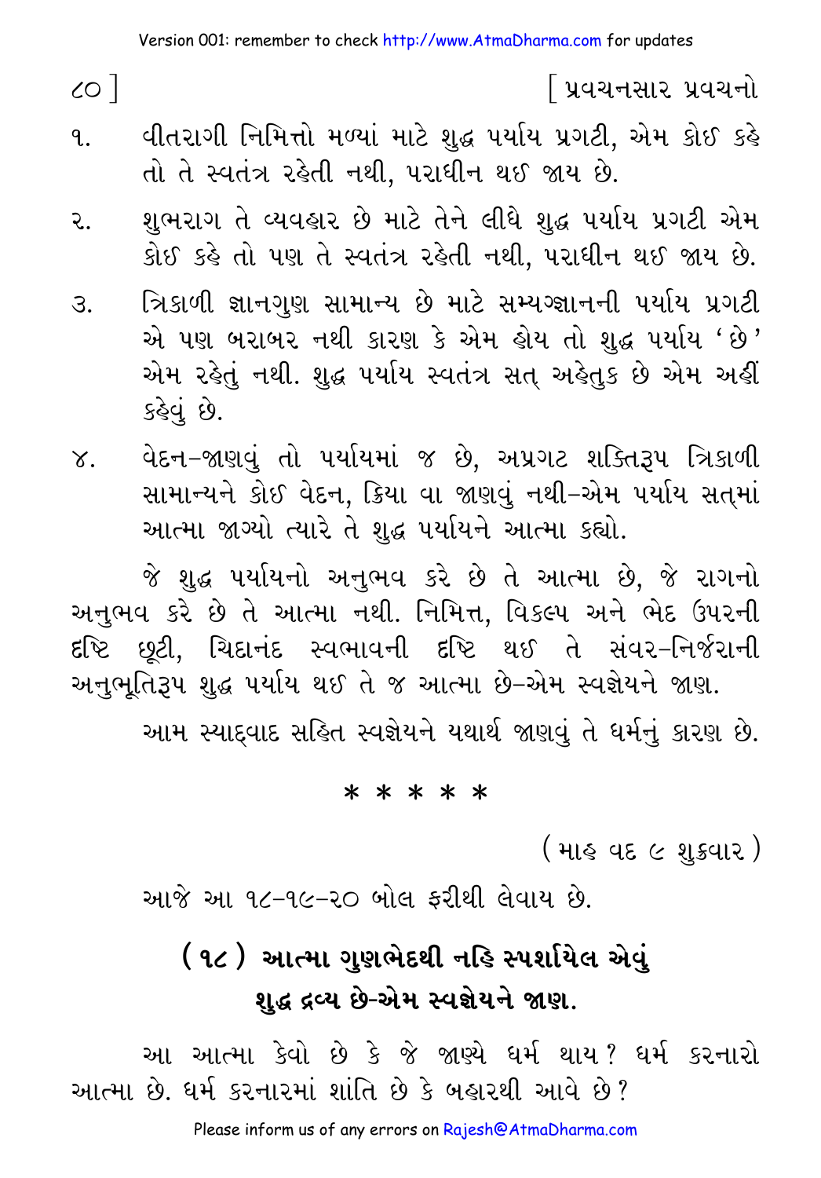૧. વીતરાગી નિમિત્તો મળ્યાં માટે શુદ્ધ પર્યાય પ્રગટી, એમ કોઈ કહે તો તે સ્વતંત્ર રહેતી નથી, પરાધીન થઈ જાય છે.

૨. શુભરાગ તે વ્યવહાર છે માટે તેને લીધે શુદ્ધ પર્યાય પ્રગટી એમ કોઈ કહે તો પણ તે સ્વતંત્ર રહેતી નથી, પરાધીન થઈ જાય છે.

૩. ત્રિકાળી જ્ઞાનગુણ સામાન્ય છે માટે સમ્યગ્જ્ઞાનની પર્યાય પ્રગટી એ પણ બરાબર નથી કારણ કે એમ હોય તો શુદ્ધ પર્યાય 'છે' એમ રહેતું નથી. શુદ્ધ પર્યાય સ્વતંત્ર સત્ અહેતુક છે એમ અહીં કહેવું છે.

૪. વેદન-જાણવું તો પર્યાયમાં જ છે, અપ્રગટ શક્તિરૂપ ત્રિકાળી સામાન્યને કોઈ વેદન, ક્રિયા વા જાણવું નથી-એમ પર્યાય સત્‌માં આત્મા જાણ્યો ત્યારે તે શુદ્ધ પર્યાયને આત્મા કહ્યો.

જે શુદ્ધ પર્યાયનો અનુભવ કરે છે તે આત્મા છે, જે રાગનો અનુભવ કરે છે તે આત્મા નથી. નિમિત્ત, વિકલ્પ અને ભેદ ઉપરની દૃષ્ટિ છૂટી, ચિદાનંદ સ્વભાવની દૃષ્ટિ થઈ તે સંવર-નિર્જરાની અનુભૂતિરૂપ શુદ્ધ પર્યાય થઈ તે જ આત્મા છે-એમ સ્વજ્ઞેયને જાણ.

આમ સ્યાદ્વાદ સહિત સ્વજ્ઞેયને યથાર્થ જાણવું તે ધર્મનું કારણ છે.

\* \* \* \* \*

(માહ વદ ૯ શુક્રવાર)

આજે આ ૧૮-૧૯-૨૦ બોલ ફરીથી લેવાય છે.

## (૧૮) આત્મા ગુણભેદથી નહિ સ્પર્શાયેલ એવું શુદ્ધ દ્રવ્ય છે-એમ સ્વજ્ઞેયને જાણ.

આ આત્મા કેવો છે કે જે જાણ્યે ધર્મ થાય? ધર્મ કરનારો આત્મા છે. ધર્મ કરનારમાં શાંતિ છે કે બહારથી આવે છે?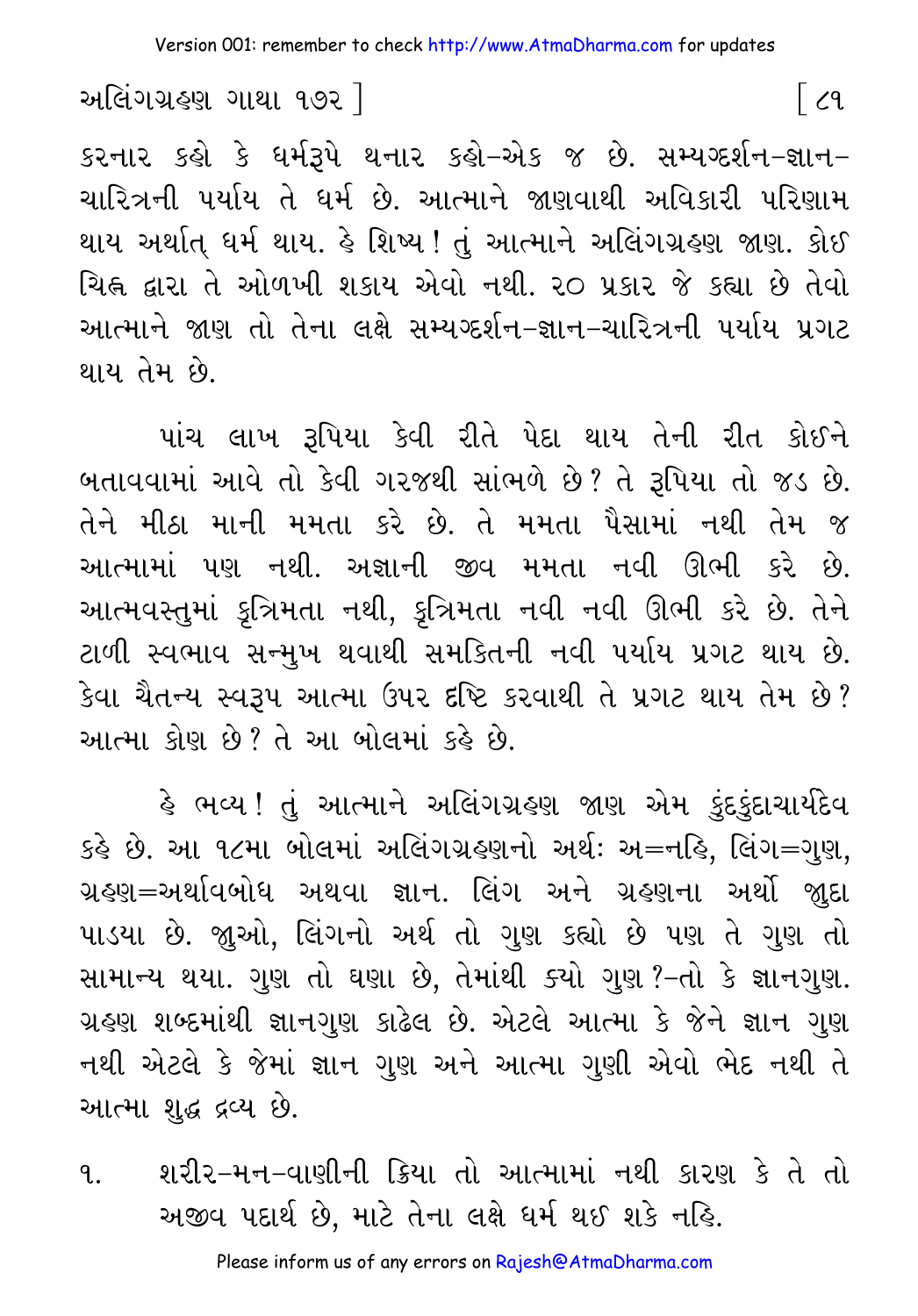કરનાર કહો કે ધર્મરૂપે થનાર કહો-એક જ છે. સમ્યગ્દર્શન-જ્ઞાન-ચારિત્રની પર્યાય તે ધર્મ છે. આત્માને જાણવાથી અવિકારી પરિણામ થાય અર્થાત્ ધર્મ થાય. હે શિષ્ય! તું આત્માને અલિંગગ્રહણ જાણ. કોઈ ચિહ્ન દ્વારા તે ઓળખી શકાય એવો નથી. ૨૦ પ્રકાર જે કહ્યા છે તેવો આત્માને જાણ તો તેના લક્ષે સમ્યગ્દર્શન-જ્ઞાન-ચારિત્રની પર્યાય પ્રગટ થાય તેમ છે.

પાંચ લાખ રૂપિયા કેવી રીતે પેદા થાય તેની રીત કોઈને બતાવવામાં આવે તો કેવી ગરજથી સાંભળે છે? તે રૂપિયા તો જડ છે. તેને મીઠા માની મમતા કરે છે. તે મમતા પૈસામાં નથી તેમ જ આત્મામાં પણ નથી. અજ્ઞાની જીવ મમતા નવી ઊભી કરે છે. આત્મવસ્તુમાં કૃત્રિમતા નથી, કૃત્રિમતા નવી નવી ઊભી કરે છે. તેને ટાળી સ્વભાવ સન્મુખ થવાથી સમકિતની નવી પર્યાય પ્રગટ થાય છે. કેવા ચૈતન્ય સ્વરૂપ આત્મા ઉપર દૃષ્ટિ કરવાથી તે પ્રગટ થાય તેમ છે? આત્મા કોણ છે? તે આ બોલમાં કહે છે.

હે ભવ્ય! તું આત્માને અલિંગગ્રહણ જાણ એમ કુંદકુંદાચાર્યદેવ કહે છે. આ ૧૮મા બોલમાં અલિંગગ્રહણનો અર્થઃ અ=નહિ, લિંગ=ગુણ, ગ્રહણ=અર્થાવબોધ અથવા જ્ઞાન. લિંગ અને ગ્રહણના અર્થો જુદા પાડયા છે. જુઓ, લિંગનો અર્થ તો ગુણ કહ્યો છે પણ તે ગુણ તો સામાન્ય થયા. ગુણ તો ઘણા છે, તેમાંથી ક્યો ગુણ?-તો કે જ્ઞાનગુણ. ગ્રહણ શબ્દમાંથી જ્ઞાનગુણ કાઢેલ છે. એટલે આત્મા કે જેને જ્ઞાન ગુણ નથી એટલે કે જેમાં જ્ઞાન ગુણ અને આત્મા ગુણી એવો ભેદ નથી તે આત્મા શુદ્ધ દ્રવ્ય છે.

૧. શરીર-મન-વાણીની ક્રિયા તો આત્મામાં નથી કારણ કે તે તો અજીવ પદાર્થ છે, માટે તેના લક્ષે ધર્મ થઈ શકે નહિ.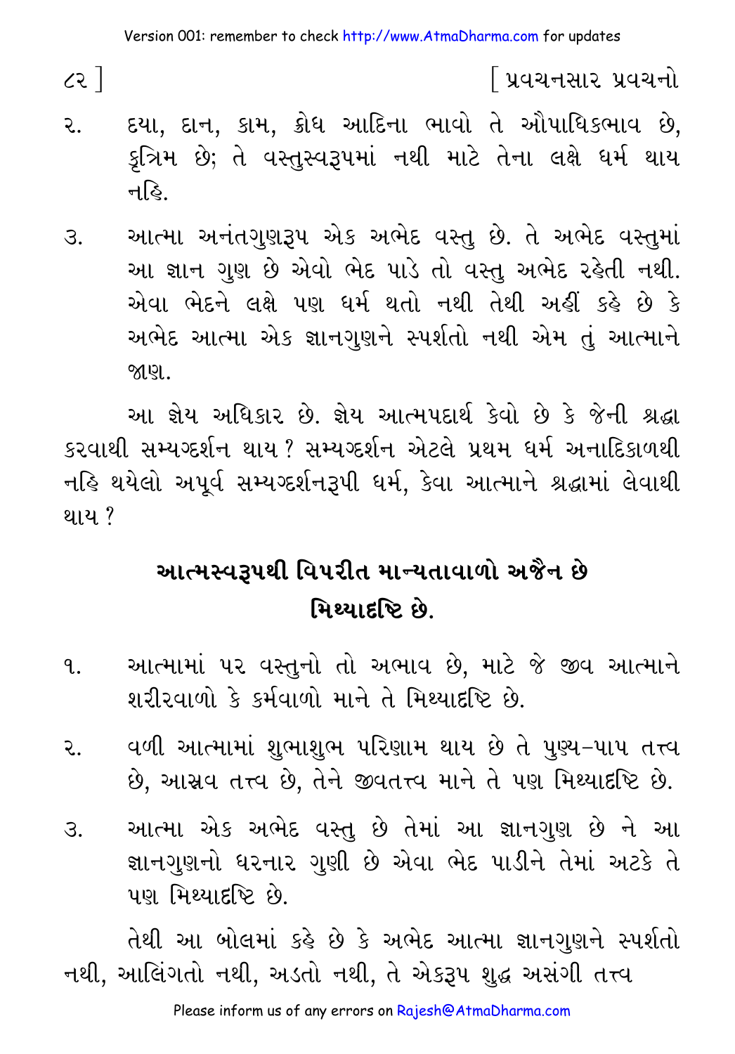૨. દયા, દાન, કામ, ક્રોધ આદિના ભાવો તે ઔપાધિકભાવ છે, કૃત્રિમ છે; તે વસ્તુસ્વરૂપમાં નથી માટે તેના લક્ષે ધર્મ થાય નહિ.

૩. આત્મા અનંતગુણરૂપ એક અભેદ વસ્તુ છે. તે અભેદ વસ્તુમાં આ જ્ઞાન ગુણ છે એવો ભેદ પાડે તો વસ્તુ અભેદ રહેતી નથી. એવા ભેદને લક્ષે પણ ધર્મ થતો નથી તેથી અહીં કહે છે કે અભેદ આત્મા એક જ્ઞાનગુણને સ્પર્શતો નથી એમ તું આત્માને જાણ.

આ જ્ઞેય અધિકાર છે. જ્ઞેય આત્મપદાર્થ કેવો છે કે જેની શ્રદ્ધા કરવાથી સમ્યગ્દર્શન થાય? સમ્યગ્દર્શન એટલે પ્રથમ ધર્મ અનાદિકાળથી નહિ થયેલો અપૂર્વ સમ્યગ્દર્શનરૂપી ધર્મ, કેવા આત્માને શ્રદ્ધામાં લેવાથી થાય?

## આત્મસ્વરૂપથી વિપરીત માન્યતાવાળો અજૈન છે મિથ્યાદષ્ટિ છે.

૧. આત્મામાં પર વસ્તુનો તો અભાવ છે, માટે જે જીવ આત્માને શરીરવાળો કે કર્મવાળો માને તે મિથ્યાદષ્ટિ છે.

૨. વળી આત્મામાં શુભાશુભ પરિણામ થાય છે તે પુણ્ય-પાપ તત્ત્વ છે, આસ્રવ તત્ત્વ છે, તેને જીવતત્ત્વ માને તે પણ મિથ્યાદષ્ટિ છે.

૩. આત્મા એક અભેદ વસ્તુ છે તેમાં આ જ્ઞાનગુણ છે ને આ જ્ઞાનગુણનો ધરનાર ગુણી છે એવા ભેદ પાડીને તેમાં અટકે તે પણ મિથ્યાદષ્ટિ છે.

તેથી આ બોલમાં કહે છે કે અભેદ આત્મા જ્ઞાનગુણને સ્પર્શતો નથી, આલિંગતો નથી, અડતો નથી, તે એકરૂપ શુદ્ધ અસંગી તત્ત્વ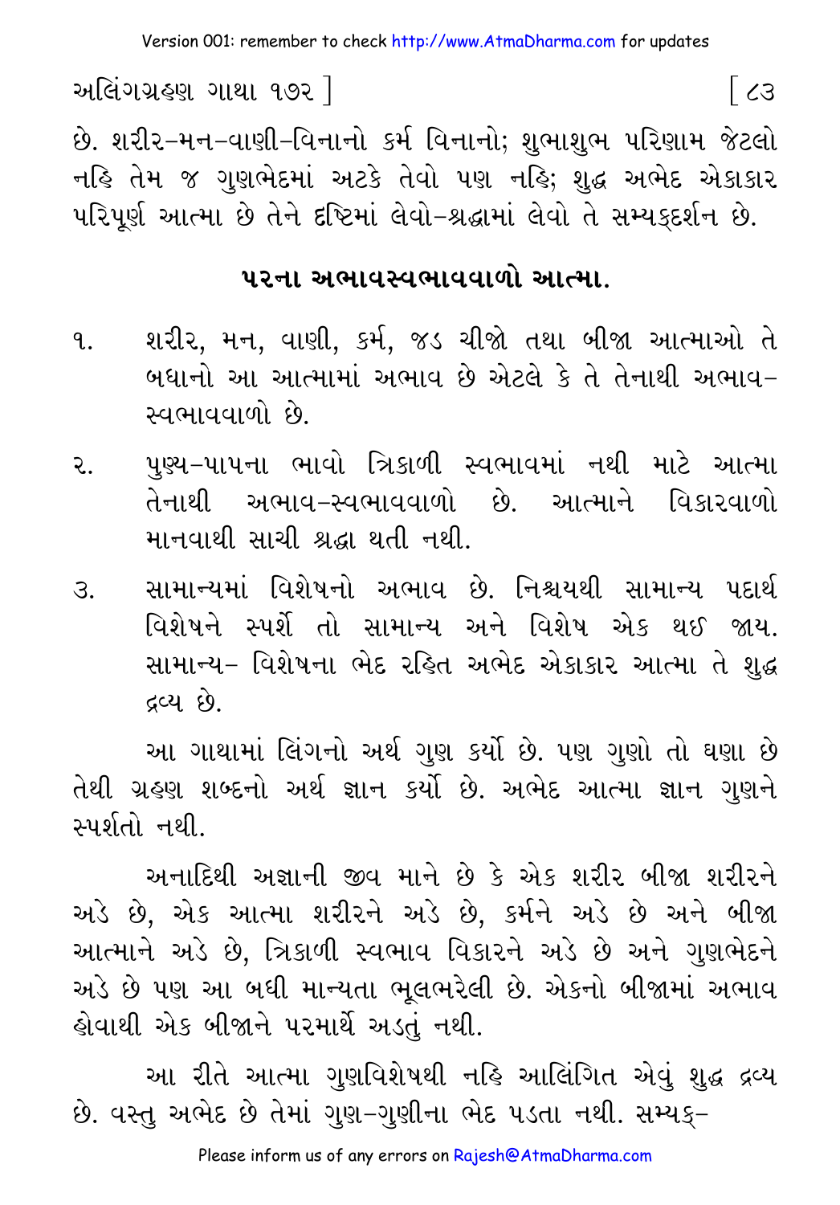છે. શરીર-મન-વાણી-વિનાનો કર્મ વિનાનો; શુભાશુભ પરિણામ જેટલો નહિ તેમ જ ગુણભેદમાં અટકે તેવો પણ નહિ; શુદ્ધ અભેદ એકાકાર પરિપૂર્ણ આત્મા છે તેને દૃષ્ટિમાં લેવો-શ્રદ્ધામાં લેવો તે સમ્યક્દર્શન છે.

## પરના અભાવસ્વભાવવાળો આત્મા.

૧. શરીર, મન, વાણી, કર્મ, જડ ચીજો તથા બીજા આત્માઓ તે બધાનો આ આત્મામાં અભાવ છે એટલે કે તે તેનાથી અભાવ-સ્વભાવવાળો છે.

૨. પુણ્ય-પાપના ભાવો ત્રિકાળી સ્વભાવમાં નથી માટે આત્મા તેનાથી અભાવ-સ્વભાવવાળો છે. આત્માને વિકારવાળો માનવાથી સાચી શ્રદ્ધા થતી નથી.

૩. સામાન્યમાં વિશેષનો અભાવ છે. નિશ્ચયથી સામાન્ય પદાર્થ વિશેષને સ્પર્શે તો સામાન્ય અને વિશેષ એક થઈ જાય. સામાન્ય- વિશેષના ભેદ રહિત અભેદ એકાકાર આત્મા તે શુદ્ધ દ્રવ્ય છે.

આ ગાથામાં લિંગનો અર્થ ગુણ કર્યો છે. પણ ગુણો તો ઘણા છે તેથી ગ્રહણ શબ્દનો અર્થ જ્ઞાન કર્યો છે. અભેદ આત્મા જ્ઞાન ગુણને સ્પર્શતો નથી.

અનાદિથી અજ્ઞાની જીવ માને છે કે એક શરીર બીજા શરીરને અડે છે, એક આત્મા શરીરને અડે છે, કર્મને અડે છે અને બીજા આત્માને અડે છે, ત્રિકાળી સ્વભાવ વિકારને અડે છે અને ગુણભેદને અડે છે પણ આ બધી માન્યતા ભૂલભરેલી છે. એકનો બીજામાં અભાવ હોવાથી એક બીજાને પરમાર્થે અડતું નથી.

આ રીતે આત્મા ગુણવિશેષથી નહિ આલિંગિત એવું શુદ્ધ દ્રવ્ય છે. વસ્તુ અભેદ છે તેમાં ગુણ-ગુણીના ભેદ પડતા નથી. સમ્યક્-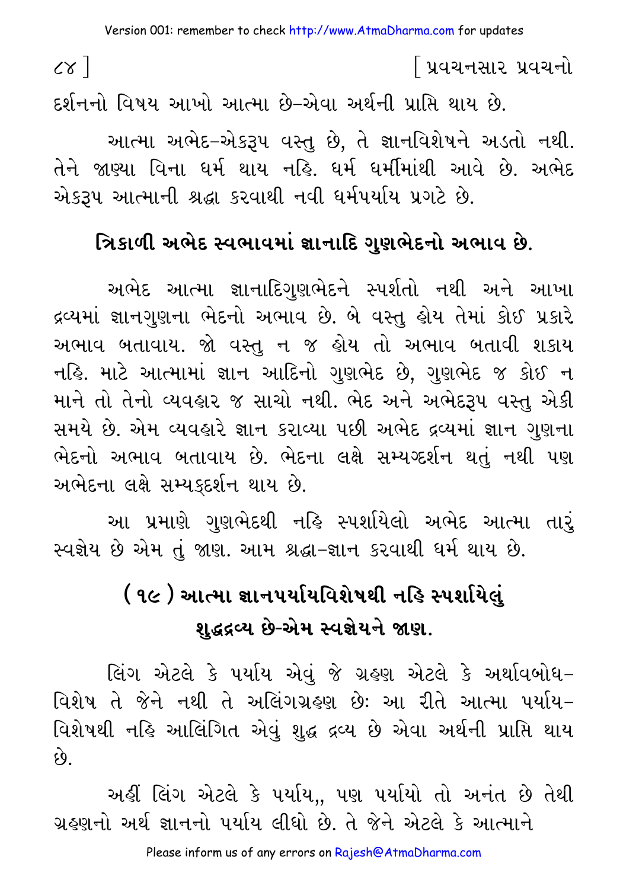દર્શનનો વિષય આખો આત્મા છે–એવા અર્થની પ્રાપ્તિ થાય છે.

આત્મા અભેદ–એકરૂપ વસ્તુ છે, તે જ્ઞાનવિશેષને અડતો નથી. તેને જાણ્યા વિના ધર્મ થાય નહિ. ધર્મ ધર્મીમાંથી આવે છે. અભેદ એકરૂપ આત્માની શ્રદ્ધા કરવાથી નવી ધર્મપર્યાય પ્રગટે છે.

## ત્રિકાળી અભેદ સ્વભાવમાં જ્ઞાનાદિ ગુણભેદનો અભાવ છે.

અભેદ આત્મા જ્ઞાનાદિગુણભેદને સ્પર્શતો નથી અને આખા દ્રવ્યમાં જ્ઞાનગુણના ભેદનો અભાવ છે. બે વસ્તુ હોય તેમાં કોઈ પ્રકારે અભાવ બતાવાય. જો વસ્તુ ન જ હોય તો અભાવ બતાવી શકાય નહિ. માટે આત્મામાં જ્ઞાન આદિનો ગુણભેદ છે, ગુણભેદ જ કોઈ ન માને તો તેનો વ્યવહાર જ સાચો નથી. ભેદ અને અભેદરૂપ વસ્તુ એકી સમયે છે. એમ વ્યવહારે જ્ઞાન કરાવ્યા પછી અભેદ દ્રવ્યમાં જ્ઞાન ગુણના ભેદનો અભાવ બતાવાય છે. ભેદના લક્ષે સમ્યગ્દર્શન થતું નથી પણ અભેદના લક્ષે સમ્યક્દર્શન થાય છે.

આ પ્રમાણે ગુણભેદથી નહિ સ્પર્શાયેલો અભેદ આત્મા તારું સ્વજ્ઞેય છે એમ તું જાણ. આમ શ્રદ્ધા–જ્ઞાન કરવાથી ધર્મ થાય છે.

## (૧૯) આત્મા જ્ઞાનપર્યાયવિશેષથી નહિ સ્પર્શાયેલું શુદ્ધદ્રવ્ય છે-એમ સ્વજ્ઞેયને જાણ.

લિંગ એટલે કે પર્યાય એવું જે ગ્રહણ એટલે કે અર્થાવબોધ–વિશેષ તે જેને નથી તે અલિંગગ્રહણ છેઃ આ રીતે આત્મા પર્યાય–વિશેષથી નહિ આલિંગિત એવું શુદ્ધ દ્રવ્ય છે એવા અર્થની પ્રાપ્તિ થાય છે.

અહીં લિંગ એટલે કે પર્યાય,, પણ પર્યાયો તો અનંત છે તેથી ગ્રહણનો અર્થ જ્ઞાનનો પર્યાય લીધો છે. તે જેને એટલે કે આત્માને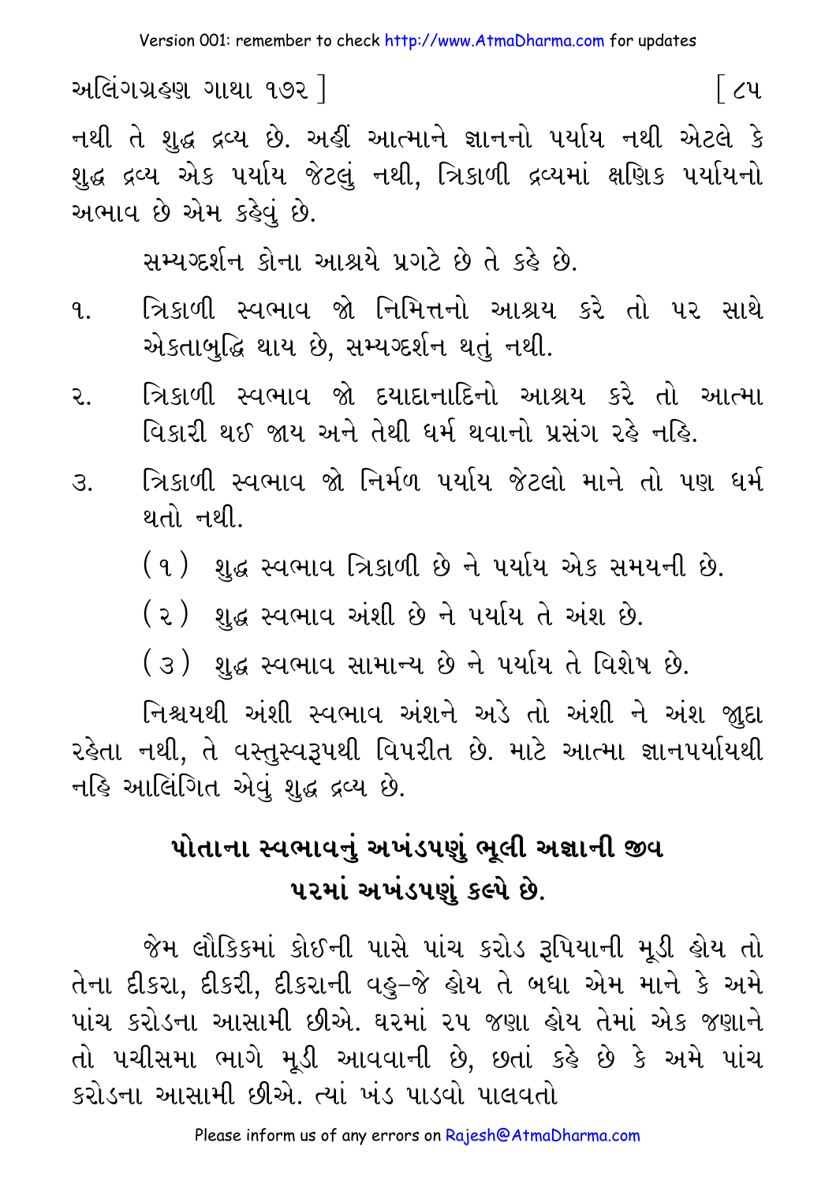નથી તે શુદ્ધ દ્રવ્ય છે. અહીં આત્માને જ્ઞાનનો પર્યાય નથી એટલે કે શુદ્ધ દ્રવ્ય એક પર્યાય જેટલું નથી, ત્રિકાળી દ્રવ્યમાં ક્ષણિક પર્યાયનો અભાવ છે એમ કહેવું છે.

સમ્યગ્દર્શન કોના આશ્રયે પ્રગટે છે તે કહે છે.

૧. ત્રિકાળી સ્વભાવ જો નિમિત્તનો આશ્રય કરે તો પર સાથે એકતાબુદ્ધિ થાય છે, સમ્યગ્દર્શન થતું નથી.
૨. ત્રિકાળી સ્વભાવ જો દયાદાનાદિનો આશ્રય કરે તો આત્મા વિકારી થઈ જાય અને તેથી ધર્મ થવાનો પ્રસંગ રહે નહિ.
૩. ત્રિકાળી સ્વભાવ જો નિર્મળ પર્યાય જેટલો માને તો પણ ધર્મ થતો નથી.
   (૧) શુદ્ધ સ્વભાવ ત્રિકાળી છે ને પર્યાય એક સમયની છે.
   (૨) શુદ્ધ સ્વભાવ અંશી છે ને પર્યાય તે અંશ છે.
   (૩) શુદ્ધ સ્વભાવ સામાન્ય છે ને પર્યાય તે વિશેષ છે.

નિશ્ચયથી અંશી સ્વભાવ અંશને અડે તો અંશી ને અંશ જુદા રહેતા નથી, તે વસ્તુસ્વરૂપથી વિપરીત છે. માટે આત્મા જ્ઞાનપર્યાયથી નહિ આલિંગિત એવું શુદ્ધ દ્રવ્ય છે.

## પોતાના સ્વભાવનું અખંડપણું ભૂલી અજ્ઞાની જીવ પરમાં અખંડપણું કલ્પે છે.

જેમ લૌકિકમાં કોઈની પાસે પાંચ કરોડ રૂપિયાની મૂડી હોય તો તેના દીકરા, દીકરી, દીકરાની વહુ–જે હોય તે બધા એમ માને કે અમે પાંચ કરોડના આસામી છીએ. ઘરમાં ૨૫ જણા હોય તેમાં એક જણાને તો પચીસમા ભાગે મૂડી આવવાની છે, છતાં કહે છે કે અમે પાંચ કરોડના આસામી છીએ. ત્યાં ખંડ પાડવો પાલવતો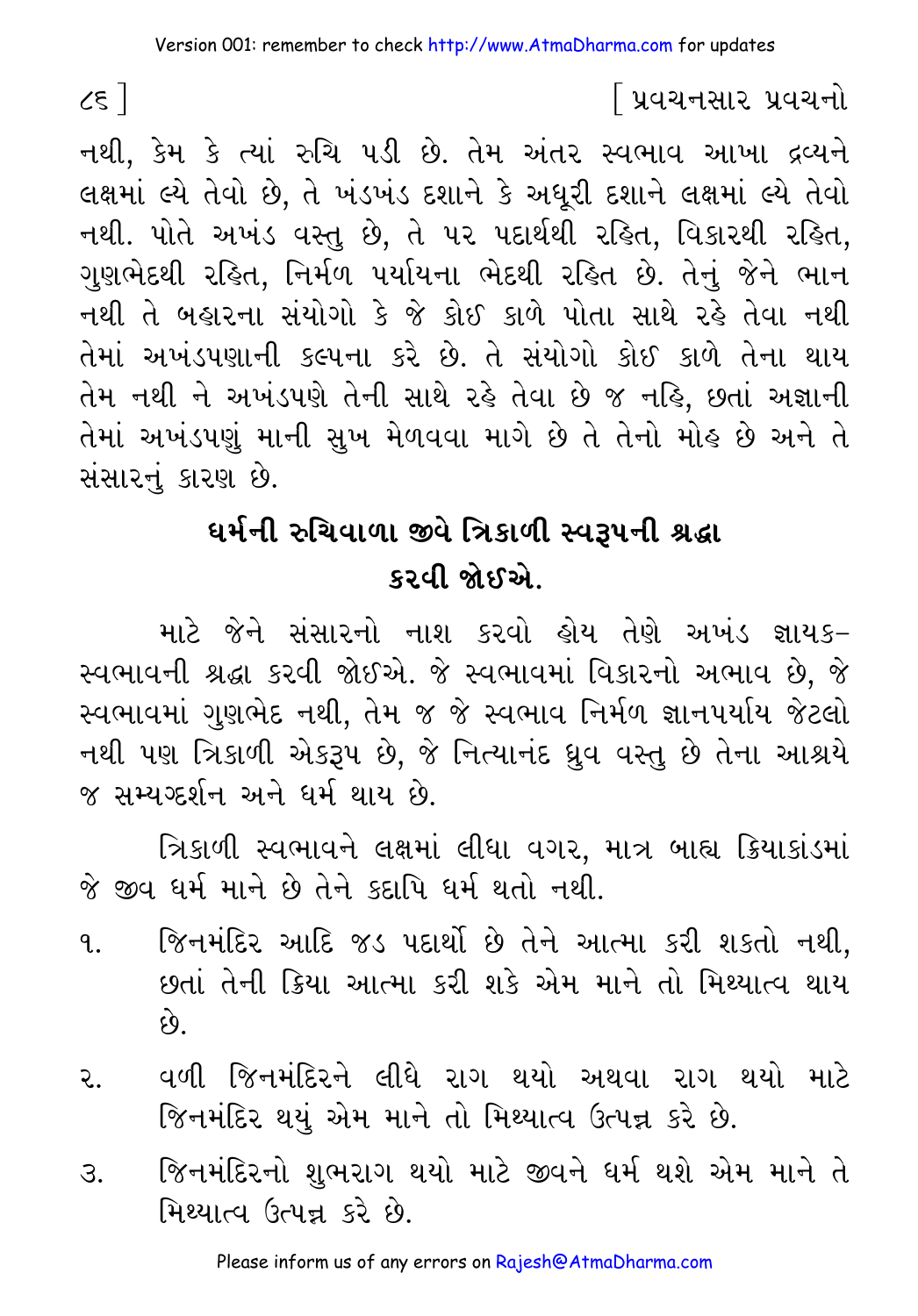નથી, કેમ કે ત્યાં રુચિ પડી છે. તેમ અંતર સ્વભાવ આખા દ્રવ્યને લક્ષમાં લ્યે તેવો છે, તે ખંડખંડ દશાને કે અધૂરી દશાને લક્ષમાં લ્યે તેવો નથી. પોતે અખંડ વસ્તુ છે, તે પર પદાર્થથી રહિત, વિકારથી રહિત, ગુણભેદથી રહિત, નિર્મળ પર્યાયના ભેદથી રહિત છે. તેનું જેને ભાન નથી તે બહારના સંયોગો કે જે કોઈ કાળે પોતા સાથે રહે તેવા નથી તેમાં અખંડપણાની કલ્પના કરે છે. તે સંયોગો કોઈ કાળે તેના થાય તેમ નથી ને અખંડપણે તેની સાથે રહે તેવા છે જ નહિ, છતાં અજ્ઞાની તેમાં અખંડપણું માની સુખ મેળવવા માગે છે તે તેનો મોહ છે અને તે સંસારનું કારણ છે.

## ધર્મની રુચિવાળા જીવે ત્રિકાળી સ્વરૂપની શ્રદ્ધા કરવી જોઈએ.

માટે જેને સંસારનો નાશ કરવો હોય તેણે અખંડ જ્ઞાયક-સ્વભાવની શ્રદ્ધા કરવી જોઈએ. જે સ્વભાવમાં વિકારનો અભાવ છે, જે સ્વભાવમાં ગુણભેદ નથી, તેમ જ જે સ્વભાવ નિર્મળ જ્ઞાનપર્યાય જેટલો નથી પણ ત્રિકાળી એકરૂપ છે, જે નિત્યાનંદ ધ્રુવ વસ્તુ છે તેના આશ્રયે જ સમ્યગ્દર્શન અને ધર્મ થાય છે.

ત્રિકાળી સ્વભાવને લક્ષમાં લીધા વગર, માત્ર બાહ્ય ક્રિયાકાંડમાં જે જીવ ધર્મ માને છે તેને કદાપિ ધર્મ થતો નથી.

૧. જિનમંદિર આદિ જડ પદાર્થો છે તેને આત્મા કરી શકતો નથી, છતાં તેની ક્રિયા આત્મા કરી શકે એમ માને તો મિથ્યાત્વ થાય છે.

૨. વળી જિનમંદિરને લીધે રાગ થયો અથવા રાગ થયો માટે જિનમંદિર થયું એમ માને તો મિથ્યાત્વ ઉત્પન્ન કરે છે.

૩. જિનમંદિરનો શુભરાગ થયો માટે જીવને ધર્મ થશે એમ માને તે મિથ્યાત્વ ઉત્પન્ન કરે છે.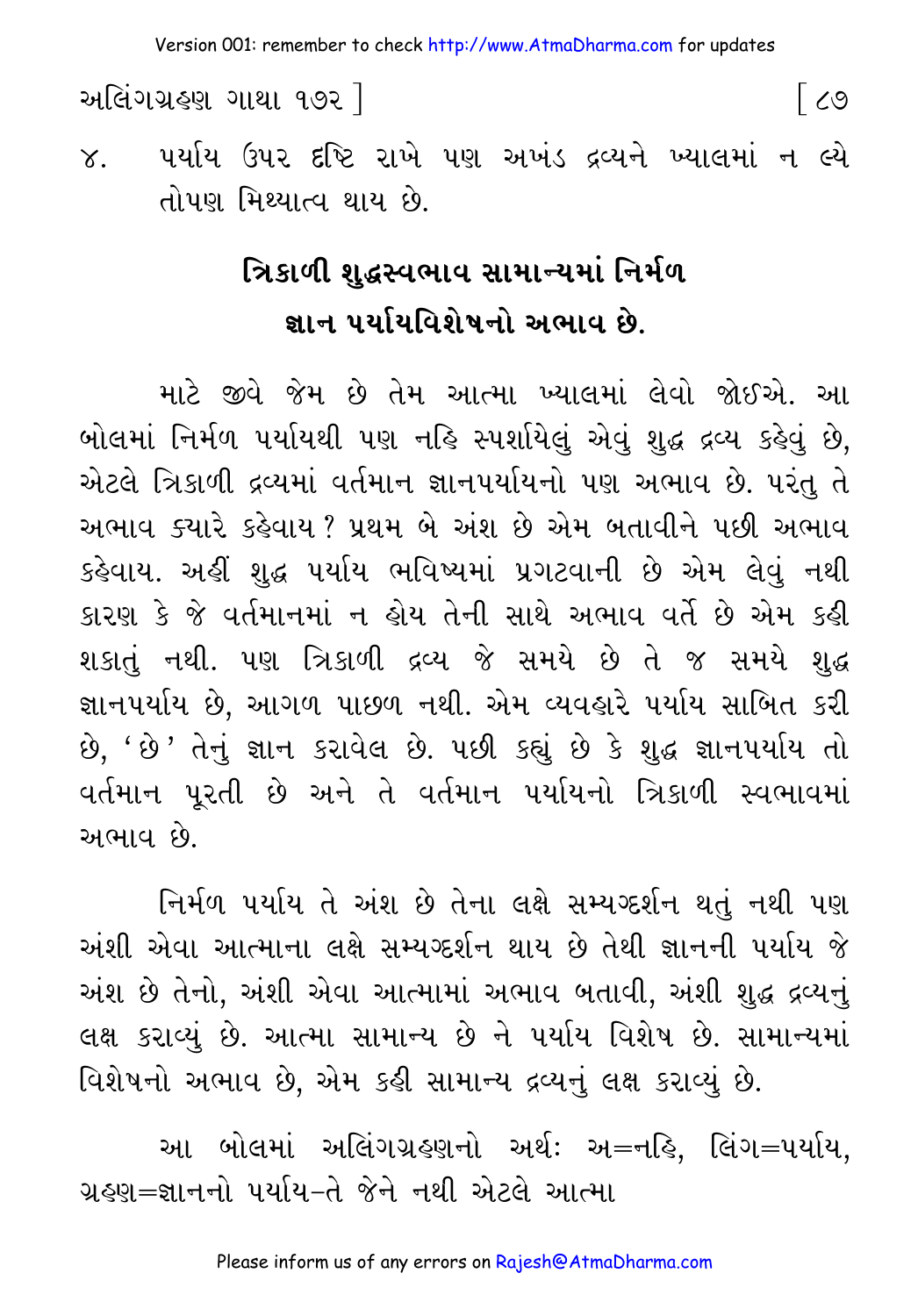૪. પર્યાય ઉપર દૃષ્ટિ રાખે પણ અખંડ દ્રવ્યને ખ્યાલમાં ન લ્યે તોપણ મિથ્યાત્વ થાય છે.

## ત્રિકાળી શુદ્ધસ્વભાવ સામાન્યમાં નિર્મળ જ્ઞાન પર્યાયવિશેષનો અભાવ છે.

માટે જીવે જેમ છે તેમ આત્મા ખ્યાલમાં લેવો જોઈએ. આ બોલમાં નિર્મળ પર્યાયથી પણ નહિ સ્પર્શાયેલું એવું શુદ્ધ દ્રવ્ય કહેવું છે, એટલે ત્રિકાળી દ્રવ્યમાં વર્તમાન જ્ઞાનપર્યાયનો પણ અભાવ છે. પરંતુ તે અભાવ ક્યારે કહેવાય? પ્રથમ બે અંશ છે એમ બતાવીને પછી અભાવ કહેવાય. અહીં શુદ્ધ પર્યાય ભવિષ્યમાં પ્રગટવાની છે એમ લેવું નથી કારણ કે જે વર્તમાનમાં ન હોય તેની સાથે અભાવ વર્તે છે એમ કહી શકાતું નથી. પણ ત્રિકાળી દ્રવ્ય જે સમયે છે તે જ સમયે શુદ્ધ જ્ઞાનપર્યાય છે, આગળ પાછળ નથી. એમ વ્યવહારે પર્યાય સાબિત કરી છે, 'છે' તેનું જ્ઞાન કરાવેલ છે. પછી કહ્યું છે કે શુદ્ધ જ્ઞાનપર્યાય તો વર્તમાન પૂરતી છે અને તે વર્તમાન પર્યાયનો ત્રિકાળી સ્વભાવમાં અભાવ છે.

નિર્મળ પર્યાય તે અંશ છે તેના લક્ષે સમ્યગ્દર્શન થતું નથી પણ અંશી એવા આત્માના લક્ષે સમ્યગ્દર્શન થાય છે તેથી જ્ઞાનની પર્યાય જે અંશ છે તેનો, અંશી એવા આત્મામાં અભાવ બતાવી, અંશી શુદ્ધ દ્રવ્યનું લક્ષ કરાવ્યું છે. આત્મા સામાન્ય છે ને પર્યાય વિશેષ છે. સામાન્યમાં વિશેષનો અભાવ છે, એમ કહી સામાન્ય દ્રવ્યનું લક્ષ કરાવ્યું છે.

આ બોલમાં અલિંગગ્રહણનો અર્થ: અ=નહિ, લિંગ=પર્યાય, ગ્રહણ=જ્ઞાનનો પર્યાય-તે જેને નથી એટલે આત્મા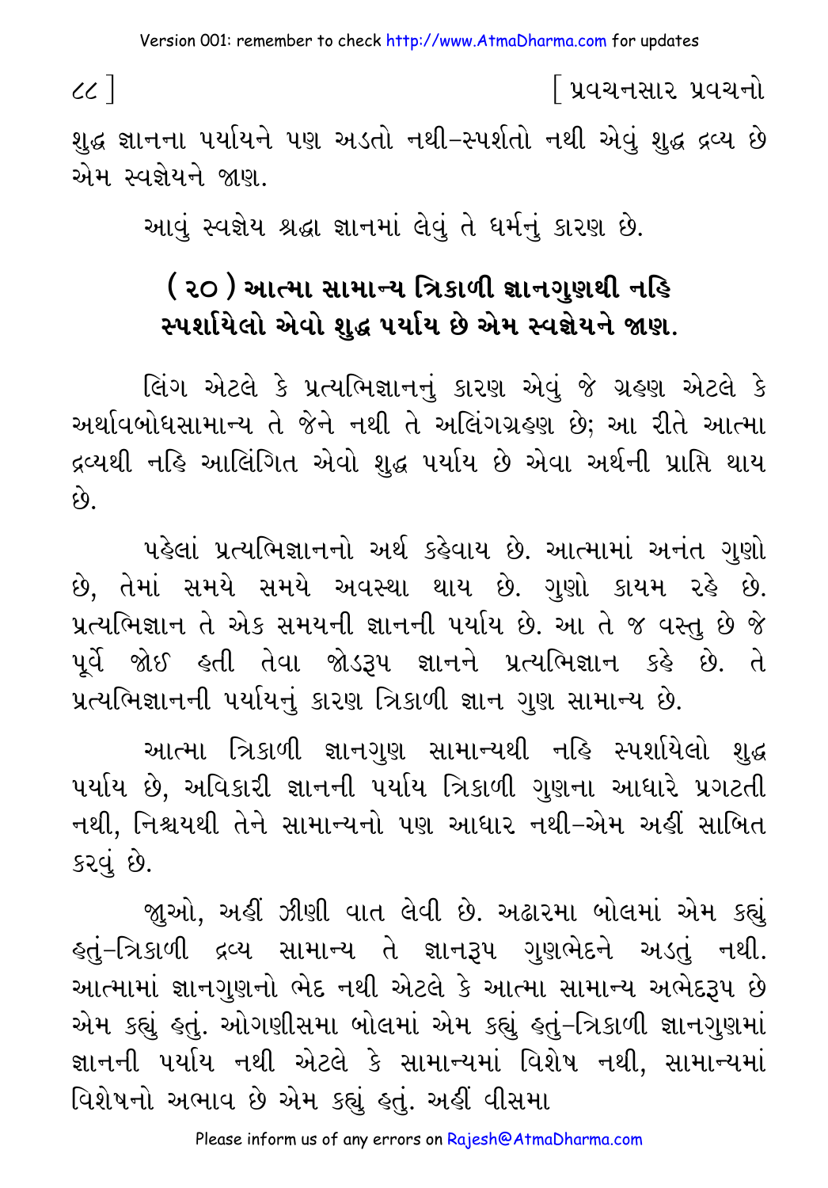શુદ્ધ જ્ઞાનના પર્યાયને પણ અડતો નથી-સ્પર્શતો નથી એવું શુદ્ધ દ્રવ્ય છે એમ સ્વજ્ઞેયને જાણ.

આવું સ્વજ્ઞેય શ્રદ્ધા જ્ઞાનમાં લેવું તે ધર્મનું કારણ છે.

## ( ૨૦ ) આત્મા સામાન્ય ત્રિકાળી જ્ઞાનગુણથી નહિ સ્પર્શાયેલો એવો શુદ્ધ પર્યાય છે એમ સ્વજ્ઞેયને જાણ.

લિંગ એટલે કે પ્રત્યભિજ્ઞાનનું કારણ એવું જે ગ્રહણ એટલે કે અર્થાવબોધસામાન્ય તે જેને નથી તે અલિંગગ્રહણ છે; આ રીતે આત્મા દ્રવ્યથી નહિ આલિંગિત એવો શુદ્ધ પર્યાય છે એવા અર્થની પ્રાપ્તિ થાય છે.

પહેલાં પ્રત્યભિજ્ઞાનનો અર્થ કહેવાય છે. આત્મામાં અનંત ગુણો છે, તેમાં સમયે સમયે અવસ્થા થાય છે. ગુણો કાયમ રહે છે. પ્રત્યભિજ્ઞાન તે એક સમયની જ્ઞાનની પર્યાય છે. આ તે જ વસ્તુ છે જે પૂર્વે જોઈ હતી તેવા જોડરૂપ જ્ઞાનને પ્રત્યભિજ્ઞાન કહે છે. તે પ્રત્યભિજ્ઞાનની પર્યાયનું કારણ ત્રિકાળી જ્ઞાન ગુણ સામાન્ય છે.

આત્મા ત્રિકાળી જ્ઞાનગુણ સામાન્યથી નહિ સ્પર્શાયેલો શુદ્ધ પર્યાય છે, અવિકારી જ્ઞાનની પર્યાય ત્રિકાળી ગુણના આધારે પ્રગટતી નથી, નિશ્ચયથી તેને સામાન્યનો પણ આધાર નથી-એમ અહીં સાબિત કરવું છે.

જુઓ, અહીં ઝીણી વાત લેવી છે. અઢારમા બોલમાં એમ કહ્યું હતું-ત્રિકાળી દ્રવ્ય સામાન્ય તે જ્ઞાનરૂપ ગુણભેદને અડતું નથી. આત્મામાં જ્ઞાનગુણનો ભેદ નથી એટલે કે આત્મા સામાન્ય અભેદરૂપ છે એમ કહ્યું હતું. ઓગણીસમા બોલમાં એમ કહ્યું હતું-ત્રિકાળી જ્ઞાનગુણમાં જ્ઞાનની પર્યાય નથી એટલે કે સામાન્યમાં વિશેષ નથી, સામાન્યમાં વિશેષનો અભાવ છે એમ કહ્યું હતું. અહીં વીસમા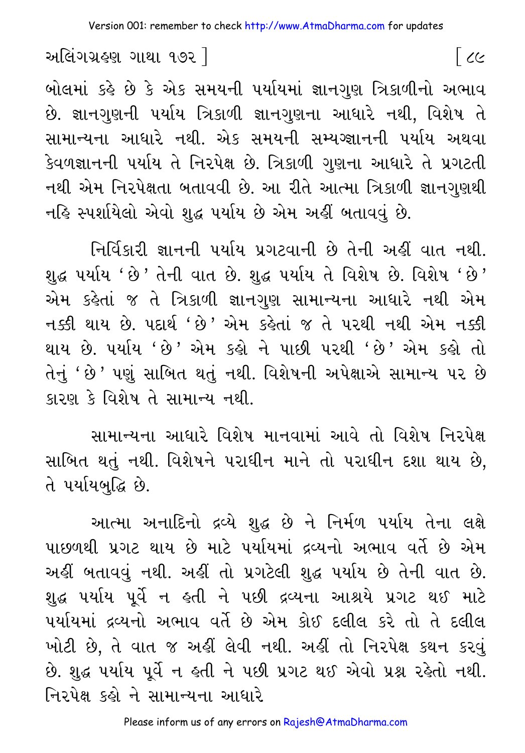બોલમાં કહે છે કે એક સમયની પર્યાયમાં જ્ઞાનગુણ ત્રિકાળીનો અભાવ છે. જ્ઞાનગુણની પર્યાય ત્રિકાળી જ્ઞાનગુણના આધારે નથી, વિશેષ તે સામાન્યના આધારે નથી. એક સમયની સમ્યગ્જ્ઞાનની પર્યાય અથવા કેવળજ્ઞાનની પર્યાય તે નિરપેક્ષ છે. ત્રિકાળી ગુણના આધારે તે પ્રગટતી નથી એમ નિરપેક્ષતા બતાવવી છે. આ રીતે આત્મા ત્રિકાળી જ્ઞાનગુણથી નહિ સ્પર્શાયેલો એવો શુદ્ધ પર્યાય છે એમ અહીં બતાવવું છે.

નિર્વિકારી જ્ઞાનની પર્યાય પ્રગટવાની છે તેની અહીં વાત નથી. શુદ્ધ પર્યાય 'છે' તેની વાત છે. શુદ્ધ પર્યાય તે વિશેષ છે. વિશેષ 'છે' એમ કહેતાં જ તે ત્રિકાળી જ્ઞાનગુણ સામાન્યના આધારે નથી એમ નક્કી થાય છે. પદાર્થ 'છે' એમ કહેતાં જ તે પરથી નથી એમ નક્કી થાય છે. પર્યાય 'છે' એમ કહો ને પાછી પરથી 'છે' એમ કહો તો તેનું 'છે' પણું સાબિત થતું નથી. વિશેષની અપેક્ષાએ સામાન્ય પર છે કારણ કે વિશેષ તે સામાન્ય નથી.

સામાન્યના આધારે વિશેષ માનવામાં આવે તો વિશેષ નિરપેક્ષ સાબિત થતું નથી. વિશેષને પરાધીન માને તો પરાધીન દશા થાય છે, તે પર્યાયબુદ્ધિ છે.

આત્મા અનાદિનો દ્રવ્યે શુદ્ધ છે ને નિર્મળ પર્યાય તેના લક્ષે પાછળથી પ્રગટ થાય છે માટે પર્યાયમાં દ્રવ્યનો અભાવ વર્તે છે એમ અહીં બતાવવું નથી. અહીં તો પ્રગટેલી શુદ્ધ પર્યાય છે તેની વાત છે. શુદ્ધ પર્યાય પૂર્વે ન હતી ને પછી દ્રવ્યના આશ્રયે પ્રગટ થઈ માટે પર્યાયમાં દ્રવ્યનો અભાવ વર્તે છે એમ કોઈ દલીલ કરે તો તે દલીલ ખોટી છે, તે વાત જ અહીં લેવી નથી. અહીં તો નિરપેક્ષ કથન કરવું છે. શુદ્ધ પર્યાય પૂર્વે ન હતી ને પછી પ્રગટ થઈ એવો પ્રશ્ન રહેતો નથી. નિરપેક્ષ કહો ને સામાન્યના આધારે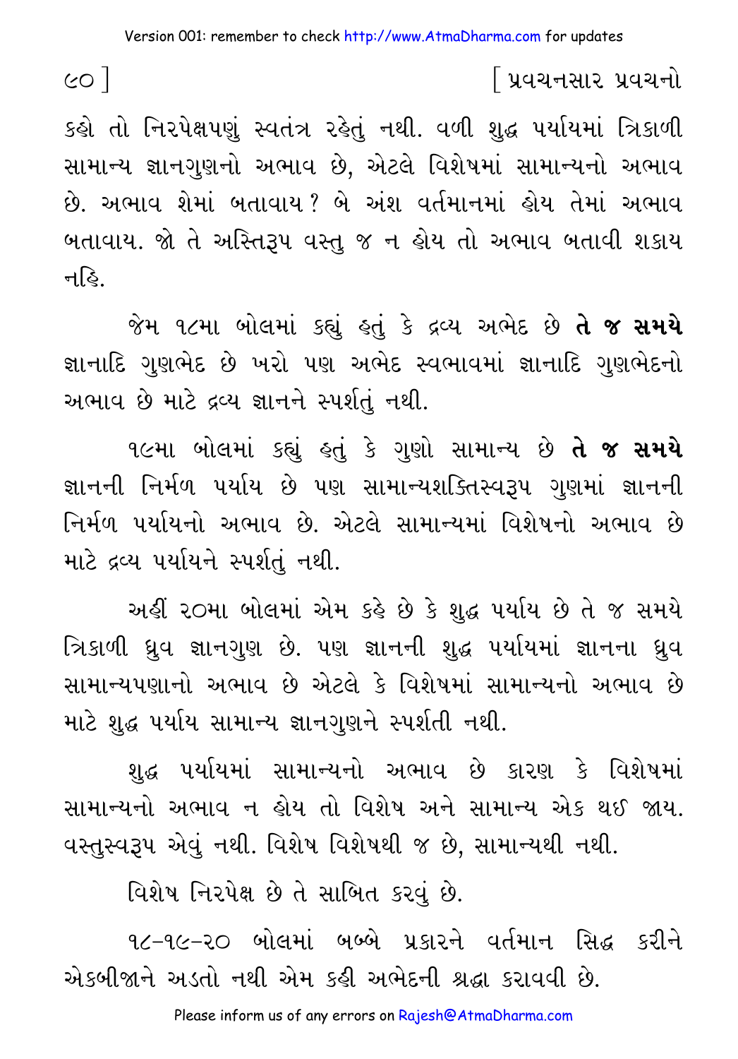કહો તો નિરપેક્ષપણું સ્વતંત્ર રહેતું નથી. વળી શુદ્ધ પર્યાયમાં ત્રિકાળી સામાન્ય જ્ઞાનગુણનો અભાવ છે, એટલે વિશેષમાં સામાન્યનો અભાવ છે. અભાવ શેમાં બતાવાય? બે અંશ વર્તમાનમાં હોય તેમાં અભાવ બતાવાય. જો તે અસ્તિરૂપ વસ્તુ જ ન હોય તો અભાવ બતાવી શકાય નહિ.

જેમ ૧૮મા બોલમાં કહ્યું હતું કે દ્રવ્ય અભેદ છે **તે જ સમયે** જ્ઞાનાદિ ગુણભેદ છે ખરો પણ અભેદ સ્વભાવમાં જ્ઞાનાદિ ગુણભેદનો અભાવ છે માટે દ્રવ્ય જ્ઞાનને સ્પર્શતું નથી.

૧૯મા બોલમાં કહ્યું હતું કે ગુણો સામાન્ય છે **તે જ સમયે** જ્ઞાનની નિર્મળ પર્યાય છે પણ સામાન્યશક્તિસ્વરૂપ ગુણમાં જ્ઞાનની નિર્મળ પર્યાયનો અભાવ છે. એટલે સામાન્યમાં વિશેષનો અભાવ છે માટે દ્રવ્ય પર્યાયને સ્પર્શતું નથી.

અહીં ૨૦મા બોલમાં એમ કહે છે કે શુદ્ધ પર્યાય છે તે જ સમયે ત્રિકાળી ધ્રુવ જ્ઞાનગુણ છે. પણ જ્ઞાનની શુદ્ધ પર્યાયમાં જ્ઞાનના ધ્રુવ સામાન્યપણાનો અભાવ છે એટલે કે વિશેષમાં સામાન્યનો અભાવ છે માટે શુદ્ધ પર્યાય સામાન્ય જ્ઞાનગુણને સ્પર્શતી નથી.

શુદ્ધ પર્યાયમાં સામાન્યનો અભાવ છે કારણ કે વિશેષમાં સામાન્યનો અભાવ ન હોય તો વિશેષ અને સામાન્ય એક થઈ જાય. વસ્તુસ્વરૂપ એવું નથી. વિશેષ વિશેષથી જ છે, સામાન્યથી નથી.

વિશેષ નિરપેક્ષ છે તે સાબિત કરવું છે.

૧૮-૧૯-૨૦ બોલમાં બબ્બે પ્રકારને વર્તમાન સિદ્ધ કરીને એકબીજાને અડતો નથી એમ કહી અભેદની શ્રદ્ધા કરાવવી છે.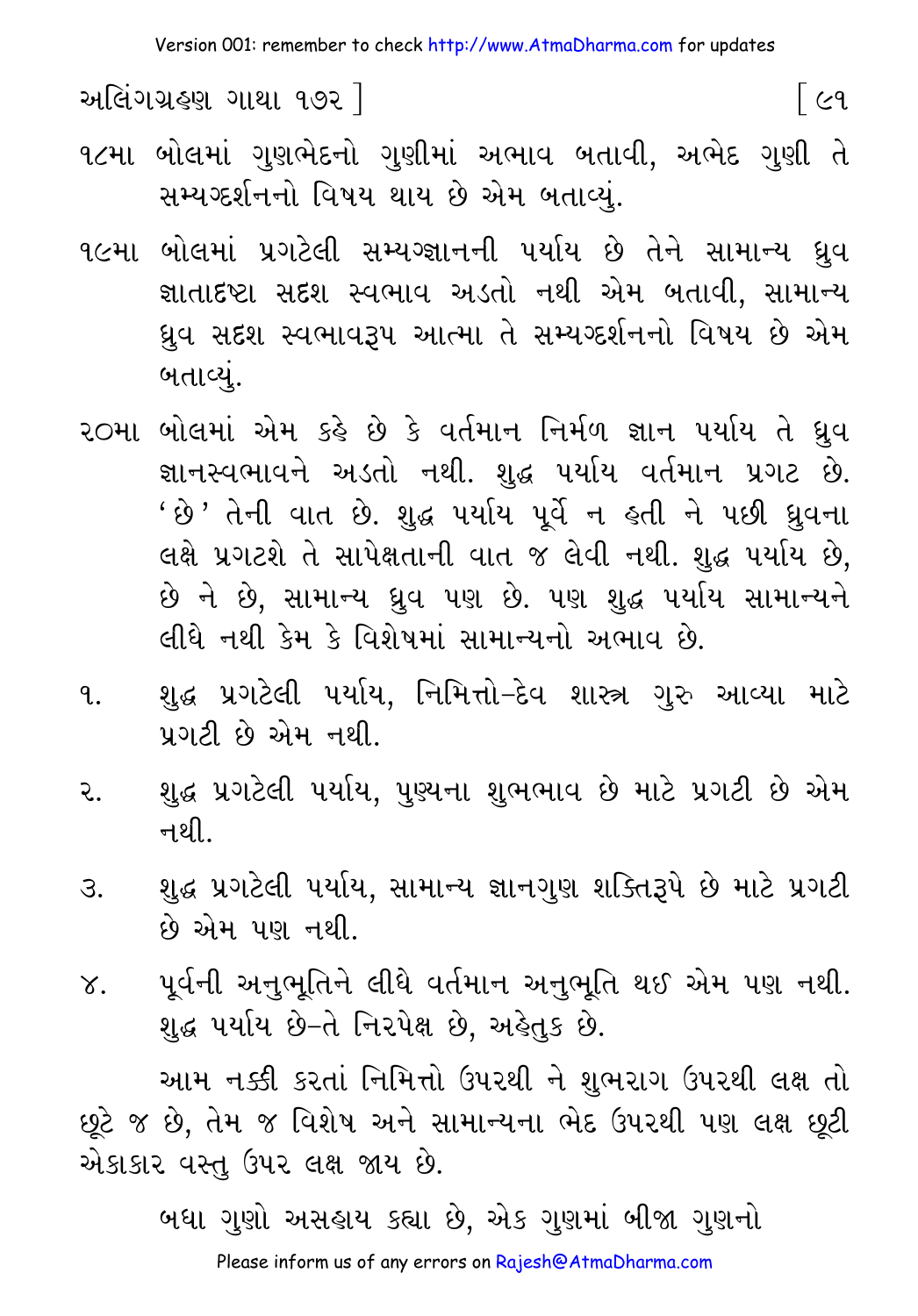૧૮મા બોલમાં ગુણભેદનો ગુણીમાં અભાવ બતાવી, અભેદ ગુણી તે સમ્યગ્દર્શનનો વિષય થાય છે એમ બતાવ્યું.

૧૯મા બોલમાં પ્રગટેલી સમ્યગ્જ્ઞાનની પર્યાય છે તેને સામાન્ય ધ્રુવ જ્ઞાતાદૃષ્ટા સદૃશ સ્વભાવ અડતો નથી એમ બતાવી, સામાન્ય ધ્રુવ સદૃશ સ્વભાવરૂપ આત્મા તે સમ્યગ્દર્શનનો વિષય છે એમ બતાવ્યું.

૨૦મા બોલમાં એમ કહે છે કે વર્તમાન નિર્મળ જ્ઞાન પર્યાય તે ધ્રુવ જ્ઞાનસ્વભાવને અડતો નથી. શુદ્ધ પર્યાય વર્તમાન પ્રગટ છે. 'છે' તેની વાત છે. શુદ્ધ પર્યાય પૂર્વે ન હતી ને પછી ધ્રુવના લક્ષે પ્રગટશે તે સાપેક્ષતાની વાત જ લેવી નથી. શુદ્ધ પર્યાય છે, છે ને છે, સામાન્ય ધ્રુવ પણ છે. પણ શુદ્ધ પર્યાય સામાન્યને લીધે નથી કેમ કે વિશેષમાં સામાન્યનો અભાવ છે.

૧. શુદ્ધ પ્રગટેલી પર્યાય, નિમિત્તો-દેવ શાસ્ત્ર ગુરુ આવ્યા માટે પ્રગટી છે એમ નથી.

૨. શુદ્ધ પ્રગટેલી પર્યાય, પુણ્યના શુભભાવ છે માટે પ્રગટી છે એમ નથી.

૩. શુદ્ધ પ્રગટેલી પર્યાય, સામાન્ય જ્ઞાનગુણ શક્તિરૂપે છે માટે પ્રગટી છે એમ પણ નથી.

૪. પૂર્વની અનુભૂતિને લીધે વર્તમાન અનુભૂતિ થઈ એમ પણ નથી. શુદ્ધ પર્યાય છે-તે નિરપેક્ષ છે, અહેતુક છે.

આમ નક્કી કરતાં નિમિત્તો ઉપરથી ને શુભરાગ ઉપરથી લક્ષ તો છૂટે જ છે, તેમ જ વિશેષ અને સામાન્યના ભેદ ઉપરથી પણ લક્ષ છૂટી એકાકાર વસ્તુ ઉપર લક્ષ જાય છે.

બધા ગુણો અસહાય કહ્યા છે, એક ગુણમાં બીજા ગુણનો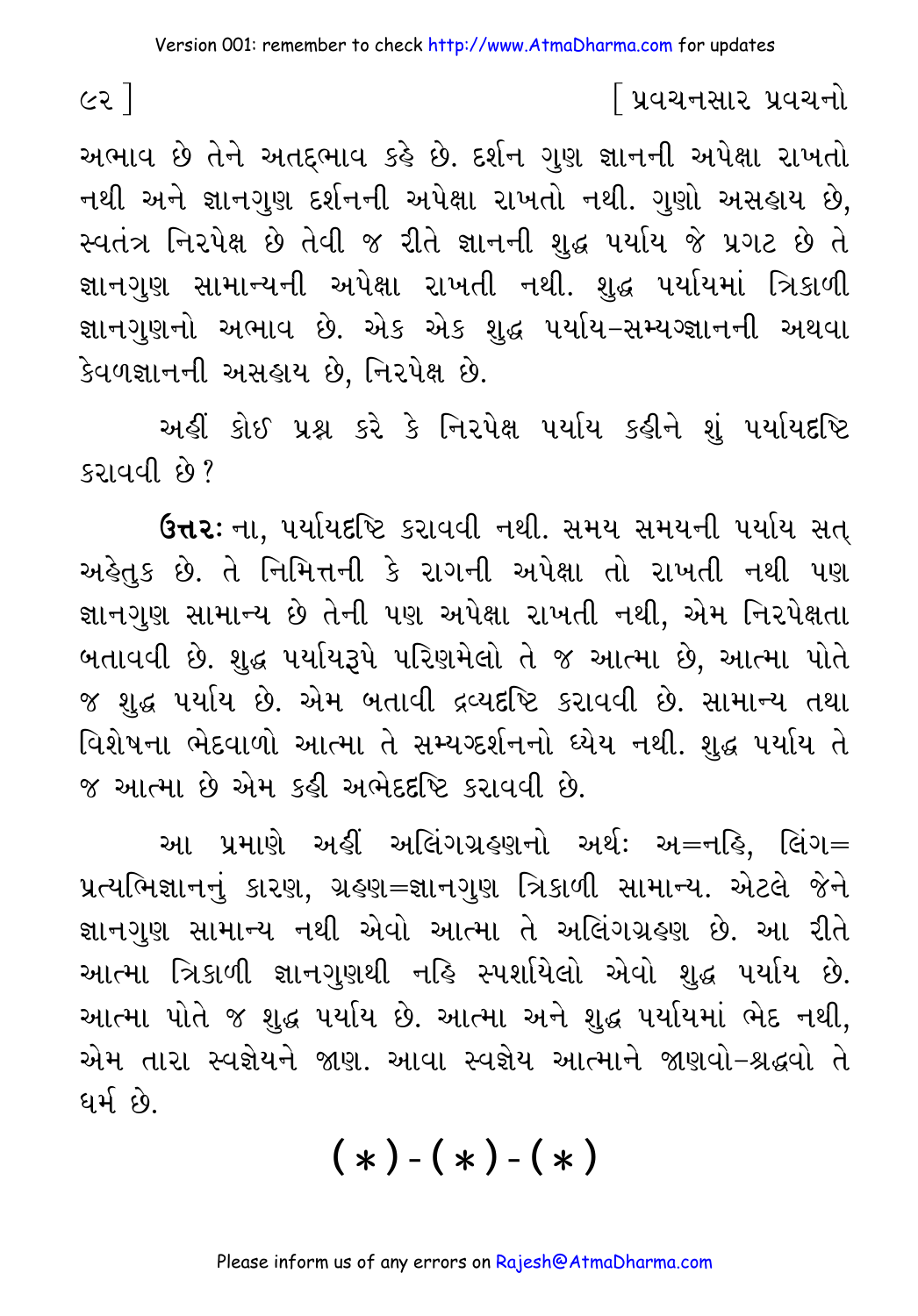અભાવ છે તેને અતદ્દભાવ કહે છે. દર્શન ગુણ જ્ઞાનની અપેક્ષા રાખતો નથી અને જ્ઞાનગુણ દર્શનની અપેક્ષા રાખતો નથી. ગુણો અસહાય છે, સ્વતંત્ર નિરપેક્ષ છે તેવી જ રીતે જ્ઞાનની શુદ્ધ પર્યાય જે પ્રગટ છે તે જ્ઞાનગુણ સામાન્યની અપેક્ષા રાખતી નથી. શુદ્ધ પર્યાયમાં ત્રિકાળી જ્ઞાનગુણનો અભાવ છે. એક એક શુદ્ધ પર્યાય-સમ્યગ્જ્ઞાનની અથવા કેવળજ્ઞાનની અસહાય છે, નિરપેક્ષ છે.

અહીં કોઈ પ્રશ્ન કરે કે નિરપેક્ષ પર્યાય કહીને શું પર્યાયદૃષ્ટિ કરાવવી છે?

**ઉત્તર:** ના, પર્યાયદૃષ્ટિ કરાવવી નથી. સમય સમયની પર્યાય સત્ અહેતુક છે. તે નિમિત્તની કે રાગની અપેક્ષા તો રાખતી નથી પણ જ્ઞાનગુણ સામાન્ય છે તેની પણ અપેક્ષા રાખતી નથી, એમ નિરપેક્ષતા બતાવવી છે. શુદ્ધ પર્યાયરૂપે પરિણમેલો તે જ આત્મા છે, આત્મા પોતે જ શુદ્ધ પર્યાય છે. એમ બતાવી દ્રવ્યદૃષ્ટિ કરાવવી છે. સામાન્ય તથા વિશેષના ભેદવાળો આત્મા તે સમ્યગ્દર્શનનો ધ્યેય નથી. શુદ્ધ પર્યાય તે જ આત્મા છે એમ કહી અભેદદૃષ્ટિ કરાવવી છે.

આ પ્રમાણે અહીં અલિંગગ્રહણનો અર્થ: અ=નહિ, લિંગ= પ્રત્યભિજ્ઞાનનું કારણ, ગ્રહણ=જ્ઞાનગુણ ત્રિકાળી સામાન્ય. એટલે જેને જ્ઞાનગુણ સામાન્ય નથી એવો આત્મા તે અલિંગગ્રહણ છે. આ રીતે આત્મા ત્રિકાળી જ્ઞાનગુણથી નહિ સ્પર્શાયેલો એવો શુદ્ધ પર્યાય છે. આત્મા પોતે જ શુદ્ધ પર્યાય છે. આત્મા અને શુદ્ધ પર્યાયમાં ભેદ નથી, એમ તારા સ્વજ્ઞેયને જાણ. આવા સ્વજ્ઞેય આત્માને જાણવો-શ્રદ્ધવો તે ધર્મ છે.

(*)-(*)-(*)